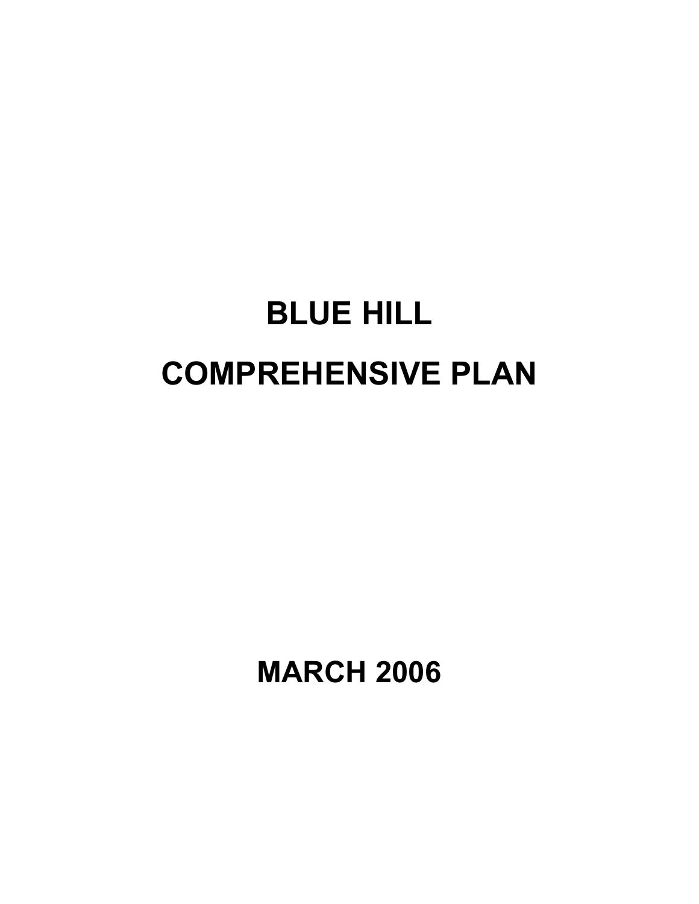# BLUE HILL

# COMPREHENSIVE PLAN

## MARCH 2006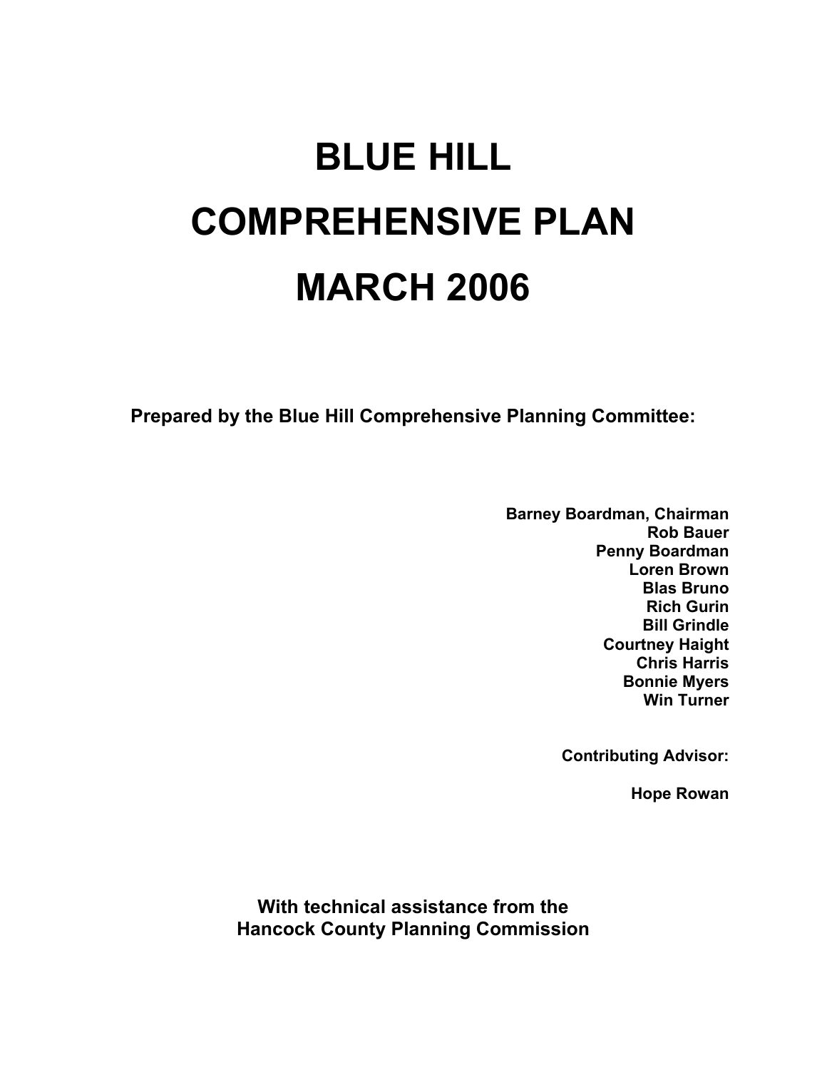# BLUE HILL
# COMPREHENSIVE PLAN
# MARCH 2006

**Prepared by the Blue Hill Comprehensive Planning Committee:**

**Barney Boardman, Chairman**
**Rob Bauer**
**Penny Boardman**
**Loren Brown**
**Blas Bruno**
**Rich Gurin**
**Bill Grindle**
**Courtney Haight**
**Chris Harris**
**Bonnie Myers**
**Win Turner**

**Contributing Advisor:**

**Hope Rowan**

**With technical assistance from the**
**Hancock County Planning Commission**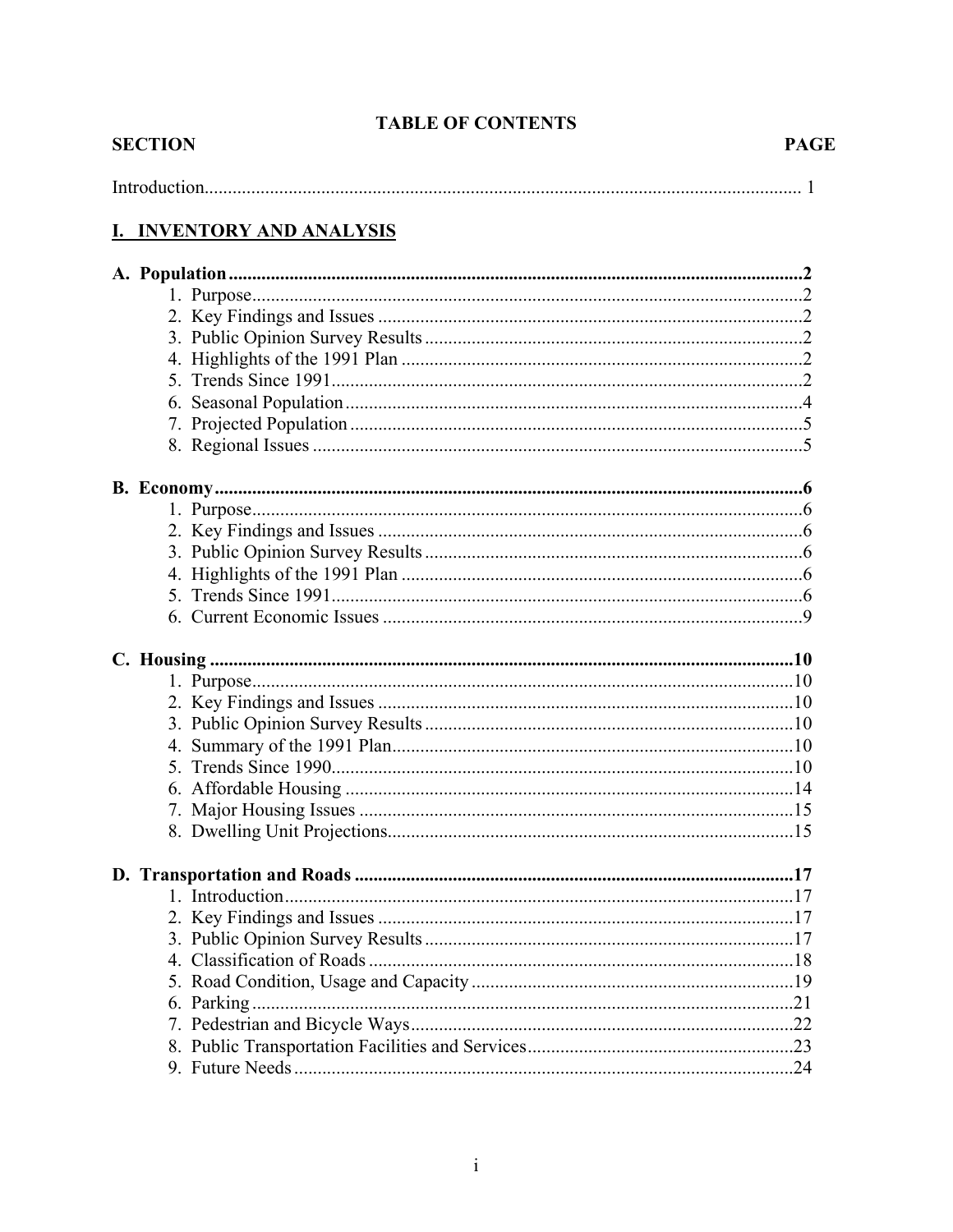# TABLE OF CONTENTS

| SECTION | PAGE |
|---|---|
| Introduction | 1 |
| **I. INVENTORY AND ANALYSIS** | |
| **A. Population** | **2** |
| 1. Purpose | 2 |
| 2. Key Findings and Issues | 2 |
| 3. Public Opinion Survey Results | 2 |
| 4. Highlights of the 1991 Plan | 2 |
| 5. Trends Since 1991 | 2 |
| 6. Seasonal Population | 4 |
| 7. Projected Population | 5 |
| 8. Regional Issues | 5 |
| **B. Economy** | **6** |
| 1. Purpose | 6 |
| 2. Key Findings and Issues | 6 |
| 3. Public Opinion Survey Results | 6 |
| 4. Highlights of the 1991 Plan | 6 |
| 5. Trends Since 1991 | 6 |
| 6. Current Economic Issues | 9 |
| **C. Housing** | **10** |
| 1. Purpose | 10 |
| 2. Key Findings and Issues | 10 |
| 3. Public Opinion Survey Results | 10 |
| 4. Summary of the 1991 Plan | 10 |
| 5. Trends Since 1990 | 10 |
| 6. Affordable Housing | 14 |
| 7. Major Housing Issues | 15 |
| 8. Dwelling Unit Projections | 15 |
| **D. Transportation and Roads** | **17** |
| 1. Introduction | 17 |
| 2. Key Findings and Issues | 17 |
| 3. Public Opinion Survey Results | 17 |
| 4. Classification of Roads | 18 |
| 5. Road Condition, Usage and Capacity | 19 |
| 6. Parking | 21 |
| 7. Pedestrian and Bicycle Ways | 22 |
| 8. Public Transportation Facilities and Services | 23 |
| 9. Future Needs | 24 |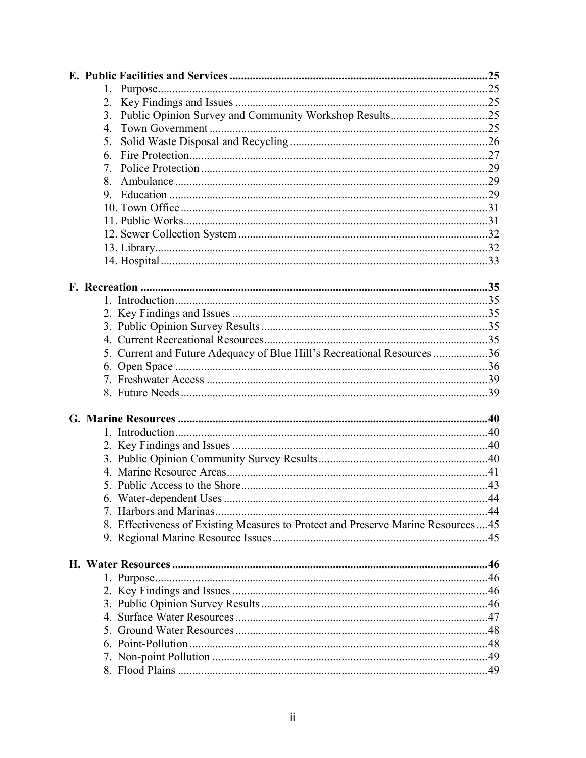**E. Public Facilities and Services** .......................................................................................... **25**

1. Purpose....................................................................................................................25
2. Key Findings and Issues ........................................................................................25
3. Public Opinion Survey and Community Workshop Results..................................25
4. Town Government .................................................................................................25
5. Solid Waste Disposal and Recycling .....................................................................26
6. Fire Protection........................................................................................................27
7. Police Protection ....................................................................................................29
8. Ambulance .............................................................................................................29
9. Education ...............................................................................................................29
10. Town Office ...........................................................................................................31
11. Public Works..........................................................................................................31
12. Sewer Collection System .......................................................................................32
13. Library....................................................................................................................32
14. Hospital ..................................................................................................................33

**F. Recreation** ........................................................................................................................ **35**

1. Introduction............................................................................................................35
2. Key Findings and Issues ........................................................................................35
3. Public Opinion Survey Results ..............................................................................35
4. Current Recreational Resources.............................................................................35
5. Current and Future Adequacy of Blue Hill's Recreational Resources ..................36
6. Open Space ............................................................................................................36
7. Freshwater Access .................................................................................................39
8. Future Needs ..........................................................................................................39

**G. Marine Resources** ........................................................................................................... **40**

1. Introduction............................................................................................................40
2. Key Findings and Issues ........................................................................................40
3. Public Opinion Community Survey Results ..........................................................40
4. Marine Resource Areas..........................................................................................41
5. Public Access to the Shore.....................................................................................43
6. Water-dependent Uses ...........................................................................................44
7. Harbors and Marinas..............................................................................................44
8. Effectiveness of Existing Measures to Protect and Preserve Marine Resources....45
9. Regional Marine Resource Issues..........................................................................45

**H. Water Resources** ............................................................................................................ **46**

1. Purpose...................................................................................................................46
2. Key Findings and Issues ........................................................................................46
3. Public Opinion Survey Results ..............................................................................46
4. Surface Water Resources .......................................................................................47
5. Ground Water Resources .......................................................................................48
6. Point-Pollution .......................................................................................................48
7. Non-point Pollution ...............................................................................................49
8. Flood Plains ...........................................................................................................49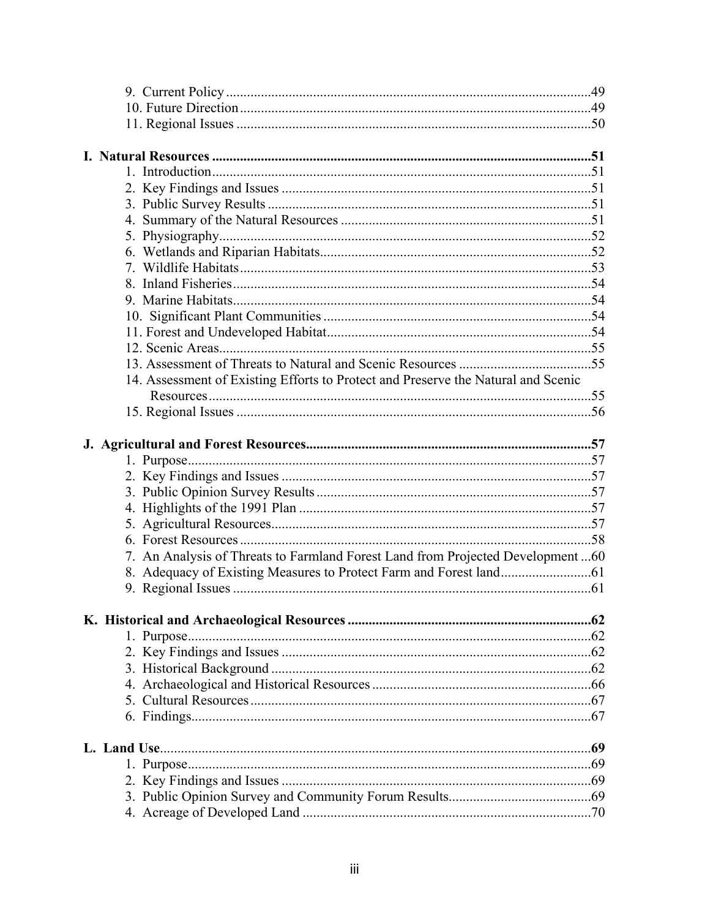9. Current Policy .......................................................................................................49
10. Future Direction ....................................................................................................49
11. Regional Issues .....................................................................................................50

**I. Natural Resources ..........................................................................................................51**

1. Introduction............................................................................................................51
2. Key Findings and Issues ........................................................................................51
3. Public Survey Results ............................................................................................51
4. Summary of the Natural Resources .......................................................................51
5. Physiography..........................................................................................................52
6. Wetlands and Riparian Habitats.............................................................................52
7. Wildlife Habitats....................................................................................................53
8. Inland Fisheries......................................................................................................54
9. Marine Habitats......................................................................................................54
10. Significant Plant Communities ............................................................................54
11. Forest and Undeveloped Habitat...........................................................................54
12. Scenic Areas..........................................................................................................55
13. Assessment of Threats to Natural and Scenic Resources ......................................55
14. Assessment of Existing Efforts to Protect and Preserve the Natural and Scenic Resources.............................................................................................................55
15. Regional Issues .....................................................................................................56

**J. Agricultural and Forest Resources.................................................................................57**

1. Purpose...................................................................................................................57
2. Key Findings and Issues ........................................................................................57
3. Public Opinion Survey Results ..............................................................................57
4. Highlights of the 1991 Plan ...................................................................................57
5. Agricultural Resources...........................................................................................57
6. Forest Resources ....................................................................................................58
7. An Analysis of Threats to Farmland Forest Land from Projected Development ...60
8. Adequacy of Existing Measures to Protect Farm and Forest land.........................61
9. Regional Issues ......................................................................................................61

**K. Historical and Archaeological Resources .....................................................................62**

1. Purpose...................................................................................................................62
2. Key Findings and Issues ........................................................................................62
3. Historical Background ...........................................................................................62
4. Archaeological and Historical Resources ..............................................................66
5. Cultural Resources .................................................................................................67
6. Findings..................................................................................................................67

**L. Land Use..........................................................................................................................69**

1. Purpose...................................................................................................................69
2. Key Findings and Issues ........................................................................................69
3. Public Opinion Survey and Community Forum Results........................................69
4. Acreage of Developed Land ..................................................................................70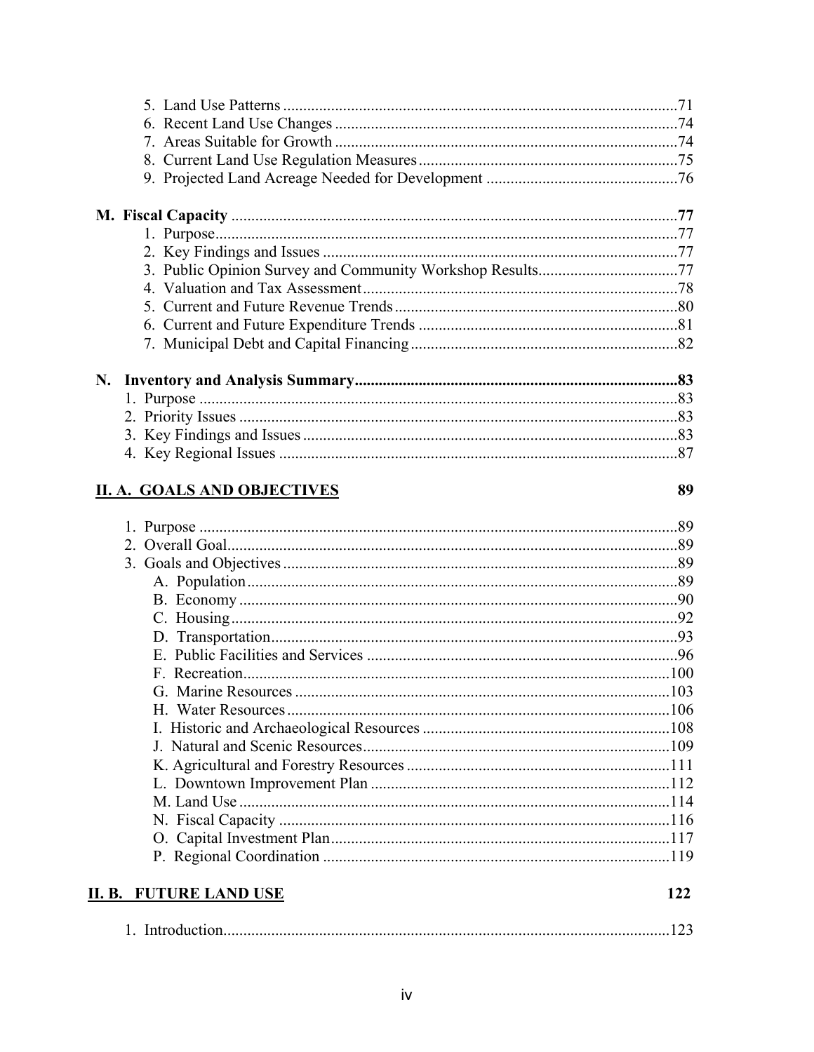5. Land Use Patterns ..................................................................................................71
6. Recent Land Use Changes ......................................................................................74
7. Areas Suitable for Growth ......................................................................................74
8. Current Land Use Regulation Measures .................................................................75
9. Projected Land Acreage Needed for Development ................................................76

**M. Fiscal Capacity** .................................................................................................................**77**

1. Purpose...................................................................................................................77
2. Key Findings and Issues .........................................................................................77
3. Public Opinion Survey and Community Workshop Results...................................77
4. Valuation and Tax Assessment...............................................................................78
5. Current and Future Revenue Trends .......................................................................80
6. Current and Future Expenditure Trends .................................................................81
7. Municipal Debt and Capital Financing ...................................................................82

**N. Inventory and Analysis Summary**.................................................................................**83**

1. Purpose ........................................................................................................................83
2. Priority Issues ..............................................................................................................83
3. Key Findings and Issues ..............................................................................................83
4. Key Regional Issues ....................................................................................................87

**II. A. GOALS AND OBJECTIVES** **89**

1. Purpose ........................................................................................................................89
2. Overall Goal.................................................................................................................89
3. Goals and Objectives ...................................................................................................89
   - A. Population ...........................................................................................................89
   - B. Economy .............................................................................................................90
   - C. Housing ...............................................................................................................92
   - D. Transportation .....................................................................................................93
   - E. Public Facilities and Services .............................................................................96
   - F. Recreation ...........................................................................................................100
   - G. Marine Resources ..............................................................................................103
   - H. Water Resources ................................................................................................106
   - I. Historic and Archaeological Resources ..............................................................108
   - J. Natural and Scenic Resources .............................................................................109
   - K. Agricultural and Forestry Resources ..................................................................111
   - L. Downtown Improvement Plan ...........................................................................112
   - M. Land Use ............................................................................................................114
   - N. Fiscal Capacity ...................................................................................................116
   - O. Capital Investment Plan .....................................................................................117
   - P. Regional Coordination .......................................................................................119

**II. B. FUTURE LAND USE** **122**

1. Introduction..............................................................................................................123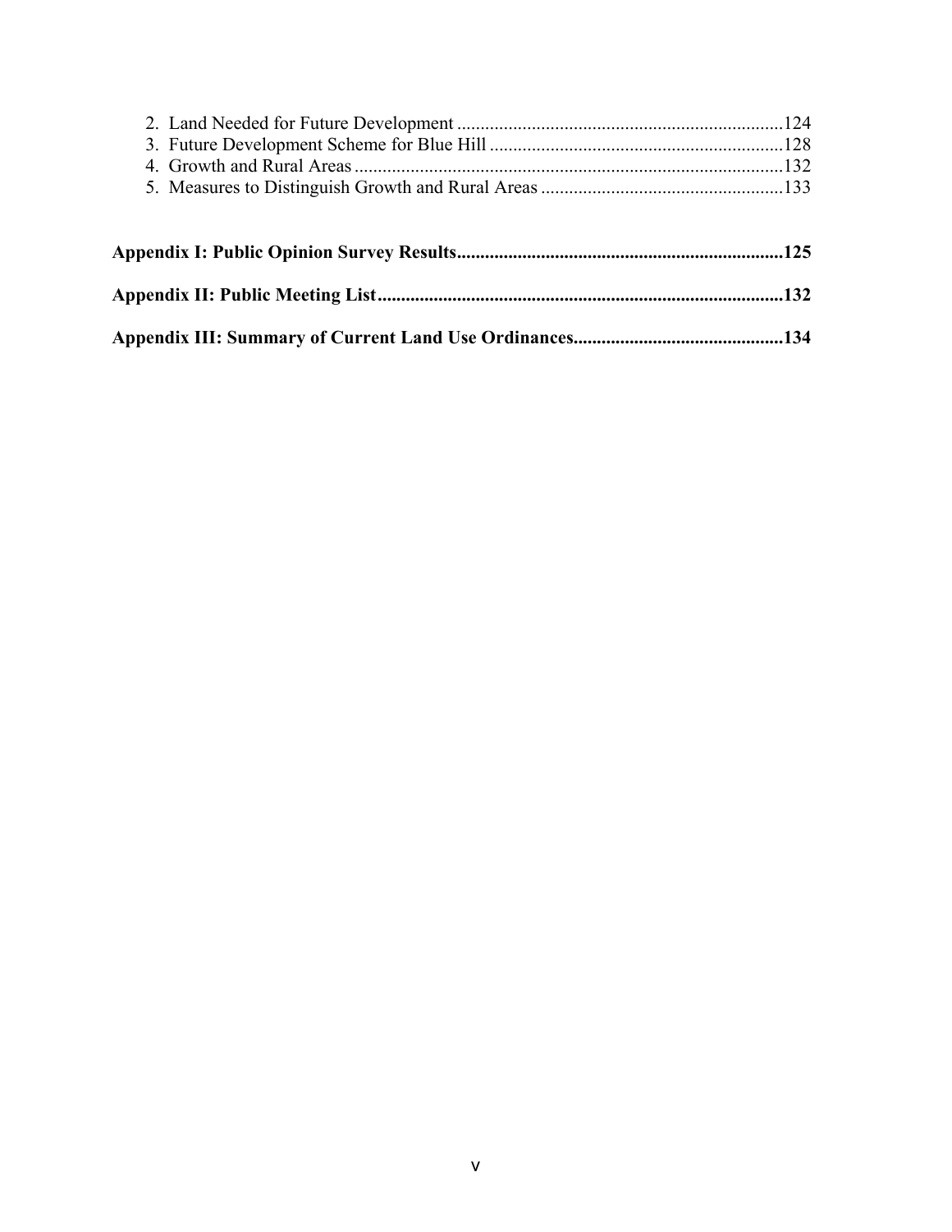2. Land Needed for Future Development .....................................................................124
3. Future Development Scheme for Blue Hill ...............................................................128
4. Growth and Rural Areas ...........................................................................................132
5. Measures to Distinguish Growth and Rural Areas ....................................................133

**Appendix I: Public Opinion Survey Results.....................................................................125**

**Appendix II: Public Meeting List.......................................................................................132**

**Appendix III: Summary of Current Land Use Ordinances............................................134**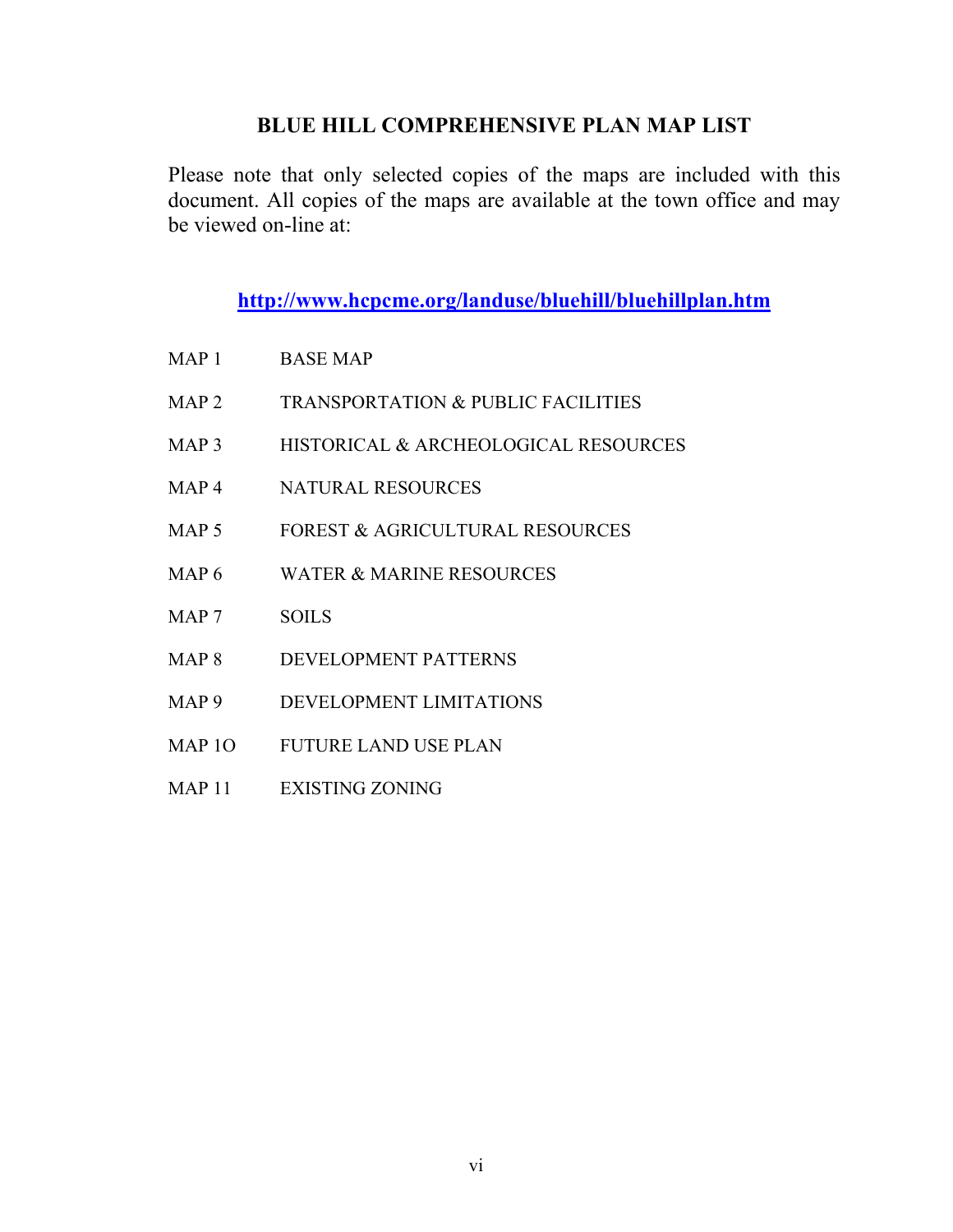## BLUE HILL COMPREHENSIVE PLAN MAP LIST

Please note that only selected copies of the maps are included with this document. All copies of the maps are available at the town office and may be viewed on-line at:

**http://www.hcpcme.org/landuse/bluehill/bluehillplan.htm**

| | |
|---|---|
| MAP 1 | BASE MAP |
| MAP 2 | TRANSPORTATION & PUBLIC FACILITIES |
| MAP 3 | HISTORICAL & ARCHEOLOGICAL RESOURCES |
| MAP 4 | NATURAL RESOURCES |
| MAP 5 | FOREST & AGRICULTURAL RESOURCES |
| MAP 6 | WATER & MARINE RESOURCES |
| MAP 7 | SOILS |
| MAP 8 | DEVELOPMENT PATTERNS |
| MAP 9 | DEVELOPMENT LIMITATIONS |
| MAP 1O | FUTURE LAND USE PLAN |
| MAP 11 | EXISTING ZONING |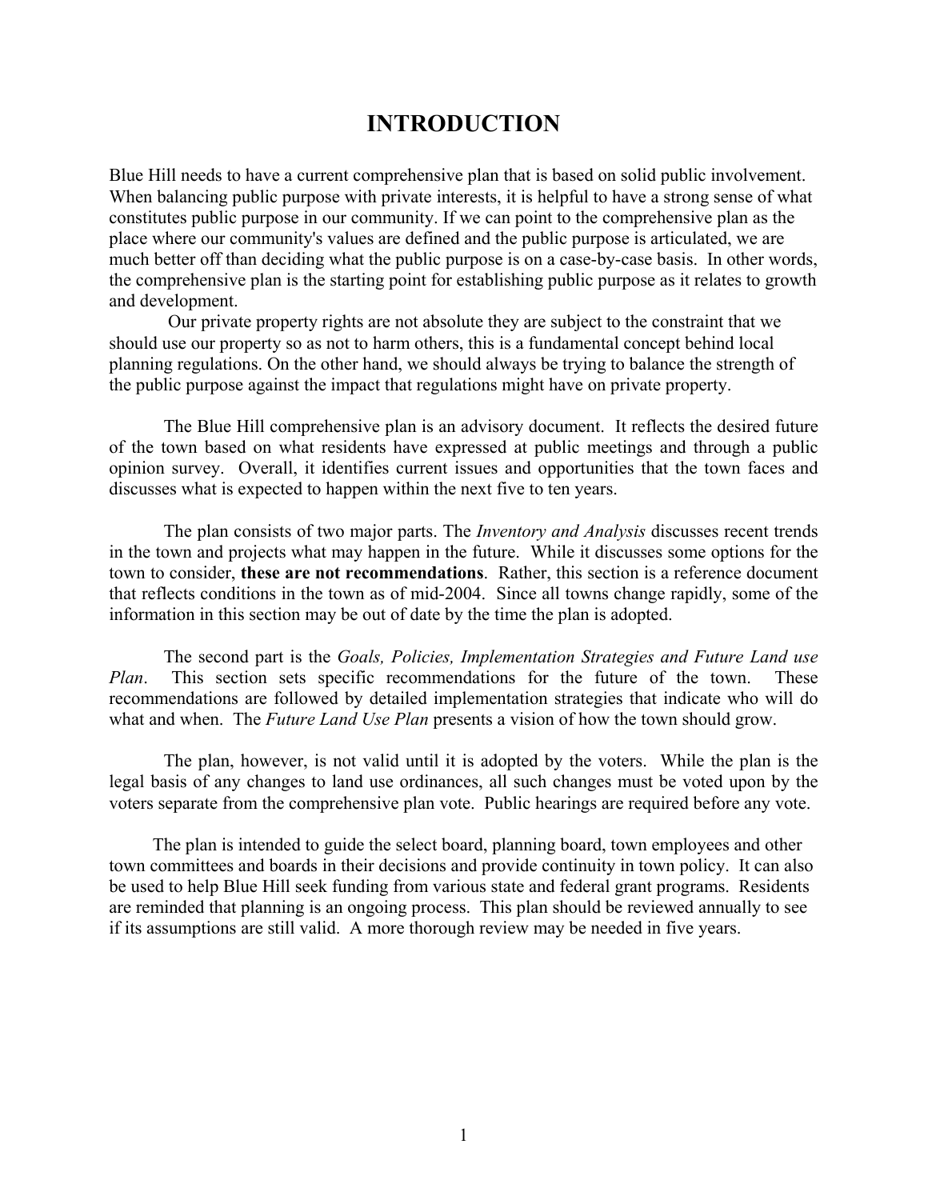# INTRODUCTION

Blue Hill needs to have a current comprehensive plan that is based on solid public involvement. When balancing public purpose with private interests, it is helpful to have a strong sense of what constitutes public purpose in our community. If we can point to the comprehensive plan as the place where our community's values are defined and the public purpose is articulated, we are much better off than deciding what the public purpose is on a case-by-case basis. In other words, the comprehensive plan is the starting point for establishing public purpose as it relates to growth and development.

Our private property rights are not absolute they are subject to the constraint that we should use our property so as not to harm others, this is a fundamental concept behind local planning regulations. On the other hand, we should always be trying to balance the strength of the public purpose against the impact that regulations might have on private property.

The Blue Hill comprehensive plan is an advisory document. It reflects the desired future of the town based on what residents have expressed at public meetings and through a public opinion survey. Overall, it identifies current issues and opportunities that the town faces and discusses what is expected to happen within the next five to ten years.

The plan consists of two major parts. The *Inventory and Analysis* discusses recent trends in the town and projects what may happen in the future. While it discusses some options for the town to consider, **these are not recommendations**. Rather, this section is a reference document that reflects conditions in the town as of mid-2004. Since all towns change rapidly, some of the information in this section may be out of date by the time the plan is adopted.

The second part is the *Goals, Policies, Implementation Strategies and Future Land use Plan*. This section sets specific recommendations for the future of the town. These recommendations are followed by detailed implementation strategies that indicate who will do what and when. The *Future Land Use Plan* presents a vision of how the town should grow.

The plan, however, is not valid until it is adopted by the voters. While the plan is the legal basis of any changes to land use ordinances, all such changes must be voted upon by the voters separate from the comprehensive plan vote. Public hearings are required before any vote.

The plan is intended to guide the select board, planning board, town employees and other town committees and boards in their decisions and provide continuity in town policy. It can also be used to help Blue Hill seek funding from various state and federal grant programs. Residents are reminded that planning is an ongoing process. This plan should be reviewed annually to see if its assumptions are still valid. A more thorough review may be needed in five years.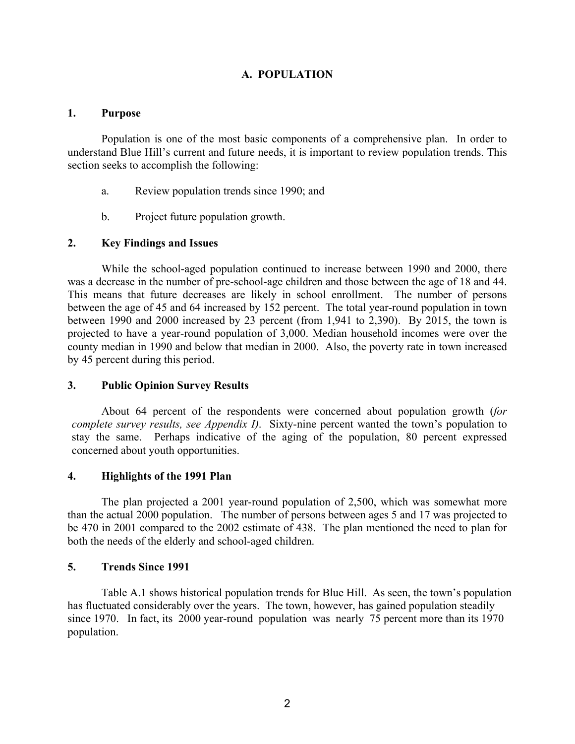## A. POPULATION

### 1. Purpose

Population is one of the most basic components of a comprehensive plan. In order to understand Blue Hill's current and future needs, it is important to review population trends. This section seeks to accomplish the following:

a. Review population trends since 1990; and

b. Project future population growth.

### 2. Key Findings and Issues

While the school-aged population continued to increase between 1990 and 2000, there was a decrease in the number of pre-school-age children and those between the age of 18 and 44. This means that future decreases are likely in school enrollment. The number of persons between the age of 45 and 64 increased by 152 percent. The total year-round population in town between 1990 and 2000 increased by 23 percent (from 1,941 to 2,390). By 2015, the town is projected to have a year-round population of 3,000. Median household incomes were over the county median in 1990 and below that median in 2000. Also, the poverty rate in town increased by 45 percent during this period.

### 3. Public Opinion Survey Results

About 64 percent of the respondents were concerned about population growth (*for complete survey results, see Appendix I)*. Sixty-nine percent wanted the town's population to stay the same. Perhaps indicative of the aging of the population, 80 percent expressed concerned about youth opportunities.

### 4. Highlights of the 1991 Plan

The plan projected a 2001 year-round population of 2,500, which was somewhat more than the actual 2000 population. The number of persons between ages 5 and 17 was projected to be 470 in 2001 compared to the 2002 estimate of 438. The plan mentioned the need to plan for both the needs of the elderly and school-aged children.

### 5. Trends Since 1991

Table A.1 shows historical population trends for Blue Hill. As seen, the town's population has fluctuated considerably over the years. The town, however, has gained population steadily since 1970. In fact, its 2000 year-round population was nearly 75 percent more than its 1970 population.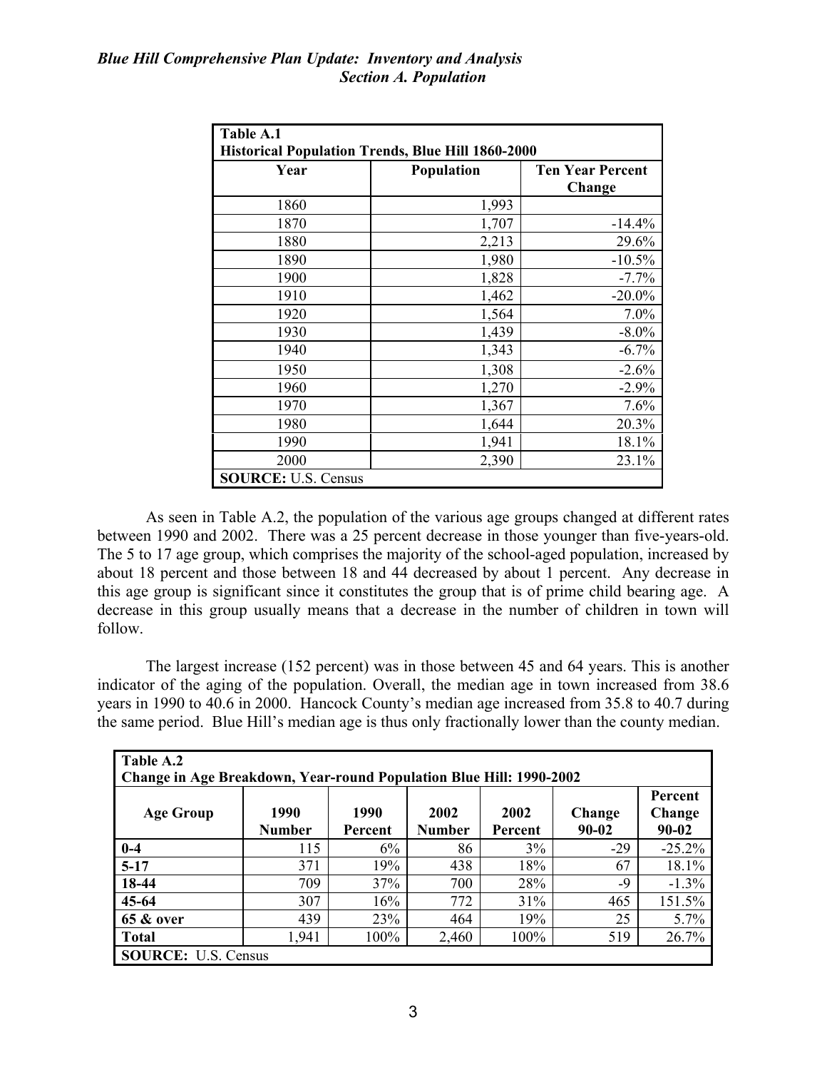| Table A.1<br>Historical Population Trends, Blue Hill 1860-2000 | | |
|---|---|---|
| **Year** | **Population** | **Ten Year Percent Change** |
| 1860 | 1,993 | |
| 1870 | 1,707 | -14.4% |
| 1880 | 2,213 | 29.6% |
| 1890 | 1,980 | -10.5% |
| 1900 | 1,828 | -7.7% |
| 1910 | 1,462 | -20.0% |
| 1920 | 1,564 | 7.0% |
| 1930 | 1,439 | -8.0% |
| 1940 | 1,343 | -6.7% |
| 1950 | 1,308 | -2.6% |
| 1960 | 1,270 | -2.9% |
| 1970 | 1,367 | 7.6% |
| 1980 | 1,644 | 20.3% |
| 1990 | 1,941 | 18.1% |
| 2000 | 2,390 | 23.1% |
| **SOURCE:** U.S. Census | | |

As seen in Table A.2, the population of the various age groups changed at different rates between 1990 and 2002. There was a 25 percent decrease in those younger than five-years-old. The 5 to 17 age group, which comprises the majority of the school-aged population, increased by about 18 percent and those between 18 and 44 decreased by about 1 percent. Any decrease in this age group is significant since it constitutes the group that is of prime child bearing age. A decrease in this group usually means that a decrease in the number of children in town will follow.

The largest increase (152 percent) was in those between 45 and 64 years. This is another indicator of the aging of the population. Overall, the median age in town increased from 38.6 years in 1990 to 40.6 in 2000. Hancock County's median age increased from 35.8 to 40.7 during the same period. Blue Hill's median age is thus only fractionally lower than the county median.

| Table A.2<br>Change in Age Breakdown, Year-round Population Blue Hill: 1990-2002 | | | | | | |
|---|---|---|---|---|---|---|
| **Age Group** | **1990 Number** | **1990 Percent** | **2002 Number** | **2002 Percent** | **Change 90-02** | **Percent Change 90-02** |
| **0-4** | 115 | 6% | 86 | 3% | -29 | -25.2% |
| **5-17** | 371 | 19% | 438 | 18% | 67 | 18.1% |
| **18-44** | 709 | 37% | 700 | 28% | -9 | -1.3% |
| **45-64** | 307 | 16% | 772 | 31% | 465 | 151.5% |
| **65 & over** | 439 | 23% | 464 | 19% | 25 | 5.7% |
| **Total** | 1,941 | 100% | 2,460 | 100% | 519 | 26.7% |
| **SOURCE:** U.S. Census | | | | | | |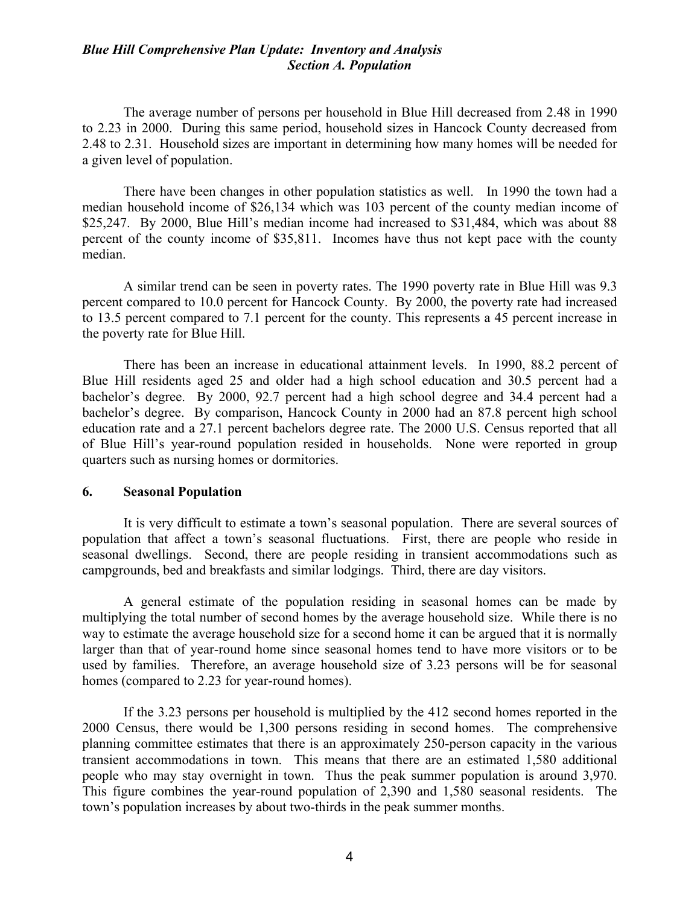The average number of persons per household in Blue Hill decreased from 2.48 in 1990 to 2.23 in 2000. During this same period, household sizes in Hancock County decreased from 2.48 to 2.31. Household sizes are important in determining how many homes will be needed for a given level of population.

There have been changes in other population statistics as well. In 1990 the town had a median household income of $26,134 which was 103 percent of the county median income of $25,247. By 2000, Blue Hill's median income had increased to $31,484, which was about 88 percent of the county income of $35,811. Incomes have thus not kept pace with the county median.

A similar trend can be seen in poverty rates. The 1990 poverty rate in Blue Hill was 9.3 percent compared to 10.0 percent for Hancock County. By 2000, the poverty rate had increased to 13.5 percent compared to 7.1 percent for the county. This represents a 45 percent increase in the poverty rate for Blue Hill.

There has been an increase in educational attainment levels. In 1990, 88.2 percent of Blue Hill residents aged 25 and older had a high school education and 30.5 percent had a bachelor's degree. By 2000, 92.7 percent had a high school degree and 34.4 percent had a bachelor's degree. By comparison, Hancock County in 2000 had an 87.8 percent high school education rate and a 27.1 percent bachelors degree rate. The 2000 U.S. Census reported that all of Blue Hill's year-round population resided in households. None were reported in group quarters such as nursing homes or dormitories.

### 6. Seasonal Population

It is very difficult to estimate a town's seasonal population. There are several sources of population that affect a town's seasonal fluctuations. First, there are people who reside in seasonal dwellings. Second, there are people residing in transient accommodations such as campgrounds, bed and breakfasts and similar lodgings. Third, there are day visitors.

A general estimate of the population residing in seasonal homes can be made by multiplying the total number of second homes by the average household size. While there is no way to estimate the average household size for a second home it can be argued that it is normally larger than that of year-round home since seasonal homes tend to have more visitors or to be used by families. Therefore, an average household size of 3.23 persons will be for seasonal homes (compared to 2.23 for year-round homes).

If the 3.23 persons per household is multiplied by the 412 second homes reported in the 2000 Census, there would be 1,300 persons residing in second homes. The comprehensive planning committee estimates that there is an approximately 250-person capacity in the various transient accommodations in town. This means that there are an estimated 1,580 additional people who may stay overnight in town. Thus the peak summer population is around 3,970. This figure combines the year-round population of 2,390 and 1,580 seasonal residents. The town's population increases by about two-thirds in the peak summer months.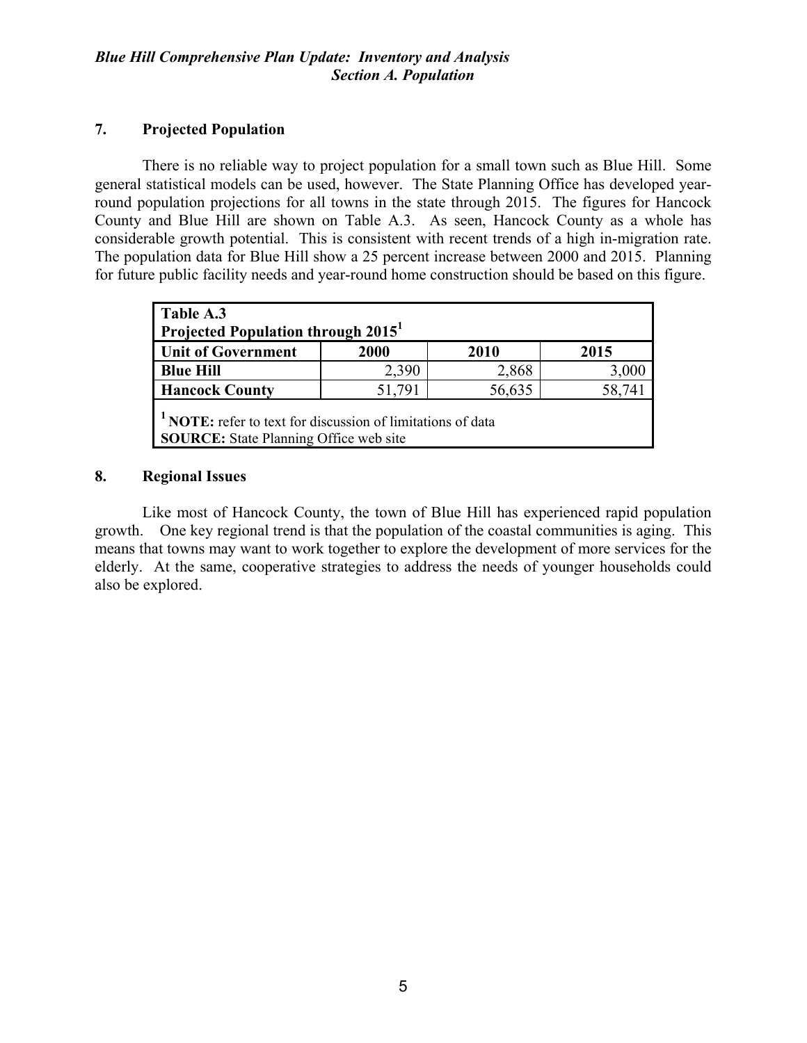## 7. Projected Population

There is no reliable way to project population for a small town such as Blue Hill. Some general statistical models can be used, however. The State Planning Office has developed year-round population projections for all towns in the state through 2015. The figures for Hancock County and Blue Hill are shown on Table A.3. As seen, Hancock County as a whole has considerable growth potential. This is consistent with recent trends of a high in-migration rate. The population data for Blue Hill show a 25 percent increase between 2000 and 2015. Planning for future public facility needs and year-round home construction should be based on this figure.

**Table A.3**
**Projected Population through 2015[1]**

| Unit of Government | 2000 | 2010 | 2015 |
|---|---|---|---|
| **Blue Hill** | 2,390 | 2,868 | 3,000 |
| **Hancock County** | 51,791 | 56,635 | 58,741 |

[1] **NOTE:** refer to text for discussion of limitations of data
**SOURCE:** State Planning Office web site

## 8. Regional Issues

Like most of Hancock County, the town of Blue Hill has experienced rapid population growth. One key regional trend is that the population of the coastal communities is aging. This means that towns may want to work together to explore the development of more services for the elderly. At the same, cooperative strategies to address the needs of younger households could also be explored.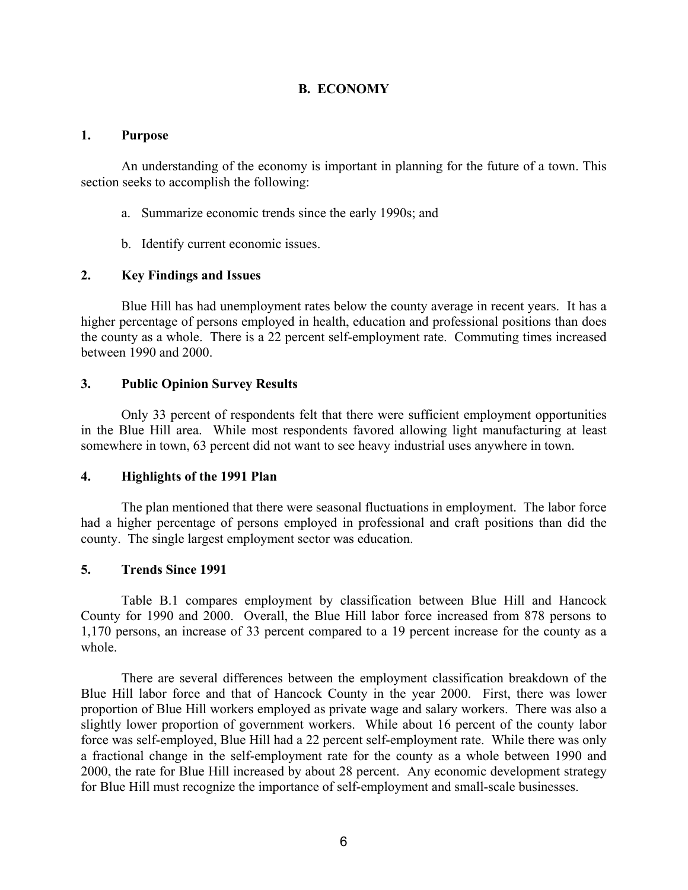## B. ECONOMY

### 1. Purpose

An understanding of the economy is important in planning for the future of a town. This section seeks to accomplish the following:

a. Summarize economic trends since the early 1990s; and

b. Identify current economic issues.

### 2. Key Findings and Issues

Blue Hill has had unemployment rates below the county average in recent years. It has a higher percentage of persons employed in health, education and professional positions than does the county as a whole. There is a 22 percent self-employment rate. Commuting times increased between 1990 and 2000.

### 3. Public Opinion Survey Results

Only 33 percent of respondents felt that there were sufficient employment opportunities in the Blue Hill area. While most respondents favored allowing light manufacturing at least somewhere in town, 63 percent did not want to see heavy industrial uses anywhere in town.

### 4. Highlights of the 1991 Plan

The plan mentioned that there were seasonal fluctuations in employment. The labor force had a higher percentage of persons employed in professional and craft positions than did the county. The single largest employment sector was education.

### 5. Trends Since 1991

Table B.1 compares employment by classification between Blue Hill and Hancock County for 1990 and 2000. Overall, the Blue Hill labor force increased from 878 persons to 1,170 persons, an increase of 33 percent compared to a 19 percent increase for the county as a whole.

There are several differences between the employment classification breakdown of the Blue Hill labor force and that of Hancock County in the year 2000. First, there was lower proportion of Blue Hill workers employed as private wage and salary workers. There was also a slightly lower proportion of government workers. While about 16 percent of the county labor force was self-employed, Blue Hill had a 22 percent self-employment rate. While there was only a fractional change in the self-employment rate for the county as a whole between 1990 and 2000, the rate for Blue Hill increased by about 28 percent. Any economic development strategy for Blue Hill must recognize the importance of self-employment and small-scale businesses.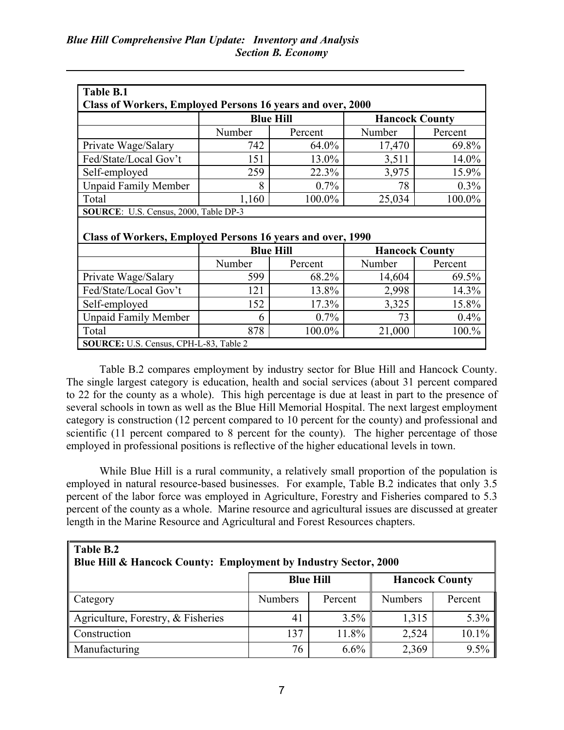**Table B.1**
**Class of Workers, Employed Persons 16 years and over, 2000**

| | **Blue Hill** | | **Hancock County** | |
|---|---|---|---|---|
| | Number | Percent | Number | Percent |
| Private Wage/Salary | 742 | 64.0% | 17,470 | 69.8% |
| Fed/State/Local Gov't | 151 | 13.0% | 3,511 | 14.0% |
| Self-employed | 259 | 22.3% | 3,975 | 15.9% |
| Unpaid Family Member | 8 | 0.7% | 78 | 0.3% |
| Total | 1,160 | 100.0% | 25,034 | 100.0% |

**SOURCE**: U.S. Census, 2000, Table DP-3

**Class of Workers, Employed Persons 16 years and over, 1990**

| | **Blue Hill** | | **Hancock County** | |
|---|---|---|---|---|
| | Number | Percent | Number | Percent |
| Private Wage/Salary | 599 | 68.2% | 14,604 | 69.5% |
| Fed/State/Local Gov't | 121 | 13.8% | 2,998 | 14.3% |
| Self-employed | 152 | 17.3% | 3,325 | 15.8% |
| Unpaid Family Member | 6 | 0.7% | 73 | 0.4% |
| Total | 878 | 100.0% | 21,000 | 100.% |

**SOURCE:** U.S. Census, CPH-L-83, Table 2

Table B.2 compares employment by industry sector for Blue Hill and Hancock County. The single largest category is education, health and social services (about 31 percent compared to 22 for the county as a whole). This high percentage is due at least in part to the presence of several schools in town as well as the Blue Hill Memorial Hospital. The next largest employment category is construction (12 percent compared to 10 percent for the county) and professional and scientific (11 percent compared to 8 percent for the county). The higher percentage of those employed in professional positions is reflective of the higher educational levels in town.

While Blue Hill is a rural community, a relatively small proportion of the population is employed in natural resource-based businesses. For example, Table B.2 indicates that only 3.5 percent of the labor force was employed in Agriculture, Forestry and Fisheries compared to 5.3 percent of the county as a whole. Marine resource and agricultural issues are discussed at greater length in the Marine Resource and Agricultural and Forest Resources chapters.

**Table B.2**
**Blue Hill & Hancock County: Employment by Industry Sector, 2000**

| | **Blue Hill** | | **Hancock County** | |
|---|---|---|---|---|
| Category | Numbers | Percent | Numbers | Percent |
| Agriculture, Forestry, & Fisheries | 41 | 3.5% | 1,315 | 5.3% |
| Construction | 137 | 11.8% | 2,524 | 10.1% |
| Manufacturing | 76 | 6.6% | 2,369 | 9.5% |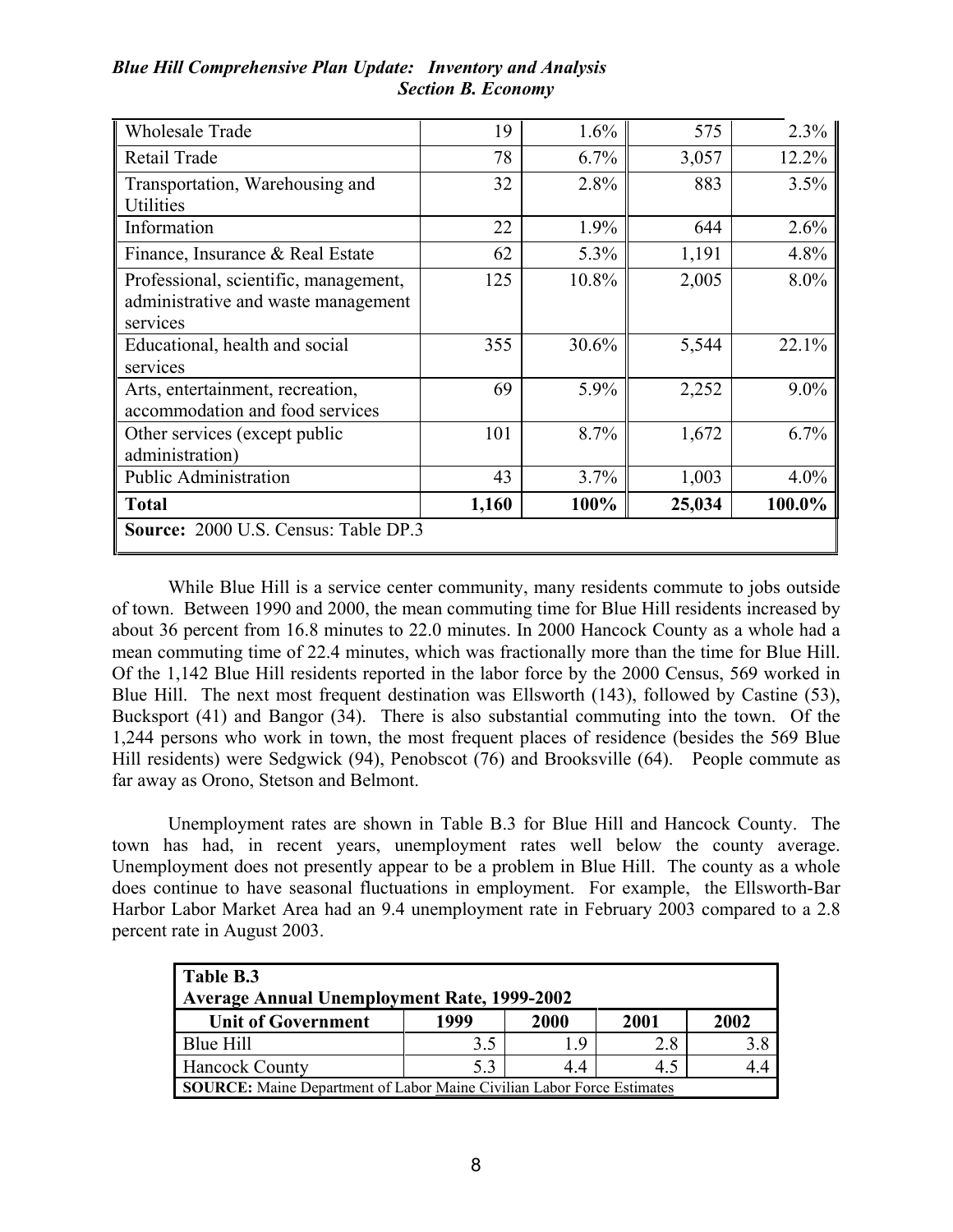| Wholesale Trade | 19 | 1.6% | 575 | 2.3% |
|---|---|---|---|---|
| Retail Trade | 78 | 6.7% | 3,057 | 12.2% |
| Transportation, Warehousing and Utilities | 32 | 2.8% | 883 | 3.5% |
| Information | 22 | 1.9% | 644 | 2.6% |
| Finance, Insurance & Real Estate | 62 | 5.3% | 1,191 | 4.8% |
| Professional, scientific, management, administrative and waste management services | 125 | 10.8% | 2,005 | 8.0% |
| Educational, health and social services | 355 | 30.6% | 5,544 | 22.1% |
| Arts, entertainment, recreation, accommodation and food services | 69 | 5.9% | 2,252 | 9.0% |
| Other services (except public administration) | 101 | 8.7% | 1,672 | 6.7% |
| Public Administration | 43 | 3.7% | 1,003 | 4.0% |
| **Total** | **1,160** | **100%** | **25,034** | **100.0%** |
| **Source:** 2000 U.S. Census: Table DP.3 | | | | |

While Blue Hill is a service center community, many residents commute to jobs outside of town. Between 1990 and 2000, the mean commuting time for Blue Hill residents increased by about 36 percent from 16.8 minutes to 22.0 minutes. In 2000 Hancock County as a whole had a mean commuting time of 22.4 minutes, which was fractionally more than the time for Blue Hill. Of the 1,142 Blue Hill residents reported in the labor force by the 2000 Census, 569 worked in Blue Hill. The next most frequent destination was Ellsworth (143), followed by Castine (53), Bucksport (41) and Bangor (34). There is also substantial commuting into the town. Of the 1,244 persons who work in town, the most frequent places of residence (besides the 569 Blue Hill residents) were Sedgwick (94), Penobscot (76) and Brooksville (64). People commute as far away as Orono, Stetson and Belmont.

Unemployment rates are shown in Table B.3 for Blue Hill and Hancock County. The town has had, in recent years, unemployment rates well below the county average. Unemployment does not presently appear to be a problem in Blue Hill. The county as a whole does continue to have seasonal fluctuations in employment. For example, the Ellsworth-Bar Harbor Labor Market Area had an 9.4 unemployment rate in February 2003 compared to a 2.8 percent rate in August 2003.

**Table B.3**
**Average Annual Unemployment Rate, 1999-2002**

| Unit of Government | 1999 | 2000 | 2001 | 2002 |
|---|---|---|---|---|
| Blue Hill | 3.5 | 1.9 | 2.8 | 3.8 |
| Hancock County | 5.3 | 4.4 | 4.5 | 4.4 |
| **SOURCE:** Maine Department of Labor Maine Civilian Labor Force Estimates | | | | |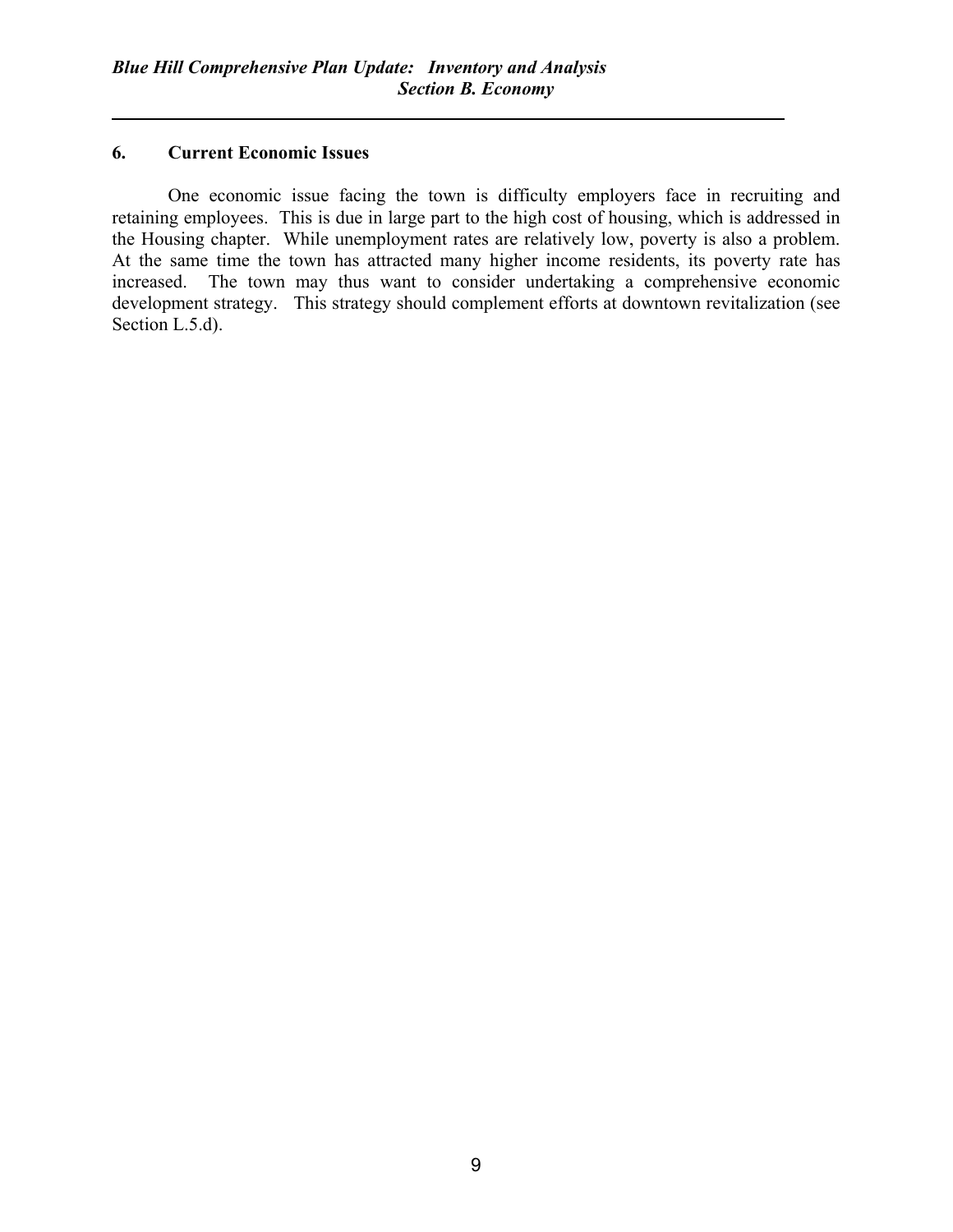## 6. Current Economic Issues

One economic issue facing the town is difficulty employers face in recruiting and retaining employees. This is due in large part to the high cost of housing, which is addressed in the Housing chapter. While unemployment rates are relatively low, poverty is also a problem. At the same time the town has attracted many higher income residents, its poverty rate has increased. The town may thus want to consider undertaking a comprehensive economic development strategy. This strategy should complement efforts at downtown revitalization (see Section L.5.d).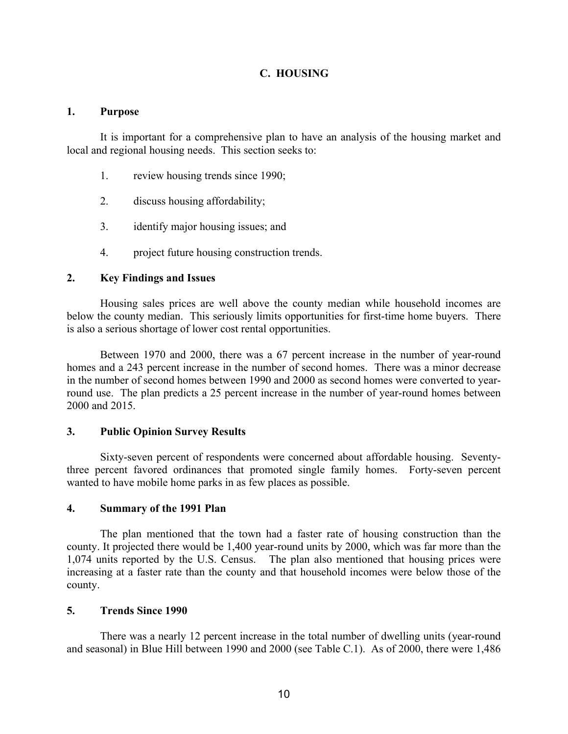## C. HOUSING

### 1. Purpose

It is important for a comprehensive plan to have an analysis of the housing market and local and regional housing needs. This section seeks to:

1. review housing trends since 1990;
2. discuss housing affordability;
3. identify major housing issues; and
4. project future housing construction trends.

### 2. Key Findings and Issues

Housing sales prices are well above the county median while household incomes are below the county median. This seriously limits opportunities for first-time home buyers. There is also a serious shortage of lower cost rental opportunities.

Between 1970 and 2000, there was a 67 percent increase in the number of year-round homes and a 243 percent increase in the number of second homes. There was a minor decrease in the number of second homes between 1990 and 2000 as second homes were converted to year-round use. The plan predicts a 25 percent increase in the number of year-round homes between 2000 and 2015.

### 3. Public Opinion Survey Results

Sixty-seven percent of respondents were concerned about affordable housing. Seventy-three percent favored ordinances that promoted single family homes. Forty-seven percent wanted to have mobile home parks in as few places as possible.

### 4. Summary of the 1991 Plan

The plan mentioned that the town had a faster rate of housing construction than the county. It projected there would be 1,400 year-round units by 2000, which was far more than the 1,074 units reported by the U.S. Census. The plan also mentioned that housing prices were increasing at a faster rate than the county and that household incomes were below those of the county.

### 5. Trends Since 1990

There was a nearly 12 percent increase in the total number of dwelling units (year-round and seasonal) in Blue Hill between 1990 and 2000 (see Table C.1). As of 2000, there were 1,486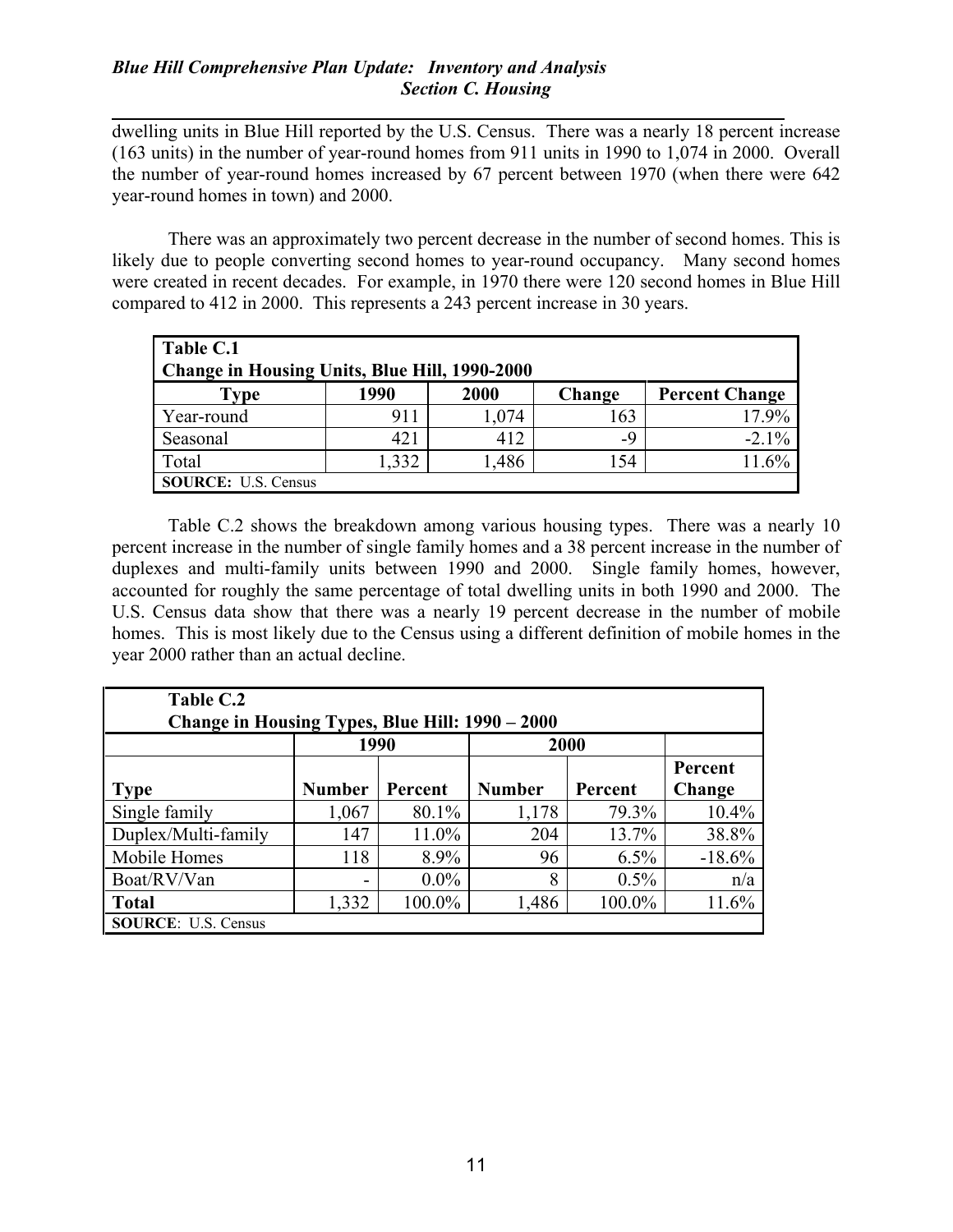dwelling units in Blue Hill reported by the U.S. Census. There was a nearly 18 percent increase (163 units) in the number of year-round homes from 911 units in 1990 to 1,074 in 2000. Overall the number of year-round homes increased by 67 percent between 1970 (when there were 642 year-round homes in town) and 2000.

There was an approximately two percent decrease in the number of second homes. This is likely due to people converting second homes to year-round occupancy. Many second homes were created in recent decades. For example, in 1970 there were 120 second homes in Blue Hill compared to 412 in 2000. This represents a 243 percent increase in 30 years.

**Table C.1**
**Change in Housing Units, Blue Hill, 1990-2000**

| Type | 1990 | 2000 | Change | Percent Change |
|---|---|---|---|---|
| Year-round | 911 | 1,074 | 163 | 17.9% |
| Seasonal | 421 | 412 | -9 | -2.1% |
| Total | 1,332 | 1,486 | 154 | 11.6% |

**SOURCE:** U.S. Census

Table C.2 shows the breakdown among various housing types. There was a nearly 10 percent increase in the number of single family homes and a 38 percent increase in the number of duplexes and multi-family units between 1990 and 2000. Single family homes, however, accounted for roughly the same percentage of total dwelling units in both 1990 and 2000. The U.S. Census data show that there was a nearly 19 percent decrease in the number of mobile homes. This is most likely due to the Census using a different definition of mobile homes in the year 2000 rather than an actual decline.

**Table C.2**
**Change in Housing Types, Blue Hill: 1990 – 2000**

| | 1990 | | 2000 | | |
|---|---|---|---|---|---|
| **Type** | **Number** | **Percent** | **Number** | **Percent** | **Percent Change** |
| Single family | 1,067 | 80.1% | 1,178 | 79.3% | 10.4% |
| Duplex/Multi-family | 147 | 11.0% | 204 | 13.7% | 38.8% |
| Mobile Homes | 118 | 8.9% | 96 | 6.5% | -18.6% |
| Boat/RV/Van | - | 0.0% | 8 | 0.5% | n/a |
| **Total** | 1,332 | 100.0% | 1,486 | 100.0% | 11.6% |

**SOURCE**: U.S. Census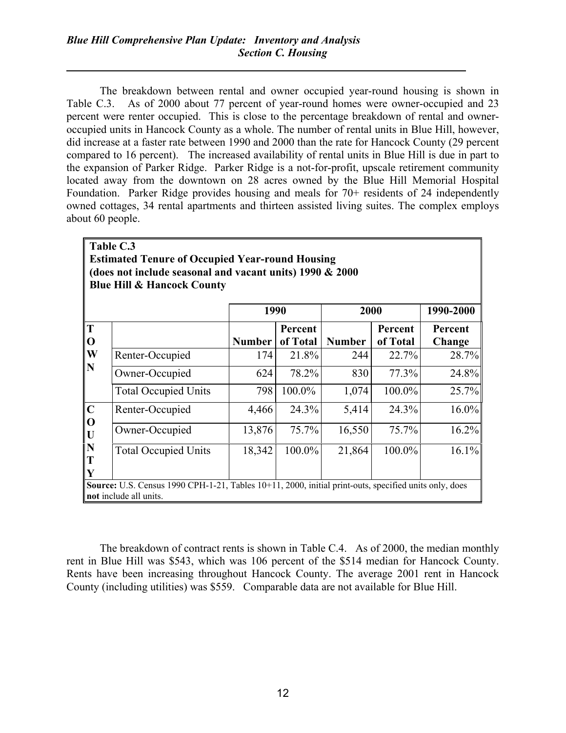The breakdown between rental and owner occupied year-round housing is shown in Table C.3. As of 2000 about 77 percent of year-round homes were owner-occupied and 23 percent were renter occupied. This is close to the percentage breakdown of rental and owner-occupied units in Hancock County as a whole. The number of rental units in Blue Hill, however, did increase at a faster rate between 1990 and 2000 than the rate for Hancock County (29 percent compared to 16 percent). The increased availability of rental units in Blue Hill is due in part to the expansion of Parker Ridge. Parker Ridge is a not-for-profit, upscale retirement community located away from the downtown on 28 acres owned by the Blue Hill Memorial Hospital Foundation. Parker Ridge provides housing and meals for 70+ residents of 24 independently owned cottages, 34 rental apartments and thirteen assisted living suites. The complex employs about 60 people.

**Table C.3**
**Estimated Tenure of Occupied Year-round Housing**
**(does not include seasonal and vacant units) 1990 & 2000**
**Blue Hill & Hancock County**

| | | 1990 | | 2000 | | 1990-2000 |
|---|---|---|---|---|---|---|
| | | Number | Percent of Total | Number | Percent of Total | Percent Change |
| TOWN | Renter-Occupied | 174 | 21.8% | 244 | 22.7% | 28.7% |
| | Owner-Occupied | 624 | 78.2% | 830 | 77.3% | 24.8% |
| | Total Occupied Units | 798 | 100.0% | 1,074 | 100.0% | 25.7% |
| COUNTY | Renter-Occupied | 4,466 | 24.3% | 5,414 | 24.3% | 16.0% |
| | Owner-Occupied | 13,876 | 75.7% | 16,550 | 75.7% | 16.2% |
| | Total Occupied Units | 18,342 | 100.0% | 21,864 | 100.0% | 16.1% |

**Source:** U.S. Census 1990 CPH-1-21, Tables 10+11, 2000, initial print-outs, specified units only, does **not** include all units.

The breakdown of contract rents is shown in Table C.4. As of 2000, the median monthly rent in Blue Hill was $543, which was 106 percent of the $514 median for Hancock County. Rents have been increasing throughout Hancock County. The average 2001 rent in Hancock County (including utilities) was $559. Comparable data are not available for Blue Hill.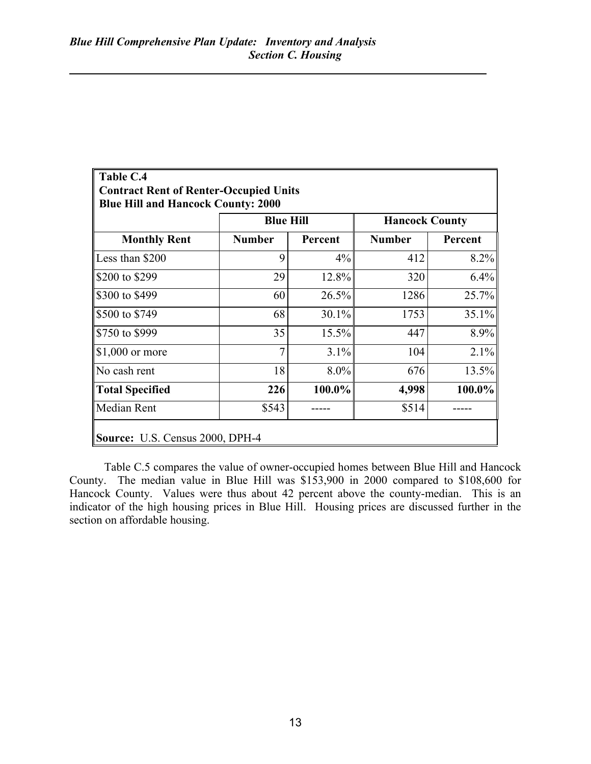**Table C.4**
**Contract Rent of Renter-Occupied Units**
**Blue Hill and Hancock County: 2000**

| | Blue Hill | | Hancock County | |
|---|---|---|---|---|
| **Monthly Rent** | **Number** | **Percent** | **Number** | **Percent** |
| Less than $200 | 9 | 4% | 412 | 8.2% |
| $200 to $299 | 29 | 12.8% | 320 | 6.4% |
| $300 to $499 | 60 | 26.5% | 1286 | 25.7% |
| $500 to $749 | 68 | 30.1% | 1753 | 35.1% |
| $750 to $999 | 35 | 15.5% | 447 | 8.9% |
| $1,000 or more | 7 | 3.1% | 104 | 2.1% |
| No cash rent | 18 | 8.0% | 676 | 13.5% |
| **Total Specified** | **226** | **100.0%** | **4,998** | **100.0%** |
| Median Rent | $543 | ----- | $514 | ----- |

**Source:** U.S. Census 2000, DPH-4

Table C.5 compares the value of owner-occupied homes between Blue Hill and Hancock County. The median value in Blue Hill was $153,900 in 2000 compared to $108,600 for Hancock County. Values were thus about 42 percent above the county-median. This is an indicator of the high housing prices in Blue Hill. Housing prices are discussed further in the section on affordable housing.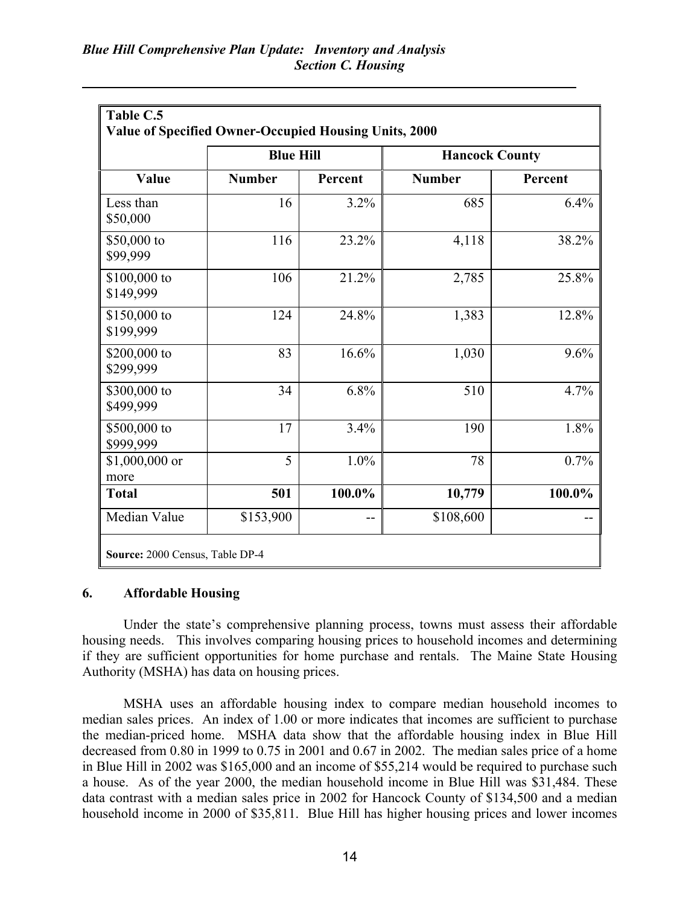**Table C.5**
**Value of Specified Owner-Occupied Housing Units, 2000**

| | Blue Hill | | Hancock County | |
|---|---|---|---|---|
| **Value** | **Number** | **Percent** | **Number** | **Percent** |
| Less than $50,000 | 16 | 3.2% | 685 | 6.4% |
| $50,000 to $99,999 | 116 | 23.2% | 4,118 | 38.2% |
| $100,000 to $149,999 | 106 | 21.2% | 2,785 | 25.8% |
| $150,000 to $199,999 | 124 | 24.8% | 1,383 | 12.8% |
| $200,000 to $299,999 | 83 | 16.6% | 1,030 | 9.6% |
| $300,000 to $499,999 | 34 | 6.8% | 510 | 4.7% |
| $500,000 to $999,999 | 17 | 3.4% | 190 | 1.8% |
| $1,000,000 or more | 5 | 1.0% | 78 | 0.7% |
| **Total** | **501** | **100.0%** | **10,779** | **100.0%** |
| Median Value | $153,900 | -- | $108,600 | -- |

**Source:** 2000 Census, Table DP-4

### 6. Affordable Housing

Under the state's comprehensive planning process, towns must assess their affordable housing needs. This involves comparing housing prices to household incomes and determining if they are sufficient opportunities for home purchase and rentals. The Maine State Housing Authority (MSHA) has data on housing prices.

MSHA uses an affordable housing index to compare median household incomes to median sales prices. An index of 1.00 or more indicates that incomes are sufficient to purchase the median-priced home. MSHA data show that the affordable housing index in Blue Hill decreased from 0.80 in 1999 to 0.75 in 2001 and 0.67 in 2002. The median sales price of a home in Blue Hill in 2002 was $165,000 and an income of $55,214 would be required to purchase such a house. As of the year 2000, the median household income in Blue Hill was $31,484. These data contrast with a median sales price in 2002 for Hancock County of $134,500 and a median household income in 2000 of $35,811. Blue Hill has higher housing prices and lower incomes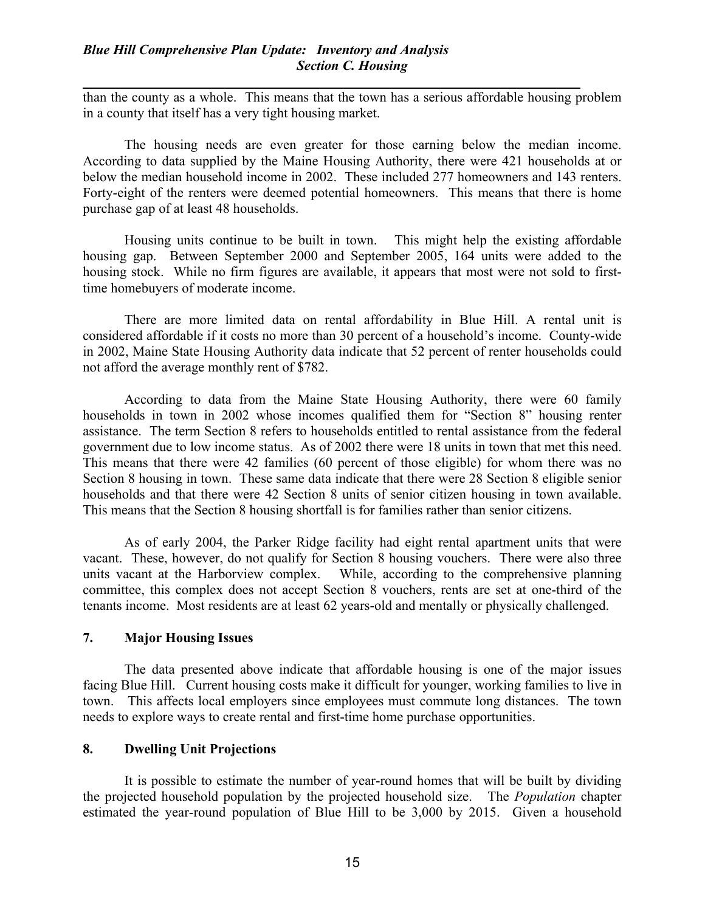than the county as a whole. This means that the town has a serious affordable housing problem in a county that itself has a very tight housing market.

The housing needs are even greater for those earning below the median income. According to data supplied by the Maine Housing Authority, there were 421 households at or below the median household income in 2002. These included 277 homeowners and 143 renters. Forty-eight of the renters were deemed potential homeowners. This means that there is home purchase gap of at least 48 households.

Housing units continue to be built in town. This might help the existing affordable housing gap. Between September 2000 and September 2005, 164 units were added to the housing stock. While no firm figures are available, it appears that most were not sold to first-time homebuyers of moderate income.

There are more limited data on rental affordability in Blue Hill. A rental unit is considered affordable if it costs no more than 30 percent of a household's income. County-wide in 2002, Maine State Housing Authority data indicate that 52 percent of renter households could not afford the average monthly rent of $782.

According to data from the Maine State Housing Authority, there were 60 family households in town in 2002 whose incomes qualified them for "Section 8" housing renter assistance. The term Section 8 refers to households entitled to rental assistance from the federal government due to low income status. As of 2002 there were 18 units in town that met this need. This means that there were 42 families (60 percent of those eligible) for whom there was no Section 8 housing in town. These same data indicate that there were 28 Section 8 eligible senior households and that there were 42 Section 8 units of senior citizen housing in town available. This means that the Section 8 housing shortfall is for families rather than senior citizens.

As of early 2004, the Parker Ridge facility had eight rental apartment units that were vacant. These, however, do not qualify for Section 8 housing vouchers. There were also three units vacant at the Harborview complex. While, according to the comprehensive planning committee, this complex does not accept Section 8 vouchers, rents are set at one-third of the tenants income. Most residents are at least 62 years-old and mentally or physically challenged.

## 7. Major Housing Issues

The data presented above indicate that affordable housing is one of the major issues facing Blue Hill. Current housing costs make it difficult for younger, working families to live in town. This affects local employers since employees must commute long distances. The town needs to explore ways to create rental and first-time home purchase opportunities.

## 8. Dwelling Unit Projections

It is possible to estimate the number of year-round homes that will be built by dividing the projected household population by the projected household size. The *Population* chapter estimated the year-round population of Blue Hill to be 3,000 by 2015. Given a household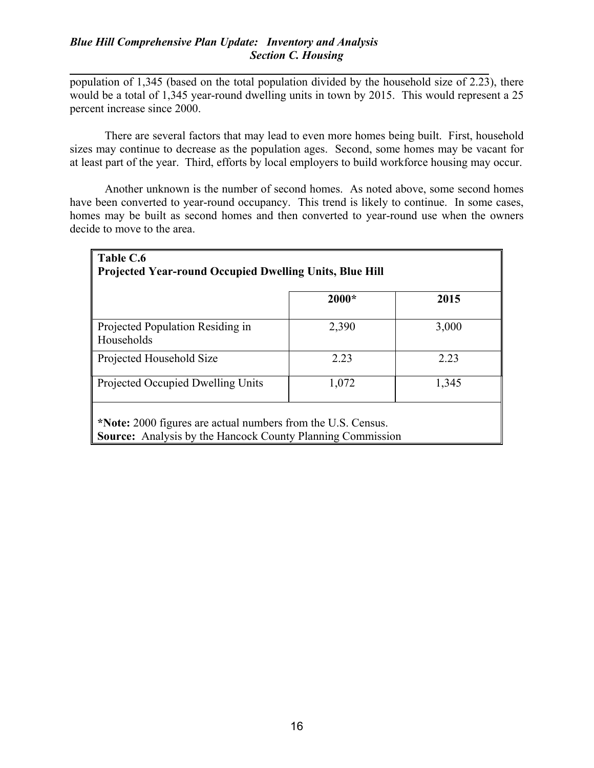population of 1,345 (based on the total population divided by the household size of 2.23), there would be a total of 1,345 year-round dwelling units in town by 2015. This would represent a 25 percent increase since 2000.

There are several factors that may lead to even more homes being built. First, household sizes may continue to decrease as the population ages. Second, some homes may be vacant for at least part of the year. Third, efforts by local employers to build workforce housing may occur.

Another unknown is the number of second homes. As noted above, some second homes have been converted to year-round occupancy. This trend is likely to continue. In some cases, homes may be built as second homes and then converted to year-round use when the owners decide to move to the area.

**Table C.6**
**Projected Year-round Occupied Dwelling Units, Blue Hill**

| | 2000* | 2015 |
|---|---|---|
| Projected Population Residing in Households | 2,390 | 3,000 |
| Projected Household Size | 2.23 | 2.23 |
| Projected Occupied Dwelling Units | 1,072 | 1,345 |

***Note:** 2000 figures are actual numbers from the U.S. Census.
**Source:** Analysis by the Hancock County Planning Commission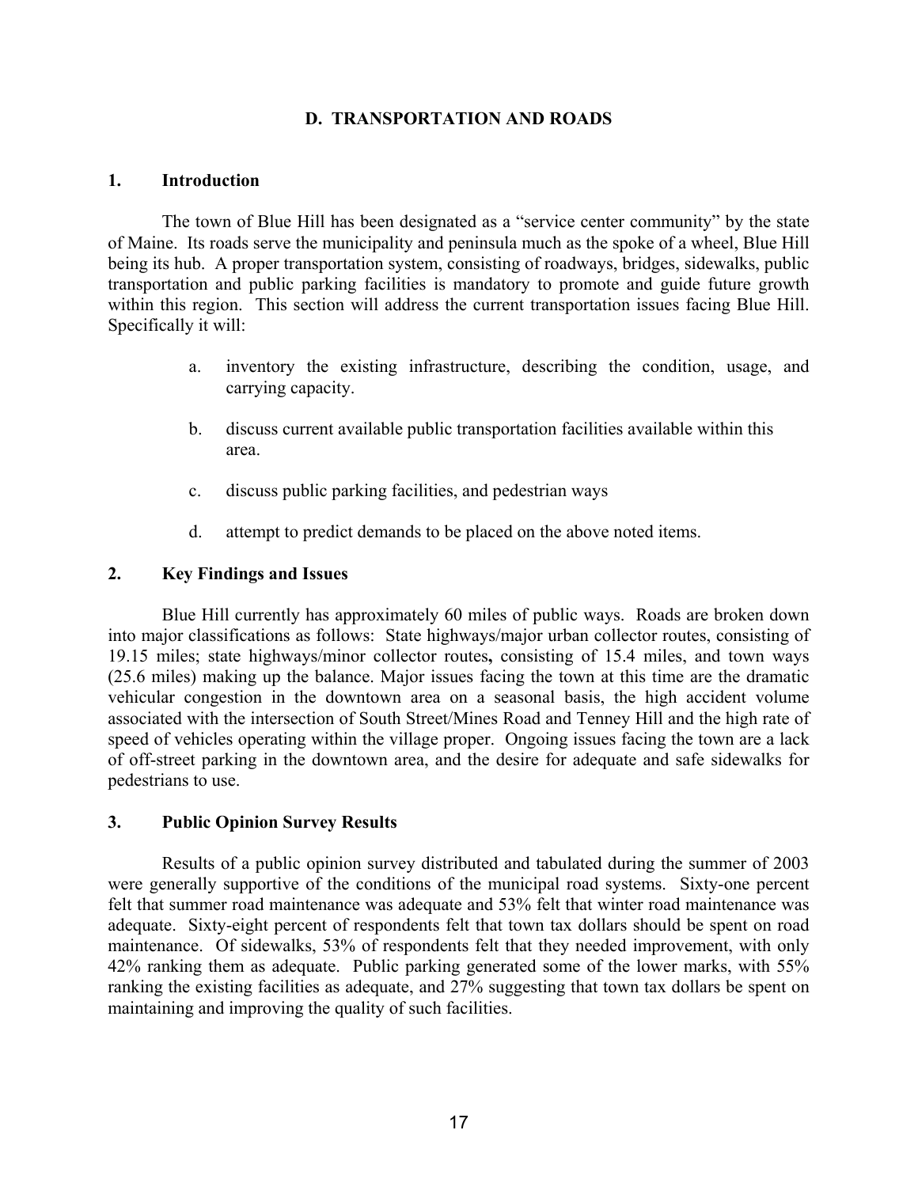## D. TRANSPORTATION AND ROADS

### 1. Introduction

The town of Blue Hill has been designated as a "service center community" by the state of Maine. Its roads serve the municipality and peninsula much as the spoke of a wheel, Blue Hill being its hub. A proper transportation system, consisting of roadways, bridges, sidewalks, public transportation and public parking facilities is mandatory to promote and guide future growth within this region. This section will address the current transportation issues facing Blue Hill. Specifically it will:

a. inventory the existing infrastructure, describing the condition, usage, and carrying capacity.

b. discuss current available public transportation facilities available within this area.

c. discuss public parking facilities, and pedestrian ways

d. attempt to predict demands to be placed on the above noted items.

### 2. Key Findings and Issues

Blue Hill currently has approximately 60 miles of public ways. Roads are broken down into major classifications as follows: State highways/major urban collector routes, consisting of 19.15 miles; state highways/minor collector routes**,** consisting of 15.4 miles, and town ways (25.6 miles) making up the balance. Major issues facing the town at this time are the dramatic vehicular congestion in the downtown area on a seasonal basis, the high accident volume associated with the intersection of South Street/Mines Road and Tenney Hill and the high rate of speed of vehicles operating within the village proper. Ongoing issues facing the town are a lack of off-street parking in the downtown area, and the desire for adequate and safe sidewalks for pedestrians to use.

### 3. Public Opinion Survey Results

Results of a public opinion survey distributed and tabulated during the summer of 2003 were generally supportive of the conditions of the municipal road systems. Sixty-one percent felt that summer road maintenance was adequate and 53% felt that winter road maintenance was adequate. Sixty-eight percent of respondents felt that town tax dollars should be spent on road maintenance. Of sidewalks, 53% of respondents felt that they needed improvement, with only 42% ranking them as adequate. Public parking generated some of the lower marks, with 55% ranking the existing facilities as adequate, and 27% suggesting that town tax dollars be spent on maintaining and improving the quality of such facilities.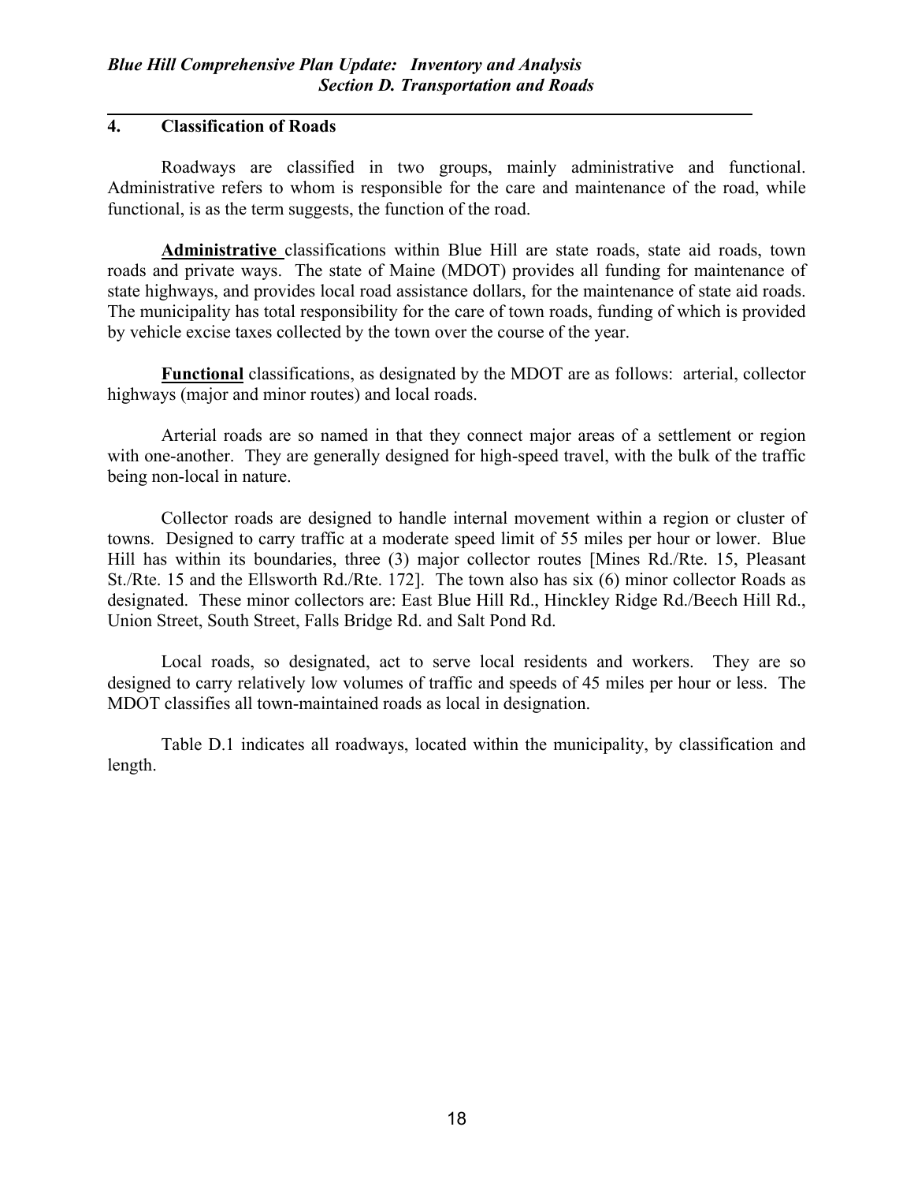## 4. Classification of Roads

Roadways are classified in two groups, mainly administrative and functional. Administrative refers to whom is responsible for the care and maintenance of the road, while functional, is as the term suggests, the function of the road.

**Administrative** classifications within Blue Hill are state roads, state aid roads, town roads and private ways. The state of Maine (MDOT) provides all funding for maintenance of state highways, and provides local road assistance dollars, for the maintenance of state aid roads. The municipality has total responsibility for the care of town roads, funding of which is provided by vehicle excise taxes collected by the town over the course of the year.

**Functional** classifications, as designated by the MDOT are as follows: arterial, collector highways (major and minor routes) and local roads.

Arterial roads are so named in that they connect major areas of a settlement or region with one-another. They are generally designed for high-speed travel, with the bulk of the traffic being non-local in nature.

Collector roads are designed to handle internal movement within a region or cluster of towns. Designed to carry traffic at a moderate speed limit of 55 miles per hour or lower. Blue Hill has within its boundaries, three (3) major collector routes [Mines Rd./Rte. 15, Pleasant St./Rte. 15 and the Ellsworth Rd./Rte. 172]. The town also has six (6) minor collector Roads as designated. These minor collectors are: East Blue Hill Rd., Hinckley Ridge Rd./Beech Hill Rd., Union Street, South Street, Falls Bridge Rd. and Salt Pond Rd.

Local roads, so designated, act to serve local residents and workers. They are so designed to carry relatively low volumes of traffic and speeds of 45 miles per hour or less. The MDOT classifies all town-maintained roads as local in designation.

Table D.1 indicates all roadways, located within the municipality, by classification and length.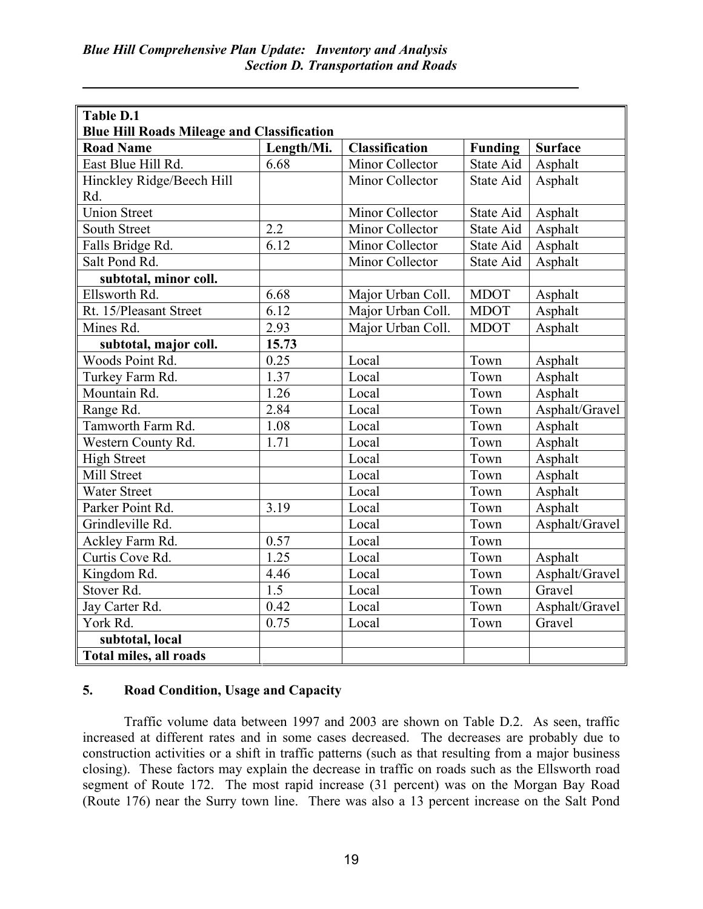| Table D.1 Blue Hill Roads Mileage and Classification | | | | |
|---|---|---|---|---|
| **Road Name** | **Length/Mi.** | **Classification** | **Funding** | **Surface** |
| East Blue Hill Rd. | 6.68 | Minor Collector | State Aid | Asphalt |
| Hinckley Ridge/Beech Hill Rd. | | Minor Collector | State Aid | Asphalt |
| Union Street | | Minor Collector | State Aid | Asphalt |
| South Street | 2.2 | Minor Collector | State Aid | Asphalt |
| Falls Bridge Rd. | 6.12 | Minor Collector | State Aid | Asphalt |
| Salt Pond Rd. | | Minor Collector | State Aid | Asphalt |
| **subtotal, minor coll.** | | | | |
| Ellsworth Rd. | 6.68 | Major Urban Coll. | MDOT | Asphalt |
| Rt. 15/Pleasant Street | 6.12 | Major Urban Coll. | MDOT | Asphalt |
| Mines Rd. | 2.93 | Major Urban Coll. | MDOT | Asphalt |
| **subtotal, major coll.** | **15.73** | | | |
| Woods Point Rd. | 0.25 | Local | Town | Asphalt |
| Turkey Farm Rd. | 1.37 | Local | Town | Asphalt |
| Mountain Rd. | 1.26 | Local | Town | Asphalt |
| Range Rd. | 2.84 | Local | Town | Asphalt/Gravel |
| Tamworth Farm Rd. | 1.08 | Local | Town | Asphalt |
| Western County Rd. | 1.71 | Local | Town | Asphalt |
| High Street | | Local | Town | Asphalt |
| Mill Street | | Local | Town | Asphalt |
| Water Street | | Local | Town | Asphalt |
| Parker Point Rd. | 3.19 | Local | Town | Asphalt |
| Grindleville Rd. | | Local | Town | Asphalt/Gravel |
| Ackley Farm Rd. | 0.57 | Local | Town | |
| Curtis Cove Rd. | 1.25 | Local | Town | Asphalt |
| Kingdom Rd. | 4.46 | Local | Town | Asphalt/Gravel |
| Stover Rd. | 1.5 | Local | Town | Gravel |
| Jay Carter Rd. | 0.42 | Local | Town | Asphalt/Gravel |
| York Rd. | 0.75 | Local | Town | Gravel |
| **subtotal, local** | | | | |
| **Total miles, all roads** | | | | |

## 5. Road Condition, Usage and Capacity

Traffic volume data between 1997 and 2003 are shown on Table D.2. As seen, traffic increased at different rates and in some cases decreased. The decreases are probably due to construction activities or a shift in traffic patterns (such as that resulting from a major business closing). These factors may explain the decrease in traffic on roads such as the Ellsworth road segment of Route 172. The most rapid increase (31 percent) was on the Morgan Bay Road (Route 176) near the Surry town line. There was also a 13 percent increase on the Salt Pond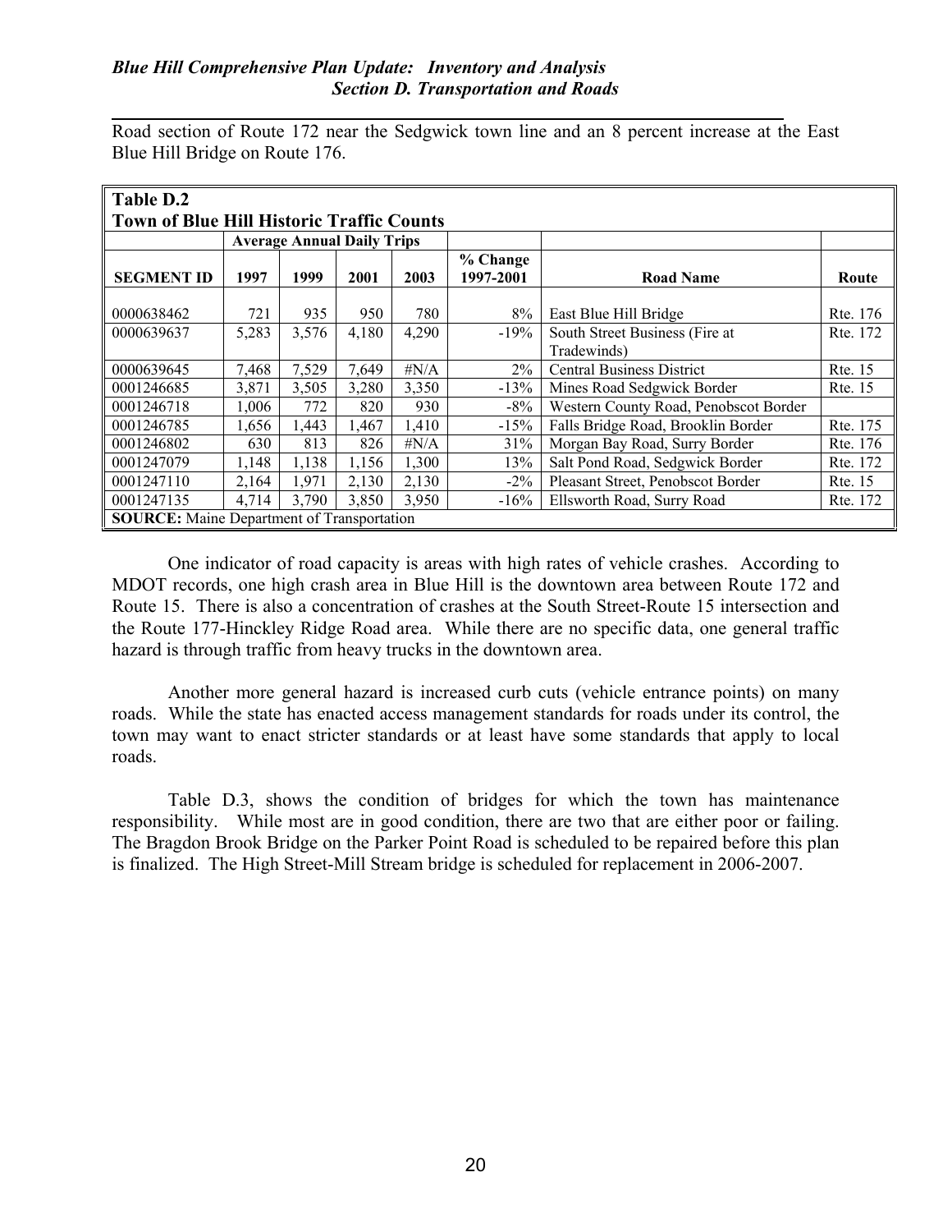Road section of Route 172 near the Sedgwick town line and an 8 percent increase at the East Blue Hill Bridge on Route 176.

**Table D.2**
**Town of Blue Hill Historic Traffic Counts**

| | Average Annual Daily Trips | | | | | | |
|---|---|---|---|---|---|---|---|
| **SEGMENT ID** | **1997** | **1999** | **2001** | **2003** | **% Change 1997-2001** | **Road Name** | **Route** |
| 0000638462 | 721 | 935 | 950 | 780 | 8% | East Blue Hill Bridge | Rte. 176 |
| 0000639637 | 5,283 | 3,576 | 4,180 | 4,290 | -19% | South Street Business (Fire at Tradewinds) | Rte. 172 |
| 0000639645 | 7,468 | 7,529 | 7,649 | #N/A | 2% | Central Business District | Rte. 15 |
| 0001246685 | 3,871 | 3,505 | 3,280 | 3,350 | -13% | Mines Road Sedgwick Border | Rte. 15 |
| 0001246718 | 1,006 | 772 | 820 | 930 | -8% | Western County Road, Penobscot Border | |
| 0001246785 | 1,656 | 1,443 | 1,467 | 1,410 | -15% | Falls Bridge Road, Brooklin Border | Rte. 175 |
| 0001246802 | 630 | 813 | 826 | #N/A | 31% | Morgan Bay Road, Surry Border | Rte. 176 |
| 0001247079 | 1,148 | 1,138 | 1,156 | 1,300 | 13% | Salt Pond Road, Sedgwick Border | Rte. 172 |
| 0001247110 | 2,164 | 1,971 | 2,130 | 2,130 | -2% | Pleasant Street, Penobscot Border | Rte. 15 |
| 0001247135 | 4,714 | 3,790 | 3,850 | 3,950 | -16% | Ellsworth Road, Surry Road | Rte. 172 |

**SOURCE:** Maine Department of Transportation

One indicator of road capacity is areas with high rates of vehicle crashes. According to MDOT records, one high crash area in Blue Hill is the downtown area between Route 172 and Route 15. There is also a concentration of crashes at the South Street-Route 15 intersection and the Route 177-Hinckley Ridge Road area. While there are no specific data, one general traffic hazard is through traffic from heavy trucks in the downtown area.

Another more general hazard is increased curb cuts (vehicle entrance points) on many roads. While the state has enacted access management standards for roads under its control, the town may want to enact stricter standards or at least have some standards that apply to local roads.

Table D.3, shows the condition of bridges for which the town has maintenance responsibility. While most are in good condition, there are two that are either poor or failing. The Bragdon Brook Bridge on the Parker Point Road is scheduled to be repaired before this plan is finalized. The High Street-Mill Stream bridge is scheduled for replacement in 2006-2007.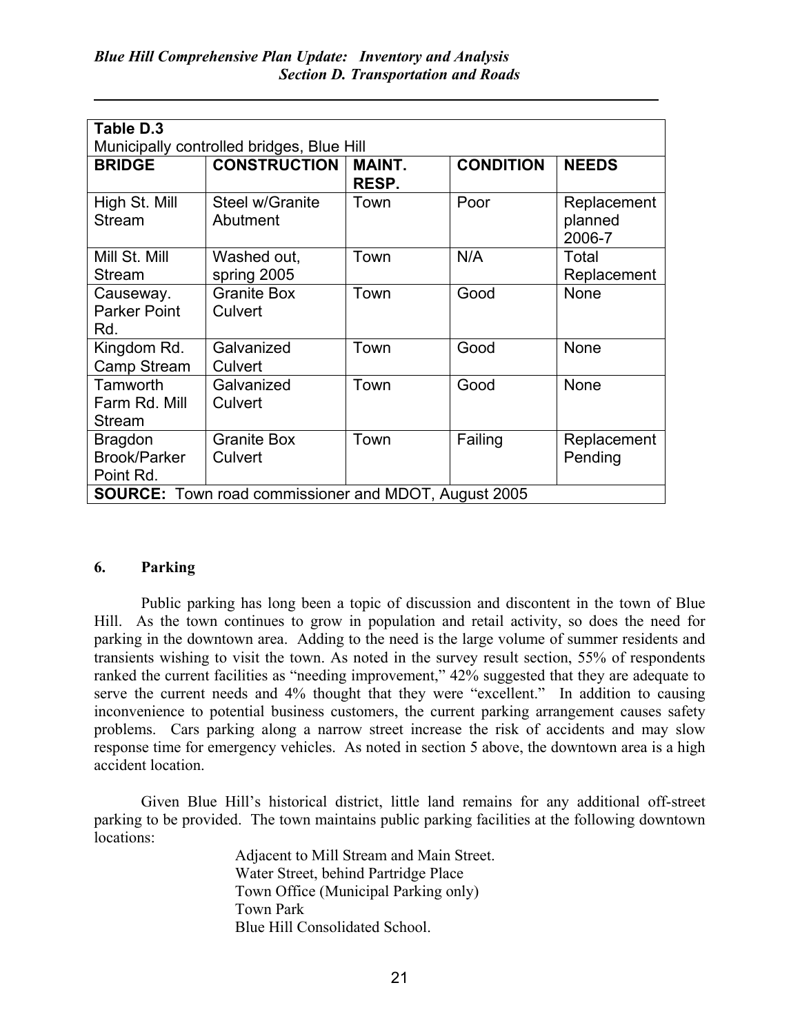**Table D.3**
Municipally controlled bridges, Blue Hill

| BRIDGE | CONSTRUCTION | MAINT. RESP. | CONDITION | NEEDS |
|---|---|---|---|---|
| High St. Mill Stream | Steel w/Granite Abutment | Town | Poor | Replacement planned 2006-7 |
| Mill St. Mill Stream | Washed out, spring 2005 | Town | N/A | Total Replacement |
| Causeway. Parker Point Rd. | Granite Box Culvert | Town | Good | None |
| Kingdom Rd. Camp Stream | Galvanized Culvert | Town | Good | None |
| Tamworth Farm Rd. Mill Stream | Galvanized Culvert | Town | Good | None |
| Bragdon Brook/Parker Point Rd. | Granite Box Culvert | Town | Failing | Replacement Pending |

**SOURCE:** Town road commissioner and MDOT, August 2005

## 6. Parking

Public parking has long been a topic of discussion and discontent in the town of Blue Hill. As the town continues to grow in population and retail activity, so does the need for parking in the downtown area. Adding to the need is the large volume of summer residents and transients wishing to visit the town. As noted in the survey result section, 55% of respondents ranked the current facilities as "needing improvement," 42% suggested that they are adequate to serve the current needs and 4% thought that they were "excellent." In addition to causing inconvenience to potential business customers, the current parking arrangement causes safety problems. Cars parking along a narrow street increase the risk of accidents and may slow response time for emergency vehicles. As noted in section 5 above, the downtown area is a high accident location.

Given Blue Hill's historical district, little land remains for any additional off-street parking to be provided. The town maintains public parking facilities at the following downtown locations:

Adjacent to Mill Stream and Main Street.
Water Street, behind Partridge Place
Town Office (Municipal Parking only)
Town Park
Blue Hill Consolidated School.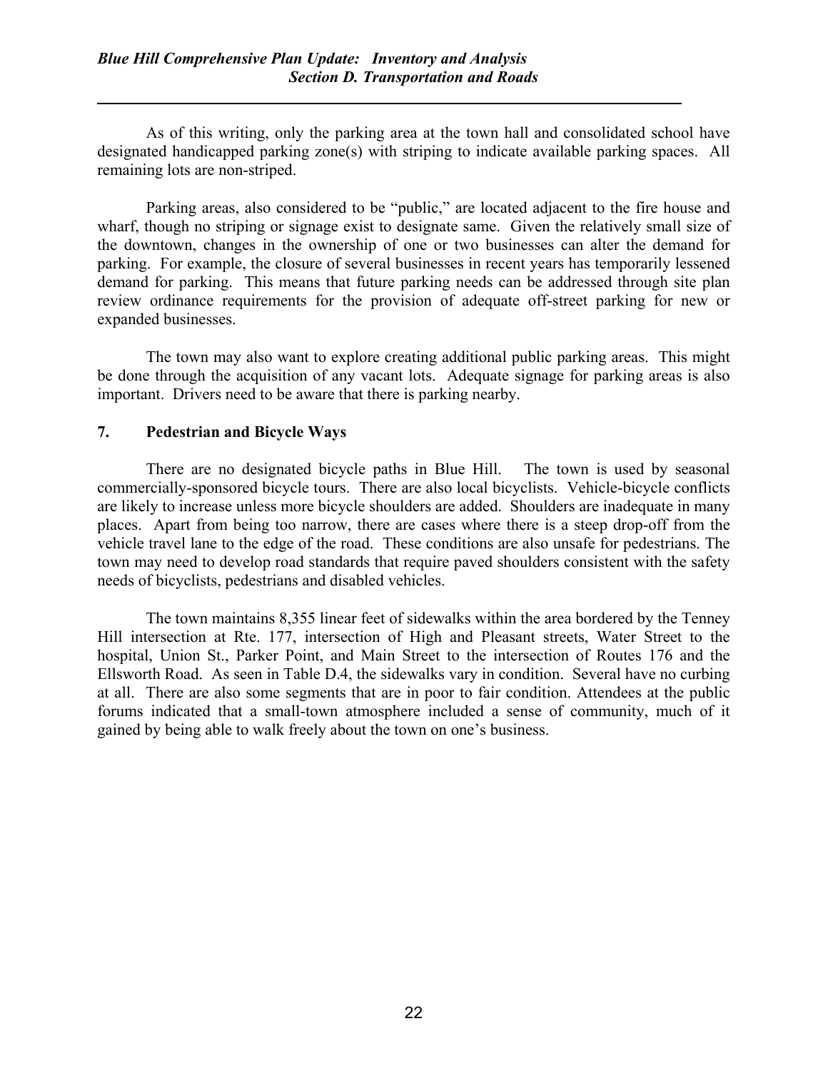As of this writing, only the parking area at the town hall and consolidated school have designated handicapped parking zone(s) with striping to indicate available parking spaces. All remaining lots are non-striped.

Parking areas, also considered to be "public," are located adjacent to the fire house and wharf, though no striping or signage exist to designate same. Given the relatively small size of the downtown, changes in the ownership of one or two businesses can alter the demand for parking. For example, the closure of several businesses in recent years has temporarily lessened demand for parking. This means that future parking needs can be addressed through site plan review ordinance requirements for the provision of adequate off-street parking for new or expanded businesses.

The town may also want to explore creating additional public parking areas. This might be done through the acquisition of any vacant lots. Adequate signage for parking areas is also important. Drivers need to be aware that there is parking nearby.

## 7. Pedestrian and Bicycle Ways

There are no designated bicycle paths in Blue Hill. The town is used by seasonal commercially-sponsored bicycle tours. There are also local bicyclists. Vehicle-bicycle conflicts are likely to increase unless more bicycle shoulders are added. Shoulders are inadequate in many places. Apart from being too narrow, there are cases where there is a steep drop-off from the vehicle travel lane to the edge of the road. These conditions are also unsafe for pedestrians. The town may need to develop road standards that require paved shoulders consistent with the safety needs of bicyclists, pedestrians and disabled vehicles.

The town maintains 8,355 linear feet of sidewalks within the area bordered by the Tenney Hill intersection at Rte. 177, intersection of High and Pleasant streets, Water Street to the hospital, Union St., Parker Point, and Main Street to the intersection of Routes 176 and the Ellsworth Road. As seen in Table D.4, the sidewalks vary in condition. Several have no curbing at all. There are also some segments that are in poor to fair condition. Attendees at the public forums indicated that a small-town atmosphere included a sense of community, much of it gained by being able to walk freely about the town on one's business.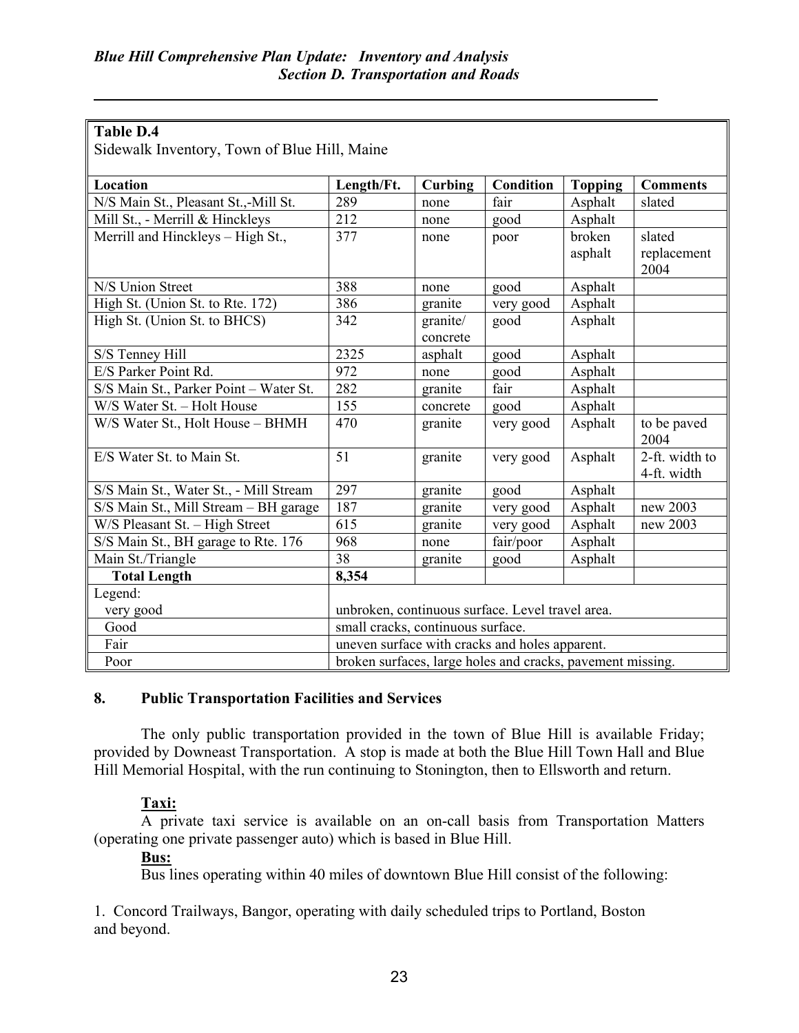**Table D.4**
Sidewalk Inventory, Town of Blue Hill, Maine

| Location | Length/Ft. | Curbing | Condition | Topping | Comments |
|---|---|---|---|---|---|
| N/S Main St., Pleasant St.,-Mill St. | 289 | none | fair | Asphalt | slated |
| Mill St., - Merrill & Hinckleys | 212 | none | good | Asphalt | |
| Merrill and Hinckleys – High St., | 377 | none | poor | broken asphalt | slated replacement 2004 |
| N/S Union Street | 388 | none | good | Asphalt | |
| High St. (Union St. to Rte. 172) | 386 | granite | very good | Asphalt | |
| High St. (Union St. to BHCS) | 342 | granite/ concrete | good | Asphalt | |
| S/S Tenney Hill | 2325 | asphalt | good | Asphalt | |
| E/S Parker Point Rd. | 972 | none | good | Asphalt | |
| S/S Main St., Parker Point – Water St. | 282 | granite | fair | Asphalt | |
| W/S Water St. – Holt House | 155 | concrete | good | Asphalt | |
| W/S Water St., Holt House – BHMH | 470 | granite | very good | Asphalt | to be paved 2004 |
| E/S Water St. to Main St. | 51 | granite | very good | Asphalt | 2-ft. width to 4-ft. width |
| S/S Main St., Water St., - Mill Stream | 297 | granite | good | Asphalt | |
| S/S Main St., Mill Stream – BH garage | 187 | granite | very good | Asphalt | new 2003 |
| W/S Pleasant St. – High Street | 615 | granite | very good | Asphalt | new 2003 |
| S/S Main St., BH garage to Rte. 176 | 968 | none | fair/poor | Asphalt | |
| Main St./Triangle | 38 | granite | good | Asphalt | |
| **Total Length** | **8,354** | | | | |
| Legend: | | | | | |
| very good | unbroken, continuous surface. Level travel area. | | | | |
| Good | small cracks, continuous surface. | | | | |
| Fair | uneven surface with cracks and holes apparent. | | | | |
| Poor | broken surfaces, large holes and cracks, pavement missing. | | | | |

## 8. Public Transportation Facilities and Services

The only public transportation provided in the town of Blue Hill is available Friday; provided by Downeast Transportation. A stop is made at both the Blue Hill Town Hall and Blue Hill Memorial Hospital, with the run continuing to Stonington, then to Ellsworth and return.

**Taxi:**

A private taxi service is available on an on-call basis from Transportation Matters (operating one private passenger auto) which is based in Blue Hill.

**Bus:**

Bus lines operating within 40 miles of downtown Blue Hill consist of the following:

1. Concord Trailways, Bangor, operating with daily scheduled trips to Portland, Boston and beyond.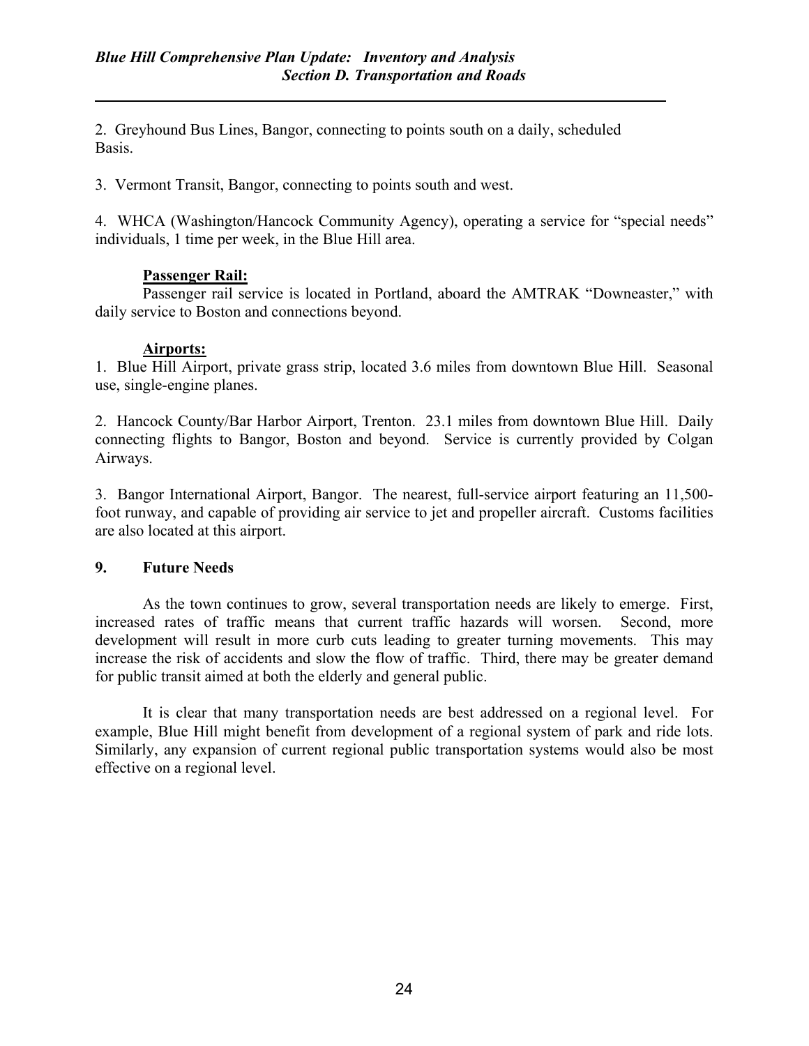2. Greyhound Bus Lines, Bangor, connecting to points south on a daily, scheduled Basis.

3. Vermont Transit, Bangor, connecting to points south and west.

4. WHCA (Washington/Hancock Community Agency), operating a service for "special needs" individuals, 1 time per week, in the Blue Hill area.

**Passenger Rail:**

Passenger rail service is located in Portland, aboard the AMTRAK "Downeaster," with daily service to Boston and connections beyond.

**Airports:**

1. Blue Hill Airport, private grass strip, located 3.6 miles from downtown Blue Hill. Seasonal use, single-engine planes.

2. Hancock County/Bar Harbor Airport, Trenton. 23.1 miles from downtown Blue Hill. Daily connecting flights to Bangor, Boston and beyond. Service is currently provided by Colgan Airways.

3. Bangor International Airport, Bangor. The nearest, full-service airport featuring an 11,500-foot runway, and capable of providing air service to jet and propeller aircraft. Customs facilities are also located at this airport.

## 9. Future Needs

As the town continues to grow, several transportation needs are likely to emerge. First, increased rates of traffic means that current traffic hazards will worsen. Second, more development will result in more curb cuts leading to greater turning movements. This may increase the risk of accidents and slow the flow of traffic. Third, there may be greater demand for public transit aimed at both the elderly and general public.

It is clear that many transportation needs are best addressed on a regional level. For example, Blue Hill might benefit from development of a regional system of park and ride lots. Similarly, any expansion of current regional public transportation systems would also be most effective on a regional level.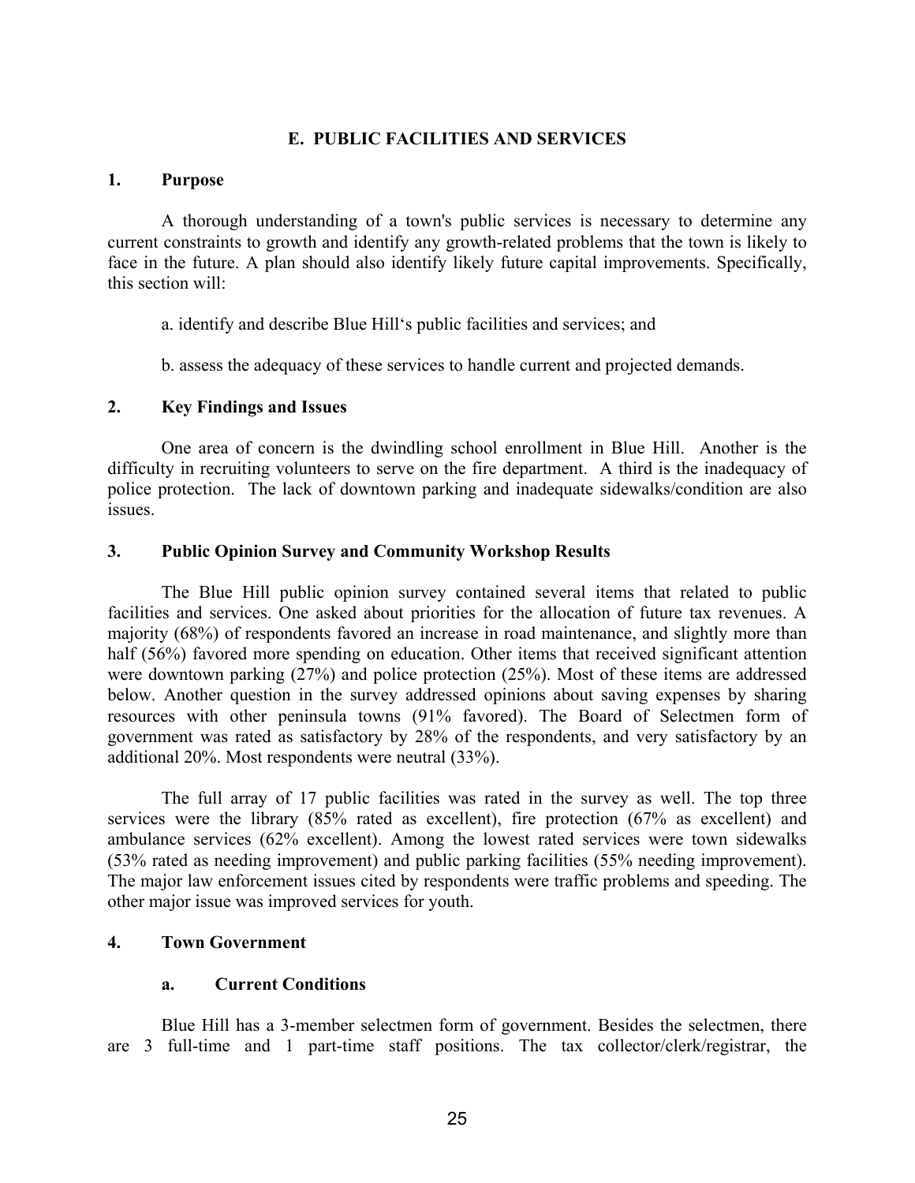## E. PUBLIC FACILITIES AND SERVICES

### 1. Purpose

A thorough understanding of a town's public services is necessary to determine any current constraints to growth and identify any growth-related problems that the town is likely to face in the future. A plan should also identify likely future capital improvements. Specifically, this section will:

a. identify and describe Blue Hill's public facilities and services; and

b. assess the adequacy of these services to handle current and projected demands.

### 2. Key Findings and Issues

One area of concern is the dwindling school enrollment in Blue Hill. Another is the difficulty in recruiting volunteers to serve on the fire department. A third is the inadequacy of police protection. The lack of downtown parking and inadequate sidewalks/condition are also issues.

### 3. Public Opinion Survey and Community Workshop Results

The Blue Hill public opinion survey contained several items that related to public facilities and services. One asked about priorities for the allocation of future tax revenues. A majority (68%) of respondents favored an increase in road maintenance, and slightly more than half (56%) favored more spending on education. Other items that received significant attention were downtown parking (27%) and police protection (25%). Most of these items are addressed below. Another question in the survey addressed opinions about saving expenses by sharing resources with other peninsula towns (91% favored). The Board of Selectmen form of government was rated as satisfactory by 28% of the respondents, and very satisfactory by an additional 20%. Most respondents were neutral (33%).

The full array of 17 public facilities was rated in the survey as well. The top three services were the library (85% rated as excellent), fire protection (67% as excellent) and ambulance services (62% excellent). Among the lowest rated services were town sidewalks (53% rated as needing improvement) and public parking facilities (55% needing improvement). The major law enforcement issues cited by respondents were traffic problems and speeding. The other major issue was improved services for youth.

### 4. Town Government

#### a. Current Conditions

Blue Hill has a 3-member selectmen form of government. Besides the selectmen, there are 3 full-time and 1 part-time staff positions. The tax collector/clerk/registrar, the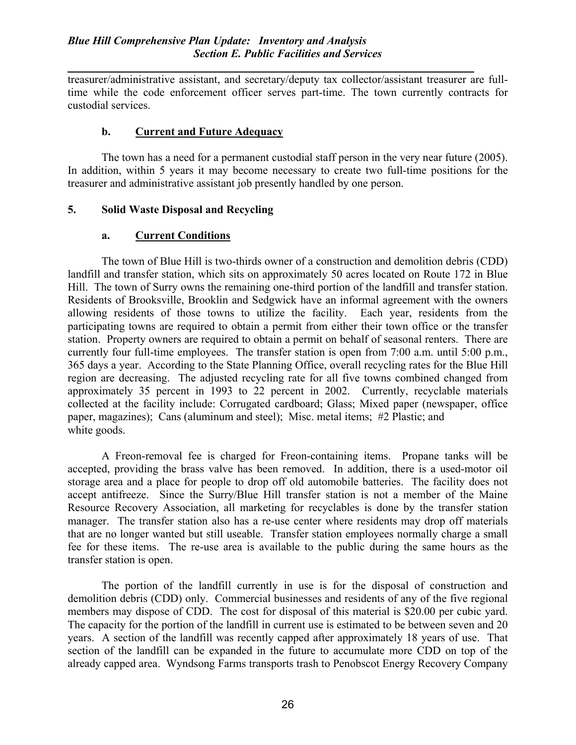treasurer/administrative assistant, and secretary/deputy tax collector/assistant treasurer are full-time while the code enforcement officer serves part-time. The town currently contracts for custodial services.

#### b. Current and Future Adequacy

The town has a need for a permanent custodial staff person in the very near future (2005). In addition, within 5 years it may become necessary to create two full-time positions for the treasurer and administrative assistant job presently handled by one person.

### 5. Solid Waste Disposal and Recycling

#### a. Current Conditions

The town of Blue Hill is two-thirds owner of a construction and demolition debris (CDD) landfill and transfer station, which sits on approximately 50 acres located on Route 172 in Blue Hill. The town of Surry owns the remaining one-third portion of the landfill and transfer station. Residents of Brooksville, Brooklin and Sedgwick have an informal agreement with the owners allowing residents of those towns to utilize the facility. Each year, residents from the participating towns are required to obtain a permit from either their town office or the transfer station. Property owners are required to obtain a permit on behalf of seasonal renters. There are currently four full-time employees. The transfer station is open from 7:00 a.m. until 5:00 p.m., 365 days a year. According to the State Planning Office, overall recycling rates for the Blue Hill region are decreasing. The adjusted recycling rate for all five towns combined changed from approximately 35 percent in 1993 to 22 percent in 2002. Currently, recyclable materials collected at the facility include: Corrugated cardboard; Glass; Mixed paper (newspaper, office paper, magazines); Cans (aluminum and steel); Misc. metal items; #2 Plastic; and white goods.

A Freon-removal fee is charged for Freon-containing items. Propane tanks will be accepted, providing the brass valve has been removed. In addition, there is a used-motor oil storage area and a place for people to drop off old automobile batteries. The facility does not accept antifreeze. Since the Surry/Blue Hill transfer station is not a member of the Maine Resource Recovery Association, all marketing for recyclables is done by the transfer station manager. The transfer station also has a re-use center where residents may drop off materials that are no longer wanted but still useable. Transfer station employees normally charge a small fee for these items. The re-use area is available to the public during the same hours as the transfer station is open.

The portion of the landfill currently in use is for the disposal of construction and demolition debris (CDD) only. Commercial businesses and residents of any of the five regional members may dispose of CDD. The cost for disposal of this material is $20.00 per cubic yard. The capacity for the portion of the landfill in current use is estimated to be between seven and 20 years. A section of the landfill was recently capped after approximately 18 years of use. That section of the landfill can be expanded in the future to accumulate more CDD on top of the already capped area. Wyndsong Farms transports trash to Penobscot Energy Recovery Company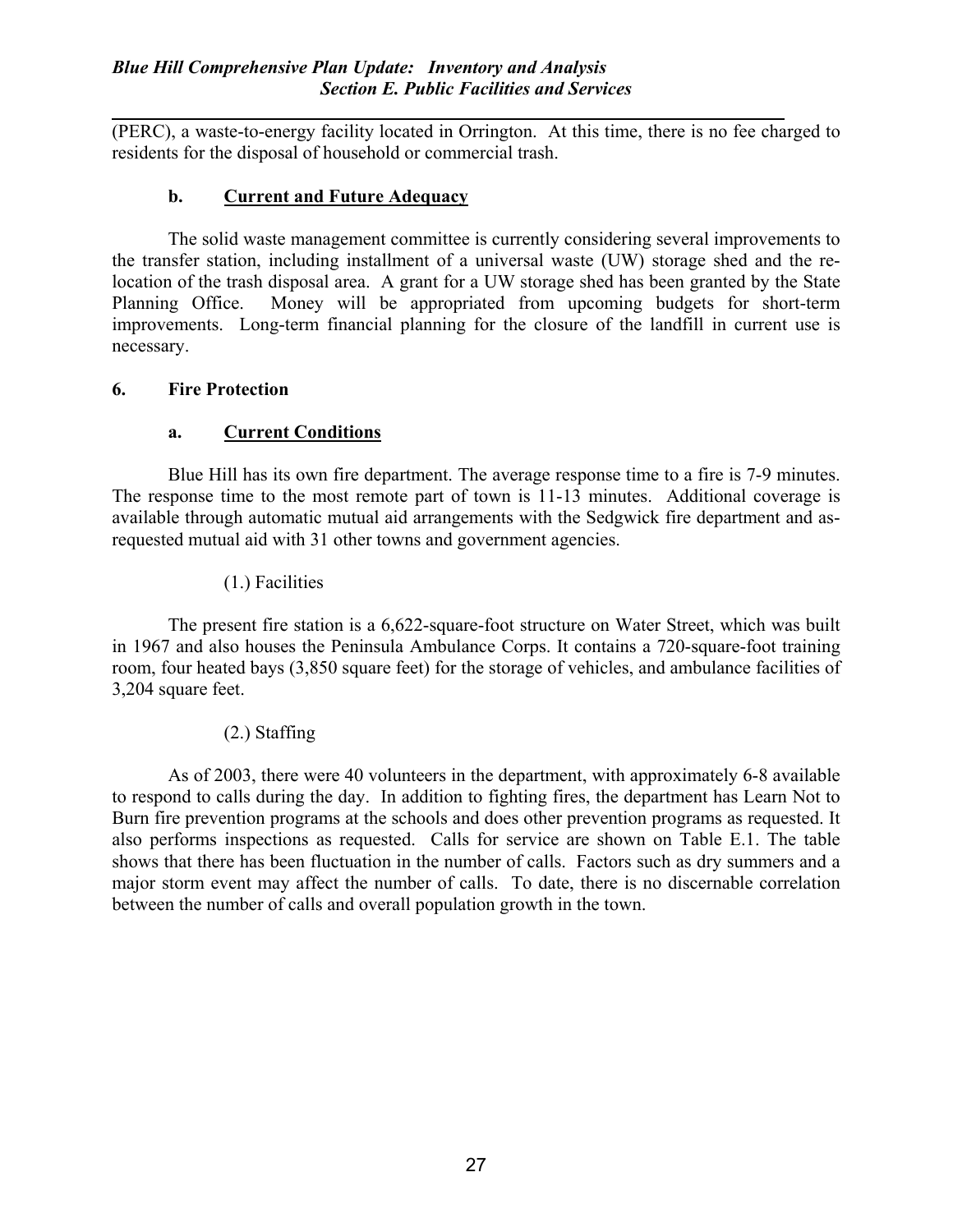(PERC), a waste-to-energy facility located in Orrington. At this time, there is no fee charged to residents for the disposal of household or commercial trash.

### b. Current and Future Adequacy

The solid waste management committee is currently considering several improvements to the transfer station, including installment of a universal waste (UW) storage shed and the re-location of the trash disposal area. A grant for a UW storage shed has been granted by the State Planning Office. Money will be appropriated from upcoming budgets for short-term improvements. Long-term financial planning for the closure of the landfill in current use is necessary.

## 6. Fire Protection

### a. Current Conditions

Blue Hill has its own fire department. The average response time to a fire is 7-9 minutes. The response time to the most remote part of town is 11-13 minutes. Additional coverage is available through automatic mutual aid arrangements with the Sedgwick fire department and as-requested mutual aid with 31 other towns and government agencies.

(1.) Facilities

The present fire station is a 6,622-square-foot structure on Water Street, which was built in 1967 and also houses the Peninsula Ambulance Corps. It contains a 720-square-foot training room, four heated bays (3,850 square feet) for the storage of vehicles, and ambulance facilities of 3,204 square feet.

(2.) Staffing

As of 2003, there were 40 volunteers in the department, with approximately 6-8 available to respond to calls during the day. In addition to fighting fires, the department has Learn Not to Burn fire prevention programs at the schools and does other prevention programs as requested. It also performs inspections as requested. Calls for service are shown on Table E.1. The table shows that there has been fluctuation in the number of calls. Factors such as dry summers and a major storm event may affect the number of calls. To date, there is no discernable correlation between the number of calls and overall population growth in the town.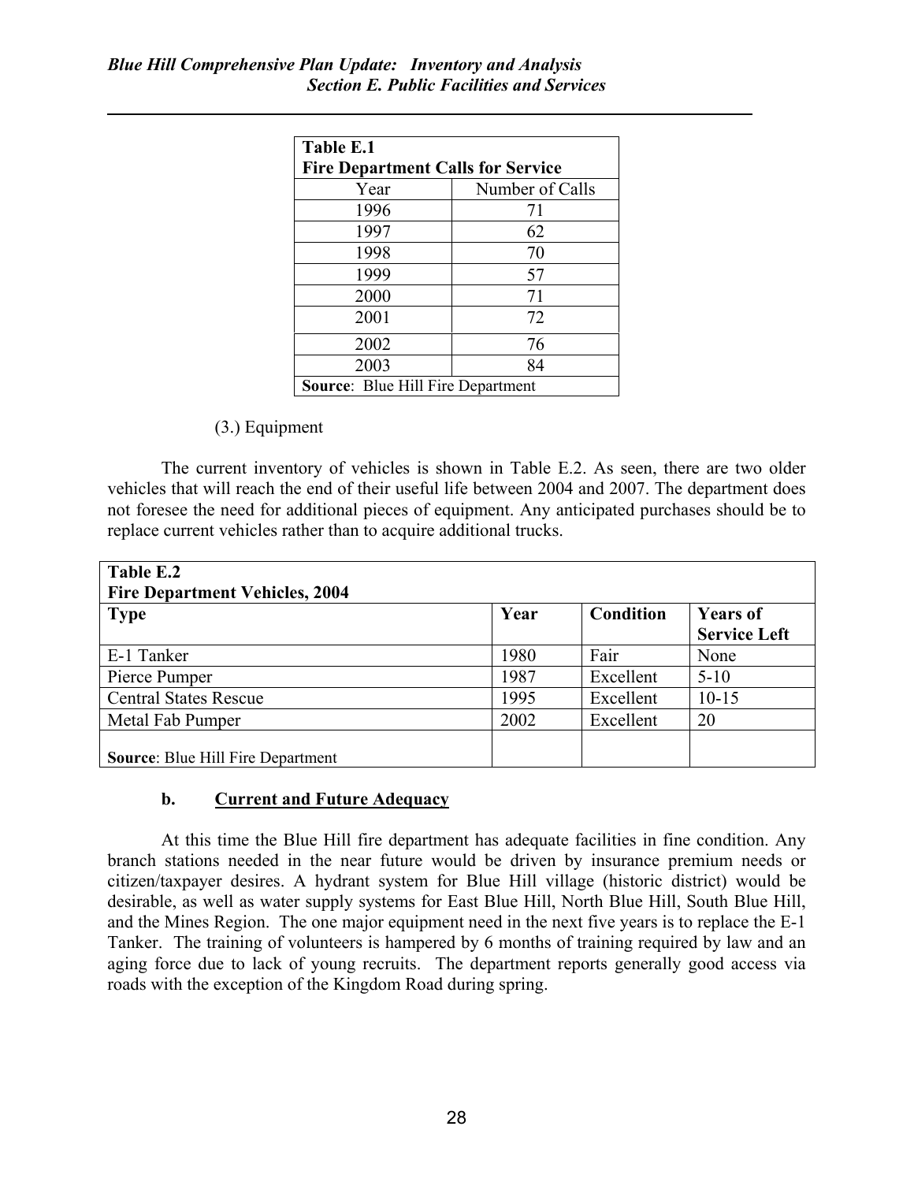| Table E.1<br>Fire Department Calls for Service | |
|---|---|
| Year | Number of Calls |
| 1996 | 71 |
| 1997 | 62 |
| 1998 | 70 |
| 1999 | 57 |
| 2000 | 71 |
| 2001 | 72 |
| 2002 | 76 |
| 2003 | 84 |
| **Source**: Blue Hill Fire Department | |

(3.) Equipment

The current inventory of vehicles is shown in Table E.2. As seen, there are two older vehicles that will reach the end of their useful life between 2004 and 2007. The department does not foresee the need for additional pieces of equipment. Any anticipated purchases should be to replace current vehicles rather than to acquire additional trucks.

| Table E.2<br>Fire Department Vehicles, 2004 | | | |
|---|---|---|---|
| **Type** | **Year** | **Condition** | **Years of Service Left** |
| E-1 Tanker | 1980 | Fair | None |
| Pierce Pumper | 1987 | Excellent | 5-10 |
| Central States Rescue | 1995 | Excellent | 10-15 |
| Metal Fab Pumper | 2002 | Excellent | 20 |
| **Source**: Blue Hill Fire Department | | | |

### b. Current and Future Adequacy

At this time the Blue Hill fire department has adequate facilities in fine condition. Any branch stations needed in the near future would be driven by insurance premium needs or citizen/taxpayer desires. A hydrant system for Blue Hill village (historic district) would be desirable, as well as water supply systems for East Blue Hill, North Blue Hill, South Blue Hill, and the Mines Region. The one major equipment need in the next five years is to replace the E-1 Tanker. The training of volunteers is hampered by 6 months of training required by law and an aging force due to lack of young recruits. The department reports generally good access via roads with the exception of the Kingdom Road during spring.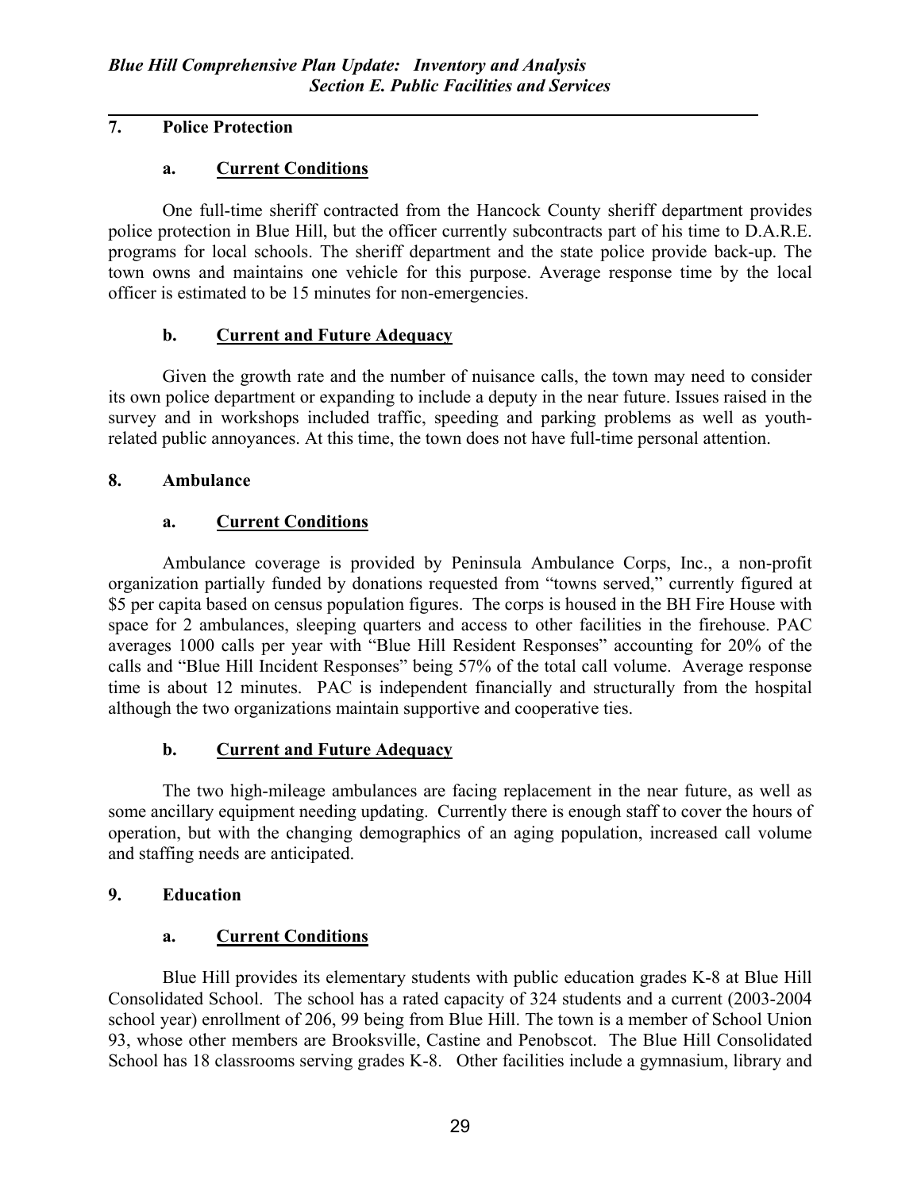## 7. Police Protection

### a. Current Conditions

One full-time sheriff contracted from the Hancock County sheriff department provides police protection in Blue Hill, but the officer currently subcontracts part of his time to D.A.R.E. programs for local schools. The sheriff department and the state police provide back-up. The town owns and maintains one vehicle for this purpose. Average response time by the local officer is estimated to be 15 minutes for non-emergencies.

### b. Current and Future Adequacy

Given the growth rate and the number of nuisance calls, the town may need to consider its own police department or expanding to include a deputy in the near future. Issues raised in the survey and in workshops included traffic, speeding and parking problems as well as youth-related public annoyances. At this time, the town does not have full-time personal attention.

## 8. Ambulance

### a. Current Conditions

Ambulance coverage is provided by Peninsula Ambulance Corps, Inc., a non-profit organization partially funded by donations requested from "towns served," currently figured at $5 per capita based on census population figures. The corps is housed in the BH Fire House with space for 2 ambulances, sleeping quarters and access to other facilities in the firehouse. PAC averages 1000 calls per year with "Blue Hill Resident Responses" accounting for 20% of the calls and "Blue Hill Incident Responses" being 57% of the total call volume. Average response time is about 12 minutes. PAC is independent financially and structurally from the hospital although the two organizations maintain supportive and cooperative ties.

### b. Current and Future Adequacy

The two high-mileage ambulances are facing replacement in the near future, as well as some ancillary equipment needing updating. Currently there is enough staff to cover the hours of operation, but with the changing demographics of an aging population, increased call volume and staffing needs are anticipated.

## 9. Education

### a. Current Conditions

Blue Hill provides its elementary students with public education grades K-8 at Blue Hill Consolidated School. The school has a rated capacity of 324 students and a current (2003-2004 school year) enrollment of 206, 99 being from Blue Hill. The town is a member of School Union 93, whose other members are Brooksville, Castine and Penobscot. The Blue Hill Consolidated School has 18 classrooms serving grades K-8. Other facilities include a gymnasium, library and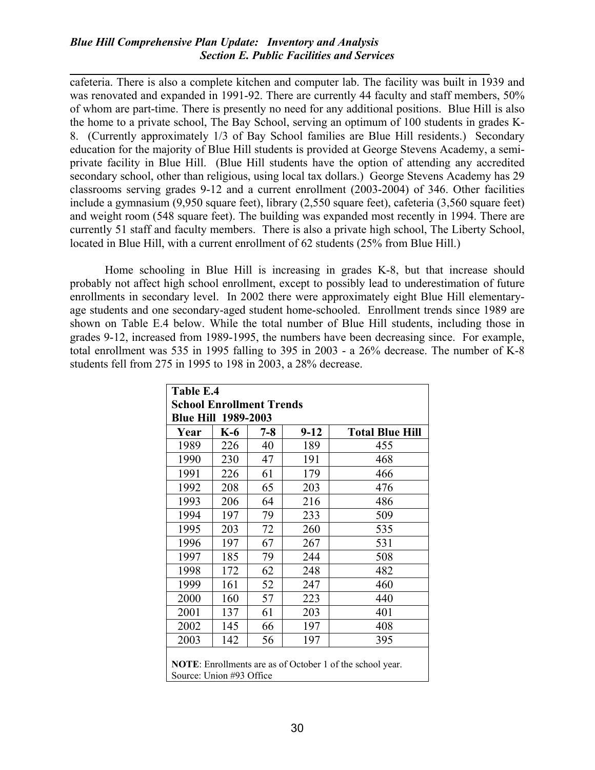cafeteria. There is also a complete kitchen and computer lab. The facility was built in 1939 and was renovated and expanded in 1991-92. There are currently 44 faculty and staff members, 50% of whom are part-time. There is presently no need for any additional positions. Blue Hill is also the home to a private school, The Bay School, serving an optimum of 100 students in grades K-8. (Currently approximately 1/3 of Bay School families are Blue Hill residents.) Secondary education for the majority of Blue Hill students is provided at George Stevens Academy, a semi-private facility in Blue Hill. (Blue Hill students have the option of attending any accredited secondary school, other than religious, using local tax dollars.) George Stevens Academy has 29 classrooms serving grades 9-12 and a current enrollment (2003-2004) of 346. Other facilities include a gymnasium (9,950 square feet), library (2,550 square feet), cafeteria (3,560 square feet) and weight room (548 square feet). The building was expanded most recently in 1994. There are currently 51 staff and faculty members. There is also a private high school, The Liberty School, located in Blue Hill, with a current enrollment of 62 students (25% from Blue Hill.)

Home schooling in Blue Hill is increasing in grades K-8, but that increase should probably not affect high school enrollment, except to possibly lead to underestimation of future enrollments in secondary level. In 2002 there were approximately eight Blue Hill elementary-age students and one secondary-aged student home-schooled. Enrollment trends since 1989 are shown on Table E.4 below. While the total number of Blue Hill students, including those in grades 9-12, increased from 1989-1995, the numbers have been decreasing since. For example, total enrollment was 535 in 1995 falling to 395 in 2003 - a 26% decrease. The number of K-8 students fell from 275 in 1995 to 198 in 2003, a 28% decrease.

**Table E.4**
**School Enrollment Trends**
**Blue Hill 1989-2003**

| Year | K-6 | 7-8 | 9-12 | Total Blue Hill |
|---|---|---|---|---|
| 1989 | 226 | 40 | 189 | 455 |
| 1990 | 230 | 47 | 191 | 468 |
| 1991 | 226 | 61 | 179 | 466 |
| 1992 | 208 | 65 | 203 | 476 |
| 1993 | 206 | 64 | 216 | 486 |
| 1994 | 197 | 79 | 233 | 509 |
| 1995 | 203 | 72 | 260 | 535 |
| 1996 | 197 | 67 | 267 | 531 |
| 1997 | 185 | 79 | 244 | 508 |
| 1998 | 172 | 62 | 248 | 482 |
| 1999 | 161 | 52 | 247 | 460 |
| 2000 | 160 | 57 | 223 | 440 |
| 2001 | 137 | 61 | 203 | 401 |
| 2002 | 145 | 66 | 197 | 408 |
| 2003 | 142 | 56 | 197 | 395 |

**NOTE**: Enrollments are as of October 1 of the school year.
Source: Union #93 Office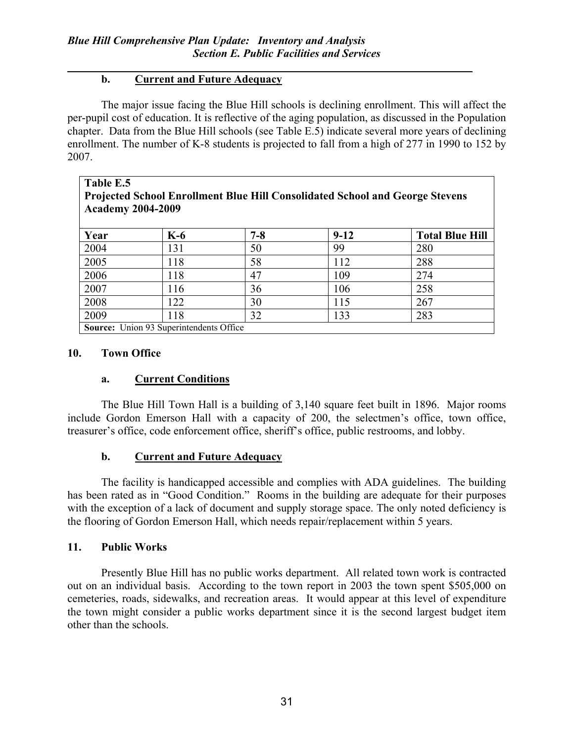### b. Current and Future Adequacy

The major issue facing the Blue Hill schools is declining enrollment. This will affect the per-pupil cost of education. It is reflective of the aging population, as discussed in the Population chapter. Data from the Blue Hill schools (see Table E.5) indicate several more years of declining enrollment. The number of K-8 students is projected to fall from a high of 277 in 1990 to 152 by 2007.

**Table E.5**
**Projected School Enrollment Blue Hill Consolidated School and George Stevens Academy 2004-2009**

| Year | K-6 | 7-8 | 9-12 | Total Blue Hill |
|---|---|---|---|---|
| 2004 | 131 | 50 | 99 | 280 |
| 2005 | 118 | 58 | 112 | 288 |
| 2006 | 118 | 47 | 109 | 274 |
| 2007 | 116 | 36 | 106 | 258 |
| 2008 | 122 | 30 | 115 | 267 |
| 2009 | 118 | 32 | 133 | 283 |

**Source:** Union 93 Superintendents Office

## 10. Town Office

### a. Current Conditions

The Blue Hill Town Hall is a building of 3,140 square feet built in 1896. Major rooms include Gordon Emerson Hall with a capacity of 200, the selectmen's office, town office, treasurer's office, code enforcement office, sheriff's office, public restrooms, and lobby.

### b. Current and Future Adequacy

The facility is handicapped accessible and complies with ADA guidelines. The building has been rated as in "Good Condition." Rooms in the building are adequate for their purposes with the exception of a lack of document and supply storage space. The only noted deficiency is the flooring of Gordon Emerson Hall, which needs repair/replacement within 5 years.

## 11. Public Works

Presently Blue Hill has no public works department. All related town work is contracted out on an individual basis. According to the town report in 2003 the town spent $505,000 on cemeteries, roads, sidewalks, and recreation areas. It would appear at this level of expenditure the town might consider a public works department since it is the second largest budget item other than the schools.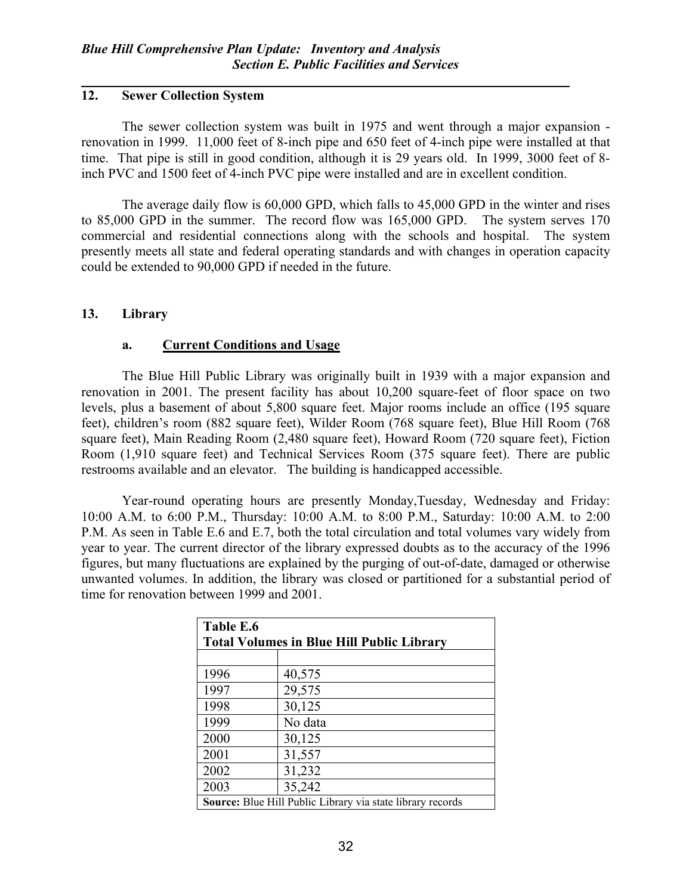## 12. Sewer Collection System

The sewer collection system was built in 1975 and went through a major expansion - renovation in 1999. 11,000 feet of 8-inch pipe and 650 feet of 4-inch pipe were installed at that time. That pipe is still in good condition, although it is 29 years old. In 1999, 3000 feet of 8-inch PVC and 1500 feet of 4-inch PVC pipe were installed and are in excellent condition.

The average daily flow is 60,000 GPD, which falls to 45,000 GPD in the winter and rises to 85,000 GPD in the summer. The record flow was 165,000 GPD. The system serves 170 commercial and residential connections along with the schools and hospital. The system presently meets all state and federal operating standards and with changes in operation capacity could be extended to 90,000 GPD if needed in the future.

## 13. Library

### a. Current Conditions and Usage

The Blue Hill Public Library was originally built in 1939 with a major expansion and renovation in 2001. The present facility has about 10,200 square-feet of floor space on two levels, plus a basement of about 5,800 square feet. Major rooms include an office (195 square feet), children's room (882 square feet), Wilder Room (768 square feet), Blue Hill Room (768 square feet), Main Reading Room (2,480 square feet), Howard Room (720 square feet), Fiction Room (1,910 square feet) and Technical Services Room (375 square feet). There are public restrooms available and an elevator. The building is handicapped accessible.

Year-round operating hours are presently Monday,Tuesday, Wednesday and Friday: 10:00 A.M. to 6:00 P.M., Thursday: 10:00 A.M. to 8:00 P.M., Saturday: 10:00 A.M. to 2:00 P.M. As seen in Table E.6 and E.7, both the total circulation and total volumes vary widely from year to year. The current director of the library expressed doubts as to the accuracy of the 1996 figures, but many fluctuations are explained by the purging of out-of-date, damaged or otherwise unwanted volumes. In addition, the library was closed or partitioned for a substantial period of time for renovation between 1999 and 2001.

**Table E.6**
**Total Volumes in Blue Hill Public Library**

| | |
|---|---|
| 1996 | 40,575 |
| 1997 | 29,575 |
| 1998 | 30,125 |
| 1999 | No data |
| 2000 | 30,125 |
| 2001 | 31,557 |
| 2002 | 31,232 |
| 2003 | 35,242 |

**Source:** Blue Hill Public Library via state library records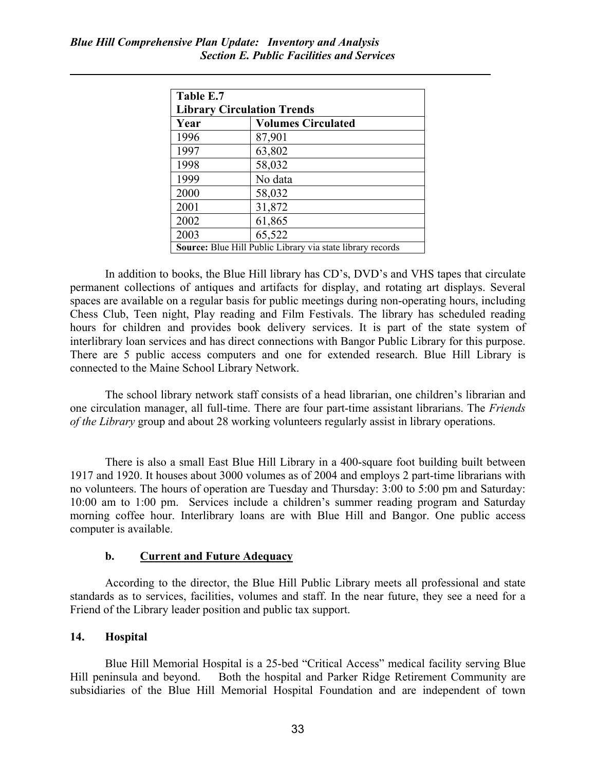| Table E.7 Library Circulation Trends | |
|---|---|
| **Year** | **Volumes Circulated** |
| 1996 | 87,901 |
| 1997 | 63,802 |
| 1998 | 58,032 |
| 1999 | No data |
| 2000 | 58,032 |
| 2001 | 31,872 |
| 2002 | 61,865 |
| 2003 | 65,522 |
| **Source:** Blue Hill Public Library via state library records | |

In addition to books, the Blue Hill library has CD's, DVD's and VHS tapes that circulate permanent collections of antiques and artifacts for display, and rotating art displays. Several spaces are available on a regular basis for public meetings during non-operating hours, including Chess Club, Teen night, Play reading and Film Festivals. The library has scheduled reading hours for children and provides book delivery services. It is part of the state system of interlibrary loan services and has direct connections with Bangor Public Library for this purpose. There are 5 public access computers and one for extended research. Blue Hill Library is connected to the Maine School Library Network.

The school library network staff consists of a head librarian, one children's librarian and one circulation manager, all full-time. There are four part-time assistant librarians. The *Friends of the Library* group and about 28 working volunteers regularly assist in library operations.

There is also a small East Blue Hill Library in a 400-square foot building built between 1917 and 1920. It houses about 3000 volumes as of 2004 and employs 2 part-time librarians with no volunteers. The hours of operation are Tuesday and Thursday: 3:00 to 5:00 pm and Saturday: 10:00 am to 1:00 pm. Services include a children's summer reading program and Saturday morning coffee hour. Interlibrary loans are with Blue Hill and Bangor. One public access computer is available.

#### b. Current and Future Adequacy

According to the director, the Blue Hill Public Library meets all professional and state standards as to services, facilities, volumes and staff. In the near future, they see a need for a Friend of the Library leader position and public tax support.

### 14. Hospital

Blue Hill Memorial Hospital is a 25-bed "Critical Access" medical facility serving Blue Hill peninsula and beyond. Both the hospital and Parker Ridge Retirement Community are subsidiaries of the Blue Hill Memorial Hospital Foundation and are independent of town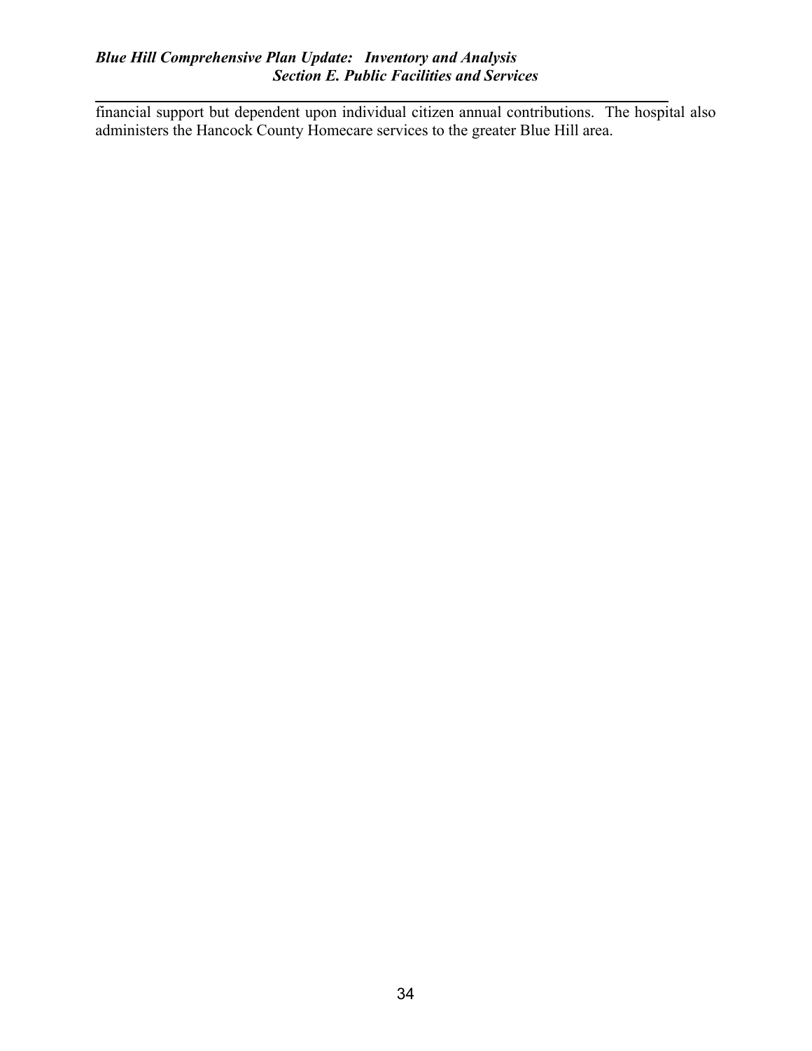financial support but dependent upon individual citizen annual contributions. The hospital also administers the Hancock County Homecare services to the greater Blue Hill area.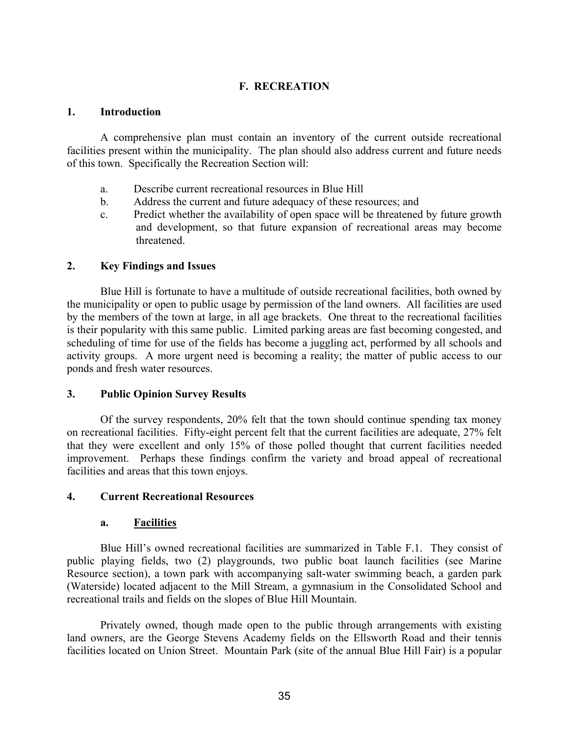## F. RECREATION

### 1. Introduction

A comprehensive plan must contain an inventory of the current outside recreational facilities present within the municipality. The plan should also address current and future needs of this town. Specifically the Recreation Section will:

a. Describe current recreational resources in Blue Hill
b. Address the current and future adequacy of these resources; and
c. Predict whether the availability of open space will be threatened by future growth and development, so that future expansion of recreational areas may become threatened.

### 2. Key Findings and Issues

Blue Hill is fortunate to have a multitude of outside recreational facilities, both owned by the municipality or open to public usage by permission of the land owners. All facilities are used by the members of the town at large, in all age brackets. One threat to the recreational facilities is their popularity with this same public. Limited parking areas are fast becoming congested, and scheduling of time for use of the fields has become a juggling act, performed by all schools and activity groups. A more urgent need is becoming a reality; the matter of public access to our ponds and fresh water resources.

### 3. Public Opinion Survey Results

Of the survey respondents, 20% felt that the town should continue spending tax money on recreational facilities. Fifty-eight percent felt that the current facilities are adequate, 27% felt that they were excellent and only 15% of those polled thought that current facilities needed improvement. Perhaps these findings confirm the variety and broad appeal of recreational facilities and areas that this town enjoys.

### 4. Current Recreational Resources

#### a. <u>Facilities</u>

Blue Hill's owned recreational facilities are summarized in Table F.1. They consist of public playing fields, two (2) playgrounds, two public boat launch facilities (see Marine Resource section), a town park with accompanying salt-water swimming beach, a garden park (Waterside) located adjacent to the Mill Stream, a gymnasium in the Consolidated School and recreational trails and fields on the slopes of Blue Hill Mountain.

Privately owned, though made open to the public through arrangements with existing land owners, are the George Stevens Academy fields on the Ellsworth Road and their tennis facilities located on Union Street. Mountain Park (site of the annual Blue Hill Fair) is a popular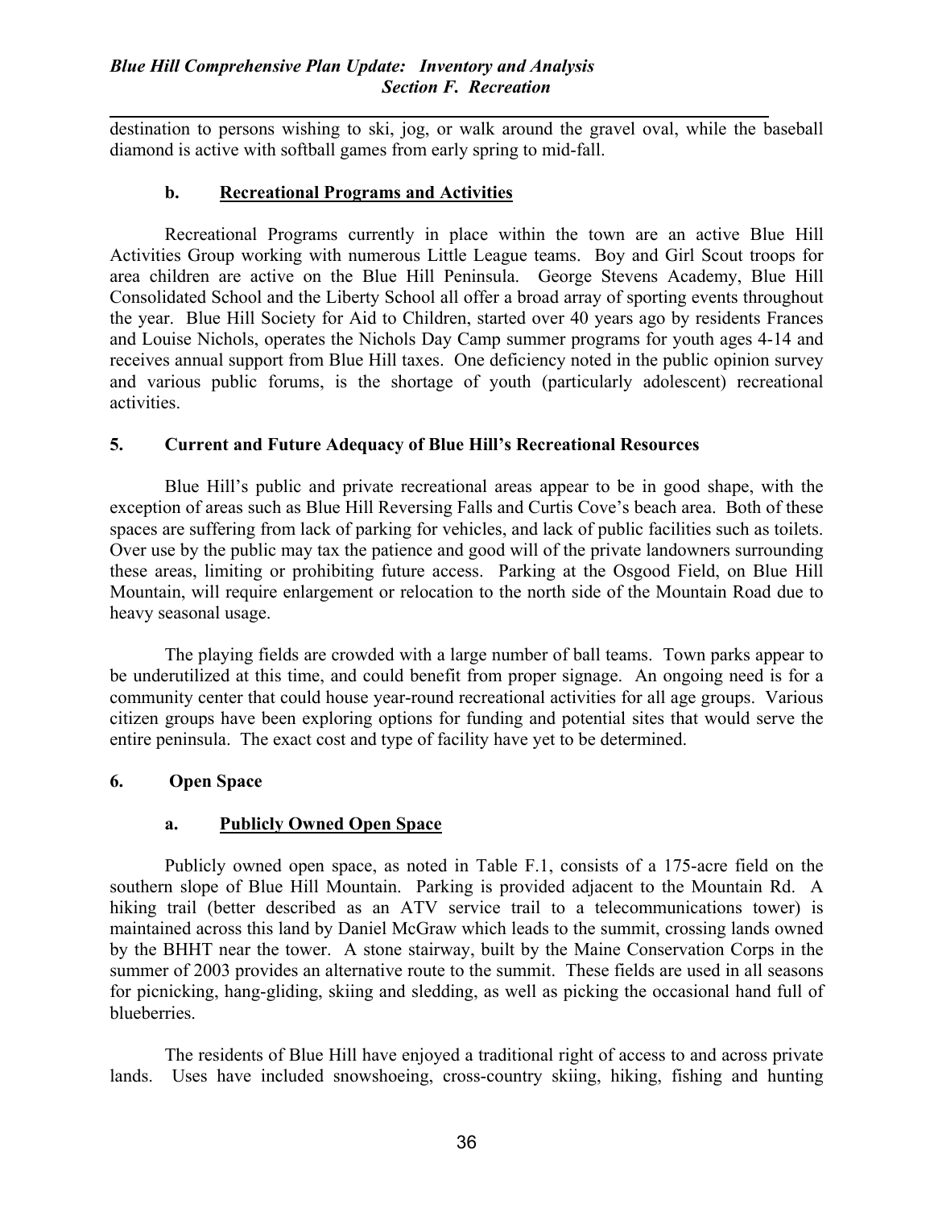destination to persons wishing to ski, jog, or walk around the gravel oval, while the baseball diamond is active with softball games from early spring to mid-fall.

### b. Recreational Programs and Activities

Recreational Programs currently in place within the town are an active Blue Hill Activities Group working with numerous Little League teams. Boy and Girl Scout troops for area children are active on the Blue Hill Peninsula. George Stevens Academy, Blue Hill Consolidated School and the Liberty School all offer a broad array of sporting events throughout the year. Blue Hill Society for Aid to Children, started over 40 years ago by residents Frances and Louise Nichols, operates the Nichols Day Camp summer programs for youth ages 4-14 and receives annual support from Blue Hill taxes. One deficiency noted in the public opinion survey and various public forums, is the shortage of youth (particularly adolescent) recreational activities.

## 5. Current and Future Adequacy of Blue Hill's Recreational Resources

Blue Hill's public and private recreational areas appear to be in good shape, with the exception of areas such as Blue Hill Reversing Falls and Curtis Cove's beach area. Both of these spaces are suffering from lack of parking for vehicles, and lack of public facilities such as toilets. Over use by the public may tax the patience and good will of the private landowners surrounding these areas, limiting or prohibiting future access. Parking at the Osgood Field, on Blue Hill Mountain, will require enlargement or relocation to the north side of the Mountain Road due to heavy seasonal usage.

The playing fields are crowded with a large number of ball teams. Town parks appear to be underutilized at this time, and could benefit from proper signage. An ongoing need is for a community center that could house year-round recreational activities for all age groups. Various citizen groups have been exploring options for funding and potential sites that would serve the entire peninsula. The exact cost and type of facility have yet to be determined.

## 6. Open Space

### a. Publicly Owned Open Space

Publicly owned open space, as noted in Table F.1, consists of a 175-acre field on the southern slope of Blue Hill Mountain. Parking is provided adjacent to the Mountain Rd. A hiking trail (better described as an ATV service trail to a telecommunications tower) is maintained across this land by Daniel McGraw which leads to the summit, crossing lands owned by the BHHT near the tower. A stone stairway, built by the Maine Conservation Corps in the summer of 2003 provides an alternative route to the summit. These fields are used in all seasons for picnicking, hang-gliding, skiing and sledding, as well as picking the occasional hand full of blueberries.

The residents of Blue Hill have enjoyed a traditional right of access to and across private lands. Uses have included snowshoeing, cross-country skiing, hiking, fishing and hunting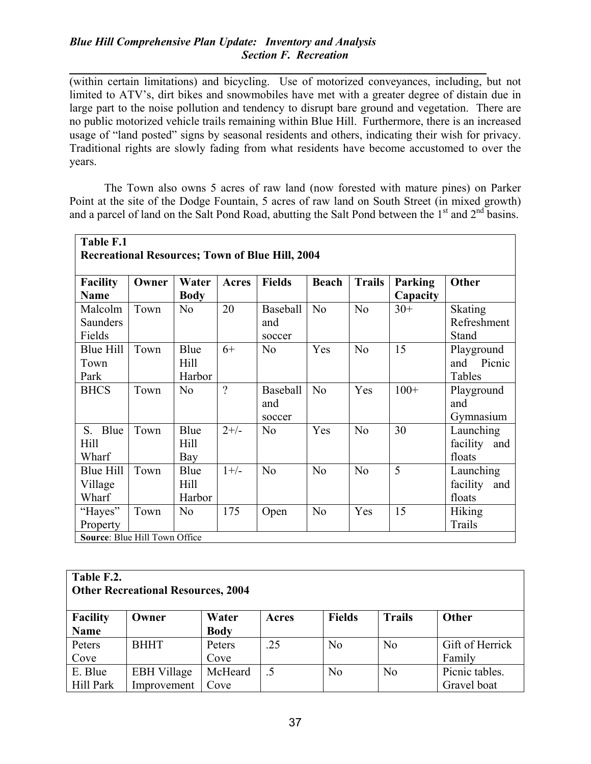(within certain limitations) and bicycling. Use of motorized conveyances, including, but not limited to ATV's, dirt bikes and snowmobiles have met with a greater degree of distain due in large part to the noise pollution and tendency to disrupt bare ground and vegetation. There are no public motorized vehicle trails remaining within Blue Hill. Furthermore, there is an increased usage of "land posted" signs by seasonal residents and others, indicating their wish for privacy. Traditional rights are slowly fading from what residents have become accustomed to over the years.

The Town also owns 5 acres of raw land (now forested with mature pines) on Parker Point at the site of the Dodge Fountain, 5 acres of raw land on South Street (in mixed growth) and a parcel of land on the Salt Pond Road, abutting the Salt Pond between the 1st and 2nd basins.

**Table F.1**
**Recreational Resources; Town of Blue Hill, 2004**

| Facility Name | Owner | Water Body | Acres | Fields | Beach | Trails | Parking Capacity | Other |
|---|---|---|---|---|---|---|---|---|
| Malcolm Saunders Fields | Town | No | 20 | Baseball and soccer | No | No | 30+ | Skating Refreshment Stand |
| Blue Hill Town Park | Town | Blue Hill Harbor | 6+ | No | Yes | No | 15 | Playground and Picnic Tables |
| BHCS | Town | No | ? | Baseball and soccer | No | Yes | 100+ | Playground and Gymnasium |
| S. Blue Hill Wharf | Town | Blue Hill Bay | 2+/- | No | Yes | No | 30 | Launching facility and floats |
| Blue Hill Village Wharf | Town | Blue Hill Harbor | 1+/- | No | No | No | 5 | Launching facility and floats |
| "Hayes" Property | Town | No | 175 | Open | No | Yes | 15 | Hiking Trails |

**Source**: Blue Hill Town Office

**Table F.2.**
**Other Recreational Resources, 2004**

| Facility Name | Owner | Water Body | Acres | Fields | Trails | Other |
|---|---|---|---|---|---|---|
| Peters Cove | BHHT | Peters Cove | .25 | No | No | Gift of Herrick Family |
| E. Blue Hill Park | EBH Village Improvement | McHeard Cove | .5 | No | No | Picnic tables. Gravel boat |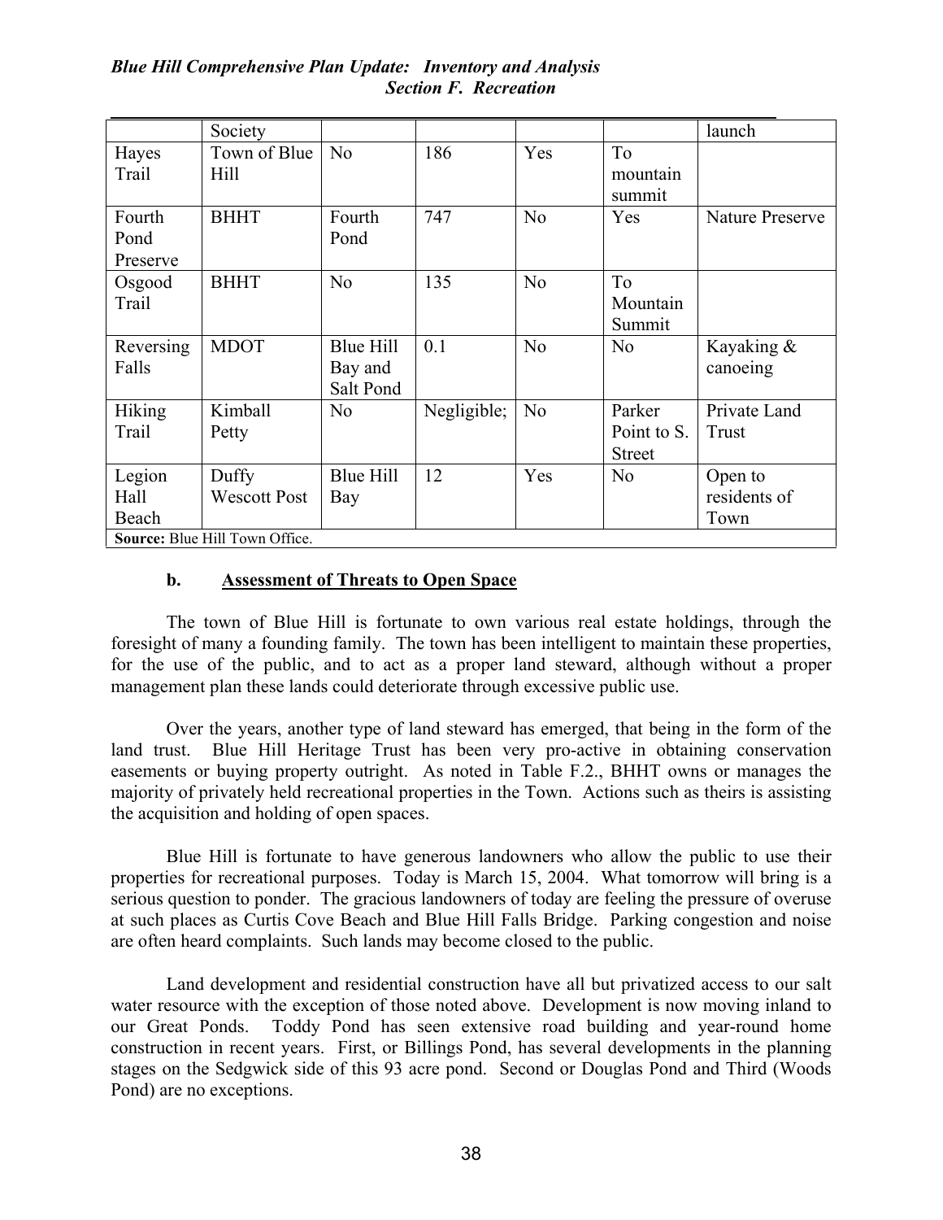| | Society | | | | | launch |
|---|---|---|---|---|---|---|
| Hayes Trail | Town of Blue Hill | No | 186 | Yes | To mountain summit | |
| Fourth Pond Preserve | BHHT | Fourth Pond | 747 | No | Yes | Nature Preserve |
| Osgood Trail | BHHT | No | 135 | No | To Mountain Summit | |
| Reversing Falls | MDOT | Blue Hill Bay and Salt Pond | 0.1 | No | No | Kayaking & canoeing |
| Hiking Trail | Kimball Petty | No | Negligible; | No | Parker Point to S. Street | Private Land Trust |
| Legion Hall Beach | Duffy Wescott Post | Blue Hill Bay | 12 | Yes | No | Open to residents of Town |
| **Source:** Blue Hill Town Office. | | | | | | |

### b. Assessment of Threats to Open Space

The town of Blue Hill is fortunate to own various real estate holdings, through the foresight of many a founding family. The town has been intelligent to maintain these properties, for the use of the public, and to act as a proper land steward, although without a proper management plan these lands could deteriorate through excessive public use.

Over the years, another type of land steward has emerged, that being in the form of the land trust. Blue Hill Heritage Trust has been very pro-active in obtaining conservation easements or buying property outright. As noted in Table F.2., BHHT owns or manages the majority of privately held recreational properties in the Town. Actions such as theirs is assisting the acquisition and holding of open spaces.

Blue Hill is fortunate to have generous landowners who allow the public to use their properties for recreational purposes. Today is March 15, 2004. What tomorrow will bring is a serious question to ponder. The gracious landowners of today are feeling the pressure of overuse at such places as Curtis Cove Beach and Blue Hill Falls Bridge. Parking congestion and noise are often heard complaints. Such lands may become closed to the public.

Land development and residential construction have all but privatized access to our salt water resource with the exception of those noted above. Development is now moving inland to our Great Ponds. Toddy Pond has seen extensive road building and year-round home construction in recent years. First, or Billings Pond, has several developments in the planning stages on the Sedgwick side of this 93 acre pond. Second or Douglas Pond and Third (Woods Pond) are no exceptions.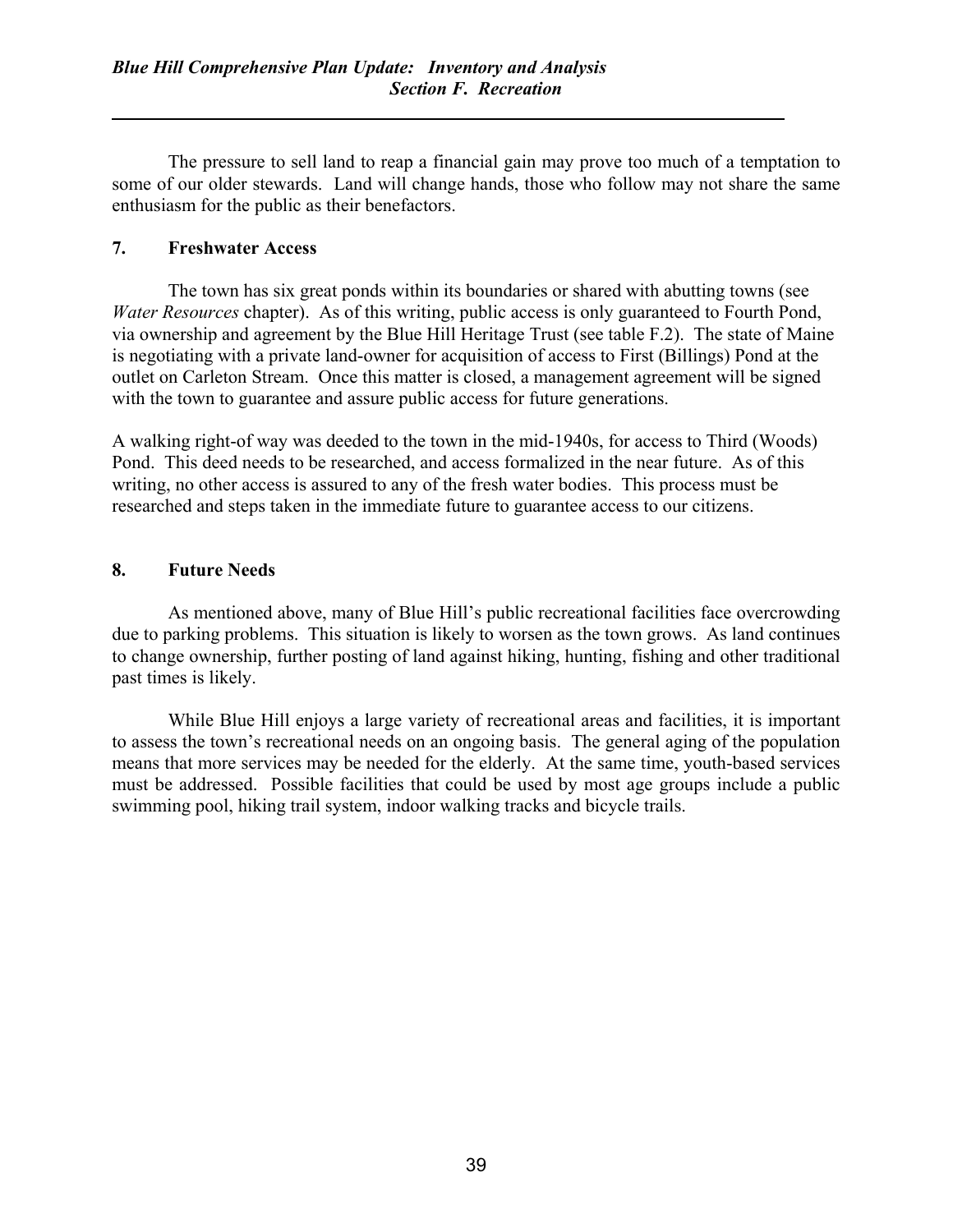The pressure to sell land to reap a financial gain may prove too much of a temptation to some of our older stewards. Land will change hands, those who follow may not share the same enthusiasm for the public as their benefactors.

## 7. Freshwater Access

The town has six great ponds within its boundaries or shared with abutting towns (see *Water Resources* chapter). As of this writing, public access is only guaranteed to Fourth Pond, via ownership and agreement by the Blue Hill Heritage Trust (see table F.2). The state of Maine is negotiating with a private land-owner for acquisition of access to First (Billings) Pond at the outlet on Carleton Stream. Once this matter is closed, a management agreement will be signed with the town to guarantee and assure public access for future generations.

A walking right-of way was deeded to the town in the mid-1940s, for access to Third (Woods) Pond. This deed needs to be researched, and access formalized in the near future. As of this writing, no other access is assured to any of the fresh water bodies. This process must be researched and steps taken in the immediate future to guarantee access to our citizens.

## 8. Future Needs

As mentioned above, many of Blue Hill's public recreational facilities face overcrowding due to parking problems. This situation is likely to worsen as the town grows. As land continues to change ownership, further posting of land against hiking, hunting, fishing and other traditional past times is likely.

While Blue Hill enjoys a large variety of recreational areas and facilities, it is important to assess the town's recreational needs on an ongoing basis. The general aging of the population means that more services may be needed for the elderly. At the same time, youth-based services must be addressed. Possible facilities that could be used by most age groups include a public swimming pool, hiking trail system, indoor walking tracks and bicycle trails.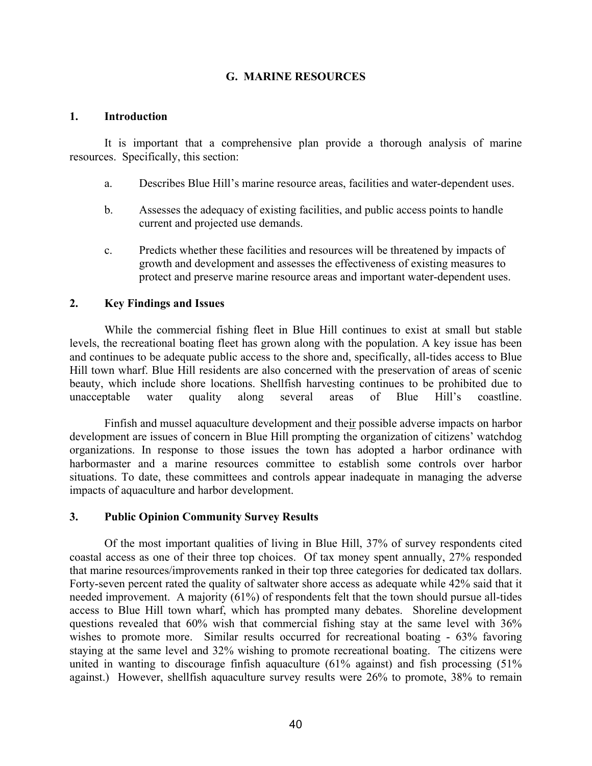## G. MARINE RESOURCES

### 1. Introduction

It is important that a comprehensive plan provide a thorough analysis of marine resources. Specifically, this section:

a. Describes Blue Hill's marine resource areas, facilities and water-dependent uses.

b. Assesses the adequacy of existing facilities, and public access points to handle current and projected use demands.

c. Predicts whether these facilities and resources will be threatened by impacts of growth and development and assesses the effectiveness of existing measures to protect and preserve marine resource areas and important water-dependent uses.

### 2. Key Findings and Issues

While the commercial fishing fleet in Blue Hill continues to exist at small but stable levels, the recreational boating fleet has grown along with the population. A key issue has been and continues to be adequate public access to the shore and, specifically, all-tides access to Blue Hill town wharf. Blue Hill residents are also concerned with the preservation of areas of scenic beauty, which include shore locations. Shellfish harvesting continues to be prohibited due to unacceptable water quality along several areas of Blue Hill's coastline.

Finfish and mussel aquaculture development and their possible adverse impacts on harbor development are issues of concern in Blue Hill prompting the organization of citizens' watchdog organizations. In response to those issues the town has adopted a harbor ordinance with harbormaster and a marine resources committee to establish some controls over harbor situations. To date, these committees and controls appear inadequate in managing the adverse impacts of aquaculture and harbor development.

### 3. Public Opinion Community Survey Results

Of the most important qualities of living in Blue Hill, 37% of survey respondents cited coastal access as one of their three top choices. Of tax money spent annually, 27% responded that marine resources/improvements ranked in their top three categories for dedicated tax dollars. Forty-seven percent rated the quality of saltwater shore access as adequate while 42% said that it needed improvement. A majority (61%) of respondents felt that the town should pursue all-tides access to Blue Hill town wharf, which has prompted many debates. Shoreline development questions revealed that 60% wish that commercial fishing stay at the same level with 36% wishes to promote more. Similar results occurred for recreational boating - 63% favoring staying at the same level and 32% wishing to promote recreational boating. The citizens were united in wanting to discourage finfish aquaculture (61% against) and fish processing (51% against.) However, shellfish aquaculture survey results were 26% to promote, 38% to remain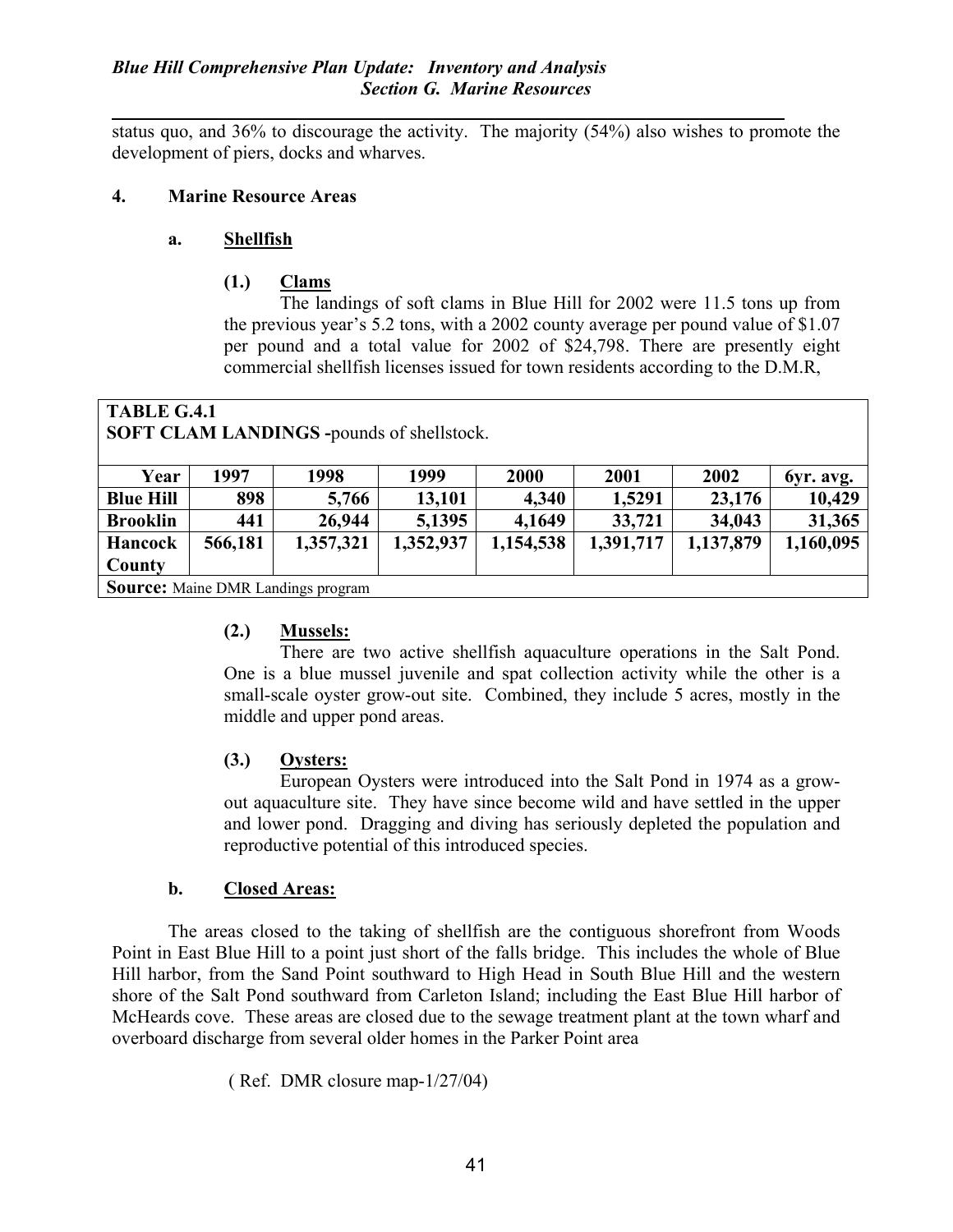status quo, and 36% to discourage the activity. The majority (54%) also wishes to promote the development of piers, docks and wharves.

### 4. Marine Resource Areas

#### a. Shellfish

**(1.) Clams**

The landings of soft clams in Blue Hill for 2002 were 11.5 tons up from the previous year's 5.2 tons, with a 2002 county average per pound value of $1.07 per pound and a total value for 2002 of $24,798. There are presently eight commercial shellfish licenses issued for town residents according to the D.M.R,

**TABLE G.4.1**
**SOFT CLAM LANDINGS -**pounds of shellstock.

| Year | 1997 | 1998 | 1999 | 2000 | 2001 | 2002 | 6yr. avg. |
|---|---|---|---|---|---|---|---|
| **Blue Hill** | 898 | 5,766 | 13,101 | 4,340 | 1,5291 | 23,176 | 10,429 |
| **Brooklin** | 441 | 26,944 | 5,1395 | 4,1649 | 33,721 | 34,043 | 31,365 |
| **Hancock County** | 566,181 | 1,357,321 | 1,352,937 | 1,154,538 | 1,391,717 | 1,137,879 | 1,160,095 |

**Source:** Maine DMR Landings program

**(2.) Mussels:**

There are two active shellfish aquaculture operations in the Salt Pond. One is a blue mussel juvenile and spat collection activity while the other is a small-scale oyster grow-out site. Combined, they include 5 acres, mostly in the middle and upper pond areas.

**(3.) Oysters:**

European Oysters were introduced into the Salt Pond in 1974 as a grow-out aquaculture site. They have since become wild and have settled in the upper and lower pond. Dragging and diving has seriously depleted the population and reproductive potential of this introduced species.

#### b. Closed Areas:

The areas closed to the taking of shellfish are the contiguous shorefront from Woods Point in East Blue Hill to a point just short of the falls bridge. This includes the whole of Blue Hill harbor, from the Sand Point southward to High Head in South Blue Hill and the western shore of the Salt Pond southward from Carleton Island; including the East Blue Hill harbor of McHeards cove. These areas are closed due to the sewage treatment plant at the town wharf and overboard discharge from several older homes in the Parker Point area

( Ref. DMR closure map-1/27/04)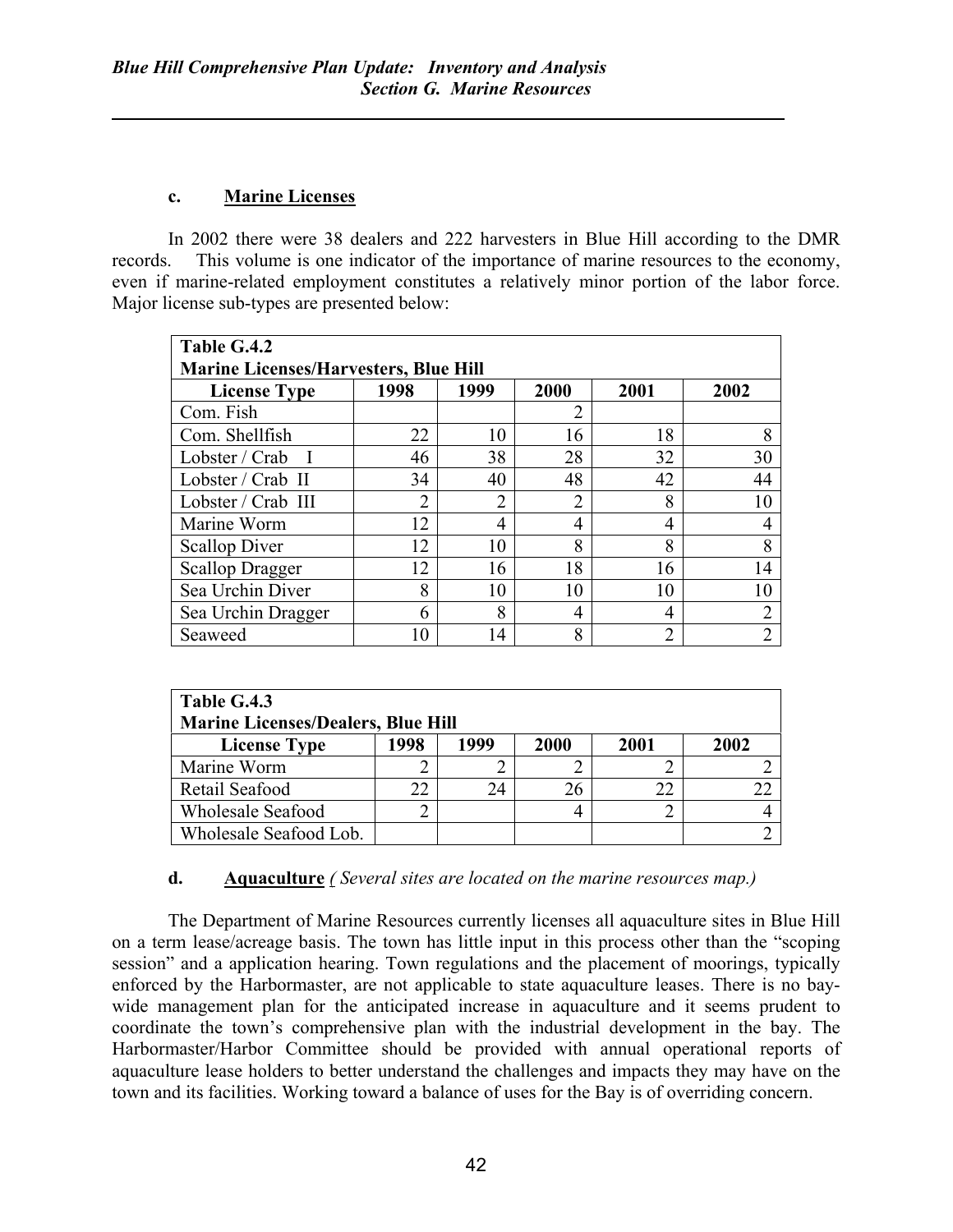### c. Marine Licenses

In 2002 there were 38 dealers and 222 harvesters in Blue Hill according to the DMR records. This volume is one indicator of the importance of marine resources to the economy, even if marine-related employment constitutes a relatively minor portion of the labor force. Major license sub-types are presented below:

| Table G.4.2<br>Marine Licenses/Harvesters, Blue Hill | | | | | |
|---|---|---|---|---|---|
| **License Type** | **1998** | **1999** | **2000** | **2001** | **2002** |
| Com. Fish | | | 2 | | |
| Com. Shellfish | 22 | 10 | 16 | 18 | 8 |
| Lobster / Crab I | 46 | 38 | 28 | 32 | 30 |
| Lobster / Crab II | 34 | 40 | 48 | 42 | 44 |
| Lobster / Crab III | 2 | 2 | 2 | 8 | 10 |
| Marine Worm | 12 | 4 | 4 | 4 | 4 |
| Scallop Diver | 12 | 10 | 8 | 8 | 8 |
| Scallop Dragger | 12 | 16 | 18 | 16 | 14 |
| Sea Urchin Diver | 8 | 10 | 10 | 10 | 10 |
| Sea Urchin Dragger | 6 | 8 | 4 | 4 | 2 |
| Seaweed | 10 | 14 | 8 | 2 | 2 |

| Table G.4.3<br>Marine Licenses/Dealers, Blue Hill | | | | | |
|---|---|---|---|---|---|
| **License Type** | **1998** | **1999** | **2000** | **2001** | **2002** |
| Marine Worm | 2 | 2 | 2 | 2 | 2 |
| Retail Seafood | 22 | 24 | 26 | 22 | 22 |
| Wholesale Seafood | 2 | | 4 | 2 | 4 |
| Wholesale Seafood Lob. | | | | | 2 |

### d. Aquaculture *( Several sites are located on the marine resources map.)*

The Department of Marine Resources currently licenses all aquaculture sites in Blue Hill on a term lease/acreage basis. The town has little input in this process other than the "scoping session" and a application hearing. Town regulations and the placement of moorings, typically enforced by the Harbormaster, are not applicable to state aquaculture leases. There is no bay-wide management plan for the anticipated increase in aquaculture and it seems prudent to coordinate the town's comprehensive plan with the industrial development in the bay. The Harbormaster/Harbor Committee should be provided with annual operational reports of aquaculture lease holders to better understand the challenges and impacts they may have on the town and its facilities. Working toward a balance of uses for the Bay is of overriding concern.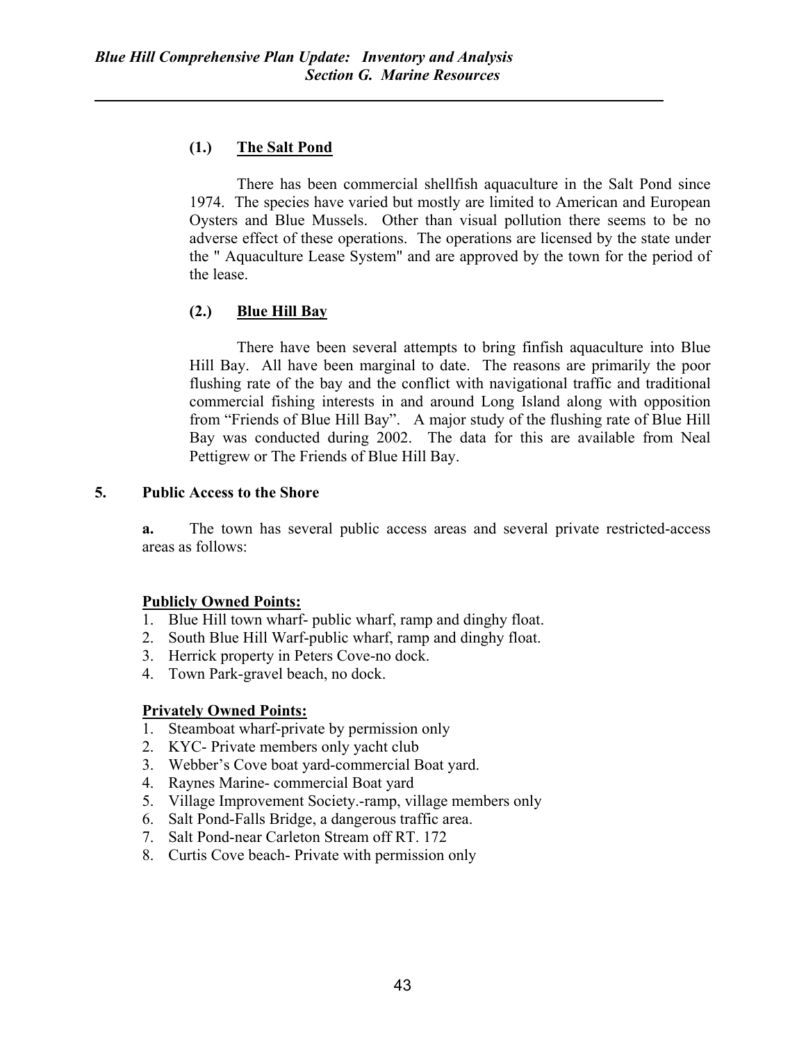### (1.) The Salt Pond

There has been commercial shellfish aquaculture in the Salt Pond since 1974. The species have varied but mostly are limited to American and European Oysters and Blue Mussels. Other than visual pollution there seems to be no adverse effect of these operations. The operations are licensed by the state under the " Aquaculture Lease System" and are approved by the town for the period of the lease.

### (2.) Blue Hill Bay

There have been several attempts to bring finfish aquaculture into Blue Hill Bay. All have been marginal to date. The reasons are primarily the poor flushing rate of the bay and the conflict with navigational traffic and traditional commercial fishing interests in and around Long Island along with opposition from "Friends of Blue Hill Bay". A major study of the flushing rate of Blue Hill Bay was conducted during 2002. The data for this are available from Neal Pettigrew or The Friends of Blue Hill Bay.

## 5. Public Access to the Shore

**a.** The town has several public access areas and several private restricted-access areas as follows:

**Publicly Owned Points:**

1. Blue Hill town wharf- public wharf, ramp and dinghy float.
2. South Blue Hill Warf-public wharf, ramp and dinghy float.
3. Herrick property in Peters Cove-no dock.
4. Town Park-gravel beach, no dock.

**Privately Owned Points:**

1. Steamboat wharf-private by permission only
2. KYC- Private members only yacht club
3. Webber's Cove boat yard-commercial Boat yard.
4. Raynes Marine- commercial Boat yard
5. Village Improvement Society.-ramp, village members only
6. Salt Pond-Falls Bridge, a dangerous traffic area.
7. Salt Pond-near Carleton Stream off RT. 172
8. Curtis Cove beach- Private with permission only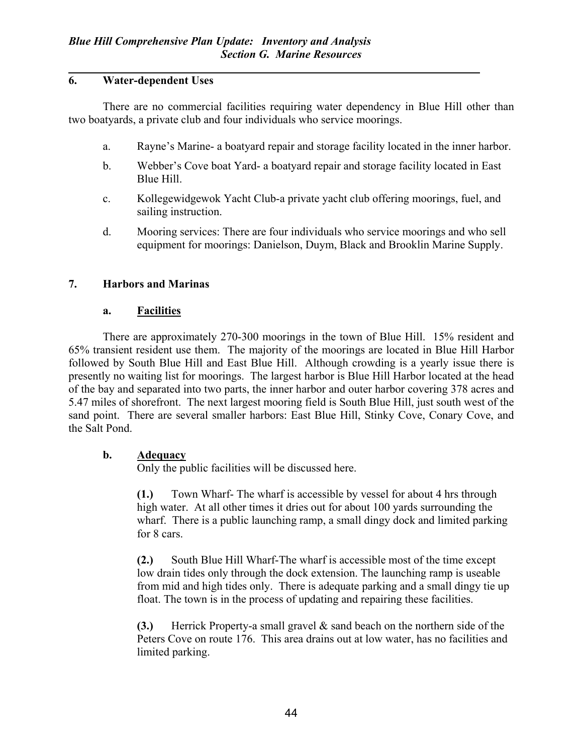## 6. Water-dependent Uses

There are no commercial facilities requiring water dependency in Blue Hill other than two boatyards, a private club and four individuals who service moorings.

a. Rayne's Marine- a boatyard repair and storage facility located in the inner harbor.

b. Webber's Cove boat Yard- a boatyard repair and storage facility located in East Blue Hill.

c. Kollegewidgewok Yacht Club-a private yacht club offering moorings, fuel, and sailing instruction.

d. Mooring services: There are four individuals who service moorings and who sell equipment for moorings: Danielson, Duym, Black and Brooklin Marine Supply.

## 7. Harbors and Marinas

### a. Facilities

There are approximately 270-300 moorings in the town of Blue Hill. 15% resident and 65% transient resident use them. The majority of the moorings are located in Blue Hill Harbor followed by South Blue Hill and East Blue Hill. Although crowding is a yearly issue there is presently no waiting list for moorings. The largest harbor is Blue Hill Harbor located at the head of the bay and separated into two parts, the inner harbor and outer harbor covering 378 acres and 5.47 miles of shorefront. The next largest mooring field is South Blue Hill, just south west of the sand point. There are several smaller harbors: East Blue Hill, Stinky Cove, Conary Cove, and the Salt Pond.

### b. Adequacy

Only the public facilities will be discussed here.

**(1.)** Town Wharf- The wharf is accessible by vessel for about 4 hrs through high water. At all other times it dries out for about 100 yards surrounding the wharf. There is a public launching ramp, a small dingy dock and limited parking for 8 cars.

**(2.)** South Blue Hill Wharf-The wharf is accessible most of the time except low drain tides only through the dock extension. The launching ramp is useable from mid and high tides only. There is adequate parking and a small dingy tie up float. The town is in the process of updating and repairing these facilities.

**(3.)** Herrick Property-a small gravel & sand beach on the northern side of the Peters Cove on route 176. This area drains out at low water, has no facilities and limited parking.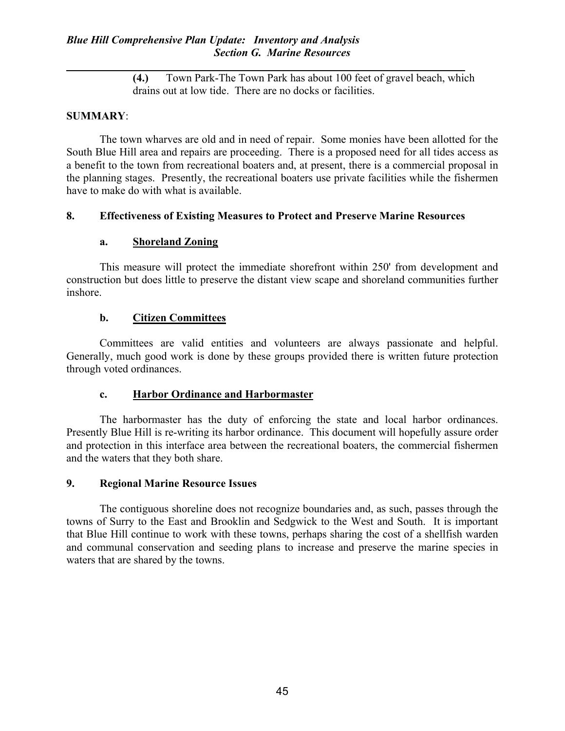**(4.)** Town Park-The Town Park has about 100 feet of gravel beach, which drains out at low tide. There are no docks or facilities.

**SUMMARY**:

The town wharves are old and in need of repair. Some monies have been allotted for the South Blue Hill area and repairs are proceeding. There is a proposed need for all tides access as a benefit to the town from recreational boaters and, at present, there is a commercial proposal in the planning stages. Presently, the recreational boaters use private facilities while the fishermen have to make do with what is available.

## 8. Effectiveness of Existing Measures to Protect and Preserve Marine Resources

### a. Shoreland Zoning

This measure will protect the immediate shorefront within 250' from development and construction but does little to preserve the distant view scape and shoreland communities further inshore.

### b. Citizen Committees

Committees are valid entities and volunteers are always passionate and helpful. Generally, much good work is done by these groups provided there is written future protection through voted ordinances.

### c. Harbor Ordinance and Harbormaster

The harbormaster has the duty of enforcing the state and local harbor ordinances. Presently Blue Hill is re-writing its harbor ordinance. This document will hopefully assure order and protection in this interface area between the recreational boaters, the commercial fishermen and the waters that they both share.

## 9. Regional Marine Resource Issues

The contiguous shoreline does not recognize boundaries and, as such, passes through the towns of Surry to the East and Brooklin and Sedgwick to the West and South. It is important that Blue Hill continue to work with these towns, perhaps sharing the cost of a shellfish warden and communal conservation and seeding plans to increase and preserve the marine species in waters that are shared by the towns.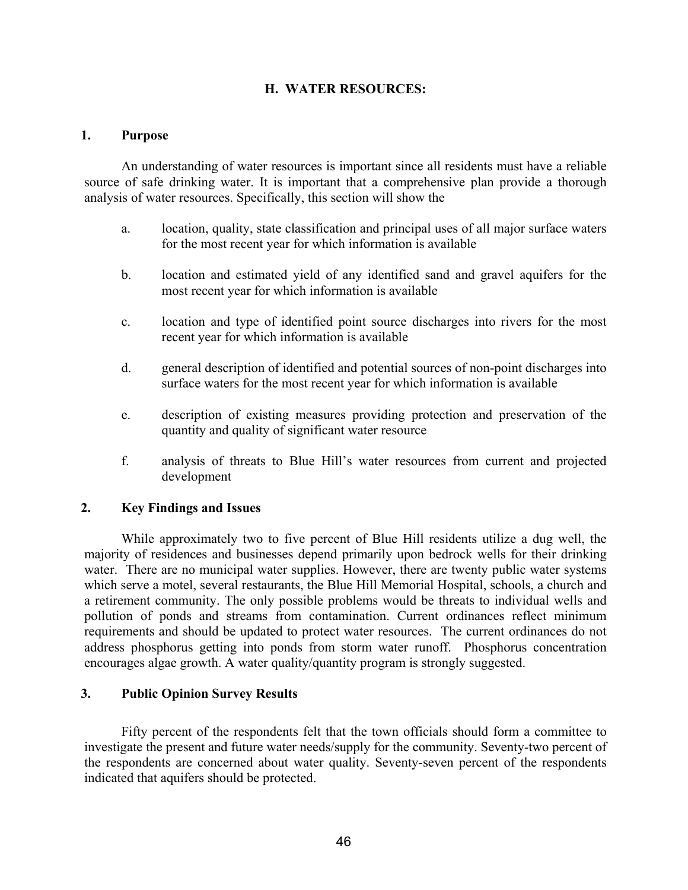## H. WATER RESOURCES:

### 1. Purpose

An understanding of water resources is important since all residents must have a reliable source of safe drinking water. It is important that a comprehensive plan provide a thorough analysis of water resources. Specifically, this section will show the

a. location, quality, state classification and principal uses of all major surface waters for the most recent year for which information is available

b. location and estimated yield of any identified sand and gravel aquifers for the most recent year for which information is available

c. location and type of identified point source discharges into rivers for the most recent year for which information is available

d. general description of identified and potential sources of non-point discharges into surface waters for the most recent year for which information is available

e. description of existing measures providing protection and preservation of the quantity and quality of significant water resource

f. analysis of threats to Blue Hill's water resources from current and projected development

### 2. Key Findings and Issues

While approximately two to five percent of Blue Hill residents utilize a dug well, the majority of residences and businesses depend primarily upon bedrock wells for their drinking water. There are no municipal water supplies. However, there are twenty public water systems which serve a motel, several restaurants, the Blue Hill Memorial Hospital, schools, a church and a retirement community. The only possible problems would be threats to individual wells and pollution of ponds and streams from contamination. Current ordinances reflect minimum requirements and should be updated to protect water resources. The current ordinances do not address phosphorus getting into ponds from storm water runoff. Phosphorus concentration encourages algae growth. A water quality/quantity program is strongly suggested.

### 3. Public Opinion Survey Results

Fifty percent of the respondents felt that the town officials should form a committee to investigate the present and future water needs/supply for the community. Seventy-two percent of the respondents are concerned about water quality. Seventy-seven percent of the respondents indicated that aquifers should be protected.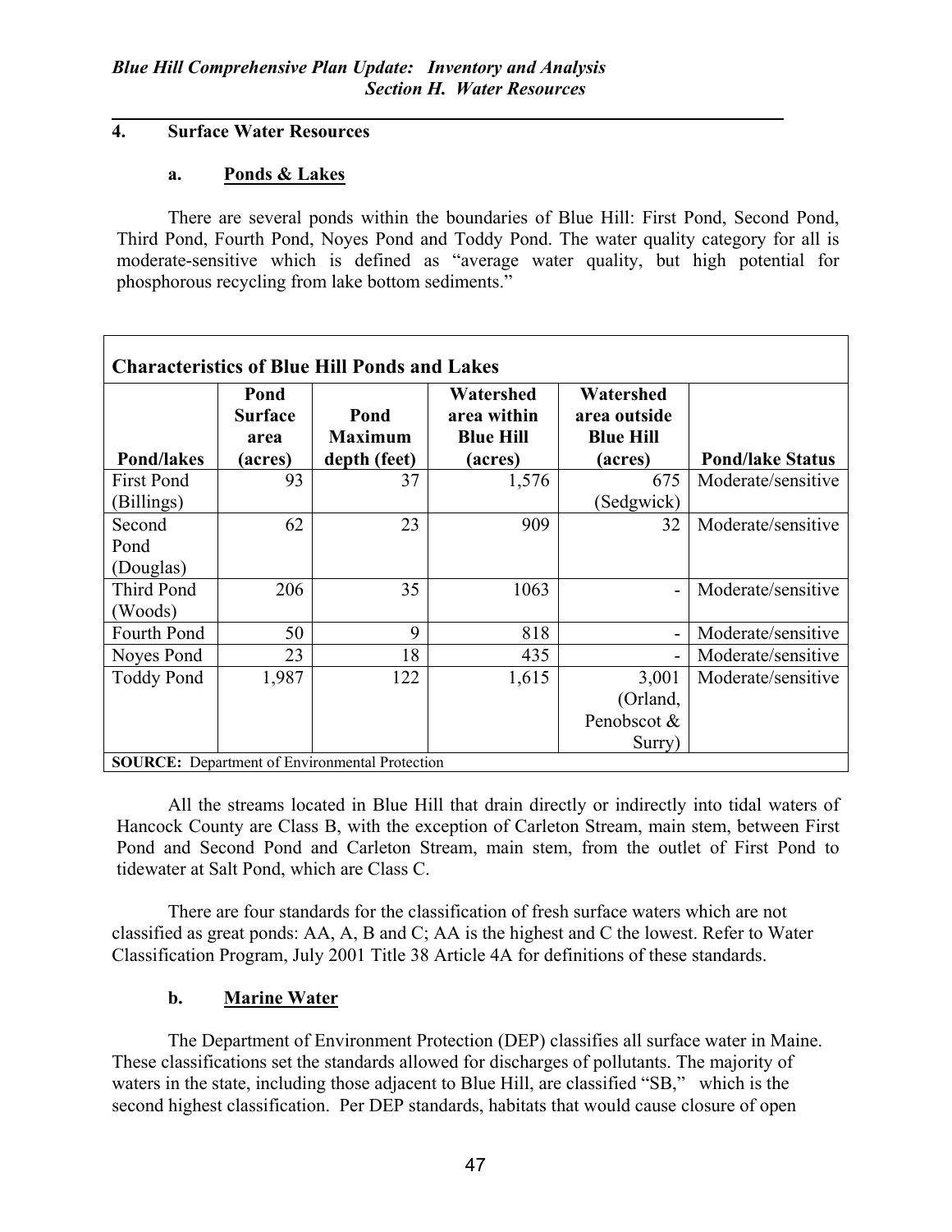## 4. Surface Water Resources

### a. Ponds & Lakes

There are several ponds within the boundaries of Blue Hill: First Pond, Second Pond, Third Pond, Fourth Pond, Noyes Pond and Toddy Pond. The water quality category for all is moderate-sensitive which is defined as "average water quality, but high potential for phosphorous recycling from lake bottom sediments."

**Characteristics of Blue Hill Ponds and Lakes**

| Pond/lakes | Pond Surface area (acres) | Pond Maximum depth (feet) | Watershed area within Blue Hill (acres) | Watershed area outside Blue Hill (acres) | Pond/lake Status |
|---|---|---|---|---|---|
| First Pond (Billings) | 93 | 37 | 1,576 | 675 (Sedgwick) | Moderate/sensitive |
| Second Pond (Douglas) | 62 | 23 | 909 | 32 | Moderate/sensitive |
| Third Pond (Woods) | 206 | 35 | 1063 | - | Moderate/sensitive |
| Fourth Pond | 50 | 9 | 818 | - | Moderate/sensitive |
| Noyes Pond | 23 | 18 | 435 | - | Moderate/sensitive |
| Toddy Pond | 1,987 | 122 | 1,615 | 3,001 (Orland, Penobscot & Surry) | Moderate/sensitive |

**SOURCE:** Department of Environmental Protection

All the streams located in Blue Hill that drain directly or indirectly into tidal waters of Hancock County are Class B, with the exception of Carleton Stream, main stem, between First Pond and Second Pond and Carleton Stream, main stem, from the outlet of First Pond to tidewater at Salt Pond, which are Class C.

There are four standards for the classification of fresh surface waters which are not classified as great ponds: AA, A, B and C; AA is the highest and C the lowest. Refer to Water Classification Program, July 2001 Title 38 Article 4A for definitions of these standards.

### b. Marine Water

The Department of Environment Protection (DEP) classifies all surface water in Maine. These classifications set the standards allowed for discharges of pollutants. The majority of waters in the state, including those adjacent to Blue Hill, are classified "SB," which is the second highest classification. Per DEP standards, habitats that would cause closure of open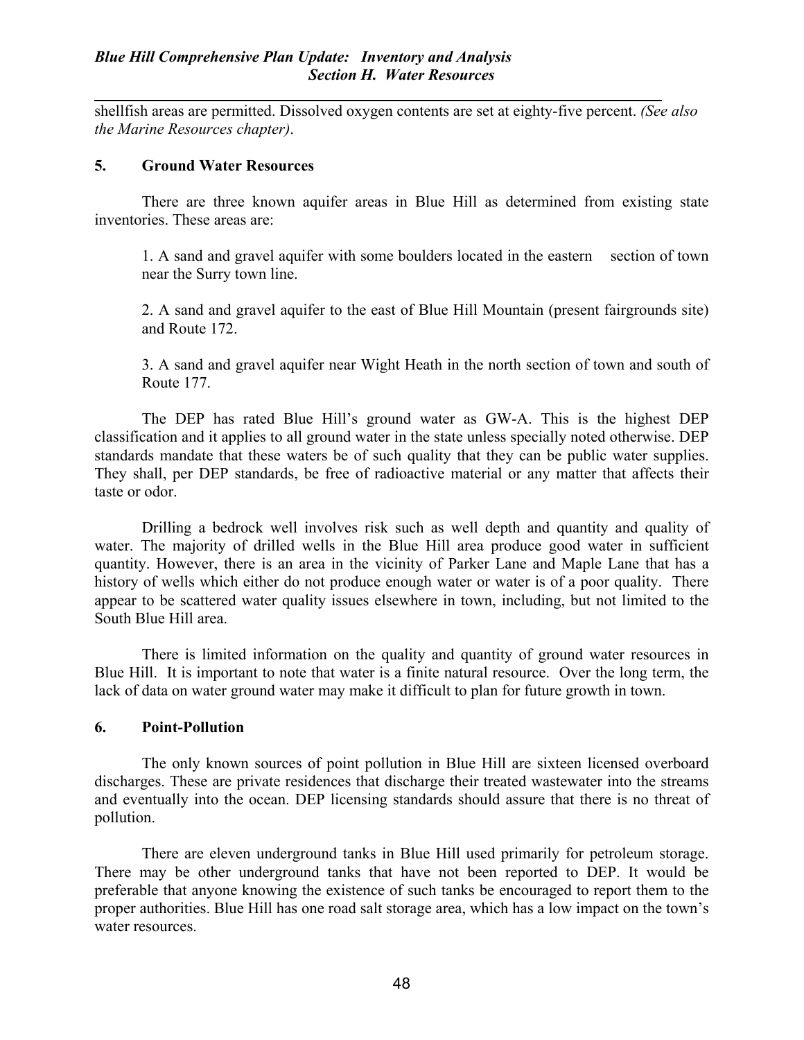shellfish areas are permitted. Dissolved oxygen contents are set at eighty-five percent. *(See also the Marine Resources chapter)*.

## 5. Ground Water Resources

There are three known aquifer areas in Blue Hill as determined from existing state inventories. These areas are:

1. A sand and gravel aquifer with some boulders located in the eastern section of town near the Surry town line.

2. A sand and gravel aquifer to the east of Blue Hill Mountain (present fairgrounds site) and Route 172.

3. A sand and gravel aquifer near Wight Heath in the north section of town and south of Route 177.

The DEP has rated Blue Hill's ground water as GW-A. This is the highest DEP classification and it applies to all ground water in the state unless specially noted otherwise. DEP standards mandate that these waters be of such quality that they can be public water supplies. They shall, per DEP standards, be free of radioactive material or any matter that affects their taste or odor.

Drilling a bedrock well involves risk such as well depth and quantity and quality of water. The majority of drilled wells in the Blue Hill area produce good water in sufficient quantity. However, there is an area in the vicinity of Parker Lane and Maple Lane that has a history of wells which either do not produce enough water or water is of a poor quality. There appear to be scattered water quality issues elsewhere in town, including, but not limited to the South Blue Hill area.

There is limited information on the quality and quantity of ground water resources in Blue Hill. It is important to note that water is a finite natural resource. Over the long term, the lack of data on water ground water may make it difficult to plan for future growth in town.

## 6. Point-Pollution

The only known sources of point pollution in Blue Hill are sixteen licensed overboard discharges. These are private residences that discharge their treated wastewater into the streams and eventually into the ocean. DEP licensing standards should assure that there is no threat of pollution.

There are eleven underground tanks in Blue Hill used primarily for petroleum storage. There may be other underground tanks that have not been reported to DEP. It would be preferable that anyone knowing the existence of such tanks be encouraged to report them to the proper authorities. Blue Hill has one road salt storage area, which has a low impact on the town's water resources.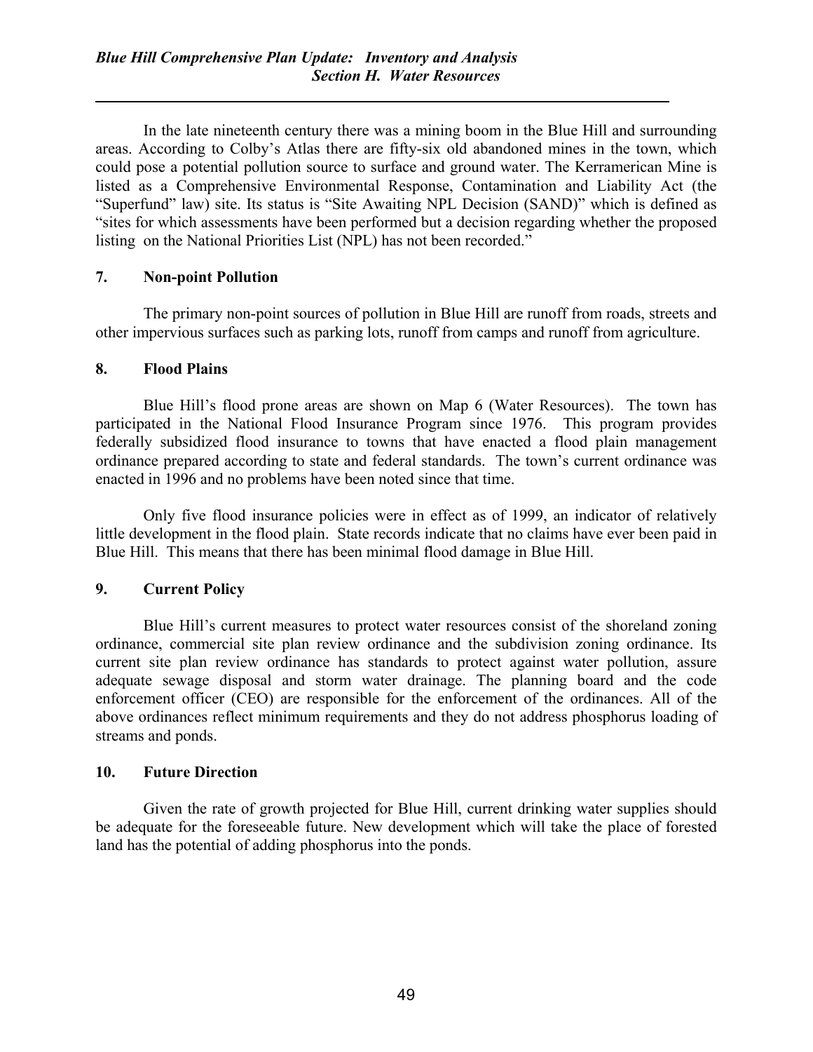In the late nineteenth century there was a mining boom in the Blue Hill and surrounding areas. According to Colby's Atlas there are fifty-six old abandoned mines in the town, which could pose a potential pollution source to surface and ground water. The Kerramerican Mine is listed as a Comprehensive Environmental Response, Contamination and Liability Act (the "Superfund" law) site. Its status is "Site Awaiting NPL Decision (SAND)" which is defined as "sites for which assessments have been performed but a decision regarding whether the proposed listing on the National Priorities List (NPL) has not been recorded."

### 7. Non-point Pollution

The primary non-point sources of pollution in Blue Hill are runoff from roads, streets and other impervious surfaces such as parking lots, runoff from camps and runoff from agriculture.

### 8. Flood Plains

Blue Hill's flood prone areas are shown on Map 6 (Water Resources). The town has participated in the National Flood Insurance Program since 1976. This program provides federally subsidized flood insurance to towns that have enacted a flood plain management ordinance prepared according to state and federal standards. The town's current ordinance was enacted in 1996 and no problems have been noted since that time.

Only five flood insurance policies were in effect as of 1999, an indicator of relatively little development in the flood plain. State records indicate that no claims have ever been paid in Blue Hill. This means that there has been minimal flood damage in Blue Hill.

### 9. Current Policy

Blue Hill's current measures to protect water resources consist of the shoreland zoning ordinance, commercial site plan review ordinance and the subdivision zoning ordinance. Its current site plan review ordinance has standards to protect against water pollution, assure adequate sewage disposal and storm water drainage. The planning board and the code enforcement officer (CEO) are responsible for the enforcement of the ordinances. All of the above ordinances reflect minimum requirements and they do not address phosphorus loading of streams and ponds.

### 10. Future Direction

Given the rate of growth projected for Blue Hill, current drinking water supplies should be adequate for the foreseeable future. New development which will take the place of forested land has the potential of adding phosphorus into the ponds.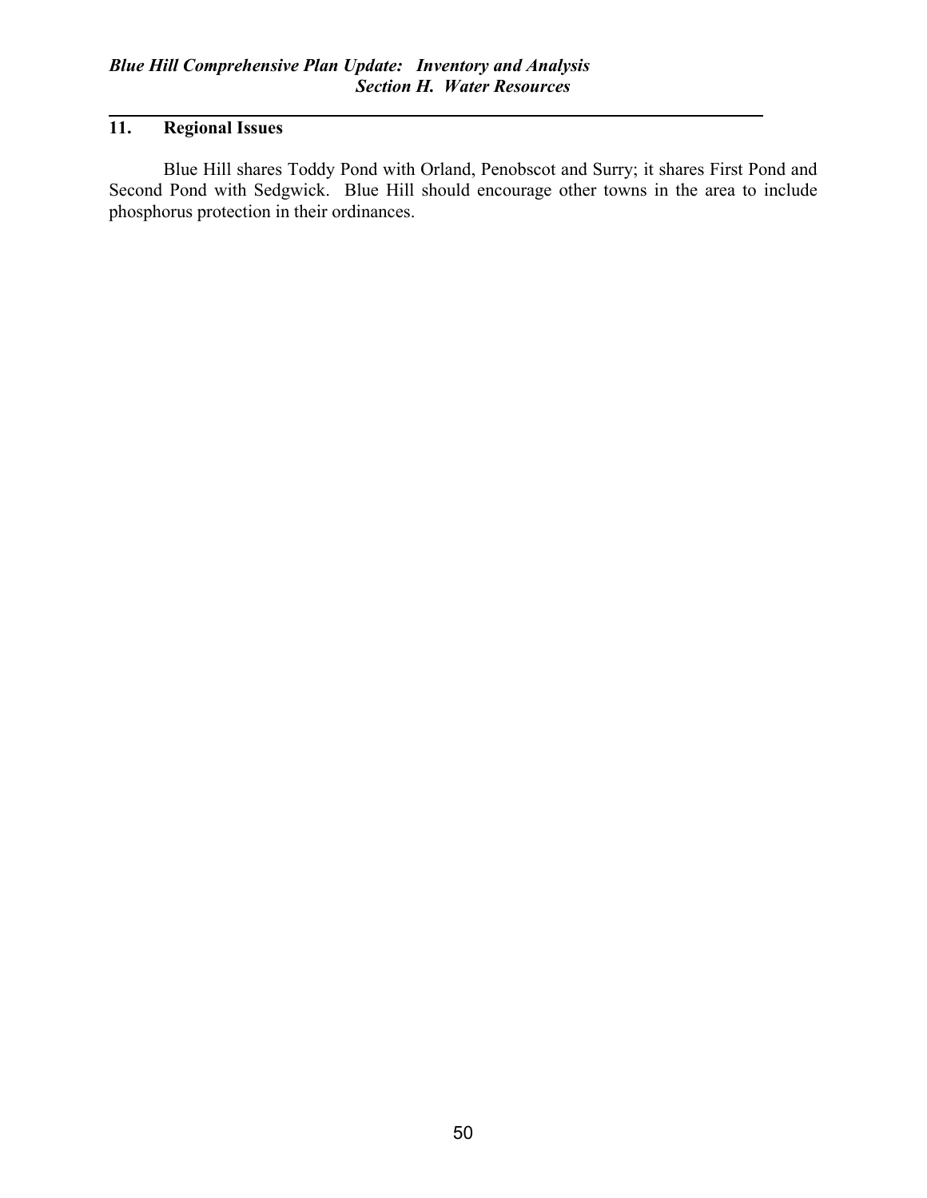## 11. Regional Issues

Blue Hill shares Toddy Pond with Orland, Penobscot and Surry; it shares First Pond and Second Pond with Sedgwick. Blue Hill should encourage other towns in the area to include phosphorus protection in their ordinances.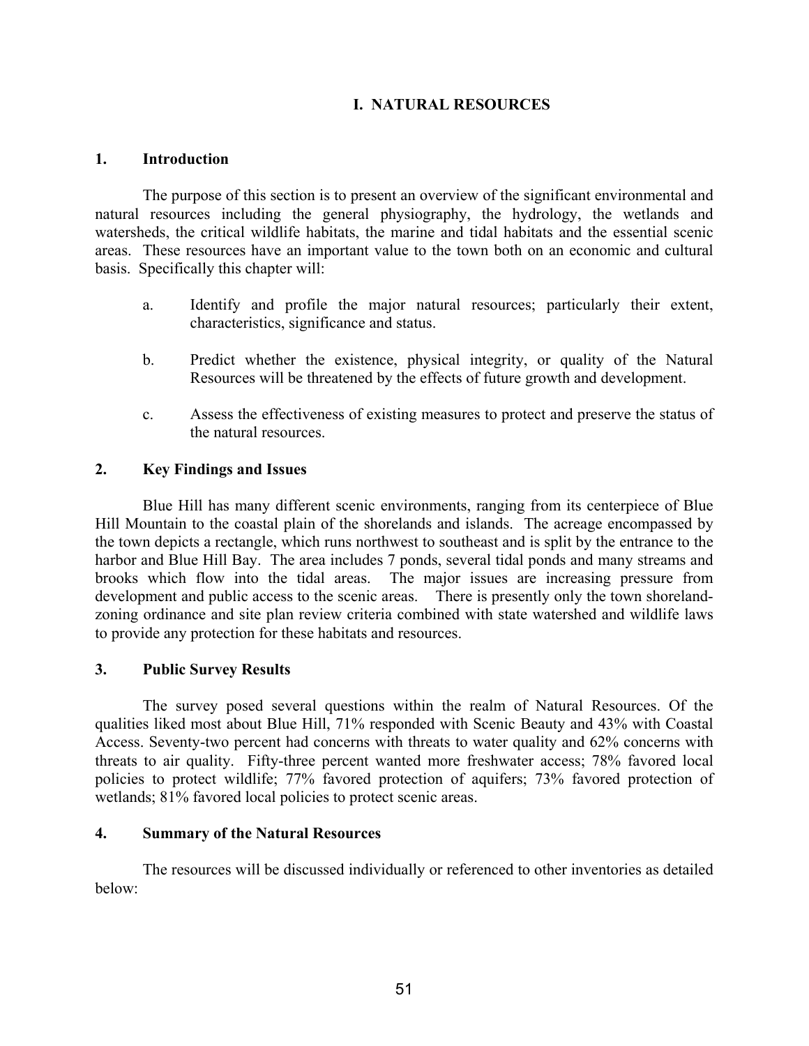# I. NATURAL RESOURCES

## 1. Introduction

The purpose of this section is to present an overview of the significant environmental and natural resources including the general physiography, the hydrology, the wetlands and watersheds, the critical wildlife habitats, the marine and tidal habitats and the essential scenic areas. These resources have an important value to the town both on an economic and cultural basis. Specifically this chapter will:

a. Identify and profile the major natural resources; particularly their extent, characteristics, significance and status.

b. Predict whether the existence, physical integrity, or quality of the Natural Resources will be threatened by the effects of future growth and development.

c. Assess the effectiveness of existing measures to protect and preserve the status of the natural resources.

## 2. Key Findings and Issues

Blue Hill has many different scenic environments, ranging from its centerpiece of Blue Hill Mountain to the coastal plain of the shorelands and islands. The acreage encompassed by the town depicts a rectangle, which runs northwest to southeast and is split by the entrance to the harbor and Blue Hill Bay. The area includes 7 ponds, several tidal ponds and many streams and brooks which flow into the tidal areas. The major issues are increasing pressure from development and public access to the scenic areas. There is presently only the town shoreland-zoning ordinance and site plan review criteria combined with state watershed and wildlife laws to provide any protection for these habitats and resources.

## 3. Public Survey Results

The survey posed several questions within the realm of Natural Resources. Of the qualities liked most about Blue Hill, 71% responded with Scenic Beauty and 43% with Coastal Access. Seventy-two percent had concerns with threats to water quality and 62% concerns with threats to air quality. Fifty-three percent wanted more freshwater access; 78% favored local policies to protect wildlife; 77% favored protection of aquifers; 73% favored protection of wetlands; 81% favored local policies to protect scenic areas.

## 4. Summary of the Natural Resources

The resources will be discussed individually or referenced to other inventories as detailed below: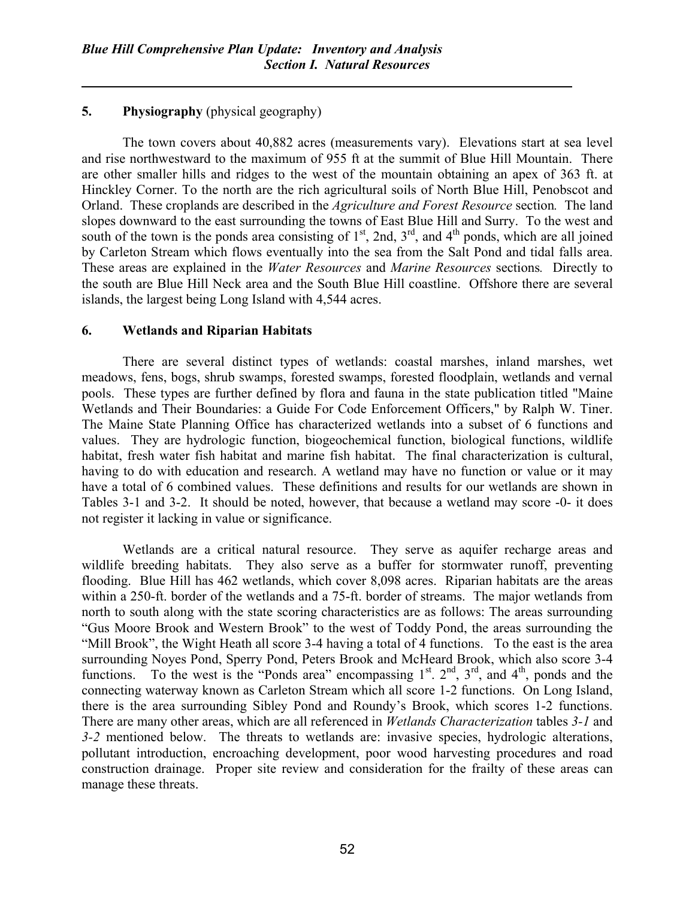## 5. Physiography (physical geography)

The town covers about 40,882 acres (measurements vary). Elevations start at sea level and rise northwestward to the maximum of 955 ft at the summit of Blue Hill Mountain. There are other smaller hills and ridges to the west of the mountain obtaining an apex of 363 ft. at Hinckley Corner. To the north are the rich agricultural soils of North Blue Hill, Penobscot and Orland. These croplands are described in the *Agriculture and Forest Resource* section*.* The land slopes downward to the east surrounding the towns of East Blue Hill and Surry. To the west and south of the town is the ponds area consisting of 1st, 2nd, 3rd, and 4th ponds, which are all joined by Carleton Stream which flows eventually into the sea from the Salt Pond and tidal falls area. These areas are explained in the *Water Resources* and *Marine Resources* sections*.* Directly to the south are Blue Hill Neck area and the South Blue Hill coastline. Offshore there are several islands, the largest being Long Island with 4,544 acres.

## 6. Wetlands and Riparian Habitats

There are several distinct types of wetlands: coastal marshes, inland marshes, wet meadows, fens, bogs, shrub swamps, forested swamps, forested floodplain, wetlands and vernal pools. These types are further defined by flora and fauna in the state publication titled "Maine Wetlands and Their Boundaries: a Guide For Code Enforcement Officers," by Ralph W. Tiner. The Maine State Planning Office has characterized wetlands into a subset of 6 functions and values. They are hydrologic function, biogeochemical function, biological functions, wildlife habitat, fresh water fish habitat and marine fish habitat. The final characterization is cultural, having to do with education and research. A wetland may have no function or value or it may have a total of 6 combined values. These definitions and results for our wetlands are shown in Tables 3-1 and 3-2. It should be noted, however, that because a wetland may score -0- it does not register it lacking in value or significance.

Wetlands are a critical natural resource. They serve as aquifer recharge areas and wildlife breeding habitats. They also serve as a buffer for stormwater runoff, preventing flooding. Blue Hill has 462 wetlands, which cover 8,098 acres. Riparian habitats are the areas within a 250-ft. border of the wetlands and a 75-ft. border of streams. The major wetlands from north to south along with the state scoring characteristics are as follows: The areas surrounding "Gus Moore Brook and Western Brook" to the west of Toddy Pond, the areas surrounding the "Mill Brook", the Wight Heath all score 3-4 having a total of 4 functions. To the east is the area surrounding Noyes Pond, Sperry Pond, Peters Brook and McHeard Brook, which also score 3-4 functions. To the west is the "Ponds area" encompassing 1st. 2nd, 3rd, and 4th, ponds and the connecting waterway known as Carleton Stream which all score 1-2 functions. On Long Island, there is the area surrounding Sibley Pond and Roundy's Brook, which scores 1-2 functions. There are many other areas, which are all referenced in *Wetlands Characterization* tables *3-1* and *3-2* mentioned below. The threats to wetlands are: invasive species, hydrologic alterations, pollutant introduction, encroaching development, poor wood harvesting procedures and road construction drainage. Proper site review and consideration for the frailty of these areas can manage these threats.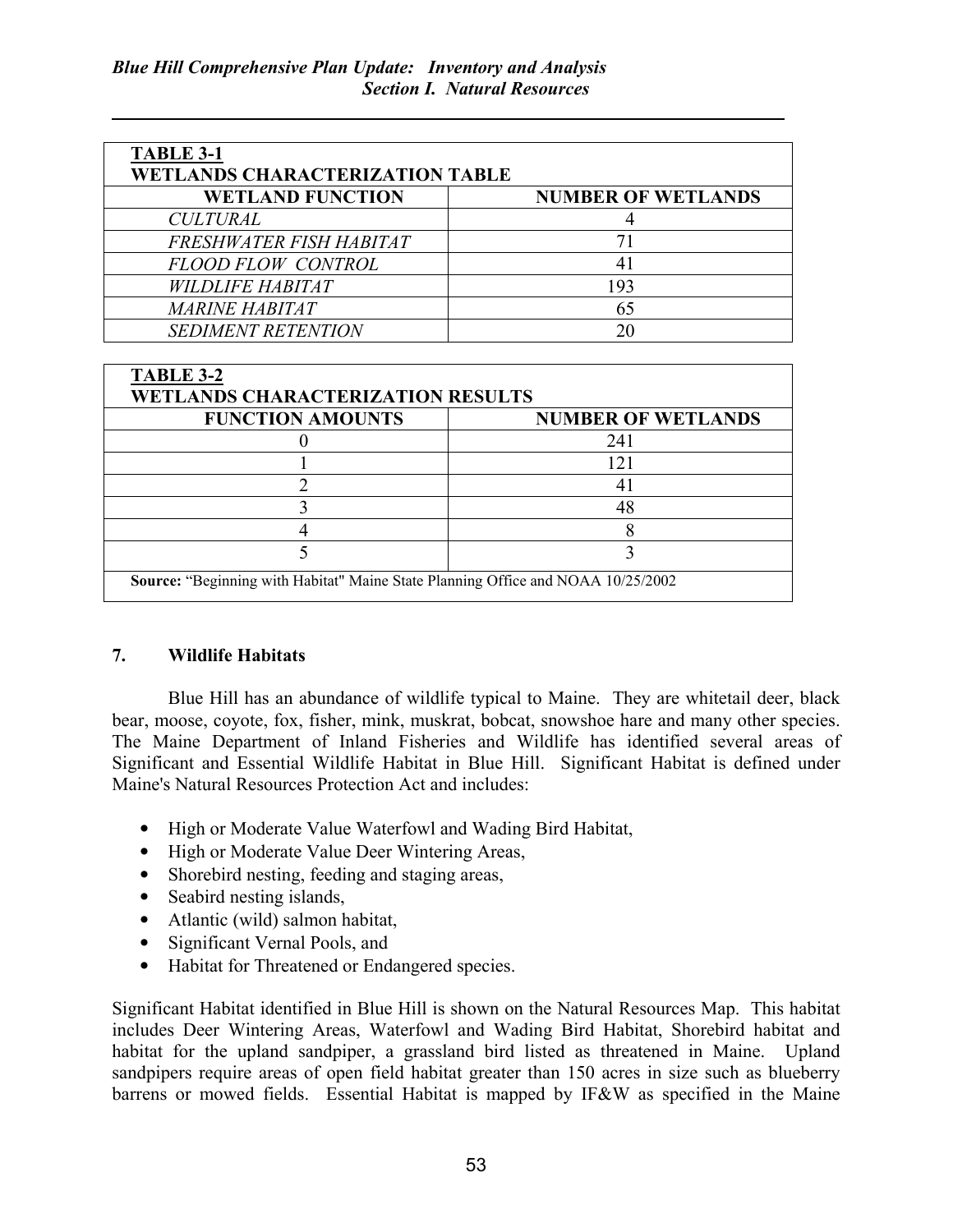| **TABLE 3-1** **WETLANDS CHARACTERIZATION TABLE** | |
|---|---|
| **WETLAND FUNCTION** | **NUMBER OF WETLANDS** |
| *CULTURAL* | 4 |
| *FRESHWATER FISH HABITAT* | 71 |
| *FLOOD FLOW CONTROL* | 41 |
| *WILDLIFE HABITAT* | 193 |
| *MARINE HABITAT* | 65 |
| *SEDIMENT RETENTION* | 20 |

| **TABLE 3-2** **WETLANDS CHARACTERIZATION RESULTS** | |
|---|---|
| **FUNCTION AMOUNTS** | **NUMBER OF WETLANDS** |
| 0 | 241 |
| 1 | 121 |
| 2 | 41 |
| 3 | 48 |
| 4 | 8 |
| 5 | 3 |

**Source:** "Beginning with Habitat" Maine State Planning Office and NOAA 10/25/2002

## 7. Wildlife Habitats

Blue Hill has an abundance of wildlife typical to Maine. They are whitetail deer, black bear, moose, coyote, fox, fisher, mink, muskrat, bobcat, snowshoe hare and many other species. The Maine Department of Inland Fisheries and Wildlife has identified several areas of Significant and Essential Wildlife Habitat in Blue Hill. Significant Habitat is defined under Maine's Natural Resources Protection Act and includes:

- High or Moderate Value Waterfowl and Wading Bird Habitat,
- High or Moderate Value Deer Wintering Areas,
- Shorebird nesting, feeding and staging areas,
- Seabird nesting islands,
- Atlantic (wild) salmon habitat,
- Significant Vernal Pools, and
- Habitat for Threatened or Endangered species.

Significant Habitat identified in Blue Hill is shown on the Natural Resources Map. This habitat includes Deer Wintering Areas, Waterfowl and Wading Bird Habitat, Shorebird habitat and habitat for the upland sandpiper, a grassland bird listed as threatened in Maine. Upland sandpipers require areas of open field habitat greater than 150 acres in size such as blueberry barrens or mowed fields. Essential Habitat is mapped by IF&W as specified in the Maine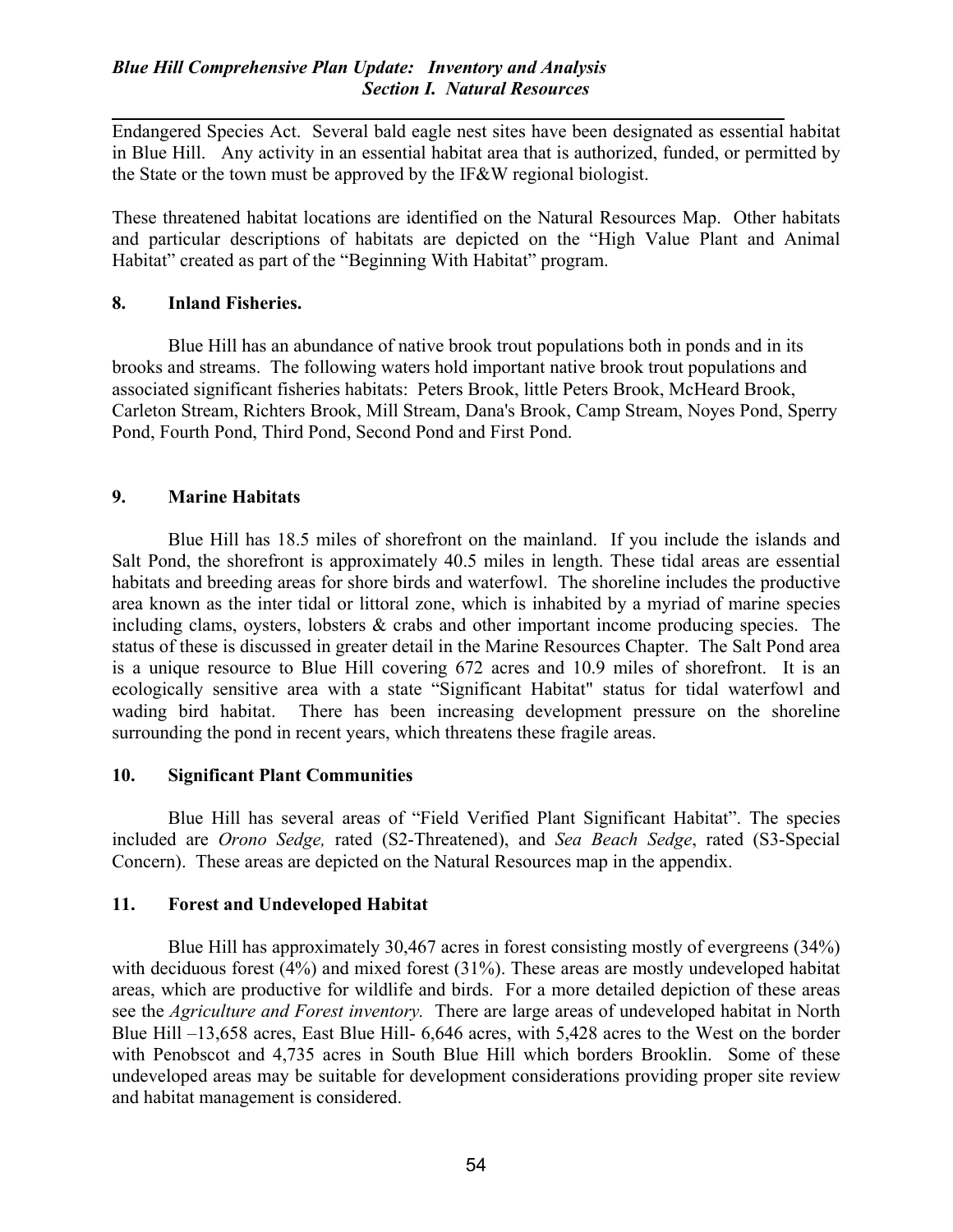Endangered Species Act. Several bald eagle nest sites have been designated as essential habitat in Blue Hill. Any activity in an essential habitat area that is authorized, funded, or permitted by the State or the town must be approved by the IF&W regional biologist.

These threatened habitat locations are identified on the Natural Resources Map. Other habitats and particular descriptions of habitats are depicted on the "High Value Plant and Animal Habitat" created as part of the "Beginning With Habitat" program.

### 8. Inland Fisheries.

Blue Hill has an abundance of native brook trout populations both in ponds and in its brooks and streams. The following waters hold important native brook trout populations and associated significant fisheries habitats: Peters Brook, little Peters Brook, McHeard Brook, Carleton Stream, Richters Brook, Mill Stream, Dana's Brook, Camp Stream, Noyes Pond, Sperry Pond, Fourth Pond, Third Pond, Second Pond and First Pond.

### 9. Marine Habitats

Blue Hill has 18.5 miles of shorefront on the mainland. If you include the islands and Salt Pond, the shorefront is approximately 40.5 miles in length. These tidal areas are essential habitats and breeding areas for shore birds and waterfowl. The shoreline includes the productive area known as the inter tidal or littoral zone, which is inhabited by a myriad of marine species including clams, oysters, lobsters & crabs and other important income producing species. The status of these is discussed in greater detail in the Marine Resources Chapter. The Salt Pond area is a unique resource to Blue Hill covering 672 acres and 10.9 miles of shorefront. It is an ecologically sensitive area with a state "Significant Habitat" status for tidal waterfowl and wading bird habitat. There has been increasing development pressure on the shoreline surrounding the pond in recent years, which threatens these fragile areas.

### 10. Significant Plant Communities

Blue Hill has several areas of "Field Verified Plant Significant Habitat". The species included are *Orono Sedge,* rated (S2-Threatened), and *Sea Beach Sedge*, rated (S3-Special Concern). These areas are depicted on the Natural Resources map in the appendix.

### 11. Forest and Undeveloped Habitat

Blue Hill has approximately 30,467 acres in forest consisting mostly of evergreens (34%) with deciduous forest (4%) and mixed forest (31%). These areas are mostly undeveloped habitat areas, which are productive for wildlife and birds. For a more detailed depiction of these areas see the *Agriculture and Forest inventory.* There are large areas of undeveloped habitat in North Blue Hill –13,658 acres, East Blue Hill- 6,646 acres, with 5,428 acres to the West on the border with Penobscot and 4,735 acres in South Blue Hill which borders Brooklin. Some of these undeveloped areas may be suitable for development considerations providing proper site review and habitat management is considered.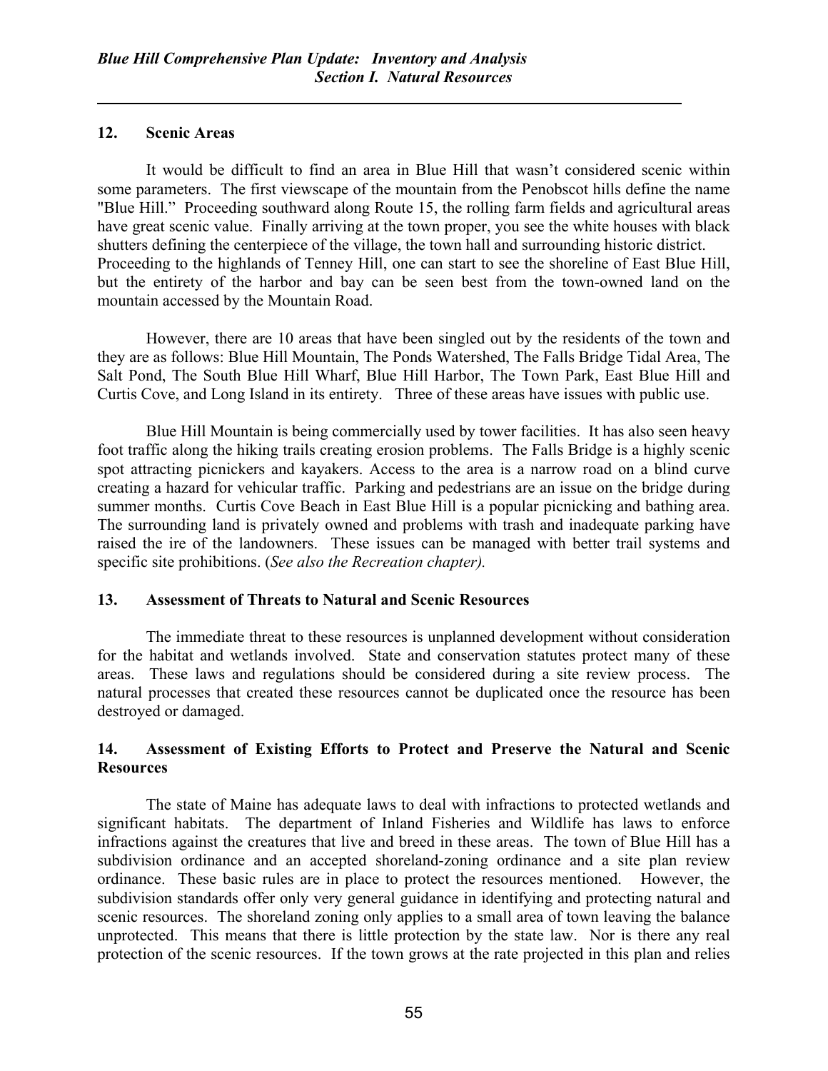## 12. Scenic Areas

It would be difficult to find an area in Blue Hill that wasn't considered scenic within some parameters. The first viewscape of the mountain from the Penobscot hills define the name "Blue Hill." Proceeding southward along Route 15, the rolling farm fields and agricultural areas have great scenic value. Finally arriving at the town proper, you see the white houses with black shutters defining the centerpiece of the village, the town hall and surrounding historic district. Proceeding to the highlands of Tenney Hill, one can start to see the shoreline of East Blue Hill, but the entirety of the harbor and bay can be seen best from the town-owned land on the mountain accessed by the Mountain Road.

However, there are 10 areas that have been singled out by the residents of the town and they are as follows: Blue Hill Mountain, The Ponds Watershed, The Falls Bridge Tidal Area, The Salt Pond, The South Blue Hill Wharf, Blue Hill Harbor, The Town Park, East Blue Hill and Curtis Cove, and Long Island in its entirety. Three of these areas have issues with public use.

Blue Hill Mountain is being commercially used by tower facilities. It has also seen heavy foot traffic along the hiking trails creating erosion problems. The Falls Bridge is a highly scenic spot attracting picnickers and kayakers. Access to the area is a narrow road on a blind curve creating a hazard for vehicular traffic. Parking and pedestrians are an issue on the bridge during summer months. Curtis Cove Beach in East Blue Hill is a popular picnicking and bathing area. The surrounding land is privately owned and problems with trash and inadequate parking have raised the ire of the landowners. These issues can be managed with better trail systems and specific site prohibitions. (*See also the Recreation chapter).*

## 13. Assessment of Threats to Natural and Scenic Resources

The immediate threat to these resources is unplanned development without consideration for the habitat and wetlands involved. State and conservation statutes protect many of these areas. These laws and regulations should be considered during a site review process. The natural processes that created these resources cannot be duplicated once the resource has been destroyed or damaged.

## 14. Assessment of Existing Efforts to Protect and Preserve the Natural and Scenic Resources

The state of Maine has adequate laws to deal with infractions to protected wetlands and significant habitats. The department of Inland Fisheries and Wildlife has laws to enforce infractions against the creatures that live and breed in these areas. The town of Blue Hill has a subdivision ordinance and an accepted shoreland-zoning ordinance and a site plan review ordinance. These basic rules are in place to protect the resources mentioned. However, the subdivision standards offer only very general guidance in identifying and protecting natural and scenic resources. The shoreland zoning only applies to a small area of town leaving the balance unprotected. This means that there is little protection by the state law. Nor is there any real protection of the scenic resources. If the town grows at the rate projected in this plan and relies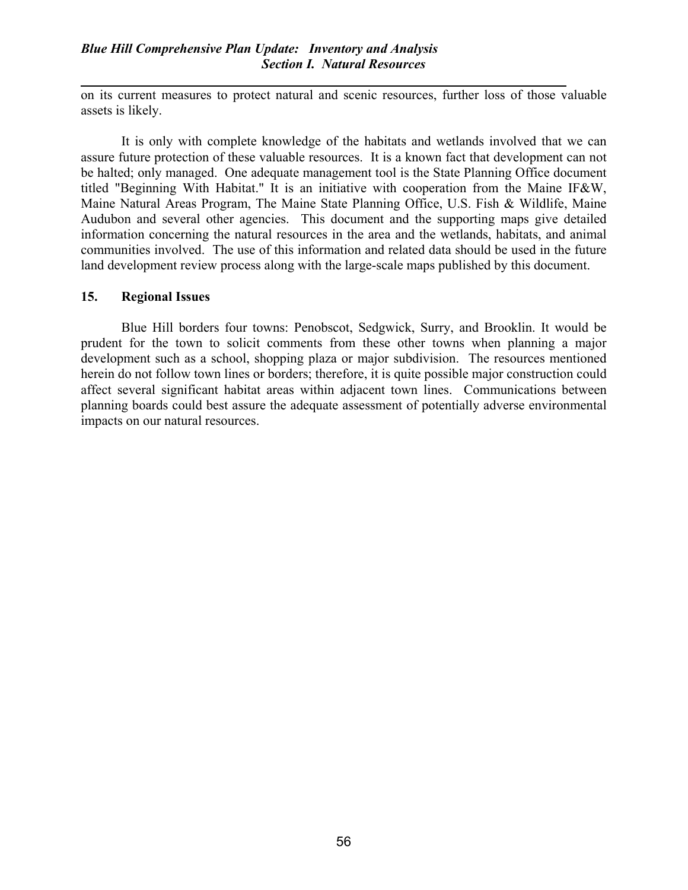on its current measures to protect natural and scenic resources, further loss of those valuable assets is likely.

It is only with complete knowledge of the habitats and wetlands involved that we can assure future protection of these valuable resources. It is a known fact that development can not be halted; only managed. One adequate management tool is the State Planning Office document titled "Beginning With Habitat." It is an initiative with cooperation from the Maine IF&W, Maine Natural Areas Program, The Maine State Planning Office, U.S. Fish & Wildlife, Maine Audubon and several other agencies. This document and the supporting maps give detailed information concerning the natural resources in the area and the wetlands, habitats, and animal communities involved. The use of this information and related data should be used in the future land development review process along with the large-scale maps published by this document.

## 15. Regional Issues

Blue Hill borders four towns: Penobscot, Sedgwick, Surry, and Brooklin. It would be prudent for the town to solicit comments from these other towns when planning a major development such as a school, shopping plaza or major subdivision. The resources mentioned herein do not follow town lines or borders; therefore, it is quite possible major construction could affect several significant habitat areas within adjacent town lines. Communications between planning boards could best assure the adequate assessment of potentially adverse environmental impacts on our natural resources.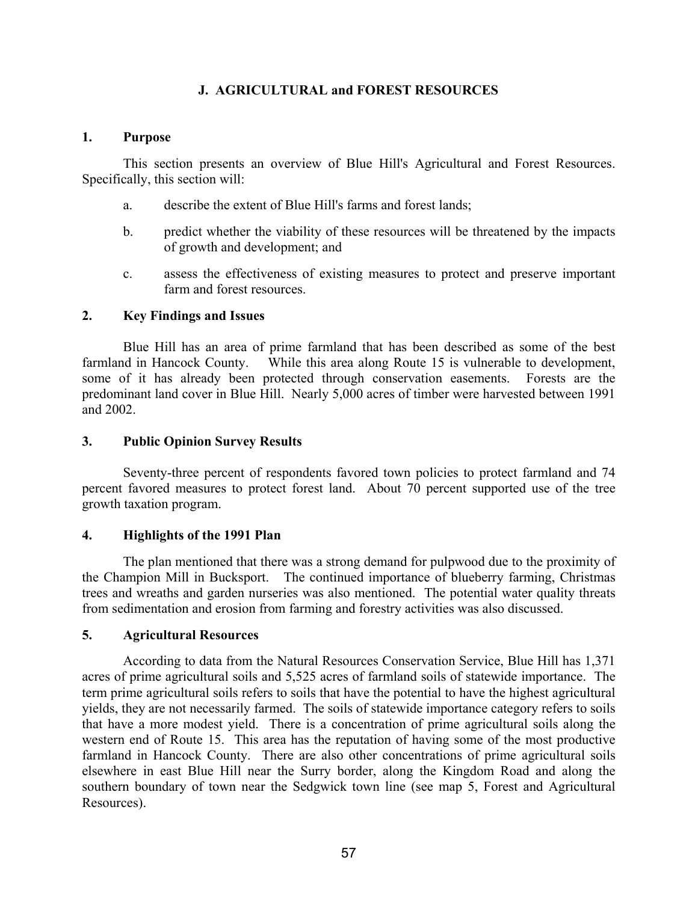## J. AGRICULTURAL and FOREST RESOURCES

### 1. Purpose

This section presents an overview of Blue Hill's Agricultural and Forest Resources. Specifically, this section will:

a. describe the extent of Blue Hill's farms and forest lands;

b. predict whether the viability of these resources will be threatened by the impacts of growth and development; and

c. assess the effectiveness of existing measures to protect and preserve important farm and forest resources.

### 2. Key Findings and Issues

Blue Hill has an area of prime farmland that has been described as some of the best farmland in Hancock County. While this area along Route 15 is vulnerable to development, some of it has already been protected through conservation easements. Forests are the predominant land cover in Blue Hill. Nearly 5,000 acres of timber were harvested between 1991 and 2002.

### 3. Public Opinion Survey Results

Seventy-three percent of respondents favored town policies to protect farmland and 74 percent favored measures to protect forest land. About 70 percent supported use of the tree growth taxation program.

### 4. Highlights of the 1991 Plan

The plan mentioned that there was a strong demand for pulpwood due to the proximity of the Champion Mill in Bucksport. The continued importance of blueberry farming, Christmas trees and wreaths and garden nurseries was also mentioned. The potential water quality threats from sedimentation and erosion from farming and forestry activities was also discussed.

### 5. Agricultural Resources

According to data from the Natural Resources Conservation Service, Blue Hill has 1,371 acres of prime agricultural soils and 5,525 acres of farmland soils of statewide importance. The term prime agricultural soils refers to soils that have the potential to have the highest agricultural yields, they are not necessarily farmed. The soils of statewide importance category refers to soils that have a more modest yield. There is a concentration of prime agricultural soils along the western end of Route 15. This area has the reputation of having some of the most productive farmland in Hancock County. There are also other concentrations of prime agricultural soils elsewhere in east Blue Hill near the Surry border, along the Kingdom Road and along the southern boundary of town near the Sedgwick town line (see map 5, Forest and Agricultural Resources).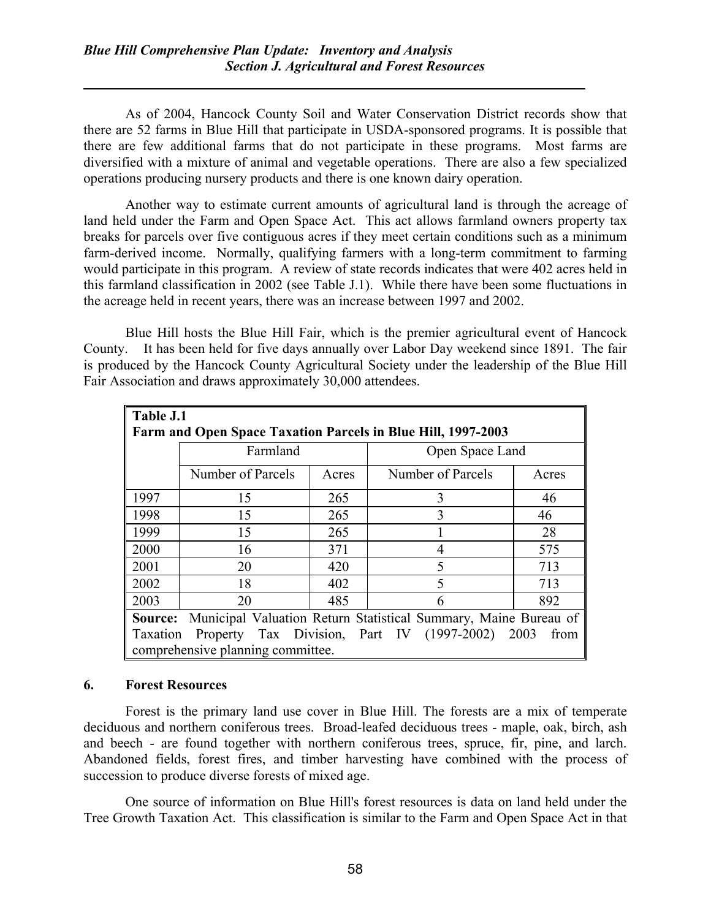As of 2004, Hancock County Soil and Water Conservation District records show that there are 52 farms in Blue Hill that participate in USDA-sponsored programs. It is possible that there are few additional farms that do not participate in these programs. Most farms are diversified with a mixture of animal and vegetable operations. There are also a few specialized operations producing nursery products and there is one known dairy operation.

Another way to estimate current amounts of agricultural land is through the acreage of land held under the Farm and Open Space Act. This act allows farmland owners property tax breaks for parcels over five contiguous acres if they meet certain conditions such as a minimum farm-derived income. Normally, qualifying farmers with a long-term commitment to farming would participate in this program. A review of state records indicates that were 402 acres held in this farmland classification in 2002 (see Table J.1). While there have been some fluctuations in the acreage held in recent years, there was an increase between 1997 and 2002.

Blue Hill hosts the Blue Hill Fair, which is the premier agricultural event of Hancock County. It has been held for five days annually over Labor Day weekend since 1891. The fair is produced by the Hancock County Agricultural Society under the leadership of the Blue Hill Fair Association and draws approximately 30,000 attendees.

**Table J.1**
**Farm and Open Space Taxation Parcels in Blue Hill, 1997-2003**

| | Farmland | | Open Space Land | |
|---|---|---|---|---|
| | Number of Parcels | Acres | Number of Parcels | Acres |
| 1997 | 15 | 265 | 3 | 46 |
| 1998 | 15 | 265 | 3 | 46 |
| 1999 | 15 | 265 | 1 | 28 |
| 2000 | 16 | 371 | 4 | 575 |
| 2001 | 20 | 420 | 5 | 713 |
| 2002 | 18 | 402 | 5 | 713 |
| 2003 | 20 | 485 | 6 | 892 |

**Source:** Municipal Valuation Return Statistical Summary, Maine Bureau of Taxation Property Tax Division, Part IV (1997-2002) 2003 from comprehensive planning committee.

## 6. Forest Resources

Forest is the primary land use cover in Blue Hill. The forests are a mix of temperate deciduous and northern coniferous trees. Broad-leafed deciduous trees - maple, oak, birch, ash and beech - are found together with northern coniferous trees, spruce, fir, pine, and larch. Abandoned fields, forest fires, and timber harvesting have combined with the process of succession to produce diverse forests of mixed age.

One source of information on Blue Hill's forest resources is data on land held under the Tree Growth Taxation Act. This classification is similar to the Farm and Open Space Act in that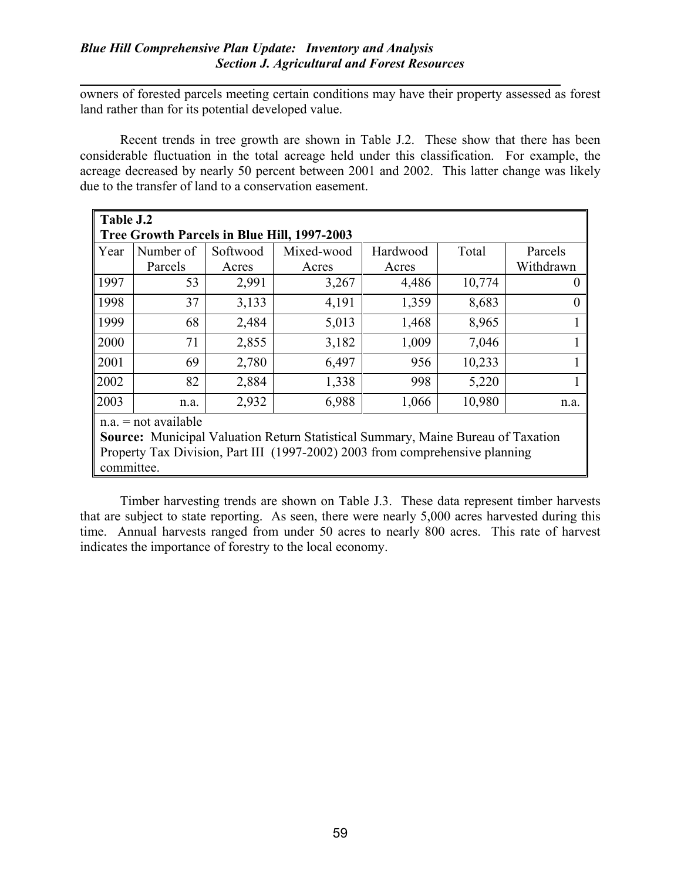owners of forested parcels meeting certain conditions may have their property assessed as forest land rather than for its potential developed value.

Recent trends in tree growth are shown in Table J.2. These show that there has been considerable fluctuation in the total acreage held under this classification. For example, the acreage decreased by nearly 50 percent between 2001 and 2002. This latter change was likely due to the transfer of land to a conservation easement.

**Table J.2**
**Tree Growth Parcels in Blue Hill, 1997-2003**

| Year | Number of Parcels | Softwood Acres | Mixed-wood Acres | Hardwood Acres | Total | Parcels Withdrawn |
|---|---|---|---|---|---|---|
| 1997 | 53 | 2,991 | 3,267 | 4,486 | 10,774 | 0 |
| 1998 | 37 | 3,133 | 4,191 | 1,359 | 8,683 | 0 |
| 1999 | 68 | 2,484 | 5,013 | 1,468 | 8,965 | 1 |
| 2000 | 71 | 2,855 | 3,182 | 1,009 | 7,046 | 1 |
| 2001 | 69 | 2,780 | 6,497 | 956 | 10,233 | 1 |
| 2002 | 82 | 2,884 | 1,338 | 998 | 5,220 | 1 |
| 2003 | n.a. | 2,932 | 6,988 | 1,066 | 10,980 | n.a. |

n.a. = not available
**Source:** Municipal Valuation Return Statistical Summary, Maine Bureau of Taxation Property Tax Division, Part III (1997-2002) 2003 from comprehensive planning committee.

Timber harvesting trends are shown on Table J.3. These data represent timber harvests that are subject to state reporting. As seen, there were nearly 5,000 acres harvested during this time. Annual harvests ranged from under 50 acres to nearly 800 acres. This rate of harvest indicates the importance of forestry to the local economy.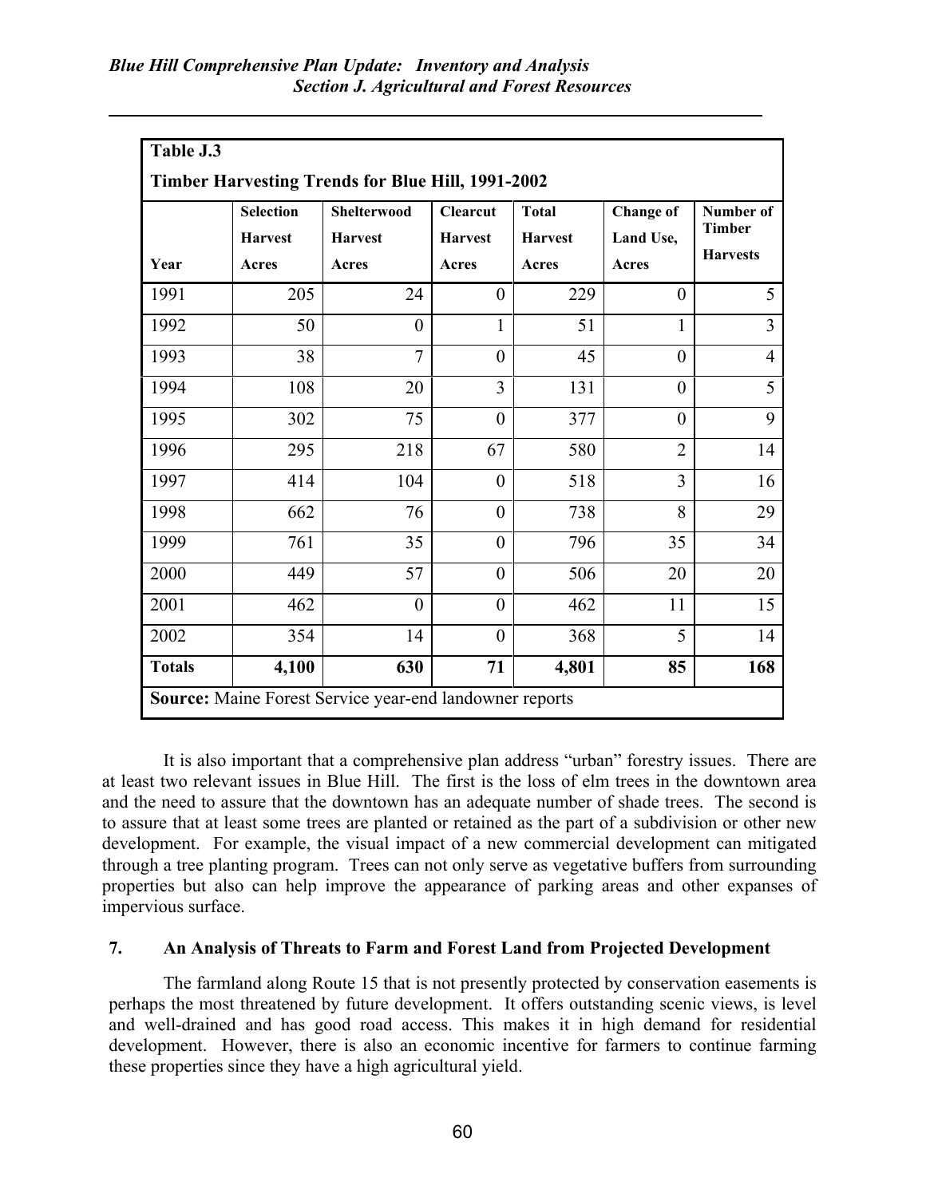**Table J.3**

**Timber Harvesting Trends for Blue Hill, 1991-2002**

| Year | Selection Harvest Acres | Shelterwood Harvest Acres | Clearcut Harvest Acres | Total Harvest Acres | Change of Land Use, Acres | Number of Timber Harvests |
|---|---|---|---|---|---|---|
| 1991 | 205 | 24 | 0 | 229 | 0 | 5 |
| 1992 | 50 | 0 | 1 | 51 | 1 | 3 |
| 1993 | 38 | 7 | 0 | 45 | 0 | 4 |
| 1994 | 108 | 20 | 3 | 131 | 0 | 5 |
| 1995 | 302 | 75 | 0 | 377 | 0 | 9 |
| 1996 | 295 | 218 | 67 | 580 | 2 | 14 |
| 1997 | 414 | 104 | 0 | 518 | 3 | 16 |
| 1998 | 662 | 76 | 0 | 738 | 8 | 29 |
| 1999 | 761 | 35 | 0 | 796 | 35 | 34 |
| 2000 | 449 | 57 | 0 | 506 | 20 | 20 |
| 2001 | 462 | 0 | 0 | 462 | 11 | 15 |
| 2002 | 354 | 14 | 0 | 368 | 5 | 14 |
| **Totals** | **4,100** | **630** | **71** | **4,801** | **85** | **168** |

**Source:** Maine Forest Service year-end landowner reports

It is also important that a comprehensive plan address "urban" forestry issues. There are at least two relevant issues in Blue Hill. The first is the loss of elm trees in the downtown area and the need to assure that the downtown has an adequate number of shade trees. The second is to assure that at least some trees are planted or retained as the part of a subdivision or other new development. For example, the visual impact of a new commercial development can mitigated through a tree planting program. Trees can not only serve as vegetative buffers from surrounding properties but also can help improve the appearance of parking areas and other expanses of impervious surface.

### 7. An Analysis of Threats to Farm and Forest Land from Projected Development

The farmland along Route 15 that is not presently protected by conservation easements is perhaps the most threatened by future development. It offers outstanding scenic views, is level and well-drained and has good road access. This makes it in high demand for residential development. However, there is also an economic incentive for farmers to continue farming these properties since they have a high agricultural yield.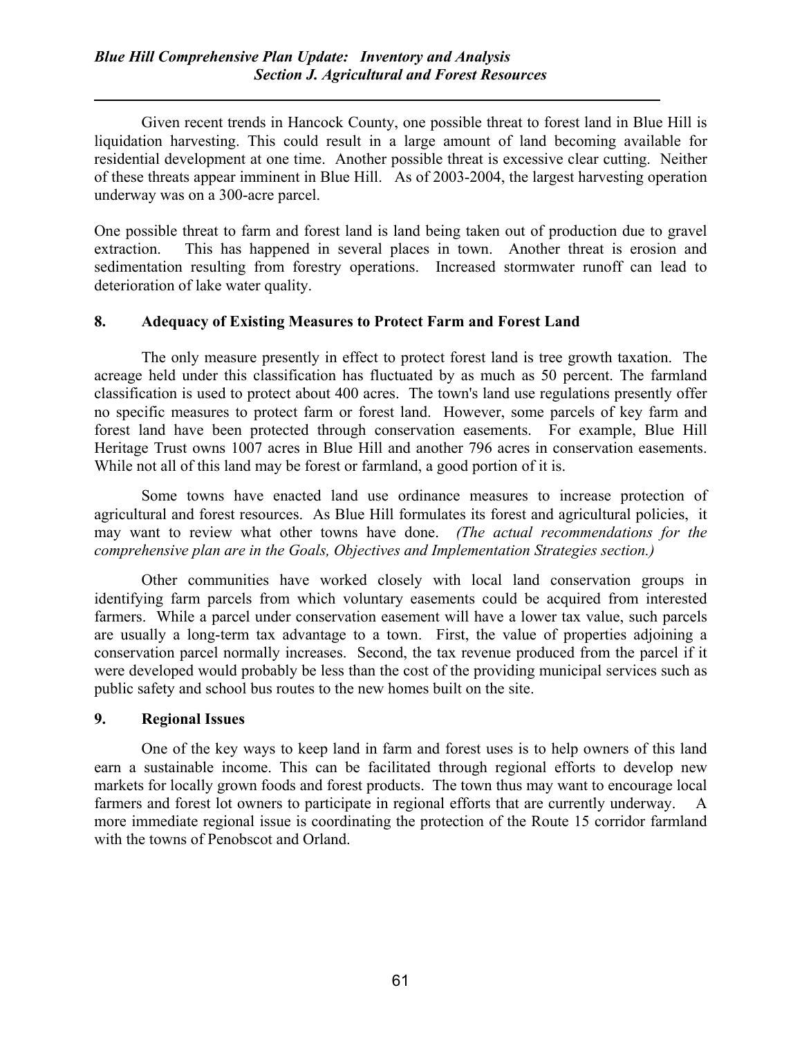Given recent trends in Hancock County, one possible threat to forest land in Blue Hill is liquidation harvesting. This could result in a large amount of land becoming available for residential development at one time. Another possible threat is excessive clear cutting. Neither of these threats appear imminent in Blue Hill. As of 2003-2004, the largest harvesting operation underway was on a 300-acre parcel.

One possible threat to farm and forest land is land being taken out of production due to gravel extraction. This has happened in several places in town. Another threat is erosion and sedimentation resulting from forestry operations. Increased stormwater runoff can lead to deterioration of lake water quality.

## 8. Adequacy of Existing Measures to Protect Farm and Forest Land

The only measure presently in effect to protect forest land is tree growth taxation. The acreage held under this classification has fluctuated by as much as 50 percent. The farmland classification is used to protect about 400 acres. The town's land use regulations presently offer no specific measures to protect farm or forest land. However, some parcels of key farm and forest land have been protected through conservation easements. For example, Blue Hill Heritage Trust owns 1007 acres in Blue Hill and another 796 acres in conservation easements. While not all of this land may be forest or farmland, a good portion of it is.

Some towns have enacted land use ordinance measures to increase protection of agricultural and forest resources. As Blue Hill formulates its forest and agricultural policies, it may want to review what other towns have done. *(The actual recommendations for the comprehensive plan are in the Goals, Objectives and Implementation Strategies section.)*

Other communities have worked closely with local land conservation groups in identifying farm parcels from which voluntary easements could be acquired from interested farmers. While a parcel under conservation easement will have a lower tax value, such parcels are usually a long-term tax advantage to a town. First, the value of properties adjoining a conservation parcel normally increases. Second, the tax revenue produced from the parcel if it were developed would probably be less than the cost of the providing municipal services such as public safety and school bus routes to the new homes built on the site.

## 9. Regional Issues

One of the key ways to keep land in farm and forest uses is to help owners of this land earn a sustainable income. This can be facilitated through regional efforts to develop new markets for locally grown foods and forest products. The town thus may want to encourage local farmers and forest lot owners to participate in regional efforts that are currently underway. A more immediate regional issue is coordinating the protection of the Route 15 corridor farmland with the towns of Penobscot and Orland.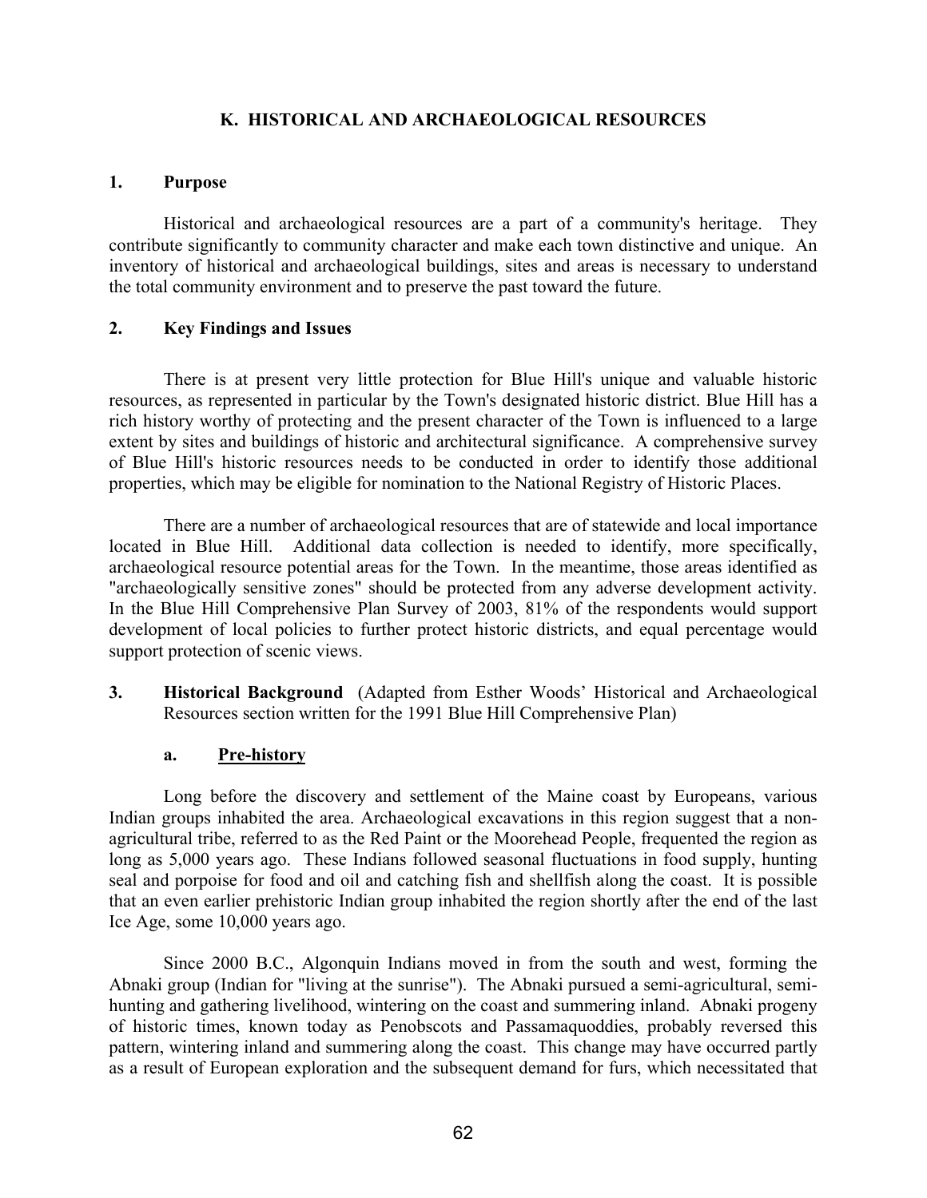## K. HISTORICAL AND ARCHAEOLOGICAL RESOURCES

### 1. Purpose

Historical and archaeological resources are a part of a community's heritage. They contribute significantly to community character and make each town distinctive and unique. An inventory of historical and archaeological buildings, sites and areas is necessary to understand the total community environment and to preserve the past toward the future.

### 2. Key Findings and Issues

There is at present very little protection for Blue Hill's unique and valuable historic resources, as represented in particular by the Town's designated historic district. Blue Hill has a rich history worthy of protecting and the present character of the Town is influenced to a large extent by sites and buildings of historic and architectural significance. A comprehensive survey of Blue Hill's historic resources needs to be conducted in order to identify those additional properties, which may be eligible for nomination to the National Registry of Historic Places.

There are a number of archaeological resources that are of statewide and local importance located in Blue Hill. Additional data collection is needed to identify, more specifically, archaeological resource potential areas for the Town. In the meantime, those areas identified as "archaeologically sensitive zones" should be protected from any adverse development activity. In the Blue Hill Comprehensive Plan Survey of 2003, 81% of the respondents would support development of local policies to further protect historic districts, and equal percentage would support protection of scenic views.

### 3. Historical Background (Adapted from Esther Woods' Historical and Archaeological Resources section written for the 1991 Blue Hill Comprehensive Plan)

#### a. Pre-history

Long before the discovery and settlement of the Maine coast by Europeans, various Indian groups inhabited the area. Archaeological excavations in this region suggest that a non-agricultural tribe, referred to as the Red Paint or the Moorehead People, frequented the region as long as 5,000 years ago. These Indians followed seasonal fluctuations in food supply, hunting seal and porpoise for food and oil and catching fish and shellfish along the coast. It is possible that an even earlier prehistoric Indian group inhabited the region shortly after the end of the last Ice Age, some 10,000 years ago.

Since 2000 B.C., Algonquin Indians moved in from the south and west, forming the Abnaki group (Indian for "living at the sunrise"). The Abnaki pursued a semi-agricultural, semi-hunting and gathering livelihood, wintering on the coast and summering inland. Abnaki progeny of historic times, known today as Penobscots and Passamaquoddies, probably reversed this pattern, wintering inland and summering along the coast. This change may have occurred partly as a result of European exploration and the subsequent demand for furs, which necessitated that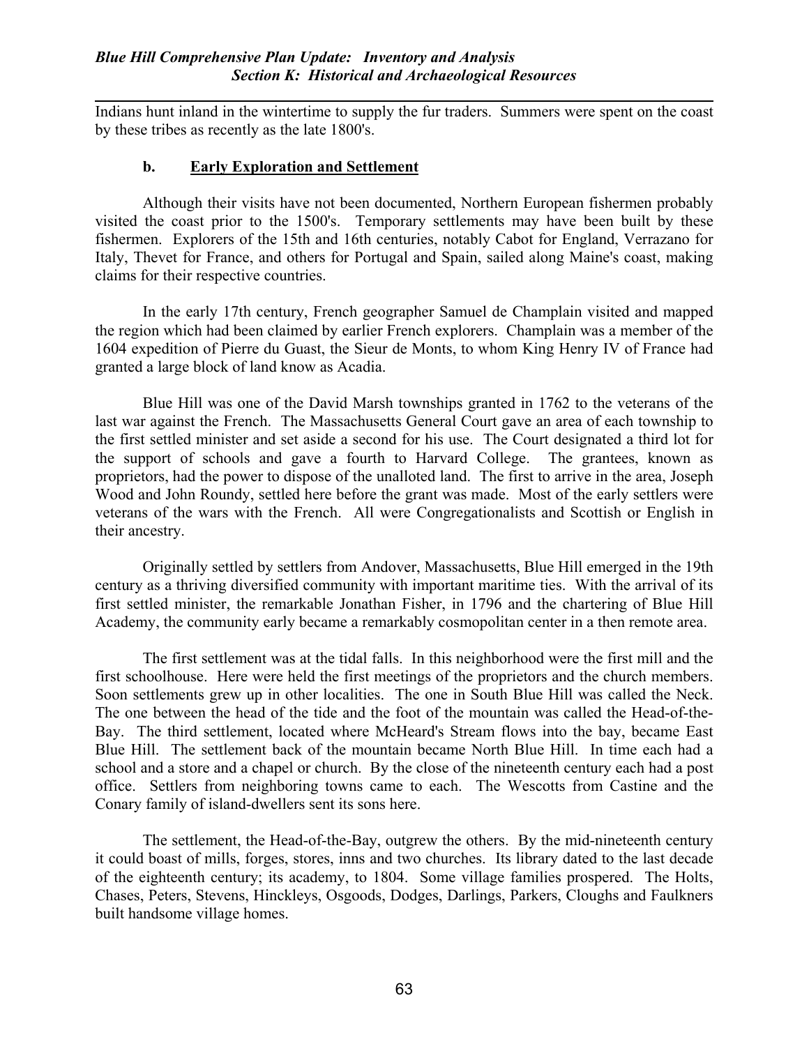Indians hunt inland in the wintertime to supply the fur traders. Summers were spent on the coast by these tribes as recently as the late 1800's.

### b. Early Exploration and Settlement

Although their visits have not been documented, Northern European fishermen probably visited the coast prior to the 1500's. Temporary settlements may have been built by these fishermen. Explorers of the 15th and 16th centuries, notably Cabot for England, Verrazano for Italy, Thevet for France, and others for Portugal and Spain, sailed along Maine's coast, making claims for their respective countries.

In the early 17th century, French geographer Samuel de Champlain visited and mapped the region which had been claimed by earlier French explorers. Champlain was a member of the 1604 expedition of Pierre du Guast, the Sieur de Monts, to whom King Henry IV of France had granted a large block of land know as Acadia.

Blue Hill was one of the David Marsh townships granted in 1762 to the veterans of the last war against the French. The Massachusetts General Court gave an area of each township to the first settled minister and set aside a second for his use. The Court designated a third lot for the support of schools and gave a fourth to Harvard College. The grantees, known as proprietors, had the power to dispose of the unalloted land. The first to arrive in the area, Joseph Wood and John Roundy, settled here before the grant was made. Most of the early settlers were veterans of the wars with the French. All were Congregationalists and Scottish or English in their ancestry.

Originally settled by settlers from Andover, Massachusetts, Blue Hill emerged in the 19th century as a thriving diversified community with important maritime ties. With the arrival of its first settled minister, the remarkable Jonathan Fisher, in 1796 and the chartering of Blue Hill Academy, the community early became a remarkably cosmopolitan center in a then remote area.

The first settlement was at the tidal falls. In this neighborhood were the first mill and the first schoolhouse. Here were held the first meetings of the proprietors and the church members. Soon settlements grew up in other localities. The one in South Blue Hill was called the Neck. The one between the head of the tide and the foot of the mountain was called the Head-of-the-Bay. The third settlement, located where McHeard's Stream flows into the bay, became East Blue Hill. The settlement back of the mountain became North Blue Hill. In time each had a school and a store and a chapel or church. By the close of the nineteenth century each had a post office. Settlers from neighboring towns came to each. The Wescotts from Castine and the Conary family of island-dwellers sent its sons here.

The settlement, the Head-of-the-Bay, outgrew the others. By the mid-nineteenth century it could boast of mills, forges, stores, inns and two churches. Its library dated to the last decade of the eighteenth century; its academy, to 1804. Some village families prospered. The Holts, Chases, Peters, Stevens, Hinckleys, Osgoods, Dodges, Darlings, Parkers, Cloughs and Faulkners built handsome village homes.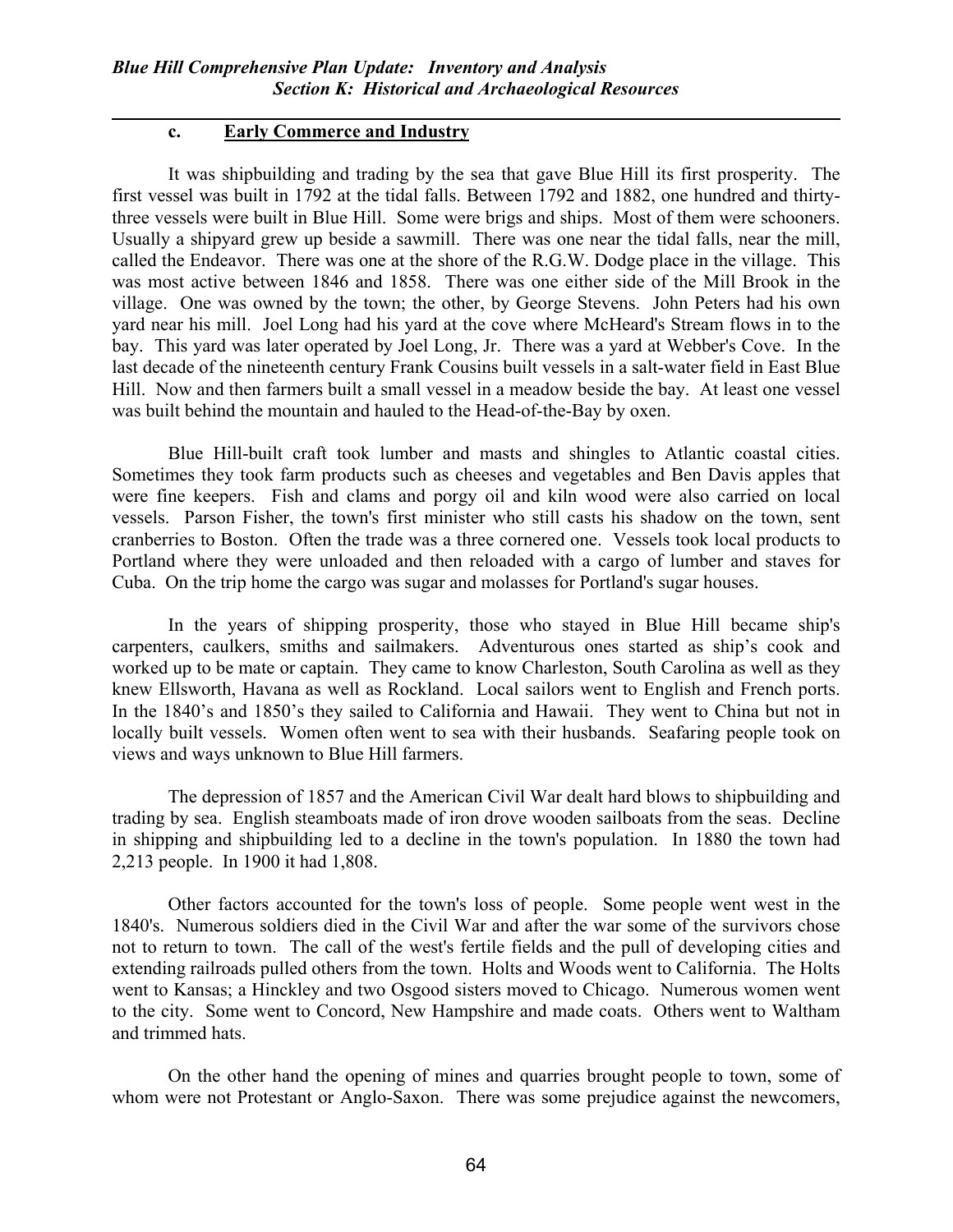### c. Early Commerce and Industry

It was shipbuilding and trading by the sea that gave Blue Hill its first prosperity. The first vessel was built in 1792 at the tidal falls. Between 1792 and 1882, one hundred and thirty-three vessels were built in Blue Hill. Some were brigs and ships. Most of them were schooners. Usually a shipyard grew up beside a sawmill. There was one near the tidal falls, near the mill, called the Endeavor. There was one at the shore of the R.G.W. Dodge place in the village. This was most active between 1846 and 1858. There was one either side of the Mill Brook in the village. One was owned by the town; the other, by George Stevens. John Peters had his own yard near his mill. Joel Long had his yard at the cove where McHeard's Stream flows in to the bay. This yard was later operated by Joel Long, Jr. There was a yard at Webber's Cove. In the last decade of the nineteenth century Frank Cousins built vessels in a salt-water field in East Blue Hill. Now and then farmers built a small vessel in a meadow beside the bay. At least one vessel was built behind the mountain and hauled to the Head-of-the-Bay by oxen.

Blue Hill-built craft took lumber and masts and shingles to Atlantic coastal cities. Sometimes they took farm products such as cheeses and vegetables and Ben Davis apples that were fine keepers. Fish and clams and porgy oil and kiln wood were also carried on local vessels. Parson Fisher, the town's first minister who still casts his shadow on the town, sent cranberries to Boston. Often the trade was a three cornered one. Vessels took local products to Portland where they were unloaded and then reloaded with a cargo of lumber and staves for Cuba. On the trip home the cargo was sugar and molasses for Portland's sugar houses.

In the years of shipping prosperity, those who stayed in Blue Hill became ship's carpenters, caulkers, smiths and sailmakers. Adventurous ones started as ship's cook and worked up to be mate or captain. They came to know Charleston, South Carolina as well as they knew Ellsworth, Havana as well as Rockland. Local sailors went to English and French ports. In the 1840's and 1850's they sailed to California and Hawaii. They went to China but not in locally built vessels. Women often went to sea with their husbands. Seafaring people took on views and ways unknown to Blue Hill farmers.

The depression of 1857 and the American Civil War dealt hard blows to shipbuilding and trading by sea. English steamboats made of iron drove wooden sailboats from the seas. Decline in shipping and shipbuilding led to a decline in the town's population. In 1880 the town had 2,213 people. In 1900 it had 1,808.

Other factors accounted for the town's loss of people. Some people went west in the 1840's. Numerous soldiers died in the Civil War and after the war some of the survivors chose not to return to town. The call of the west's fertile fields and the pull of developing cities and extending railroads pulled others from the town. Holts and Woods went to California. The Holts went to Kansas; a Hinckley and two Osgood sisters moved to Chicago. Numerous women went to the city. Some went to Concord, New Hampshire and made coats. Others went to Waltham and trimmed hats.

On the other hand the opening of mines and quarries brought people to town, some of whom were not Protestant or Anglo-Saxon. There was some prejudice against the newcomers,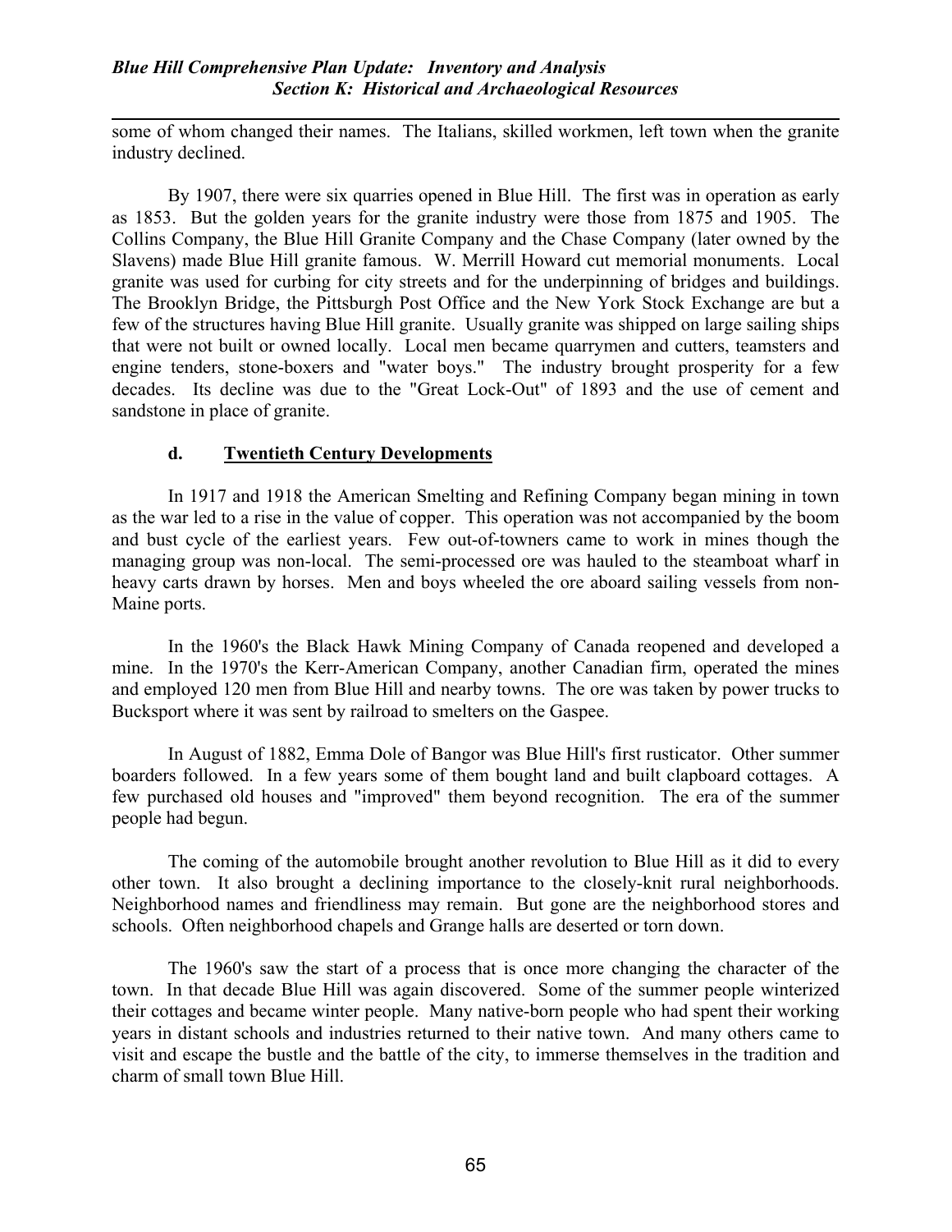some of whom changed their names. The Italians, skilled workmen, left town when the granite industry declined.

By 1907, there were six quarries opened in Blue Hill. The first was in operation as early as 1853. But the golden years for the granite industry were those from 1875 and 1905. The Collins Company, the Blue Hill Granite Company and the Chase Company (later owned by the Slavens) made Blue Hill granite famous. W. Merrill Howard cut memorial monuments. Local granite was used for curbing for city streets and for the underpinning of bridges and buildings. The Brooklyn Bridge, the Pittsburgh Post Office and the New York Stock Exchange are but a few of the structures having Blue Hill granite. Usually granite was shipped on large sailing ships that were not built or owned locally. Local men became quarrymen and cutters, teamsters and engine tenders, stone-boxers and "water boys." The industry brought prosperity for a few decades. Its decline was due to the "Great Lock-Out" of 1893 and the use of cement and sandstone in place of granite.

### d. Twentieth Century Developments

In 1917 and 1918 the American Smelting and Refining Company began mining in town as the war led to a rise in the value of copper. This operation was not accompanied by the boom and bust cycle of the earliest years. Few out-of-towners came to work in mines though the managing group was non-local. The semi-processed ore was hauled to the steamboat wharf in heavy carts drawn by horses. Men and boys wheeled the ore aboard sailing vessels from non-Maine ports.

In the 1960's the Black Hawk Mining Company of Canada reopened and developed a mine. In the 1970's the Kerr-American Company, another Canadian firm, operated the mines and employed 120 men from Blue Hill and nearby towns. The ore was taken by power trucks to Bucksport where it was sent by railroad to smelters on the Gaspee.

In August of 1882, Emma Dole of Bangor was Blue Hill's first rusticator. Other summer boarders followed. In a few years some of them bought land and built clapboard cottages. A few purchased old houses and "improved" them beyond recognition. The era of the summer people had begun.

The coming of the automobile brought another revolution to Blue Hill as it did to every other town. It also brought a declining importance to the closely-knit rural neighborhoods. Neighborhood names and friendliness may remain. But gone are the neighborhood stores and schools. Often neighborhood chapels and Grange halls are deserted or torn down.

The 1960's saw the start of a process that is once more changing the character of the town. In that decade Blue Hill was again discovered. Some of the summer people winterized their cottages and became winter people. Many native-born people who had spent their working years in distant schools and industries returned to their native town. And many others came to visit and escape the bustle and the battle of the city, to immerse themselves in the tradition and charm of small town Blue Hill.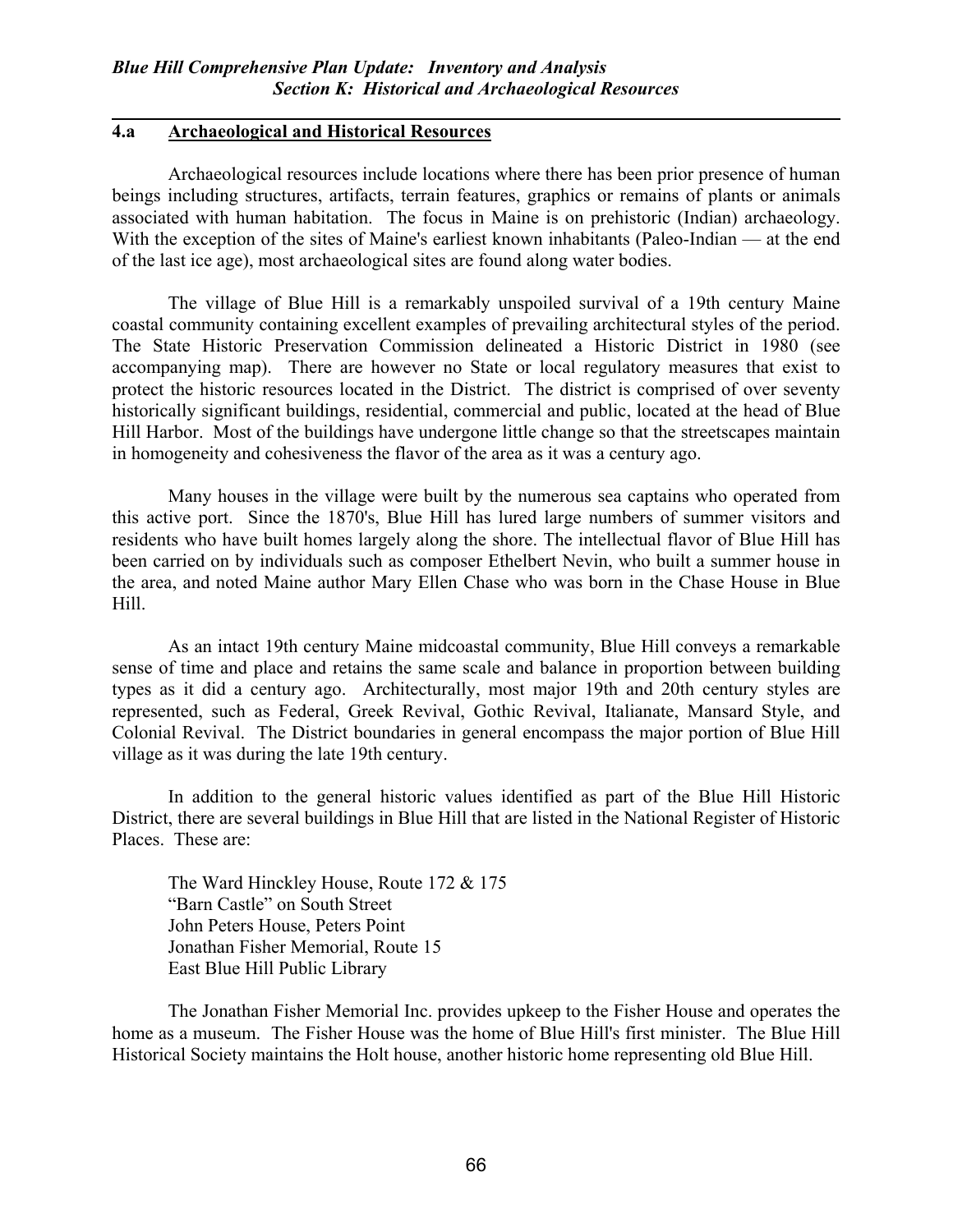## 4.a Archaeological and Historical Resources

Archaeological resources include locations where there has been prior presence of human beings including structures, artifacts, terrain features, graphics or remains of plants or animals associated with human habitation. The focus in Maine is on prehistoric (Indian) archaeology. With the exception of the sites of Maine's earliest known inhabitants (Paleo-Indian — at the end of the last ice age), most archaeological sites are found along water bodies.

The village of Blue Hill is a remarkably unspoiled survival of a 19th century Maine coastal community containing excellent examples of prevailing architectural styles of the period. The State Historic Preservation Commission delineated a Historic District in 1980 (see accompanying map). There are however no State or local regulatory measures that exist to protect the historic resources located in the District. The district is comprised of over seventy historically significant buildings, residential, commercial and public, located at the head of Blue Hill Harbor. Most of the buildings have undergone little change so that the streetscapes maintain in homogeneity and cohesiveness the flavor of the area as it was a century ago.

Many houses in the village were built by the numerous sea captains who operated from this active port. Since the 1870's, Blue Hill has lured large numbers of summer visitors and residents who have built homes largely along the shore. The intellectual flavor of Blue Hill has been carried on by individuals such as composer Ethelbert Nevin, who built a summer house in the area, and noted Maine author Mary Ellen Chase who was born in the Chase House in Blue Hill.

As an intact 19th century Maine midcoastal community, Blue Hill conveys a remarkable sense of time and place and retains the same scale and balance in proportion between building types as it did a century ago. Architecturally, most major 19th and 20th century styles are represented, such as Federal, Greek Revival, Gothic Revival, Italianate, Mansard Style, and Colonial Revival. The District boundaries in general encompass the major portion of Blue Hill village as it was during the late 19th century.

In addition to the general historic values identified as part of the Blue Hill Historic District, there are several buildings in Blue Hill that are listed in the National Register of Historic Places. These are:

The Ward Hinckley House, Route 172 & 175
"Barn Castle" on South Street
John Peters House, Peters Point
Jonathan Fisher Memorial, Route 15
East Blue Hill Public Library

The Jonathan Fisher Memorial Inc. provides upkeep to the Fisher House and operates the home as a museum. The Fisher House was the home of Blue Hill's first minister. The Blue Hill Historical Society maintains the Holt house, another historic home representing old Blue Hill.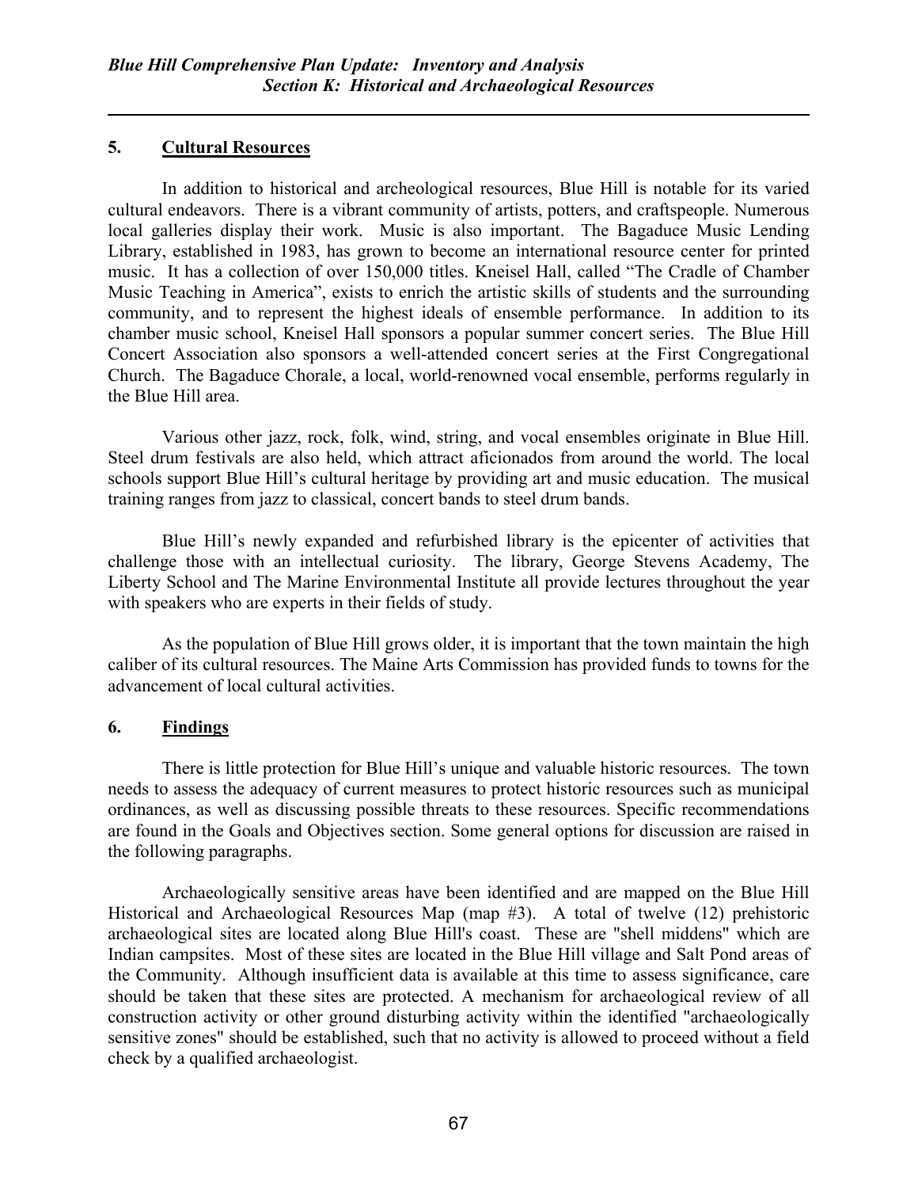## 5. Cultural Resources

In addition to historical and archeological resources, Blue Hill is notable for its varied cultural endeavors. There is a vibrant community of artists, potters, and craftspeople. Numerous local galleries display their work. Music is also important. The Bagaduce Music Lending Library, established in 1983, has grown to become an international resource center for printed music. It has a collection of over 150,000 titles. Kneisel Hall, called "The Cradle of Chamber Music Teaching in America", exists to enrich the artistic skills of students and the surrounding community, and to represent the highest ideals of ensemble performance. In addition to its chamber music school, Kneisel Hall sponsors a popular summer concert series. The Blue Hill Concert Association also sponsors a well-attended concert series at the First Congregational Church. The Bagaduce Chorale, a local, world-renowned vocal ensemble, performs regularly in the Blue Hill area.

Various other jazz, rock, folk, wind, string, and vocal ensembles originate in Blue Hill. Steel drum festivals are also held, which attract aficionados from around the world. The local schools support Blue Hill's cultural heritage by providing art and music education. The musical training ranges from jazz to classical, concert bands to steel drum bands.

Blue Hill's newly expanded and refurbished library is the epicenter of activities that challenge those with an intellectual curiosity. The library, George Stevens Academy, The Liberty School and The Marine Environmental Institute all provide lectures throughout the year with speakers who are experts in their fields of study.

As the population of Blue Hill grows older, it is important that the town maintain the high caliber of its cultural resources. The Maine Arts Commission has provided funds to towns for the advancement of local cultural activities.

## 6. Findings

There is little protection for Blue Hill's unique and valuable historic resources. The town needs to assess the adequacy of current measures to protect historic resources such as municipal ordinances, as well as discussing possible threats to these resources. Specific recommendations are found in the Goals and Objectives section. Some general options for discussion are raised in the following paragraphs.

Archaeologically sensitive areas have been identified and are mapped on the Blue Hill Historical and Archaeological Resources Map (map #3). A total of twelve (12) prehistoric archaeological sites are located along Blue Hill's coast. These are "shell middens" which are Indian campsites. Most of these sites are located in the Blue Hill village and Salt Pond areas of the Community. Although insufficient data is available at this time to assess significance, care should be taken that these sites are protected. A mechanism for archaeological review of all construction activity or other ground disturbing activity within the identified "archaeologically sensitive zones" should be established, such that no activity is allowed to proceed without a field check by a qualified archaeologist.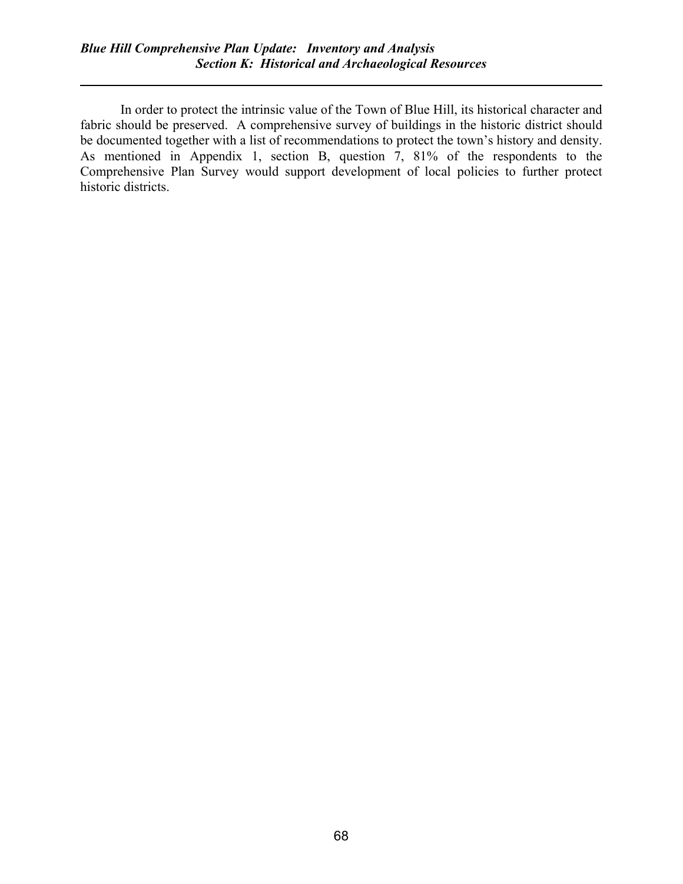In order to protect the intrinsic value of the Town of Blue Hill, its historical character and fabric should be preserved. A comprehensive survey of buildings in the historic district should be documented together with a list of recommendations to protect the town's history and density. As mentioned in Appendix 1, section B, question 7, 81% of the respondents to the Comprehensive Plan Survey would support development of local policies to further protect historic districts.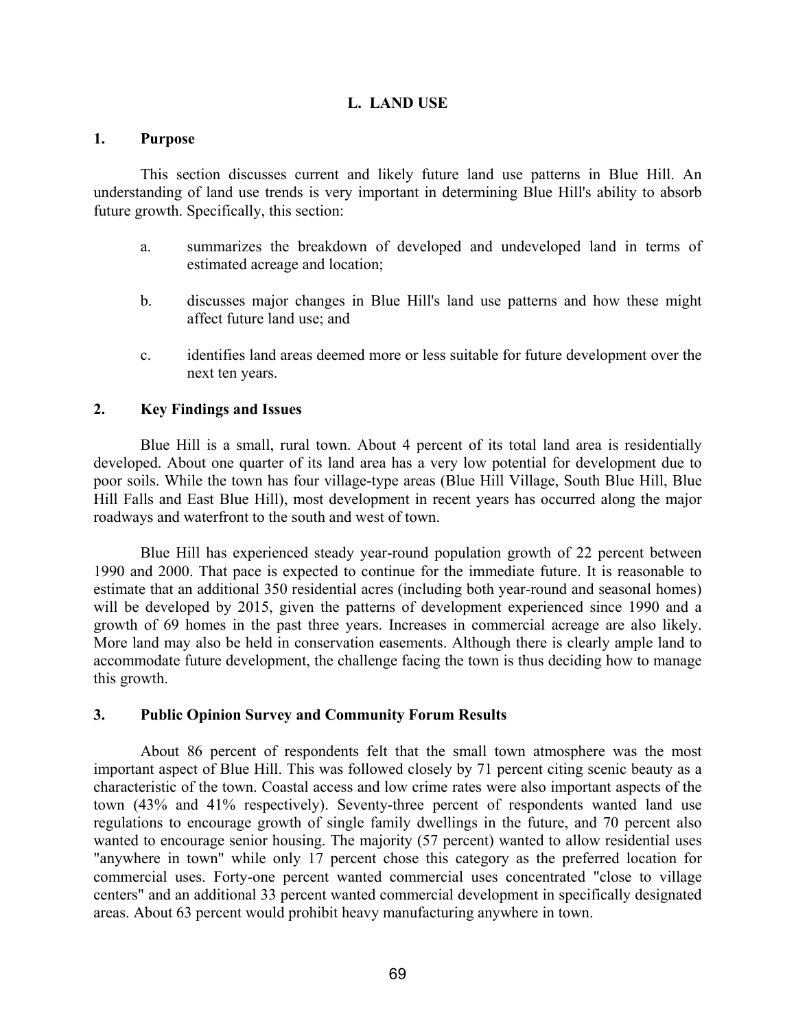# L. LAND USE

## 1. Purpose

This section discusses current and likely future land use patterns in Blue Hill. An understanding of land use trends is very important in determining Blue Hill's ability to absorb future growth. Specifically, this section:

a. summarizes the breakdown of developed and undeveloped land in terms of estimated acreage and location;

b. discusses major changes in Blue Hill's land use patterns and how these might affect future land use; and

c. identifies land areas deemed more or less suitable for future development over the next ten years.

## 2. Key Findings and Issues

Blue Hill is a small, rural town. About 4 percent of its total land area is residentially developed. About one quarter of its land area has a very low potential for development due to poor soils. While the town has four village-type areas (Blue Hill Village, South Blue Hill, Blue Hill Falls and East Blue Hill), most development in recent years has occurred along the major roadways and waterfront to the south and west of town.

Blue Hill has experienced steady year-round population growth of 22 percent between 1990 and 2000. That pace is expected to continue for the immediate future. It is reasonable to estimate that an additional 350 residential acres (including both year-round and seasonal homes) will be developed by 2015, given the patterns of development experienced since 1990 and a growth of 69 homes in the past three years. Increases in commercial acreage are also likely. More land may also be held in conservation easements. Although there is clearly ample land to accommodate future development, the challenge facing the town is thus deciding how to manage this growth.

## 3. Public Opinion Survey and Community Forum Results

About 86 percent of respondents felt that the small town atmosphere was the most important aspect of Blue Hill. This was followed closely by 71 percent citing scenic beauty as a characteristic of the town. Coastal access and low crime rates were also important aspects of the town (43% and 41% respectively). Seventy-three percent of respondents wanted land use regulations to encourage growth of single family dwellings in the future, and 70 percent also wanted to encourage senior housing. The majority (57 percent) wanted to allow residential uses "anywhere in town" while only 17 percent chose this category as the preferred location for commercial uses. Forty-one percent wanted commercial uses concentrated "close to village centers" and an additional 33 percent wanted commercial development in specifically designated areas. About 63 percent would prohibit heavy manufacturing anywhere in town.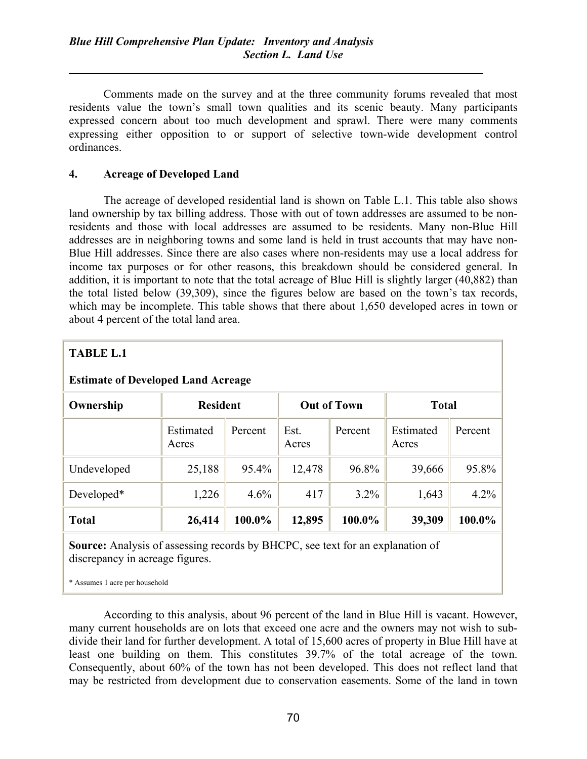Comments made on the survey and at the three community forums revealed that most residents value the town's small town qualities and its scenic beauty. Many participants expressed concern about too much development and sprawl. There were many comments expressing either opposition to or support of selective town-wide development control ordinances.

#### 4. Acreage of Developed Land

The acreage of developed residential land is shown on Table L.1. This table also shows land ownership by tax billing address. Those with out of town addresses are assumed to be non-residents and those with local addresses are assumed to be residents. Many non-Blue Hill addresses are in neighboring towns and some land is held in trust accounts that may have non-Blue Hill addresses. Since there are also cases where non-residents may use a local address for income tax purposes or for other reasons, this breakdown should be considered general. In addition, it is important to note that the total acreage of Blue Hill is slightly larger (40,882) than the total listed below (39,309), since the figures below are based on the town's tax records, which may be incomplete. This table shows that there about 1,650 developed acres in town or about 4 percent of the total land area.

**TABLE L.1**

**Estimate of Developed Land Acreage**

| Ownership | Resident | | Out of Town | | Total | |
|---|---|---|---|---|---|---|
| | Estimated Acres | Percent | Est. Acres | Percent | Estimated Acres | Percent |
| Undeveloped | 25,188 | 95.4% | 12,478 | 96.8% | 39,666 | 95.8% |
| Developed* | 1,226 | 4.6% | 417 | 3.2% | 1,643 | 4.2% |
| **Total** | **26,414** | **100.0%** | **12,895** | **100.0%** | **39,309** | **100.0%** |

**Source:** Analysis of assessing records by BHCPC, see text for an explanation of discrepancy in acreage figures.

\* Assumes 1 acre per household

According to this analysis, about 96 percent of the land in Blue Hill is vacant. However, many current households are on lots that exceed one acre and the owners may not wish to sub-divide their land for further development. A total of 15,600 acres of property in Blue Hill have at least one building on them. This constitutes 39.7% of the total acreage of the town. Consequently, about 60% of the town has not been developed. This does not reflect land that may be restricted from development due to conservation easements. Some of the land in town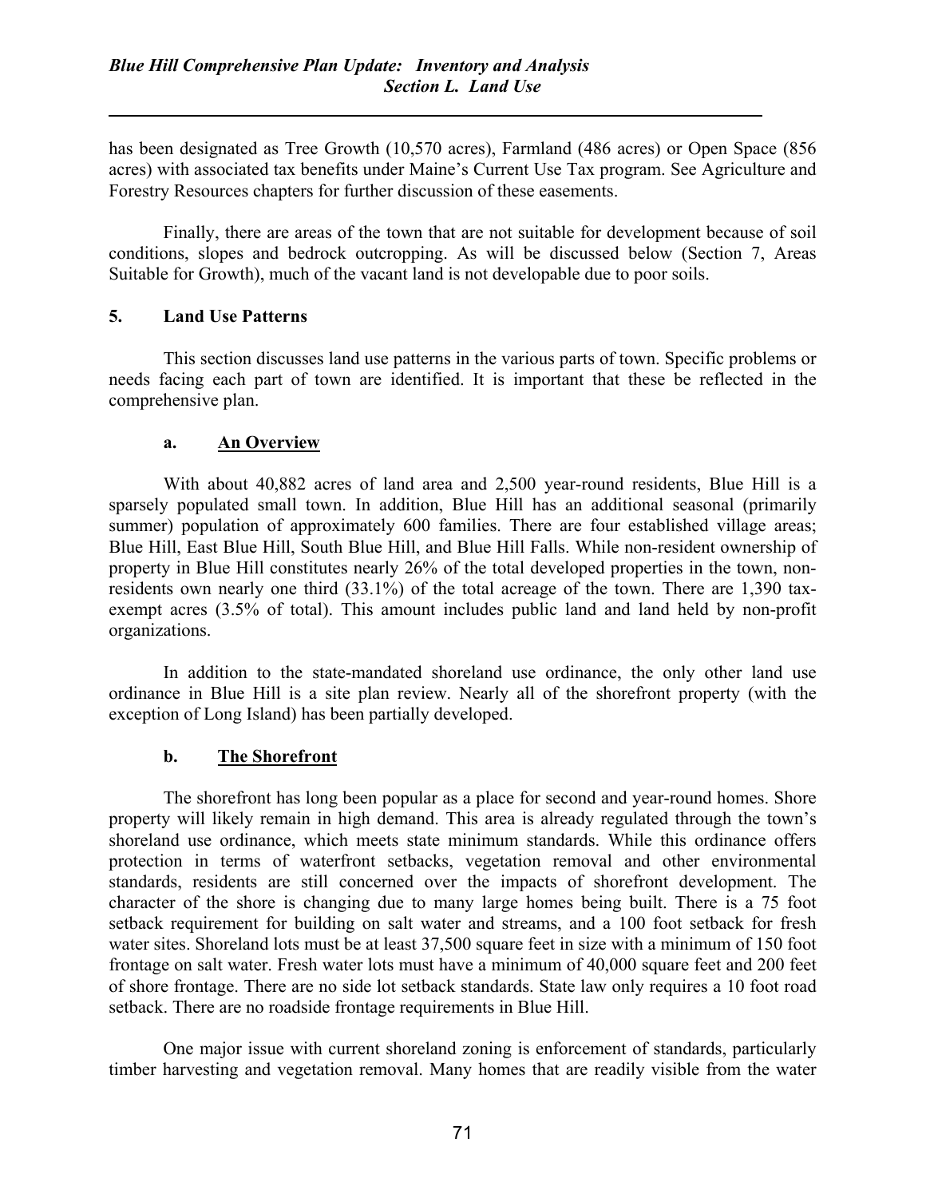has been designated as Tree Growth (10,570 acres), Farmland (486 acres) or Open Space (856 acres) with associated tax benefits under Maine's Current Use Tax program. See Agriculture and Forestry Resources chapters for further discussion of these easements.

Finally, there are areas of the town that are not suitable for development because of soil conditions, slopes and bedrock outcropping. As will be discussed below (Section 7, Areas Suitable for Growth), much of the vacant land is not developable due to poor soils.

## 5. Land Use Patterns

This section discusses land use patterns in the various parts of town. Specific problems or needs facing each part of town are identified. It is important that these be reflected in the comprehensive plan.

### a. An Overview

With about 40,882 acres of land area and 2,500 year-round residents, Blue Hill is a sparsely populated small town. In addition, Blue Hill has an additional seasonal (primarily summer) population of approximately 600 families. There are four established village areas; Blue Hill, East Blue Hill, South Blue Hill, and Blue Hill Falls. While non-resident ownership of property in Blue Hill constitutes nearly 26% of the total developed properties in the town, non-residents own nearly one third (33.1%) of the total acreage of the town. There are 1,390 tax-exempt acres (3.5% of total). This amount includes public land and land held by non-profit organizations.

In addition to the state-mandated shoreland use ordinance, the only other land use ordinance in Blue Hill is a site plan review. Nearly all of the shorefront property (with the exception of Long Island) has been partially developed.

### b. The Shorefront

The shorefront has long been popular as a place for second and year-round homes. Shore property will likely remain in high demand. This area is already regulated through the town's shoreland use ordinance, which meets state minimum standards. While this ordinance offers protection in terms of waterfront setbacks, vegetation removal and other environmental standards, residents are still concerned over the impacts of shorefront development. The character of the shore is changing due to many large homes being built. There is a 75 foot setback requirement for building on salt water and streams, and a 100 foot setback for fresh water sites. Shoreland lots must be at least 37,500 square feet in size with a minimum of 150 foot frontage on salt water. Fresh water lots must have a minimum of 40,000 square feet and 200 feet of shore frontage. There are no side lot setback standards. State law only requires a 10 foot road setback. There are no roadside frontage requirements in Blue Hill.

One major issue with current shoreland zoning is enforcement of standards, particularly timber harvesting and vegetation removal. Many homes that are readily visible from the water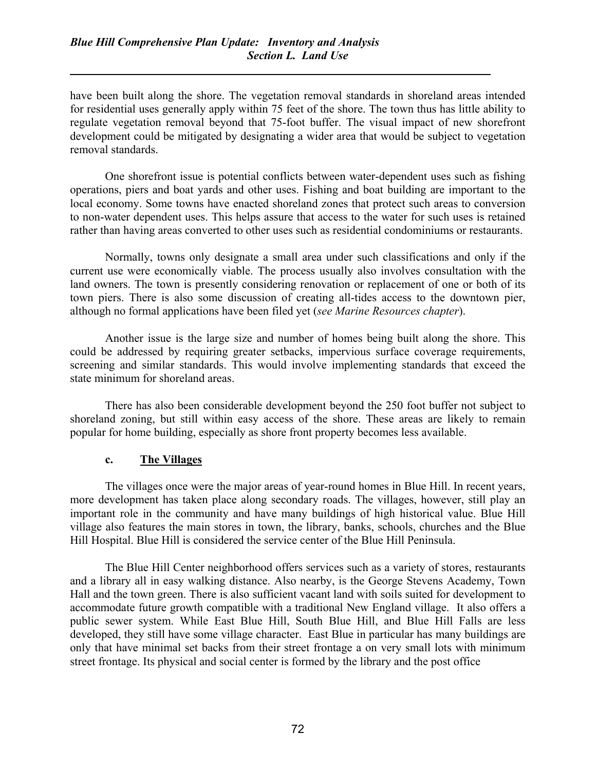have been built along the shore. The vegetation removal standards in shoreland areas intended for residential uses generally apply within 75 feet of the shore. The town thus has little ability to regulate vegetation removal beyond that 75-foot buffer. The visual impact of new shorefront development could be mitigated by designating a wider area that would be subject to vegetation removal standards.

One shorefront issue is potential conflicts between water-dependent uses such as fishing operations, piers and boat yards and other uses. Fishing and boat building are important to the local economy. Some towns have enacted shoreland zones that protect such areas to conversion to non-water dependent uses. This helps assure that access to the water for such uses is retained rather than having areas converted to other uses such as residential condominiums or restaurants.

Normally, towns only designate a small area under such classifications and only if the current use were economically viable. The process usually also involves consultation with the land owners. The town is presently considering renovation or replacement of one or both of its town piers. There is also some discussion of creating all-tides access to the downtown pier, although no formal applications have been filed yet (*see Marine Resources chapter*).

Another issue is the large size and number of homes being built along the shore. This could be addressed by requiring greater setbacks, impervious surface coverage requirements, screening and similar standards. This would involve implementing standards that exceed the state minimum for shoreland areas.

There has also been considerable development beyond the 250 foot buffer not subject to shoreland zoning, but still within easy access of the shore. These areas are likely to remain popular for home building, especially as shore front property becomes less available.

### c. The Villages

The villages once were the major areas of year-round homes in Blue Hill. In recent years, more development has taken place along secondary roads. The villages, however, still play an important role in the community and have many buildings of high historical value. Blue Hill village also features the main stores in town, the library, banks, schools, churches and the Blue Hill Hospital. Blue Hill is considered the service center of the Blue Hill Peninsula.

The Blue Hill Center neighborhood offers services such as a variety of stores, restaurants and a library all in easy walking distance. Also nearby, is the George Stevens Academy, Town Hall and the town green. There is also sufficient vacant land with soils suited for development to accommodate future growth compatible with a traditional New England village. It also offers a public sewer system. While East Blue Hill, South Blue Hill, and Blue Hill Falls are less developed, they still have some village character. East Blue in particular has many buildings are only that have minimal set backs from their street frontage a on very small lots with minimum street frontage. Its physical and social center is formed by the library and the post office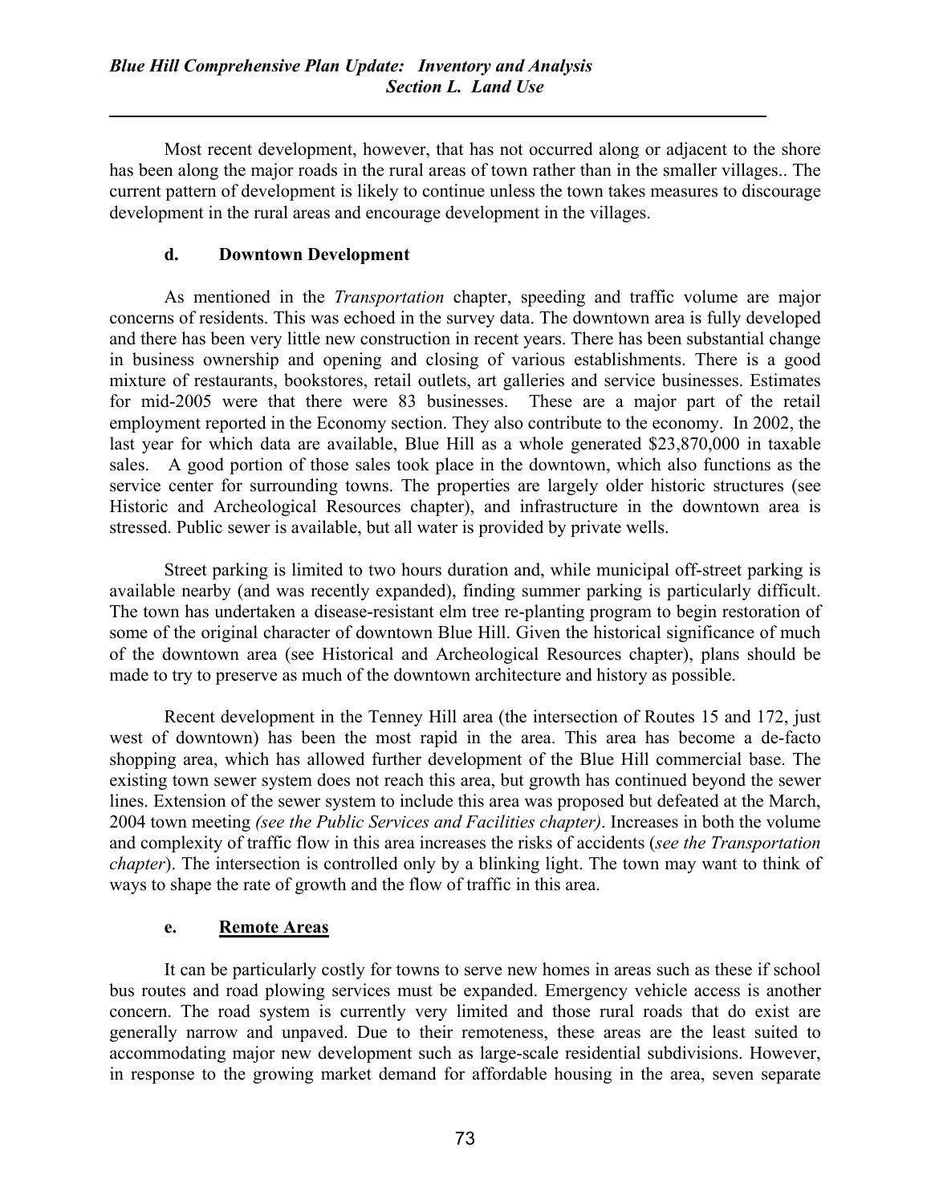Most recent development, however, that has not occurred along or adjacent to the shore has been along the major roads in the rural areas of town rather than in the smaller villages.. The current pattern of development is likely to continue unless the town takes measures to discourage development in the rural areas and encourage development in the villages.

### d. Downtown Development

As mentioned in the *Transportation* chapter, speeding and traffic volume are major concerns of residents. This was echoed in the survey data. The downtown area is fully developed and there has been very little new construction in recent years. There has been substantial change in business ownership and opening and closing of various establishments. There is a good mixture of restaurants, bookstores, retail outlets, art galleries and service businesses. Estimates for mid-2005 were that there were 83 businesses. These are a major part of the retail employment reported in the Economy section. They also contribute to the economy. In 2002, the last year for which data are available, Blue Hill as a whole generated $23,870,000 in taxable sales. A good portion of those sales took place in the downtown, which also functions as the service center for surrounding towns. The properties are largely older historic structures (see Historic and Archeological Resources chapter), and infrastructure in the downtown area is stressed. Public sewer is available, but all water is provided by private wells.

Street parking is limited to two hours duration and, while municipal off-street parking is available nearby (and was recently expanded), finding summer parking is particularly difficult. The town has undertaken a disease-resistant elm tree re-planting program to begin restoration of some of the original character of downtown Blue Hill. Given the historical significance of much of the downtown area (see Historical and Archeological Resources chapter), plans should be made to try to preserve as much of the downtown architecture and history as possible.

Recent development in the Tenney Hill area (the intersection of Routes 15 and 172, just west of downtown) has been the most rapid in the area. This area has become a de-facto shopping area, which has allowed further development of the Blue Hill commercial base. The existing town sewer system does not reach this area, but growth has continued beyond the sewer lines. Extension of the sewer system to include this area was proposed but defeated at the March, 2004 town meeting *(see the Public Services and Facilities chapter)*. Increases in both the volume and complexity of traffic flow in this area increases the risks of accidents (*see the Transportation chapter*). The intersection is controlled only by a blinking light. The town may want to think of ways to shape the rate of growth and the flow of traffic in this area.

### e. Remote Areas

It can be particularly costly for towns to serve new homes in areas such as these if school bus routes and road plowing services must be expanded. Emergency vehicle access is another concern. The road system is currently very limited and those rural roads that do exist are generally narrow and unpaved. Due to their remoteness, these areas are the least suited to accommodating major new development such as large-scale residential subdivisions. However, in response to the growing market demand for affordable housing in the area, seven separate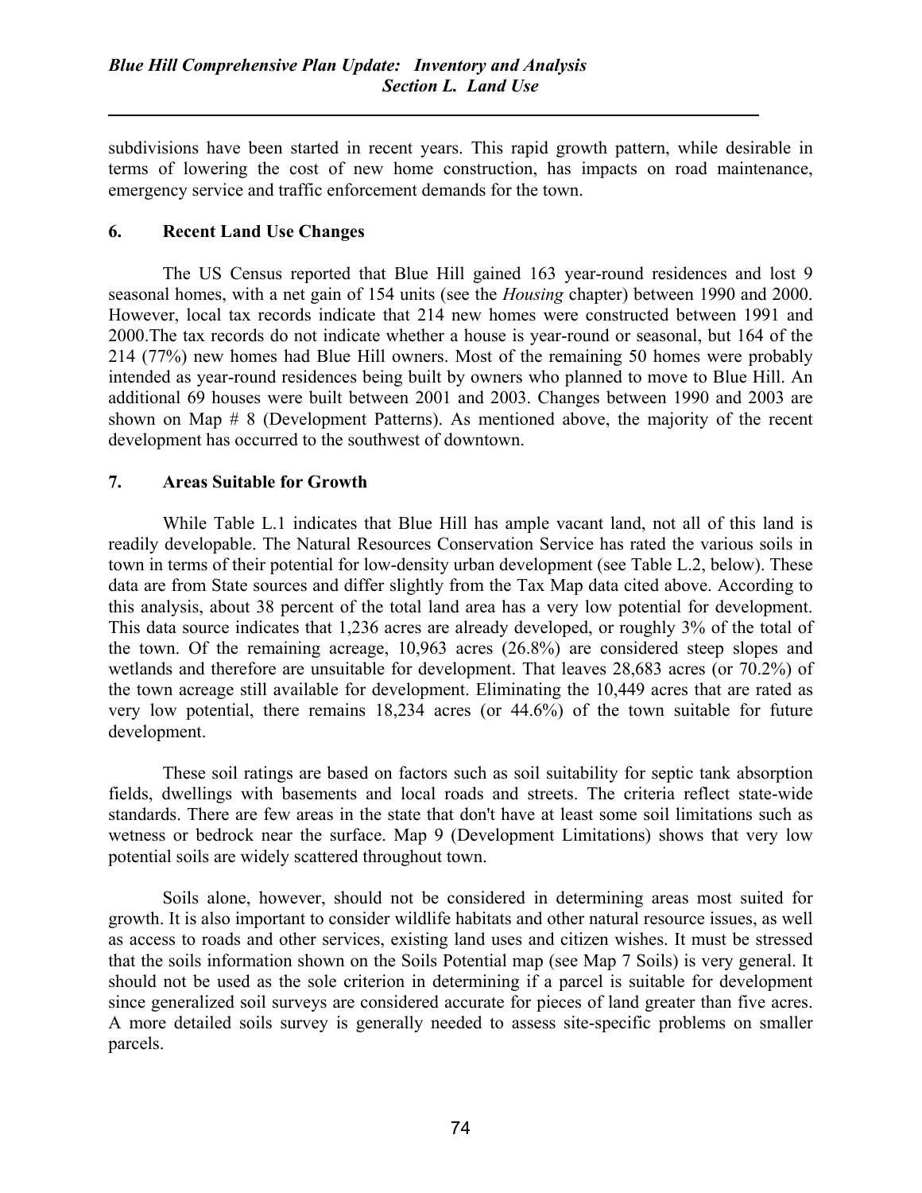subdivisions have been started in recent years. This rapid growth pattern, while desirable in terms of lowering the cost of new home construction, has impacts on road maintenance, emergency service and traffic enforcement demands for the town.

### 6. Recent Land Use Changes

The US Census reported that Blue Hill gained 163 year-round residences and lost 9 seasonal homes, with a net gain of 154 units (see the *Housing* chapter) between 1990 and 2000. However, local tax records indicate that 214 new homes were constructed between 1991 and 2000.The tax records do not indicate whether a house is year-round or seasonal, but 164 of the 214 (77%) new homes had Blue Hill owners. Most of the remaining 50 homes were probably intended as year-round residences being built by owners who planned to move to Blue Hill. An additional 69 houses were built between 2001 and 2003. Changes between 1990 and 2003 are shown on Map # 8 (Development Patterns). As mentioned above, the majority of the recent development has occurred to the southwest of downtown.

### 7. Areas Suitable for Growth

While Table L.1 indicates that Blue Hill has ample vacant land, not all of this land is readily developable. The Natural Resources Conservation Service has rated the various soils in town in terms of their potential for low-density urban development (see Table L.2, below). These data are from State sources and differ slightly from the Tax Map data cited above. According to this analysis, about 38 percent of the total land area has a very low potential for development. This data source indicates that 1,236 acres are already developed, or roughly 3% of the total of the town. Of the remaining acreage, 10,963 acres (26.8%) are considered steep slopes and wetlands and therefore are unsuitable for development. That leaves 28,683 acres (or 70.2%) of the town acreage still available for development. Eliminating the 10,449 acres that are rated as very low potential, there remains 18,234 acres (or 44.6%) of the town suitable for future development.

These soil ratings are based on factors such as soil suitability for septic tank absorption fields, dwellings with basements and local roads and streets. The criteria reflect state-wide standards. There are few areas in the state that don't have at least some soil limitations such as wetness or bedrock near the surface. Map 9 (Development Limitations) shows that very low potential soils are widely scattered throughout town.

Soils alone, however, should not be considered in determining areas most suited for growth. It is also important to consider wildlife habitats and other natural resource issues, as well as access to roads and other services, existing land uses and citizen wishes. It must be stressed that the soils information shown on the Soils Potential map (see Map 7 Soils) is very general. It should not be used as the sole criterion in determining if a parcel is suitable for development since generalized soil surveys are considered accurate for pieces of land greater than five acres. A more detailed soils survey is generally needed to assess site-specific problems on smaller parcels.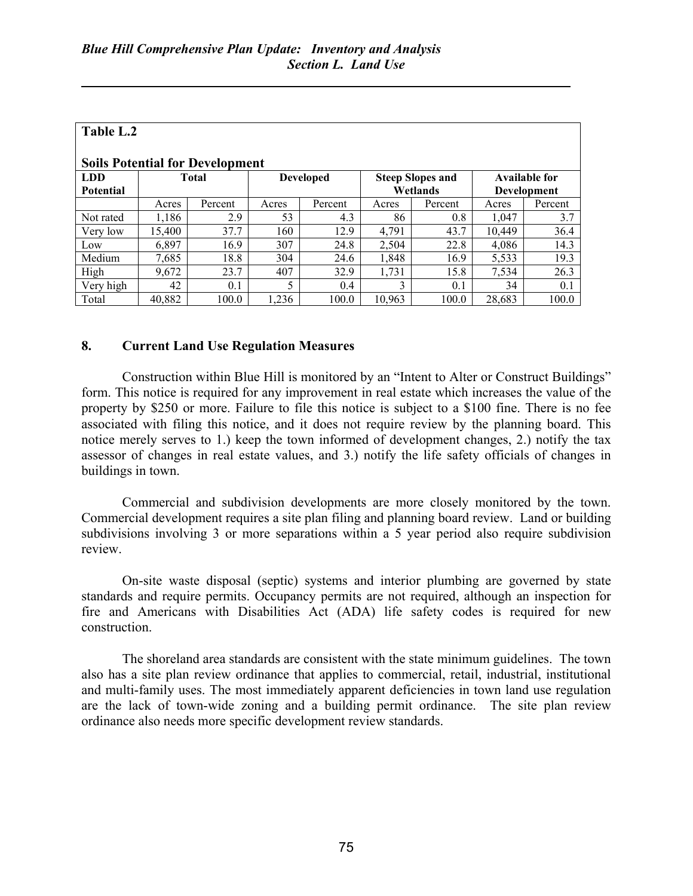**Table L.2**

**Soils Potential for Development**

| LDD Potential | Total | | Developed | | Steep Slopes and Wetlands | | Available for Development | |
|---|---|---|---|---|---|---|---|---|
| | Acres | Percent | Acres | Percent | Acres | Percent | Acres | Percent |
| Not rated | 1,186 | 2.9 | 53 | 4.3 | 86 | 0.8 | 1,047 | 3.7 |
| Very low | 15,400 | 37.7 | 160 | 12.9 | 4,791 | 43.7 | 10,449 | 36.4 |
| Low | 6,897 | 16.9 | 307 | 24.8 | 2,504 | 22.8 | 4,086 | 14.3 |
| Medium | 7,685 | 18.8 | 304 | 24.6 | 1,848 | 16.9 | 5,533 | 19.3 |
| High | 9,672 | 23.7 | 407 | 32.9 | 1,731 | 15.8 | 7,534 | 26.3 |
| Very high | 42 | 0.1 | 5 | 0.4 | 3 | 0.1 | 34 | 0.1 |
| Total | 40,882 | 100.0 | 1,236 | 100.0 | 10,963 | 100.0 | 28,683 | 100.0 |

## 8. Current Land Use Regulation Measures

Construction within Blue Hill is monitored by an "Intent to Alter or Construct Buildings" form. This notice is required for any improvement in real estate which increases the value of the property by $250 or more. Failure to file this notice is subject to a $100 fine. There is no fee associated with filing this notice, and it does not require review by the planning board. This notice merely serves to 1.) keep the town informed of development changes, 2.) notify the tax assessor of changes in real estate values, and 3.) notify the life safety officials of changes in buildings in town.

Commercial and subdivision developments are more closely monitored by the town. Commercial development requires a site plan filing and planning board review. Land or building subdivisions involving 3 or more separations within a 5 year period also require subdivision review.

On-site waste disposal (septic) systems and interior plumbing are governed by state standards and require permits. Occupancy permits are not required, although an inspection for fire and Americans with Disabilities Act (ADA) life safety codes is required for new construction.

The shoreland area standards are consistent with the state minimum guidelines. The town also has a site plan review ordinance that applies to commercial, retail, industrial, institutional and multi-family uses. The most immediately apparent deficiencies in town land use regulation are the lack of town-wide zoning and a building permit ordinance. The site plan review ordinance also needs more specific development review standards.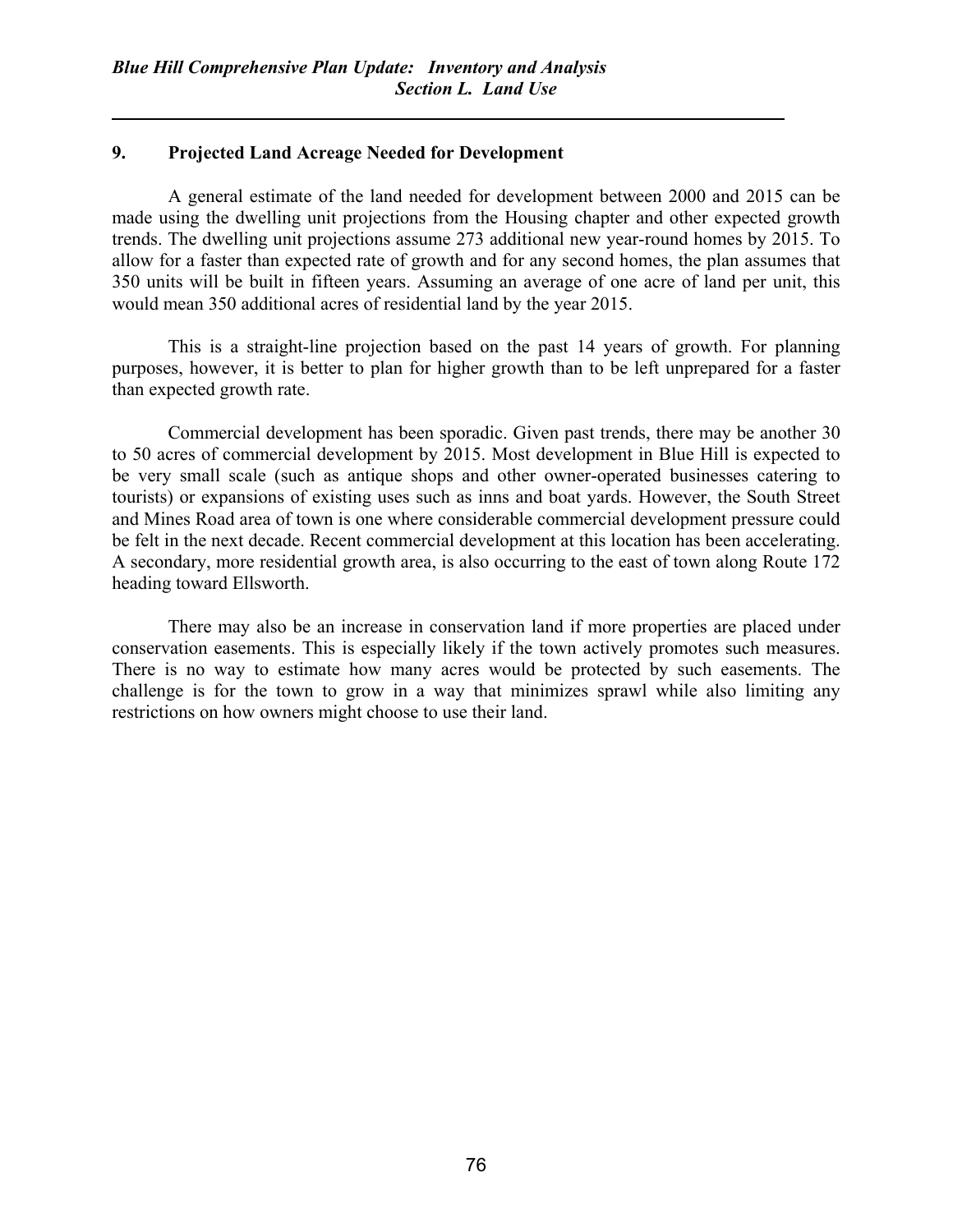## 9. Projected Land Acreage Needed for Development

A general estimate of the land needed for development between 2000 and 2015 can be made using the dwelling unit projections from the Housing chapter and other expected growth trends. The dwelling unit projections assume 273 additional new year-round homes by 2015. To allow for a faster than expected rate of growth and for any second homes, the plan assumes that 350 units will be built in fifteen years. Assuming an average of one acre of land per unit, this would mean 350 additional acres of residential land by the year 2015.

This is a straight-line projection based on the past 14 years of growth. For planning purposes, however, it is better to plan for higher growth than to be left unprepared for a faster than expected growth rate.

Commercial development has been sporadic. Given past trends, there may be another 30 to 50 acres of commercial development by 2015. Most development in Blue Hill is expected to be very small scale (such as antique shops and other owner-operated businesses catering to tourists) or expansions of existing uses such as inns and boat yards. However, the South Street and Mines Road area of town is one where considerable commercial development pressure could be felt in the next decade. Recent commercial development at this location has been accelerating. A secondary, more residential growth area, is also occurring to the east of town along Route 172 heading toward Ellsworth.

There may also be an increase in conservation land if more properties are placed under conservation easements. This is especially likely if the town actively promotes such measures. There is no way to estimate how many acres would be protected by such easements. The challenge is for the town to grow in a way that minimizes sprawl while also limiting any restrictions on how owners might choose to use their land.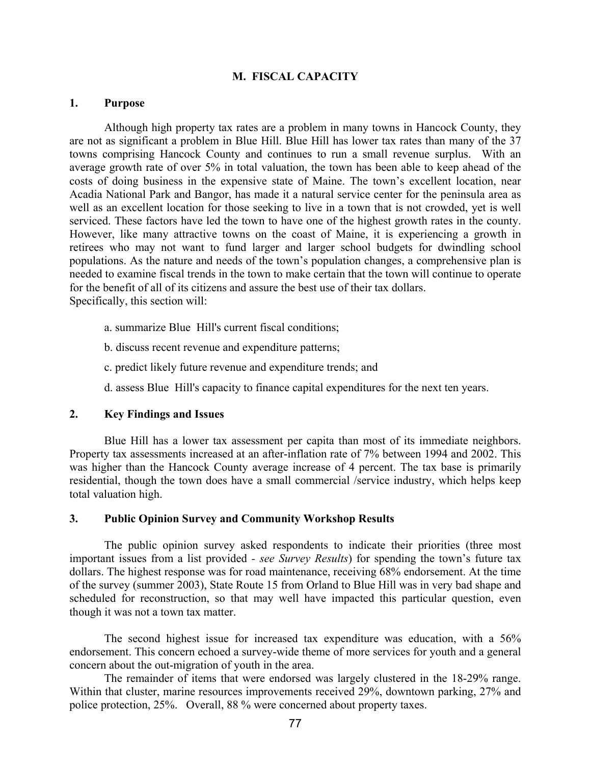## M. FISCAL CAPACITY

### 1. Purpose

Although high property tax rates are a problem in many towns in Hancock County, they are not as significant a problem in Blue Hill. Blue Hill has lower tax rates than many of the 37 towns comprising Hancock County and continues to run a small revenue surplus. With an average growth rate of over 5% in total valuation, the town has been able to keep ahead of the costs of doing business in the expensive state of Maine. The town's excellent location, near Acadia National Park and Bangor, has made it a natural service center for the peninsula area as well as an excellent location for those seeking to live in a town that is not crowded, yet is well serviced. These factors have led the town to have one of the highest growth rates in the county. However, like many attractive towns on the coast of Maine, it is experiencing a growth in retirees who may not want to fund larger and larger school budgets for dwindling school populations. As the nature and needs of the town's population changes, a comprehensive plan is needed to examine fiscal trends in the town to make certain that the town will continue to operate for the benefit of all of its citizens and assure the best use of their tax dollars.
Specifically, this section will:

a. summarize Blue Hill's current fiscal conditions;

b. discuss recent revenue and expenditure patterns;

c. predict likely future revenue and expenditure trends; and

d. assess Blue Hill's capacity to finance capital expenditures for the next ten years.

### 2. Key Findings and Issues

Blue Hill has a lower tax assessment per capita than most of its immediate neighbors. Property tax assessments increased at an after-inflation rate of 7% between 1994 and 2002. This was higher than the Hancock County average increase of 4 percent. The tax base is primarily residential, though the town does have a small commercial /service industry, which helps keep total valuation high.

### 3. Public Opinion Survey and Community Workshop Results

The public opinion survey asked respondents to indicate their priorities (three most important issues from a list provided - *see Survey Results*) for spending the town's future tax dollars. The highest response was for road maintenance, receiving 68% endorsement. At the time of the survey (summer 2003), State Route 15 from Orland to Blue Hill was in very bad shape and scheduled for reconstruction, so that may well have impacted this particular question, even though it was not a town tax matter.

The second highest issue for increased tax expenditure was education, with a 56% endorsement. This concern echoed a survey-wide theme of more services for youth and a general concern about the out-migration of youth in the area.

The remainder of items that were endorsed was largely clustered in the 18-29% range. Within that cluster, marine resources improvements received 29%, downtown parking, 27% and police protection, 25%. Overall, 88 % were concerned about property taxes.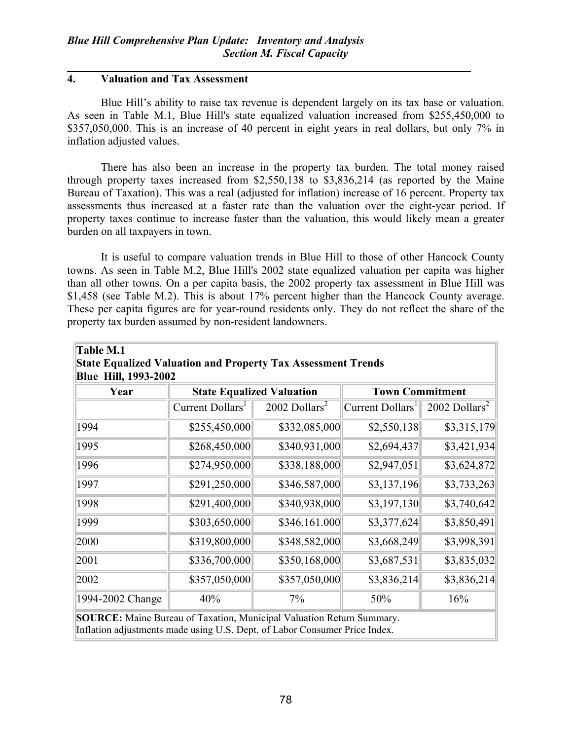## 4. Valuation and Tax Assessment

Blue Hill's ability to raise tax revenue is dependent largely on its tax base or valuation. As seen in Table M.1, Blue Hill's state equalized valuation increased from $255,450,000 to $357,050,000. This is an increase of 40 percent in eight years in real dollars, but only 7% in inflation adjusted values.

There has also been an increase in the property tax burden. The total money raised through property taxes increased from $2,550,138 to $3,836,214 (as reported by the Maine Bureau of Taxation). This was a real (adjusted for inflation) increase of 16 percent. Property tax assessments thus increased at a faster rate than the valuation over the eight-year period. If property taxes continue to increase faster than the valuation, this would likely mean a greater burden on all taxpayers in town.

It is useful to compare valuation trends in Blue Hill to those of other Hancock County towns. As seen in Table M.2, Blue Hill's 2002 state equalized valuation per capita was higher than all other towns. On a per capita basis, the 2002 property tax assessment in Blue Hill was $1,458 (see Table M.2). This is about 17% percent higher than the Hancock County average. These per capita figures are for year-round residents only. They do not reflect the share of the property tax burden assumed by non-resident landowners.

**Table M.1**
**State Equalized Valuation and Property Tax Assessment Trends**
**Blue Hill, 1993-2002**

| Year | State Equalized Valuation | | Town Commitment | |
|---|---|---|---|---|
| | Current Dollars[1] | 2002 Dollars[2] | Current Dollars[1] | 2002 Dollars[2] |
| 1994 | $255,450,000 | $332,085,000 | $2,550,138 | $3,315,179 |
| 1995 | $268,450,000 | $340,931,000 | $2,694,437 | $3,421,934 |
| 1996 | $274,950,000 | $338,188,000 | $2,947,051 | $3,624,872 |
| 1997 | $291,250,000 | $346,587,000 | $3,137,196 | $3,733,263 |
| 1998 | $291,400,000 | $340,938,000 | $3,197,130 | $3,740,642 |
| 1999 | $303,650,000 | $346,161.000 | $3,377,624 | $3,850,491 |
| 2000 | $319,800,000 | $348,582,000 | $3,668,249 | $3,998,391 |
| 2001 | $336,700,000 | $350,168,000 | $3,687,531 | $3,835,032 |
| 2002 | $357,050,000 | $357,050,000 | $3,836,214 | $3,836,214 |
| 1994-2002 Change | 40% | 7% | 50% | 16% |

**SOURCE:** Maine Bureau of Taxation, Municipal Valuation Return Summary.
Inflation adjustments made using U.S. Dept. of Labor Consumer Price Index.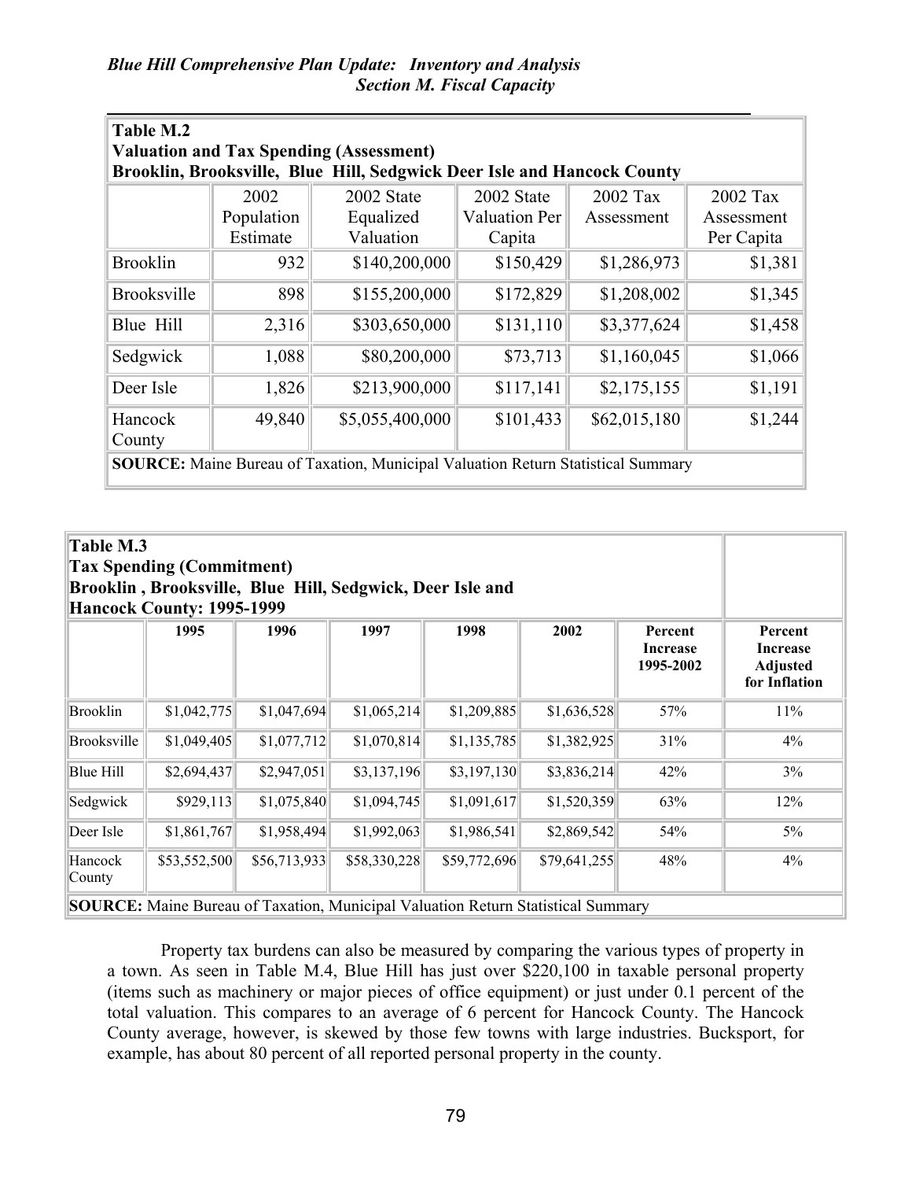**Table M.2**
**Valuation and Tax Spending (Assessment)**
**Brooklin, Brooksville, Blue Hill, Sedgwick Deer Isle and Hancock County**

| | 2002 Population Estimate | 2002 State Equalized Valuation | 2002 State Valuation Per Capita | 2002 Tax Assessment | 2002 Tax Assessment Per Capita |
|---|---|---|---|---|---|
| Brooklin | 932 | $140,200,000 | $150,429 | $1,286,973 | $1,381 |
| Brooksville | 898 | $155,200,000 | $172,829 | $1,208,002 | $1,345 |
| Blue Hill | 2,316 | $303,650,000 | $131,110 | $3,377,624 | $1,458 |
| Sedgwick | 1,088 | $80,200,000 | $73,713 | $1,160,045 | $1,066 |
| Deer Isle | 1,826 | $213,900,000 | $117,141 | $2,175,155 | $1,191 |
| Hancock County | 49,840 | $5,055,400,000 | $101,433 | $62,015,180 | $1,244 |

**SOURCE:** Maine Bureau of Taxation, Municipal Valuation Return Statistical Summary

**Table M.3**
**Tax Spending (Commitment)**
**Brooklin , Brooksville, Blue Hill, Sedgwick, Deer Isle and Hancock County: 1995-1999**

| | 1995 | 1996 | 1997 | 1998 | 2002 | Percent Increase 1995-2002 | Percent Increase Adjusted for Inflation |
|---|---|---|---|---|---|---|---|
| Brooklin | $1,042,775 | $1,047,694 | $1,065,214 | $1,209,885 | $1,636,528 | 57% | 11% |
| Brooksville | $1,049,405 | $1,077,712 | $1,070,814 | $1,135,785 | $1,382,925 | 31% | 4% |
| Blue Hill | $2,694,437 | $2,947,051 | $3,137,196 | $3,197,130 | $3,836,214 | 42% | 3% |
| Sedgwick | $929,113 | $1,075,840 | $1,094,745 | $1,091,617 | $1,520,359 | 63% | 12% |
| Deer Isle | $1,861,767 | $1,958,494 | $1,992,063 | $1,986,541 | $2,869,542 | 54% | 5% |
| Hancock County | $53,552,500 | $56,713,933 | $58,330,228 | $59,772,696 | $79,641,255 | 48% | 4% |

**SOURCE:** Maine Bureau of Taxation, Municipal Valuation Return Statistical Summary

Property tax burdens can also be measured by comparing the various types of property in a town. As seen in Table M.4, Blue Hill has just over $220,100 in taxable personal property (items such as machinery or major pieces of office equipment) or just under 0.1 percent of the total valuation. This compares to an average of 6 percent for Hancock County. The Hancock County average, however, is skewed by those few towns with large industries. Bucksport, for example, has about 80 percent of all reported personal property in the county.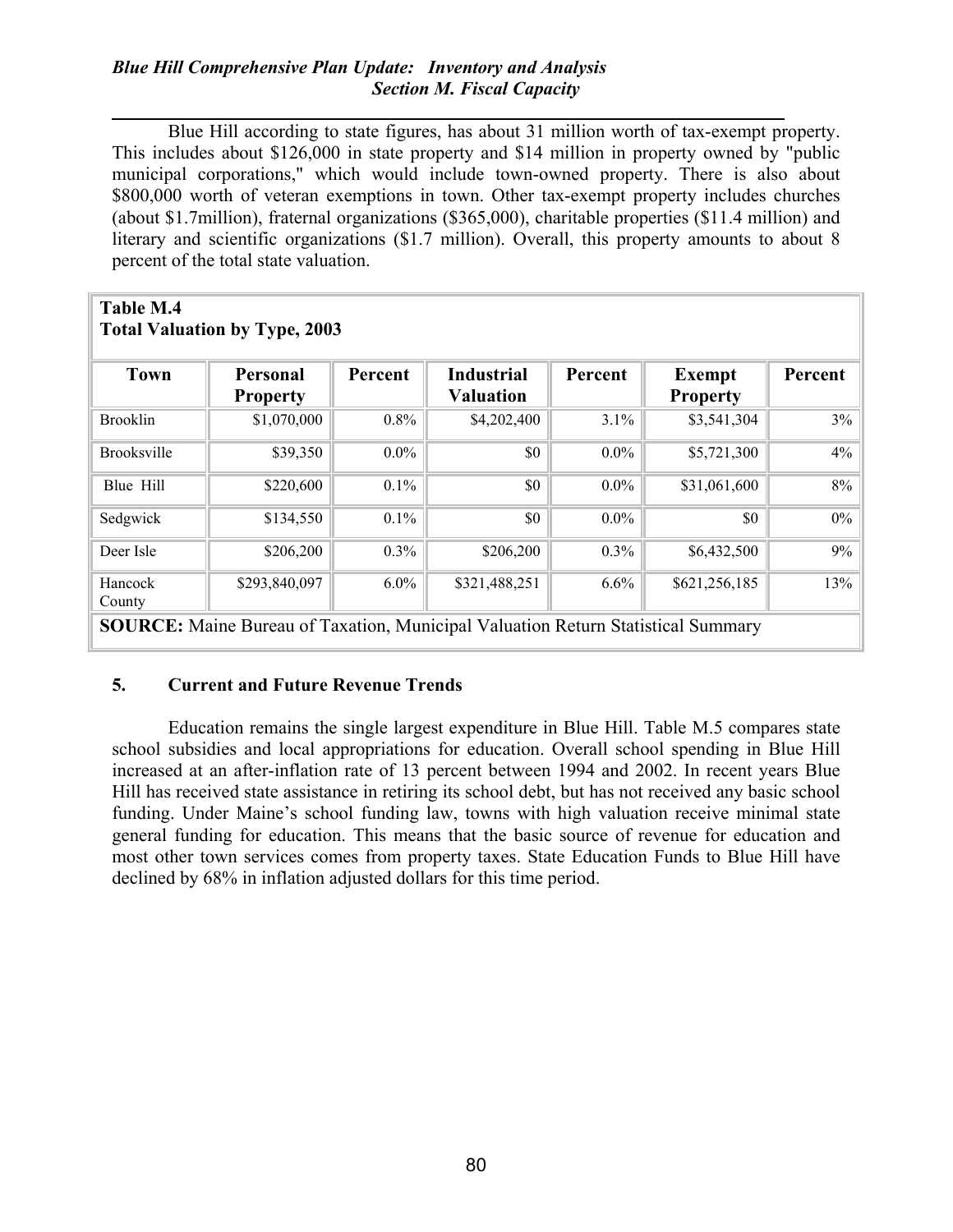Blue Hill according to state figures, has about 31 million worth of tax-exempt property. This includes about $126,000 in state property and $14 million in property owned by "public municipal corporations," which would include town-owned property. There is also about $800,000 worth of veteran exemptions in town. Other tax-exempt property includes churches (about $1.7million), fraternal organizations ($365,000), charitable properties ($11.4 million) and literary and scientific organizations ($1.7 million). Overall, this property amounts to about 8 percent of the total state valuation.

**Table M.4**
**Total Valuation by Type, 2003**

| Town | Personal Property | Percent | Industrial Valuation | Percent | Exempt Property | Percent |
|---|---|---|---|---|---|---|
| Brooklin | $1,070,000 | 0.8% | $4,202,400 | 3.1% | $3,541,304 | 3% |
| Brooksville | $39,350 | 0.0% | $0 | 0.0% | $5,721,300 | 4% |
| Blue Hill | $220,600 | 0.1% | $0 | 0.0% | $31,061,600 | 8% |
| Sedgwick | $134,550 | 0.1% | $0 | 0.0% | $0 | 0% |
| Deer Isle | $206,200 | 0.3% | $206,200 | 0.3% | $6,432,500 | 9% |
| Hancock County | $293,840,097 | 6.0% | $321,488,251 | 6.6% | $621,256,185 | 13% |

**SOURCE:** Maine Bureau of Taxation, Municipal Valuation Return Statistical Summary

## 5. Current and Future Revenue Trends

Education remains the single largest expenditure in Blue Hill. Table M.5 compares state school subsidies and local appropriations for education. Overall school spending in Blue Hill increased at an after-inflation rate of 13 percent between 1994 and 2002. In recent years Blue Hill has received state assistance in retiring its school debt, but has not received any basic school funding. Under Maine's school funding law, towns with high valuation receive minimal state general funding for education. This means that the basic source of revenue for education and most other town services comes from property taxes. State Education Funds to Blue Hill have declined by 68% in inflation adjusted dollars for this time period.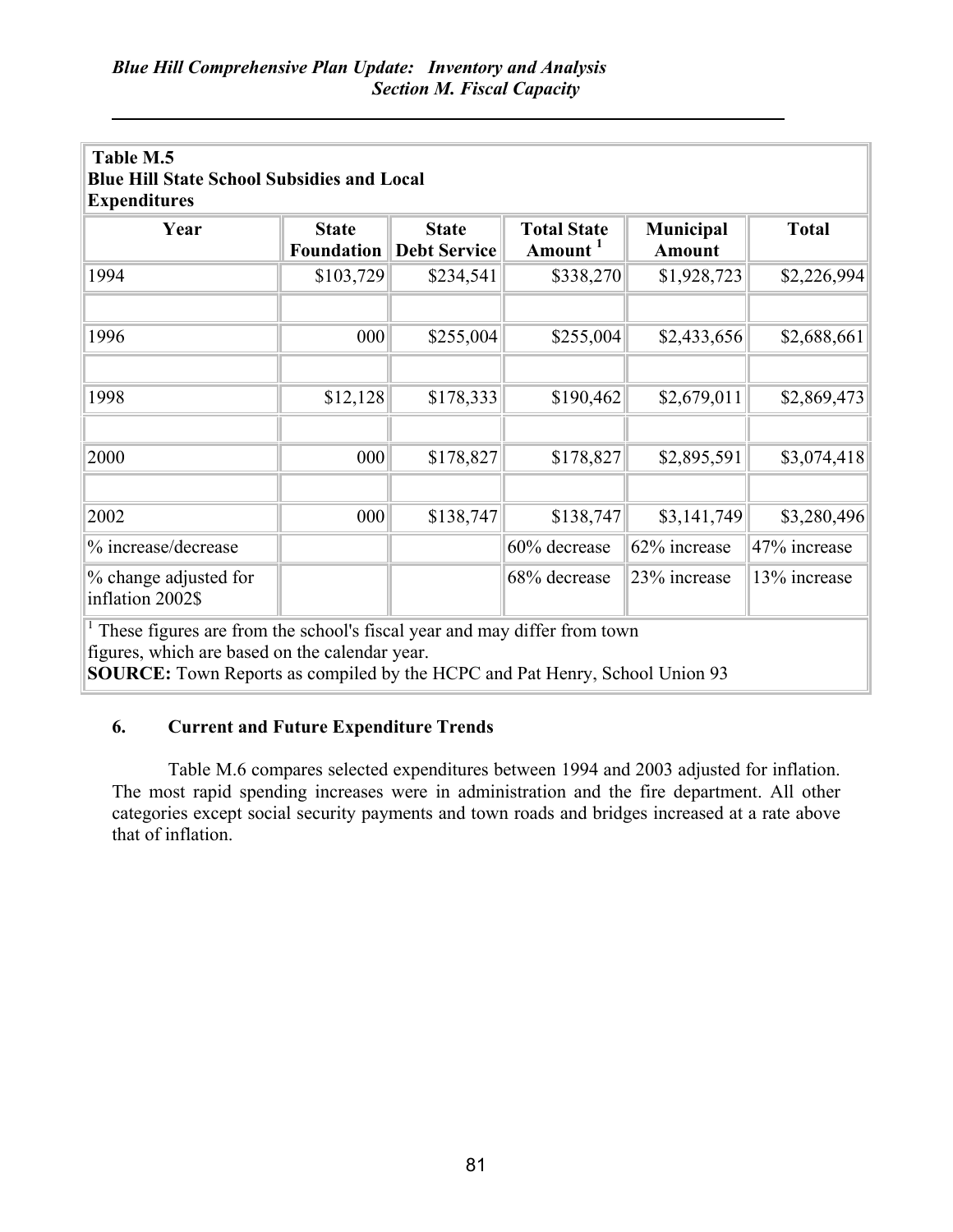| Table M.5 Blue Hill State School Subsidies and Local Expenditures | | | | | |
|---|---|---|---|---|---|
| Year | State Foundation | State Debt Service | Total State Amount [1] | Municipal Amount | Total |
| 1994 | $103,729 | $234,541 | $338,270 | $1,928,723 | $2,226,994 |
| | | | | | |
| 1996 | 000 | $255,004 | $255,004 | $2,433,656 | $2,688,661 |
| | | | | | |
| 1998 | $12,128 | $178,333 | $190,462 | $2,679,011 | $2,869,473 |
| | | | | | |
| 2000 | 000 | $178,827 | $178,827 | $2,895,591 | $3,074,418 |
| | | | | | |
| 2002 | 000 | $138,747 | $138,747 | $3,141,749 | $3,280,496 |
| % increase/decrease | | | 60% decrease | 62% increase | 47% increase |
| % change adjusted for inflation 2002$ | | | 68% decrease | 23% increase | 13% increase |

[1] These figures are from the school's fiscal year and may differ from town figures, which are based on the calendar year.

**SOURCE:** Town Reports as compiled by the HCPC and Pat Henry, School Union 93

### 6. Current and Future Expenditure Trends

Table M.6 compares selected expenditures between 1994 and 2003 adjusted for inflation. The most rapid spending increases were in administration and the fire department. All other categories except social security payments and town roads and bridges increased at a rate above that of inflation.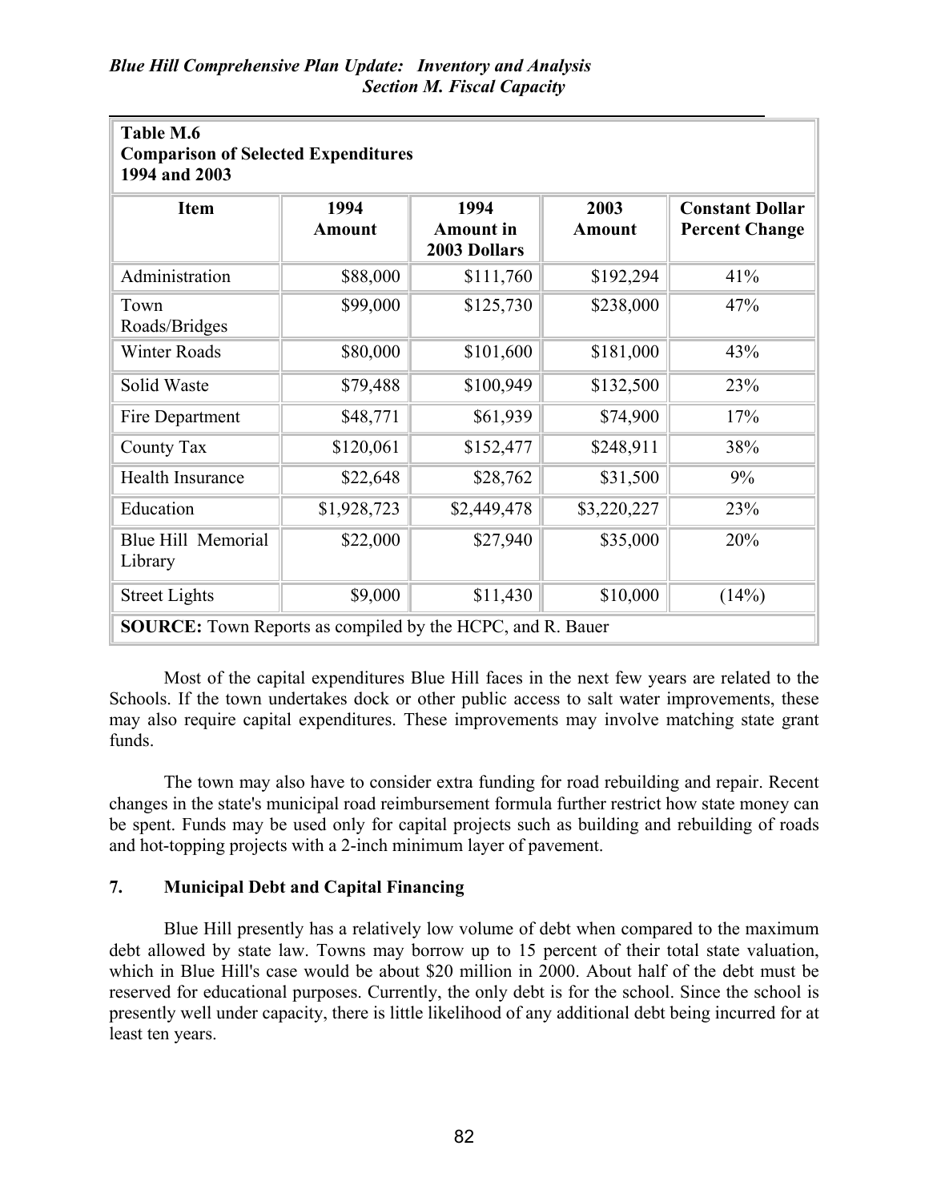**Table M.6**
**Comparison of Selected Expenditures**
**1994 and 2003**

| Item | 1994 Amount | 1994 Amount in 2003 Dollars | 2003 Amount | Constant Dollar Percent Change |
|---|---|---|---|---|
| Administration | $88,000 | $111,760 | $192,294 | 41% |
| Town Roads/Bridges | $99,000 | $125,730 | $238,000 | 47% |
| Winter Roads | $80,000 | $101,600 | $181,000 | 43% |
| Solid Waste | $79,488 | $100,949 | $132,500 | 23% |
| Fire Department | $48,771 | $61,939 | $74,900 | 17% |
| County Tax | $120,061 | $152,477 | $248,911 | 38% |
| Health Insurance | $22,648 | $28,762 | $31,500 | 9% |
| Education | $1,928,723 | $2,449,478 | $3,220,227 | 23% |
| Blue Hill Memorial Library | $22,000 | $27,940 | $35,000 | 20% |
| Street Lights | $9,000 | $11,430 | $10,000 | (14%) |

**SOURCE:** Town Reports as compiled by the HCPC, and R. Bauer

Most of the capital expenditures Blue Hill faces in the next few years are related to the Schools. If the town undertakes dock or other public access to salt water improvements, these may also require capital expenditures. These improvements may involve matching state grant funds.

The town may also have to consider extra funding for road rebuilding and repair. Recent changes in the state's municipal road reimbursement formula further restrict how state money can be spent. Funds may be used only for capital projects such as building and rebuilding of roads and hot-topping projects with a 2-inch minimum layer of pavement.

### 7. Municipal Debt and Capital Financing

Blue Hill presently has a relatively low volume of debt when compared to the maximum debt allowed by state law. Towns may borrow up to 15 percent of their total state valuation, which in Blue Hill's case would be about $20 million in 2000. About half of the debt must be reserved for educational purposes. Currently, the only debt is for the school. Since the school is presently well under capacity, there is little likelihood of any additional debt being incurred for at least ten years.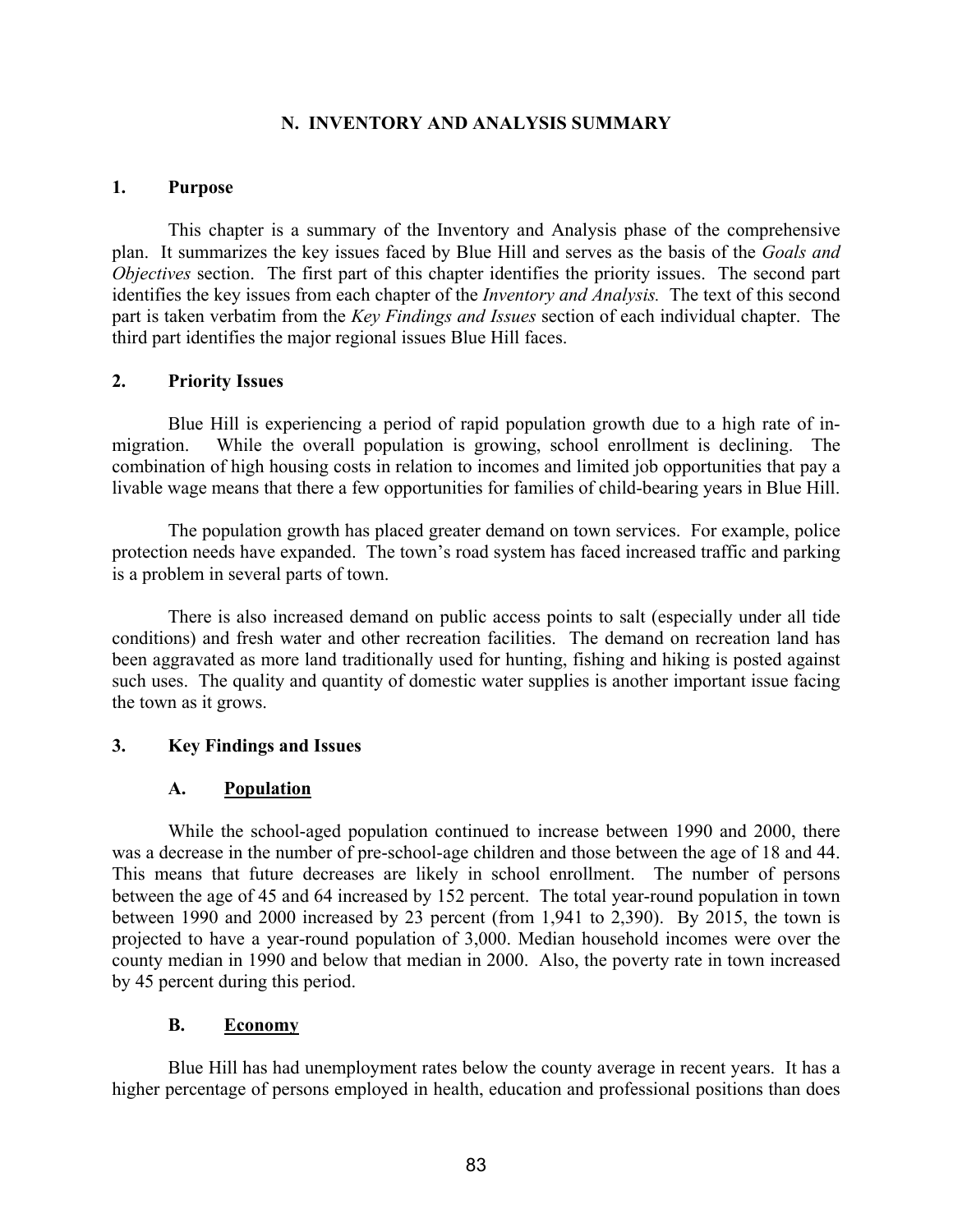## N. INVENTORY AND ANALYSIS SUMMARY

### 1. Purpose

This chapter is a summary of the Inventory and Analysis phase of the comprehensive plan. It summarizes the key issues faced by Blue Hill and serves as the basis of the *Goals and Objectives* section. The first part of this chapter identifies the priority issues. The second part identifies the key issues from each chapter of the *Inventory and Analysis.* The text of this second part is taken verbatim from the *Key Findings and Issues* section of each individual chapter. The third part identifies the major regional issues Blue Hill faces.

### 2. Priority Issues

Blue Hill is experiencing a period of rapid population growth due to a high rate of in-migration. While the overall population is growing, school enrollment is declining. The combination of high housing costs in relation to incomes and limited job opportunities that pay a livable wage means that there a few opportunities for families of child-bearing years in Blue Hill.

The population growth has placed greater demand on town services. For example, police protection needs have expanded. The town's road system has faced increased traffic and parking is a problem in several parts of town.

There is also increased demand on public access points to salt (especially under all tide conditions) and fresh water and other recreation facilities. The demand on recreation land has been aggravated as more land traditionally used for hunting, fishing and hiking is posted against such uses. The quality and quantity of domestic water supplies is another important issue facing the town as it grows.

### 3. Key Findings and Issues

#### A. <u>Population</u>

While the school-aged population continued to increase between 1990 and 2000, there was a decrease in the number of pre-school-age children and those between the age of 18 and 44. This means that future decreases are likely in school enrollment. The number of persons between the age of 45 and 64 increased by 152 percent. The total year-round population in town between 1990 and 2000 increased by 23 percent (from 1,941 to 2,390). By 2015, the town is projected to have a year-round population of 3,000. Median household incomes were over the county median in 1990 and below that median in 2000. Also, the poverty rate in town increased by 45 percent during this period.

#### B. <u>Economy</u>

Blue Hill has had unemployment rates below the county average in recent years. It has a higher percentage of persons employed in health, education and professional positions than does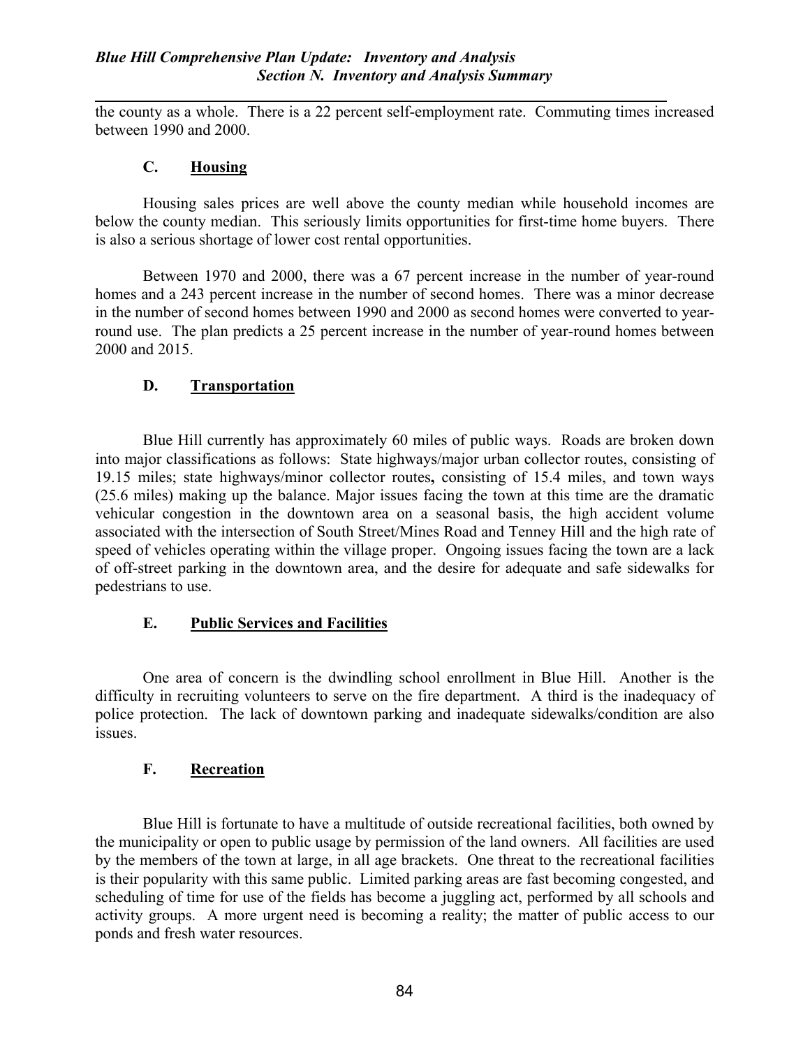the county as a whole. There is a 22 percent self-employment rate. Commuting times increased between 1990 and 2000.

## C. Housing

Housing sales prices are well above the county median while household incomes are below the county median. This seriously limits opportunities for first-time home buyers. There is also a serious shortage of lower cost rental opportunities.

Between 1970 and 2000, there was a 67 percent increase in the number of year-round homes and a 243 percent increase in the number of second homes. There was a minor decrease in the number of second homes between 1990 and 2000 as second homes were converted to year-round use. The plan predicts a 25 percent increase in the number of year-round homes between 2000 and 2015.

## D. Transportation

Blue Hill currently has approximately 60 miles of public ways. Roads are broken down into major classifications as follows: State highways/major urban collector routes, consisting of 19.15 miles; state highways/minor collector routes**,** consisting of 15.4 miles, and town ways (25.6 miles) making up the balance. Major issues facing the town at this time are the dramatic vehicular congestion in the downtown area on a seasonal basis, the high accident volume associated with the intersection of South Street/Mines Road and Tenney Hill and the high rate of speed of vehicles operating within the village proper. Ongoing issues facing the town are a lack of off-street parking in the downtown area, and the desire for adequate and safe sidewalks for pedestrians to use.

## E. Public Services and Facilities

One area of concern is the dwindling school enrollment in Blue Hill. Another is the difficulty in recruiting volunteers to serve on the fire department. A third is the inadequacy of police protection. The lack of downtown parking and inadequate sidewalks/condition are also issues.

## F. Recreation

Blue Hill is fortunate to have a multitude of outside recreational facilities, both owned by the municipality or open to public usage by permission of the land owners. All facilities are used by the members of the town at large, in all age brackets. One threat to the recreational facilities is their popularity with this same public. Limited parking areas are fast becoming congested, and scheduling of time for use of the fields has become a juggling act, performed by all schools and activity groups. A more urgent need is becoming a reality; the matter of public access to our ponds and fresh water resources.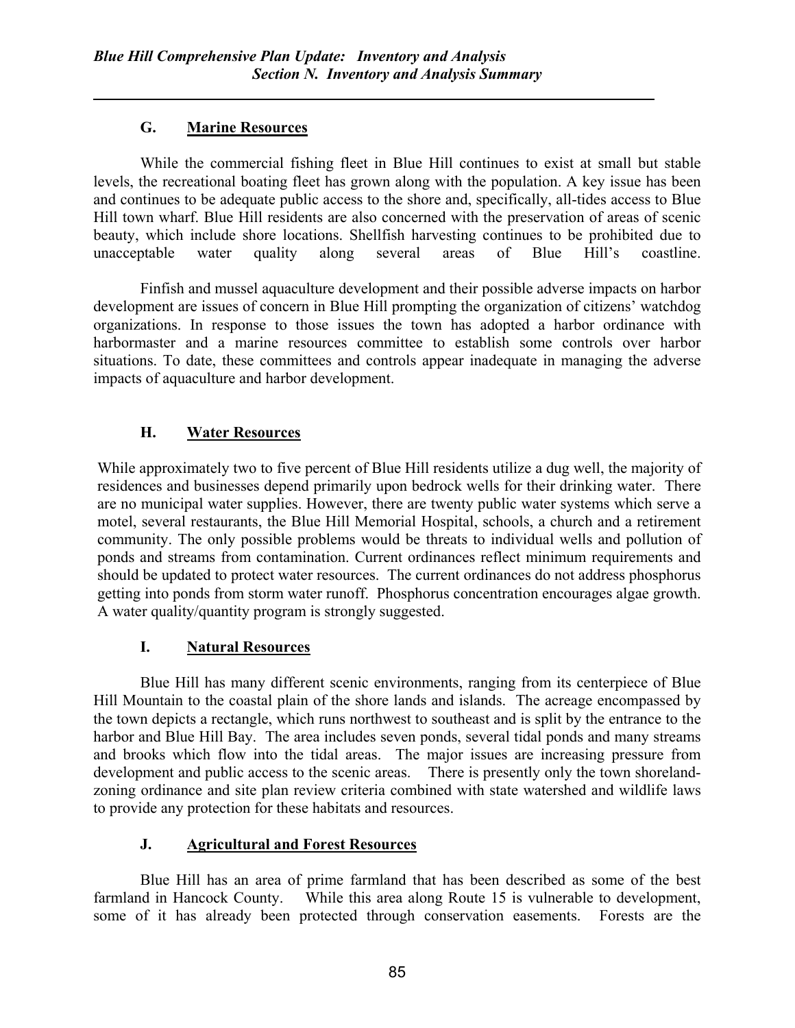## G. Marine Resources

While the commercial fishing fleet in Blue Hill continues to exist at small but stable levels, the recreational boating fleet has grown along with the population. A key issue has been and continues to be adequate public access to the shore and, specifically, all-tides access to Blue Hill town wharf. Blue Hill residents are also concerned with the preservation of areas of scenic beauty, which include shore locations. Shellfish harvesting continues to be prohibited due to unacceptable water quality along several areas of Blue Hill's coastline.

Finfish and mussel aquaculture development and their possible adverse impacts on harbor development are issues of concern in Blue Hill prompting the organization of citizens' watchdog organizations. In response to those issues the town has adopted a harbor ordinance with harbormaster and a marine resources committee to establish some controls over harbor situations. To date, these committees and controls appear inadequate in managing the adverse impacts of aquaculture and harbor development.

## H. Water Resources

While approximately two to five percent of Blue Hill residents utilize a dug well, the majority of residences and businesses depend primarily upon bedrock wells for their drinking water. There are no municipal water supplies. However, there are twenty public water systems which serve a motel, several restaurants, the Blue Hill Memorial Hospital, schools, a church and a retirement community. The only possible problems would be threats to individual wells and pollution of ponds and streams from contamination. Current ordinances reflect minimum requirements and should be updated to protect water resources. The current ordinances do not address phosphorus getting into ponds from storm water runoff. Phosphorus concentration encourages algae growth. A water quality/quantity program is strongly suggested.

## I. Natural Resources

Blue Hill has many different scenic environments, ranging from its centerpiece of Blue Hill Mountain to the coastal plain of the shore lands and islands. The acreage encompassed by the town depicts a rectangle, which runs northwest to southeast and is split by the entrance to the harbor and Blue Hill Bay. The area includes seven ponds, several tidal ponds and many streams and brooks which flow into the tidal areas. The major issues are increasing pressure from development and public access to the scenic areas. There is presently only the town shoreland-zoning ordinance and site plan review criteria combined with state watershed and wildlife laws to provide any protection for these habitats and resources.

## J. Agricultural and Forest Resources

Blue Hill has an area of prime farmland that has been described as some of the best farmland in Hancock County. While this area along Route 15 is vulnerable to development, some of it has already been protected through conservation easements. Forests are the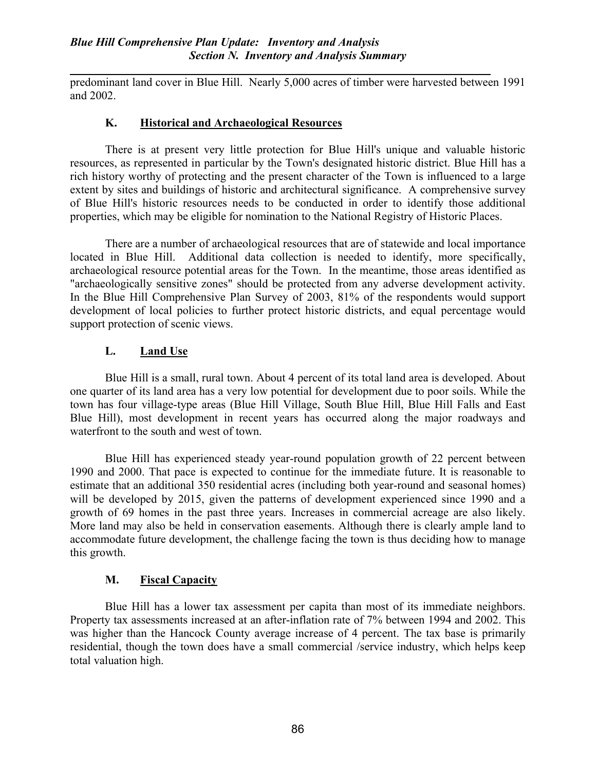predominant land cover in Blue Hill. Nearly 5,000 acres of timber were harvested between 1991 and 2002.

## K. Historical and Archaeological Resources

There is at present very little protection for Blue Hill's unique and valuable historic resources, as represented in particular by the Town's designated historic district. Blue Hill has a rich history worthy of protecting and the present character of the Town is influenced to a large extent by sites and buildings of historic and architectural significance. A comprehensive survey of Blue Hill's historic resources needs to be conducted in order to identify those additional properties, which may be eligible for nomination to the National Registry of Historic Places.

There are a number of archaeological resources that are of statewide and local importance located in Blue Hill. Additional data collection is needed to identify, more specifically, archaeological resource potential areas for the Town. In the meantime, those areas identified as "archaeologically sensitive zones" should be protected from any adverse development activity. In the Blue Hill Comprehensive Plan Survey of 2003, 81% of the respondents would support development of local policies to further protect historic districts, and equal percentage would support protection of scenic views.

## L. Land Use

Blue Hill is a small, rural town. About 4 percent of its total land area is developed. About one quarter of its land area has a very low potential for development due to poor soils. While the town has four village-type areas (Blue Hill Village, South Blue Hill, Blue Hill Falls and East Blue Hill), most development in recent years has occurred along the major roadways and waterfront to the south and west of town.

Blue Hill has experienced steady year-round population growth of 22 percent between 1990 and 2000. That pace is expected to continue for the immediate future. It is reasonable to estimate that an additional 350 residential acres (including both year-round and seasonal homes) will be developed by 2015, given the patterns of development experienced since 1990 and a growth of 69 homes in the past three years. Increases in commercial acreage are also likely. More land may also be held in conservation easements. Although there is clearly ample land to accommodate future development, the challenge facing the town is thus deciding how to manage this growth.

## M. Fiscal Capacity

Blue Hill has a lower tax assessment per capita than most of its immediate neighbors. Property tax assessments increased at an after-inflation rate of 7% between 1994 and 2002. This was higher than the Hancock County average increase of 4 percent. The tax base is primarily residential, though the town does have a small commercial /service industry, which helps keep total valuation high.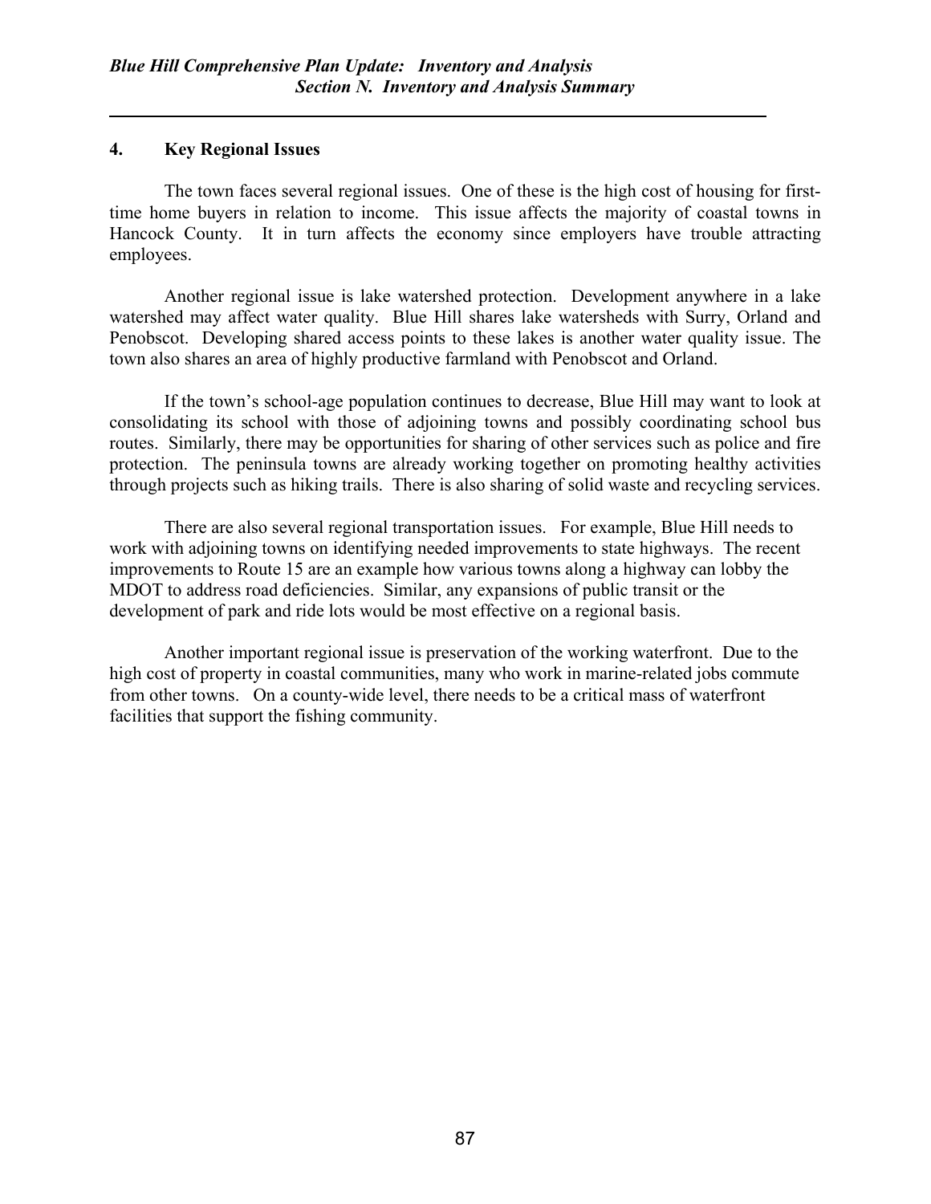## 4. Key Regional Issues

The town faces several regional issues. One of these is the high cost of housing for first-time home buyers in relation to income. This issue affects the majority of coastal towns in Hancock County. It in turn affects the economy since employers have trouble attracting employees.

Another regional issue is lake watershed protection. Development anywhere in a lake watershed may affect water quality. Blue Hill shares lake watersheds with Surry, Orland and Penobscot. Developing shared access points to these lakes is another water quality issue. The town also shares an area of highly productive farmland with Penobscot and Orland.

If the town's school-age population continues to decrease, Blue Hill may want to look at consolidating its school with those of adjoining towns and possibly coordinating school bus routes. Similarly, there may be opportunities for sharing of other services such as police and fire protection. The peninsula towns are already working together on promoting healthy activities through projects such as hiking trails. There is also sharing of solid waste and recycling services.

There are also several regional transportation issues. For example, Blue Hill needs to work with adjoining towns on identifying needed improvements to state highways. The recent improvements to Route 15 are an example how various towns along a highway can lobby the MDOT to address road deficiencies. Similar, any expansions of public transit or the development of park and ride lots would be most effective on a regional basis.

Another important regional issue is preservation of the working waterfront. Due to the high cost of property in coastal communities, many who work in marine-related jobs commute from other towns. On a county-wide level, there needs to be a critical mass of waterfront facilities that support the fishing community.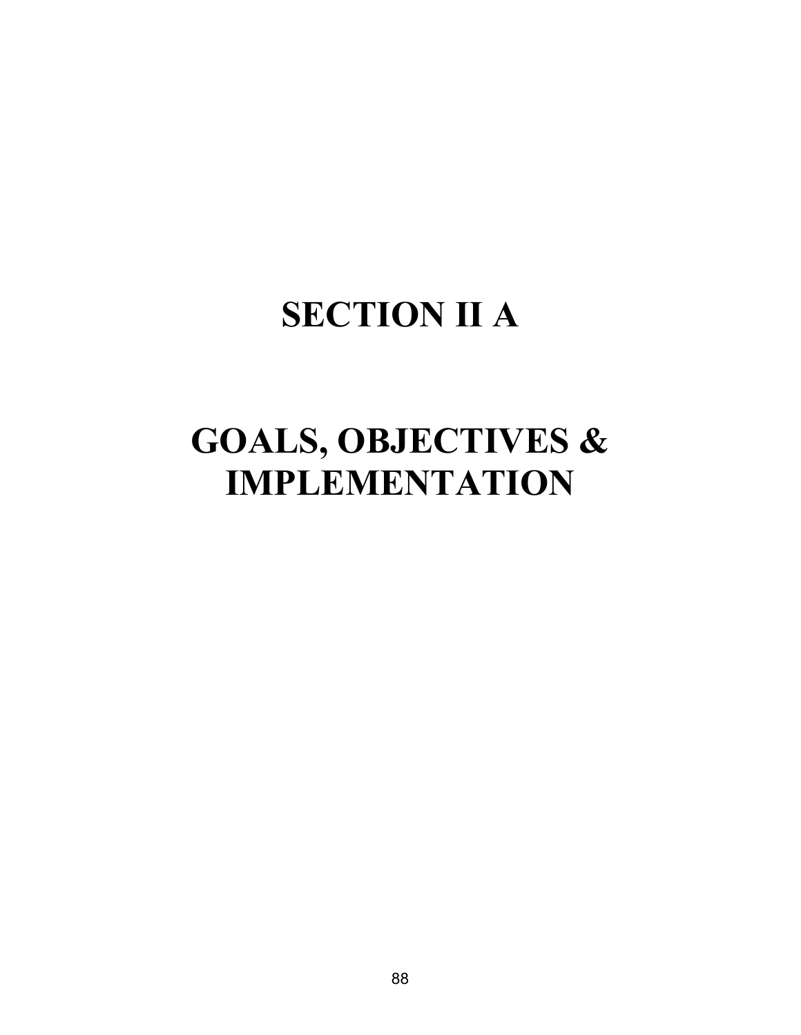# SECTION II A

# GOALS, OBJECTIVES & IMPLEMENTATION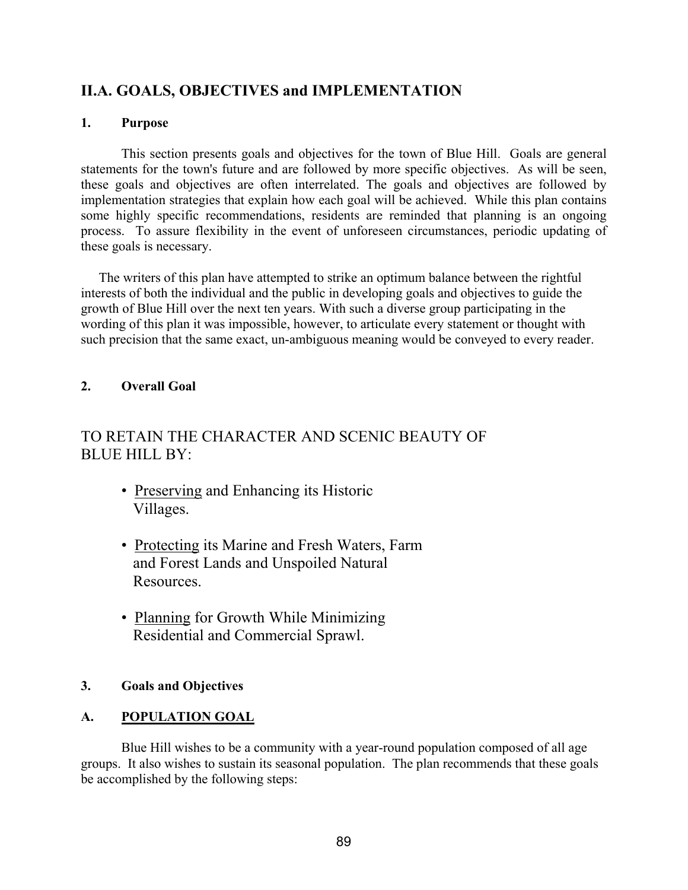## II.A. GOALS, OBJECTIVES and IMPLEMENTATION

### 1. Purpose

This section presents goals and objectives for the town of Blue Hill. Goals are general statements for the town's future and are followed by more specific objectives. As will be seen, these goals and objectives are often interrelated. The goals and objectives are followed by implementation strategies that explain how each goal will be achieved. While this plan contains some highly specific recommendations, residents are reminded that planning is an ongoing process. To assure flexibility in the event of unforeseen circumstances, periodic updating of these goals is necessary.

The writers of this plan have attempted to strike an optimum balance between the rightful interests of both the individual and the public in developing goals and objectives to guide the growth of Blue Hill over the next ten years. With such a diverse group participating in the wording of this plan it was impossible, however, to articulate every statement or thought with such precision that the same exact, un-ambiguous meaning would be conveyed to every reader.

### 2. Overall Goal

TO RETAIN THE CHARACTER AND SCENIC BEAUTY OF BLUE HILL BY:

- Preserving and Enhancing its Historic Villages.
- Protecting its Marine and Fresh Waters, Farm and Forest Lands and Unspoiled Natural Resources.
- Planning for Growth While Minimizing Residential and Commercial Sprawl.

### 3. Goals and Objectives

#### A. POPULATION GOAL

Blue Hill wishes to be a community with a year-round population composed of all age groups. It also wishes to sustain its seasonal population. The plan recommends that these goals be accomplished by the following steps: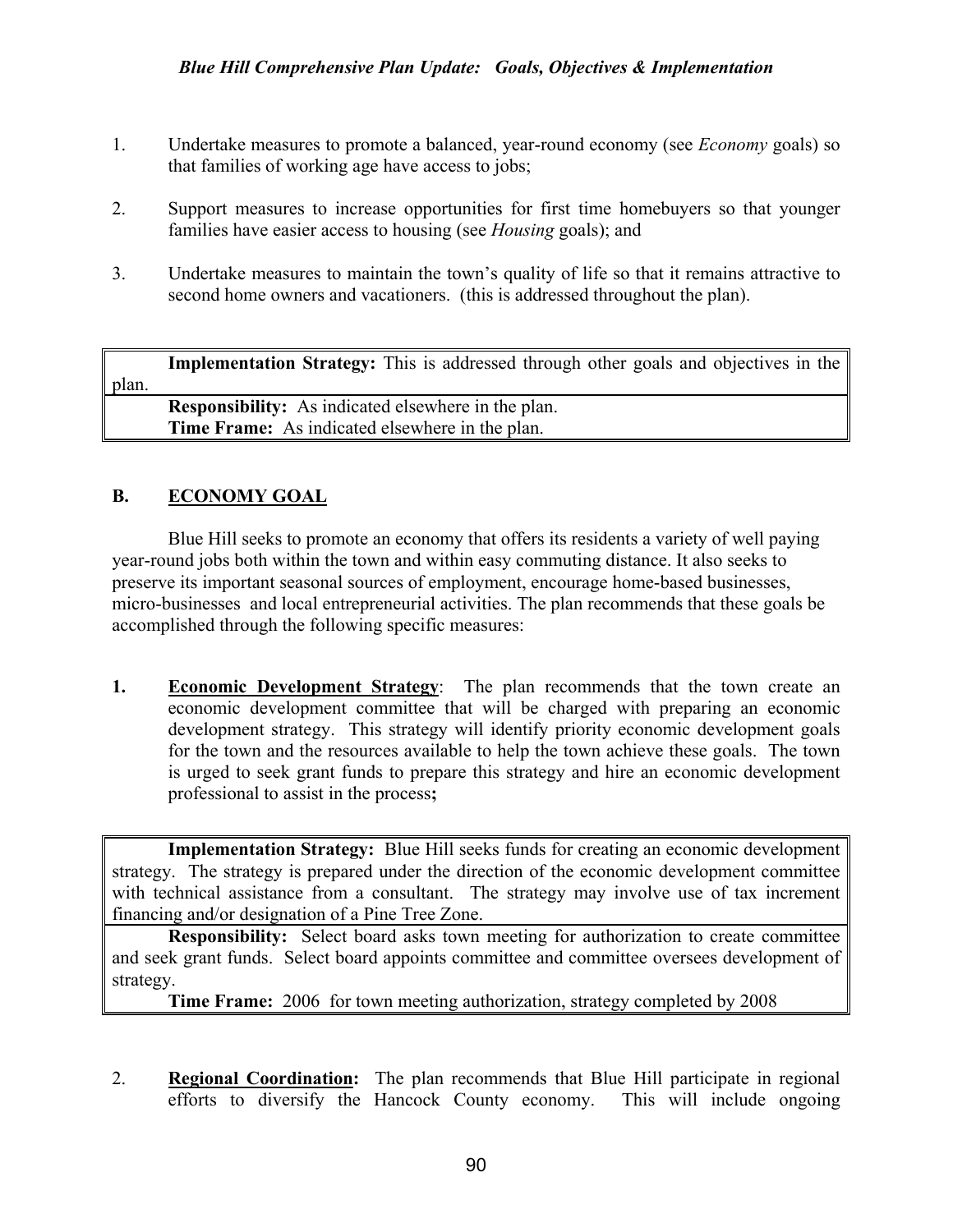1. Undertake measures to promote a balanced, year-round economy (see *Economy* goals) so that families of working age have access to jobs;

2. Support measures to increase opportunities for first time homebuyers so that younger families have easier access to housing (see *Housing* goals); and

3. Undertake measures to maintain the town's quality of life so that it remains attractive to second home owners and vacationers. (this is addressed throughout the plan).

> **Implementation Strategy:** This is addressed through other goals and objectives in the plan.
>
> **Responsibility:** As indicated elsewhere in the plan.
> **Time Frame:** As indicated elsewhere in the plan.

## B. ECONOMY GOAL

Blue Hill seeks to promote an economy that offers its residents a variety of well paying year-round jobs both within the town and within easy commuting distance. It also seeks to preserve its important seasonal sources of employment, encourage home-based businesses, micro-businesses and local entrepreneurial activities. The plan recommends that these goals be accomplished through the following specific measures:

**1. Economic Development Strategy**: The plan recommends that the town create an economic development committee that will be charged with preparing an economic development strategy. This strategy will identify priority economic development goals for the town and the resources available to help the town achieve these goals. The town is urged to seek grant funds to prepare this strategy and hire an economic development professional to assist in the process**;**

> **Implementation Strategy:** Blue Hill seeks funds for creating an economic development strategy. The strategy is prepared under the direction of the economic development committee with technical assistance from a consultant. The strategy may involve use of tax increment financing and/or designation of a Pine Tree Zone.
>
> **Responsibility:** Select board asks town meeting for authorization to create committee and seek grant funds. Select board appoints committee and committee oversees development of strategy.
> **Time Frame:** 2006 for town meeting authorization, strategy completed by 2008

2. **Regional Coordination:** The plan recommends that Blue Hill participate in regional efforts to diversify the Hancock County economy. This will include ongoing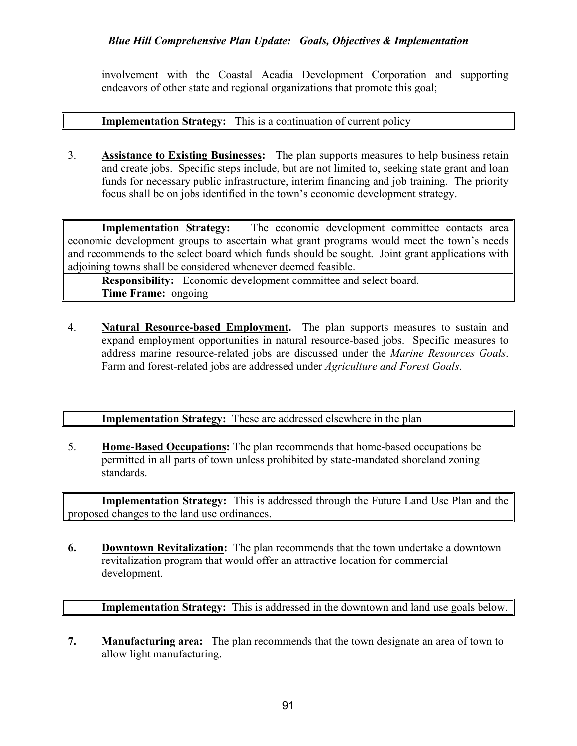involvement with the Coastal Acadia Development Corporation and supporting endeavors of other state and regional organizations that promote this goal;

| **Implementation Strategy:** This is a continuation of current policy |
|---|

3. **Assistance to Existing Businesses:** The plan supports measures to help business retain and create jobs. Specific steps include, but are not limited to, seeking state grant and loan funds for necessary public infrastructure, interim financing and job training. The priority focus shall be on jobs identified in the town's economic development strategy.

| **Implementation Strategy:** The economic development committee contacts area economic development groups to ascertain what grant programs would meet the town's needs and recommends to the select board which funds should be sought. Joint grant applications with adjoining towns shall be considered whenever deemed feasible. |
|---|
| **Responsibility:** Economic development committee and select board.<br>**Time Frame:** ongoing |

4. **Natural Resource-based Employment.** The plan supports measures to sustain and expand employment opportunities in natural resource-based jobs. Specific measures to address marine resource-related jobs are discussed under the *Marine Resources Goals*. Farm and forest-related jobs are addressed under *Agriculture and Forest Goals*.

| **Implementation Strategy:** These are addressed elsewhere in the plan |
|---|

5. **Home-Based Occupations:** The plan recommends that home-based occupations be permitted in all parts of town unless prohibited by state-mandated shoreland zoning standards.

| **Implementation Strategy:** This is addressed through the Future Land Use Plan and the proposed changes to the land use ordinances. |
|---|

**6.** **Downtown Revitalization:** The plan recommends that the town undertake a downtown revitalization program that would offer an attractive location for commercial development.

| **Implementation Strategy:** This is addressed in the downtown and land use goals below. |
|---|

**7.** **Manufacturing area:** The plan recommends that the town designate an area of town to allow light manufacturing.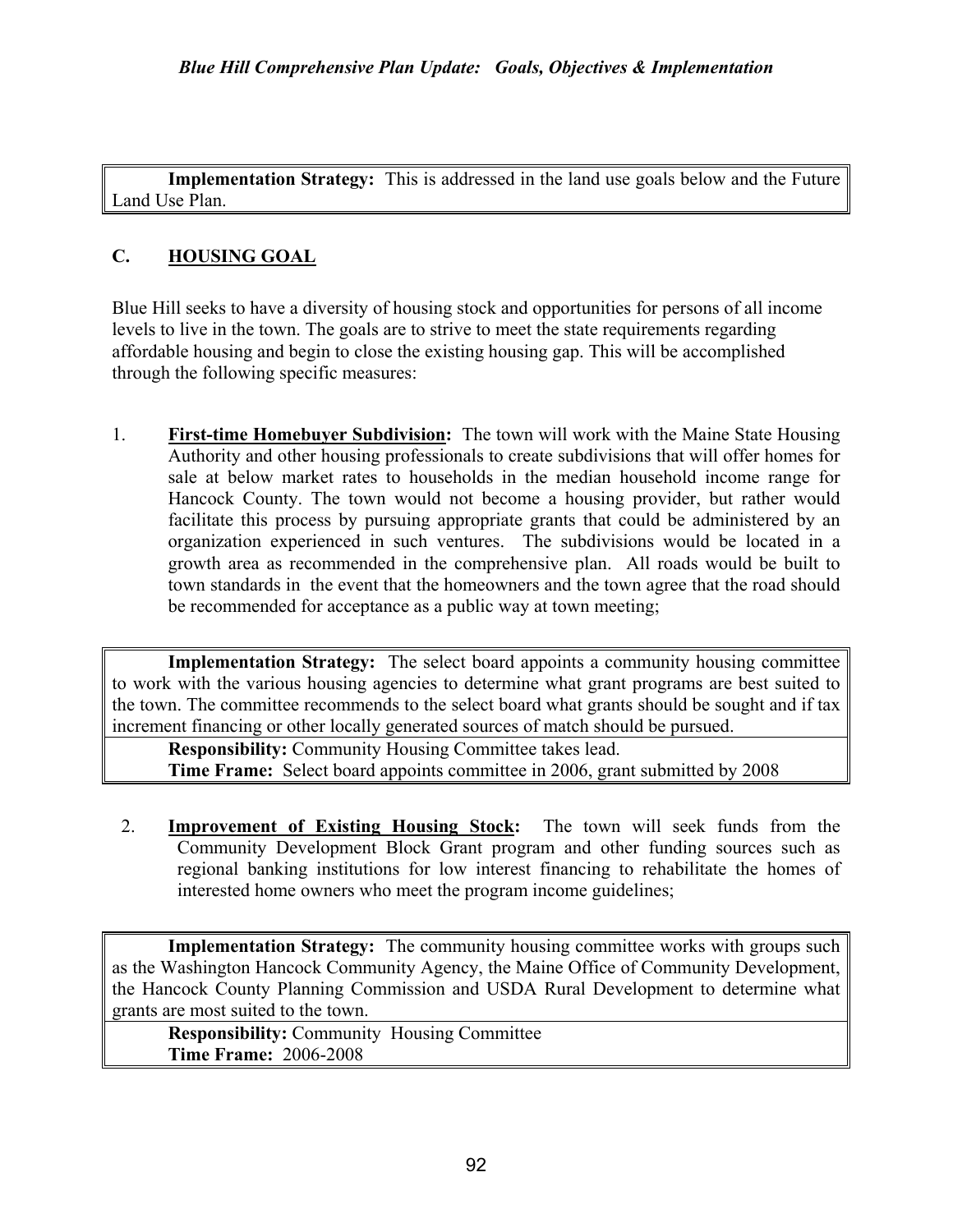**Implementation Strategy:** This is addressed in the land use goals below and the Future Land Use Plan.

## C. HOUSING GOAL

Blue Hill seeks to have a diversity of housing stock and opportunities for persons of all income levels to live in the town. The goals are to strive to meet the state requirements regarding affordable housing and begin to close the existing housing gap. This will be accomplished through the following specific measures:

1. **First-time Homebuyer Subdivision:** The town will work with the Maine State Housing Authority and other housing professionals to create subdivisions that will offer homes for sale at below market rates to households in the median household income range for Hancock County. The town would not become a housing provider, but rather would facilitate this process by pursuing appropriate grants that could be administered by an organization experienced in such ventures. The subdivisions would be located in a growth area as recommended in the comprehensive plan. All roads would be built to town standards in the event that the homeowners and the town agree that the road should be recommended for acceptance as a public way at town meeting;

**Implementation Strategy:** The select board appoints a community housing committee to work with the various housing agencies to determine what grant programs are best suited to the town. The committee recommends to the select board what grants should be sought and if tax increment financing or other locally generated sources of match should be pursued.

**Responsibility:** Community Housing Committee takes lead.
**Time Frame:** Select board appoints committee in 2006, grant submitted by 2008

2. **Improvement of Existing Housing Stock:** The town will seek funds from the Community Development Block Grant program and other funding sources such as regional banking institutions for low interest financing to rehabilitate the homes of interested home owners who meet the program income guidelines;

**Implementation Strategy:** The community housing committee works with groups such as the Washington Hancock Community Agency, the Maine Office of Community Development, the Hancock County Planning Commission and USDA Rural Development to determine what grants are most suited to the town.

**Responsibility:** Community Housing Committee
**Time Frame:** 2006-2008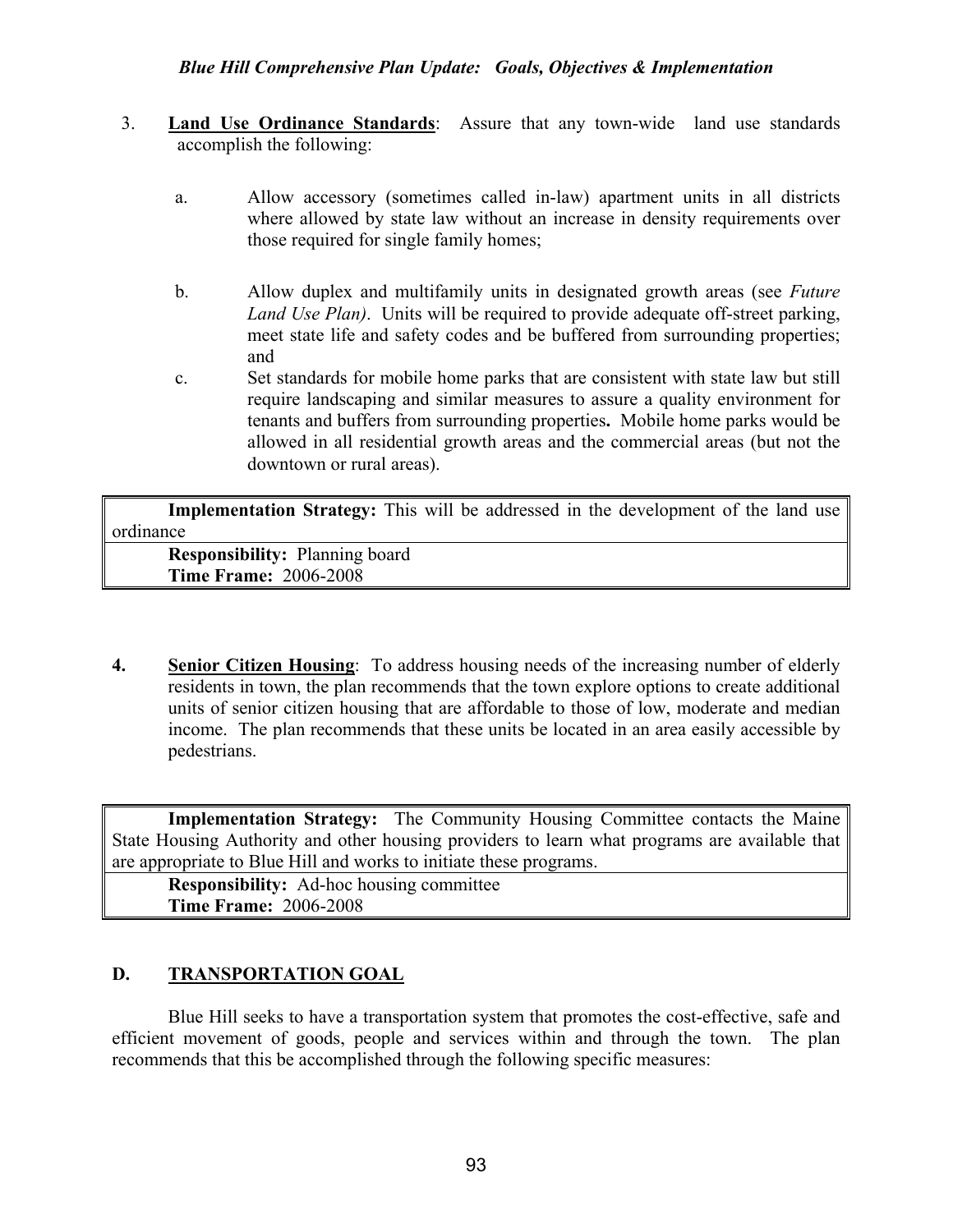3. **Land Use Ordinance Standards**: Assure that any town-wide land use standards accomplish the following:

   a. Allow accessory (sometimes called in-law) apartment units in all districts where allowed by state law without an increase in density requirements over those required for single family homes;

   b. Allow duplex and multifamily units in designated growth areas (see *Future Land Use Plan)*. Units will be required to provide adequate off-street parking, meet state life and safety codes and be buffered from surrounding properties; and

   c. Set standards for mobile home parks that are consistent with state law but still require landscaping and similar measures to assure a quality environment for tenants and buffers from surrounding properties**.** Mobile home parks would be allowed in all residential growth areas and the commercial areas (but not the downtown or rural areas).

| **Implementation Strategy:** This will be addressed in the development of the land use ordinance |
|---|
| **Responsibility:** Planning board<br>**Time Frame:** 2006-2008 |

**4. Senior Citizen Housing**: To address housing needs of the increasing number of elderly residents in town, the plan recommends that the town explore options to create additional units of senior citizen housing that are affordable to those of low, moderate and median income. The plan recommends that these units be located in an area easily accessible by pedestrians.

| **Implementation Strategy:** The Community Housing Committee contacts the Maine State Housing Authority and other housing providers to learn what programs are available that are appropriate to Blue Hill and works to initiate these programs. |
|---|
| **Responsibility:** Ad-hoc housing committee<br>**Time Frame:** 2006-2008 |

## D. TRANSPORTATION GOAL

Blue Hill seeks to have a transportation system that promotes the cost-effective, safe and efficient movement of goods, people and services within and through the town. The plan recommends that this be accomplished through the following specific measures: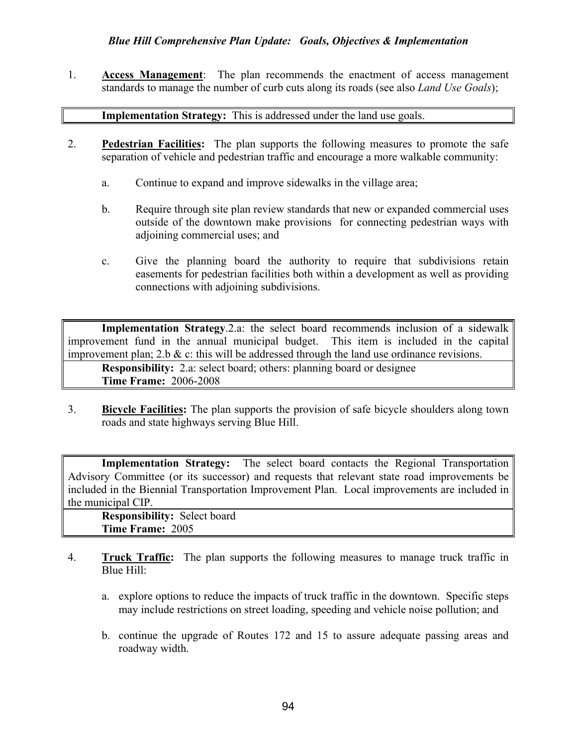1. **Access Management**: The plan recommends the enactment of access management standards to manage the number of curb cuts along its roads (see also *Land Use Goals*);

> **Implementation Strategy:** This is addressed under the land use goals.

2. **Pedestrian Facilities:** The plan supports the following measures to promote the safe separation of vehicle and pedestrian traffic and encourage a more walkable community:

   a. Continue to expand and improve sidewalks in the village area;

   b. Require through site plan review standards that new or expanded commercial uses outside of the downtown make provisions for connecting pedestrian ways with adjoining commercial uses; and

   c. Give the planning board the authority to require that subdivisions retain easements for pedestrian facilities both within a development as well as providing connections with adjoining subdivisions.

> **Implementation Strategy**.2.a: the select board recommends inclusion of a sidewalk improvement fund in the annual municipal budget. This item is included in the capital improvement plan; 2.b & c: this will be addressed through the land use ordinance revisions.
>
> **Responsibility:** 2.a: select board; others: planning board or designee
> **Time Frame:** 2006-2008

3. **Bicycle Facilities:** The plan supports the provision of safe bicycle shoulders along town roads and state highways serving Blue Hill.

> **Implementation Strategy:** The select board contacts the Regional Transportation Advisory Committee (or its successor) and requests that relevant state road improvements be included in the Biennial Transportation Improvement Plan. Local improvements are included in the municipal CIP.
>
> **Responsibility:** Select board
> **Time Frame:** 2005

4. **Truck Traffic:** The plan supports the following measures to manage truck traffic in Blue Hill:

   a. explore options to reduce the impacts of truck traffic in the downtown. Specific steps may include restrictions on street loading, speeding and vehicle noise pollution; and

   b. continue the upgrade of Routes 172 and 15 to assure adequate passing areas and roadway width.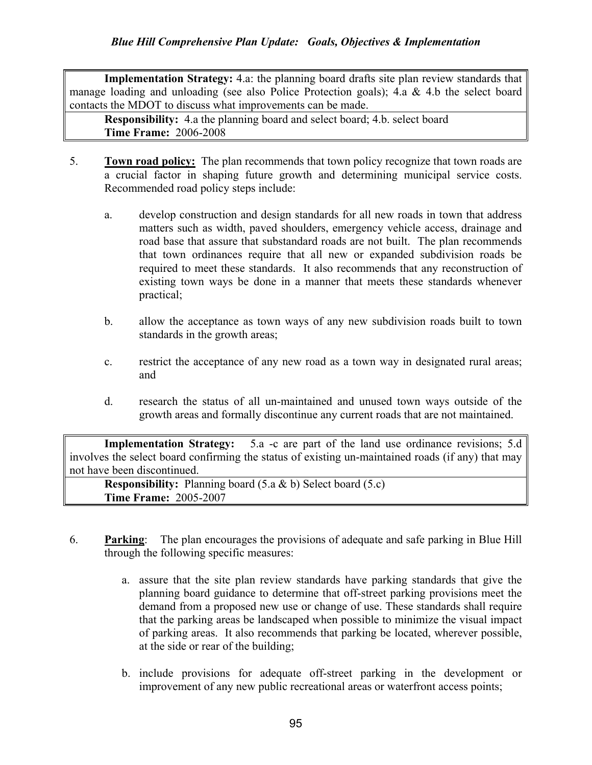**Implementation Strategy:** 4.a: the planning board drafts site plan review standards that manage loading and unloading (see also Police Protection goals); 4.a & 4.b the select board contacts the MDOT to discuss what improvements can be made.

**Responsibility:** 4.a the planning board and select board; 4.b. select board
**Time Frame:** 2006-2008

5. **Town road policy:** The plan recommends that town policy recognize that town roads are a crucial factor in shaping future growth and determining municipal service costs. Recommended road policy steps include:

   a. develop construction and design standards for all new roads in town that address matters such as width, paved shoulders, emergency vehicle access, drainage and road base that assure that substandard roads are not built. The plan recommends that town ordinances require that all new or expanded subdivision roads be required to meet these standards. It also recommends that any reconstruction of existing town ways be done in a manner that meets these standards whenever practical;

   b. allow the acceptance as town ways of any new subdivision roads built to town standards in the growth areas;

   c. restrict the acceptance of any new road as a town way in designated rural areas; and

   d. research the status of all un-maintained and unused town ways outside of the growth areas and formally discontinue any current roads that are not maintained.

**Implementation Strategy:** 5.a -c are part of the land use ordinance revisions; 5.d involves the select board confirming the status of existing un-maintained roads (if any) that may not have been discontinued.

**Responsibility:** Planning board (5.a & b) Select board (5.c)
**Time Frame:** 2005-2007

6. **Parking**: The plan encourages the provisions of adequate and safe parking in Blue Hill through the following specific measures:

   a. assure that the site plan review standards have parking standards that give the planning board guidance to determine that off-street parking provisions meet the demand from a proposed new use or change of use. These standards shall require that the parking areas be landscaped when possible to minimize the visual impact of parking areas. It also recommends that parking be located, wherever possible, at the side or rear of the building;

   b. include provisions for adequate off-street parking in the development or improvement of any new public recreational areas or waterfront access points;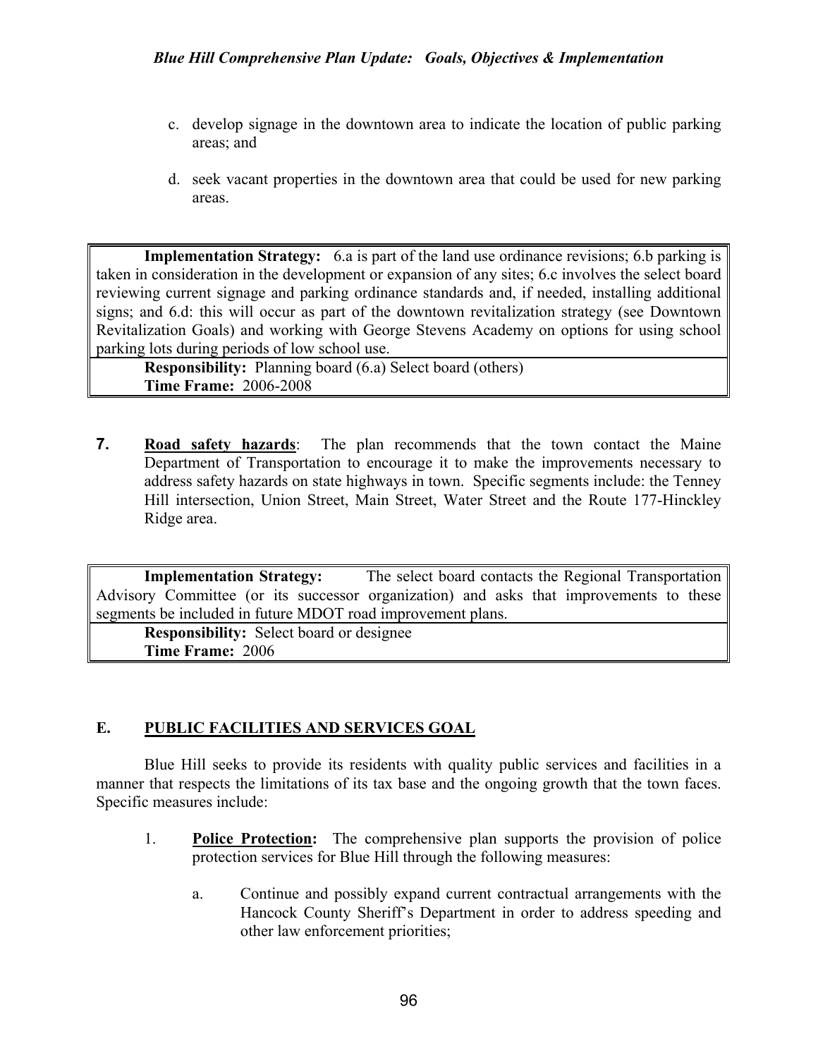c. develop signage in the downtown area to indicate the location of public parking areas; and

d. seek vacant properties in the downtown area that could be used for new parking areas.

| **Implementation Strategy:** 6.a is part of the land use ordinance revisions; 6.b parking is taken in consideration in the development or expansion of any sites; 6.c involves the select board reviewing current signage and parking ordinance standards and, if needed, installing additional signs; and 6.d: this will occur as part of the downtown revitalization strategy (see Downtown Revitalization Goals) and working with George Stevens Academy on options for using school parking lots during periods of low school use. |
|---|
| **Responsibility:** Planning board (6.a) Select board (others)<br>**Time Frame:** 2006-2008 |

**7.** **Road safety hazards**: The plan recommends that the town contact the Maine Department of Transportation to encourage it to make the improvements necessary to address safety hazards on state highways in town. Specific segments include: the Tenney Hill intersection, Union Street, Main Street, Water Street and the Route 177-Hinckley Ridge area.

| **Implementation Strategy:** The select board contacts the Regional Transportation Advisory Committee (or its successor organization) and asks that improvements to these segments be included in future MDOT road improvement plans. |
|---|
| **Responsibility:** Select board or designee<br>**Time Frame:** 2006 |

## E. PUBLIC FACILITIES AND SERVICES GOAL

Blue Hill seeks to provide its residents with quality public services and facilities in a manner that respects the limitations of its tax base and the ongoing growth that the town faces. Specific measures include:

1. **Police Protection:** The comprehensive plan supports the provision of police protection services for Blue Hill through the following measures:

   a. Continue and possibly expand current contractual arrangements with the Hancock County Sheriff's Department in order to address speeding and other law enforcement priorities;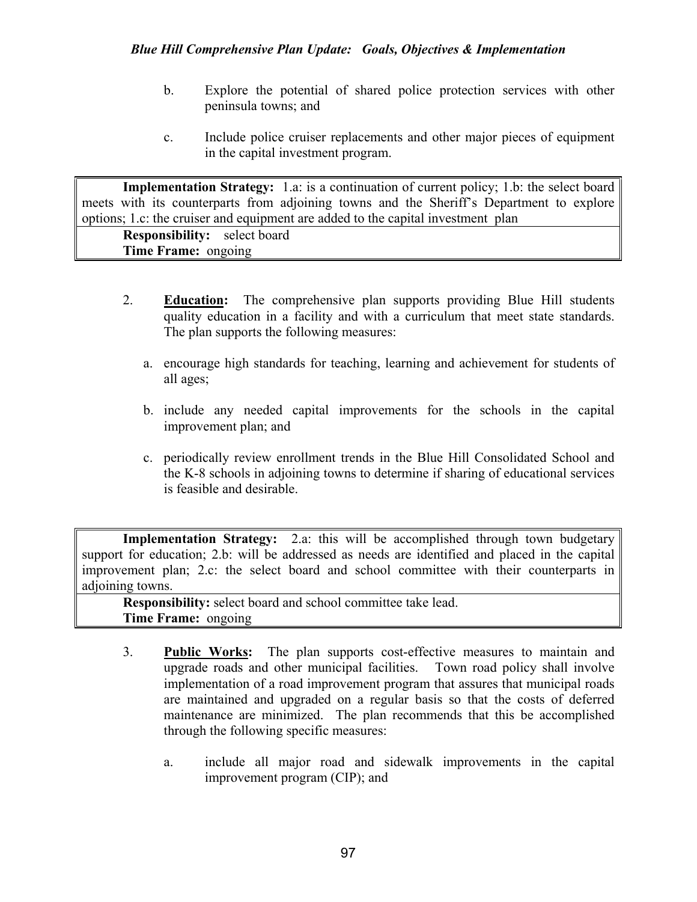b. Explore the potential of shared police protection services with other peninsula towns; and

c. Include police cruiser replacements and other major pieces of equipment in the capital investment program.

| **Implementation Strategy:** 1.a: is a continuation of current policy; 1.b: the select board meets with its counterparts from adjoining towns and the Sheriff's Department to explore options; 1.c: the cruiser and equipment are added to the capital investment plan |
|---|
| **Responsibility:** select board<br>**Time Frame:** ongoing |

2. **Education:** The comprehensive plan supports providing Blue Hill students quality education in a facility and with a curriculum that meet state standards. The plan supports the following measures:

   a. encourage high standards for teaching, learning and achievement for students of all ages;

   b. include any needed capital improvements for the schools in the capital improvement plan; and

   c. periodically review enrollment trends in the Blue Hill Consolidated School and the K-8 schools in adjoining towns to determine if sharing of educational services is feasible and desirable.

| **Implementation Strategy:** 2.a: this will be accomplished through town budgetary support for education; 2.b: will be addressed as needs are identified and placed in the capital improvement plan; 2.c: the select board and school committee with their counterparts in adjoining towns. |
|---|
| **Responsibility:** select board and school committee take lead.<br>**Time Frame:** ongoing |

3. **Public Works:** The plan supports cost-effective measures to maintain and upgrade roads and other municipal facilities. Town road policy shall involve implementation of a road improvement program that assures that municipal roads are maintained and upgraded on a regular basis so that the costs of deferred maintenance are minimized. The plan recommends that this be accomplished through the following specific measures:

   a. include all major road and sidewalk improvements in the capital improvement program (CIP); and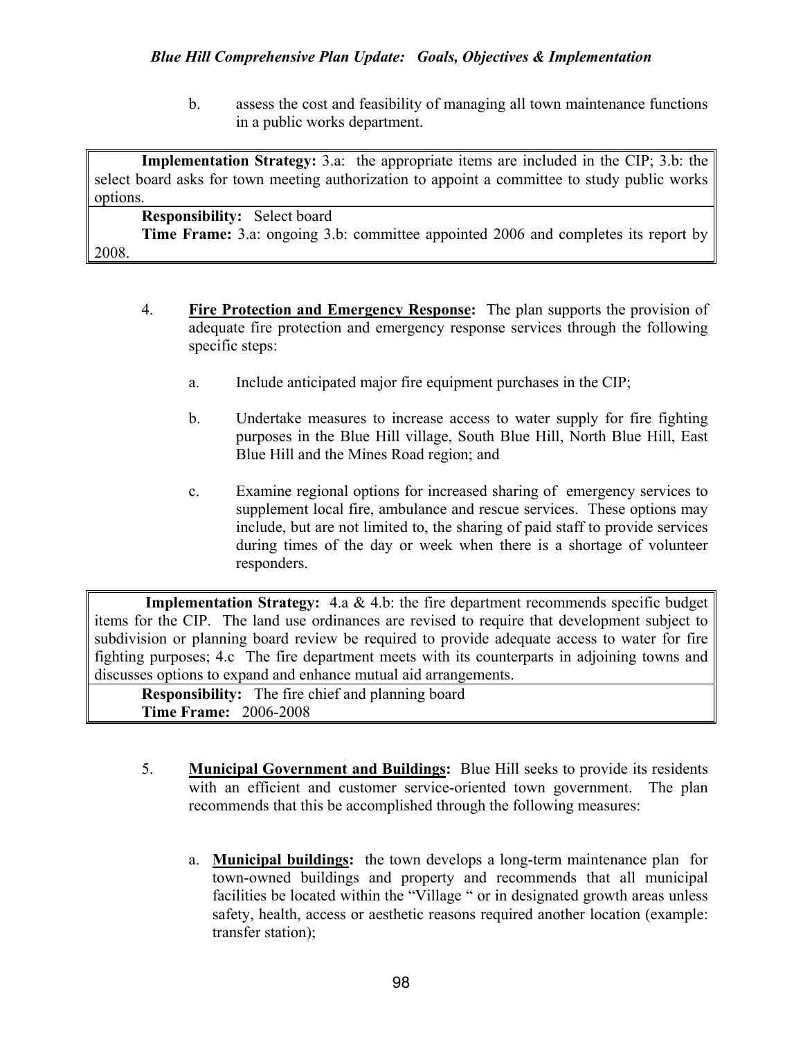b. assess the cost and feasibility of managing all town maintenance functions in a public works department.

**Implementation Strategy:** 3.a: the appropriate items are included in the CIP; 3.b: the select board asks for town meeting authorization to appoint a committee to study public works options.

**Responsibility:** Select board

**Time Frame:** 3.a: ongoing 3.b: committee appointed 2006 and completes its report by 2008.

4. **Fire Protection and Emergency Response:** The plan supports the provision of adequate fire protection and emergency response services through the following specific steps:

   a. Include anticipated major fire equipment purchases in the CIP;

   b. Undertake measures to increase access to water supply for fire fighting purposes in the Blue Hill village, South Blue Hill, North Blue Hill, East Blue Hill and the Mines Road region; and

   c. Examine regional options for increased sharing of emergency services to supplement local fire, ambulance and rescue services. These options may include, but are not limited to, the sharing of paid staff to provide services during times of the day or week when there is a shortage of volunteer responders.

**Implementation Strategy:** 4.a & 4.b: the fire department recommends specific budget items for the CIP. The land use ordinances are revised to require that development subject to subdivision or planning board review be required to provide adequate access to water for fire fighting purposes; 4.c The fire department meets with its counterparts in adjoining towns and discusses options to expand and enhance mutual aid arrangements.

**Responsibility:** The fire chief and planning board

**Time Frame:** 2006-2008

5. **Municipal Government and Buildings:** Blue Hill seeks to provide its residents with an efficient and customer service-oriented town government. The plan recommends that this be accomplished through the following measures:

   a. **Municipal buildings:** the town develops a long-term maintenance plan for town-owned buildings and property and recommends that all municipal facilities be located within the "Village " or in designated growth areas unless safety, health, access or aesthetic reasons required another location (example: transfer station);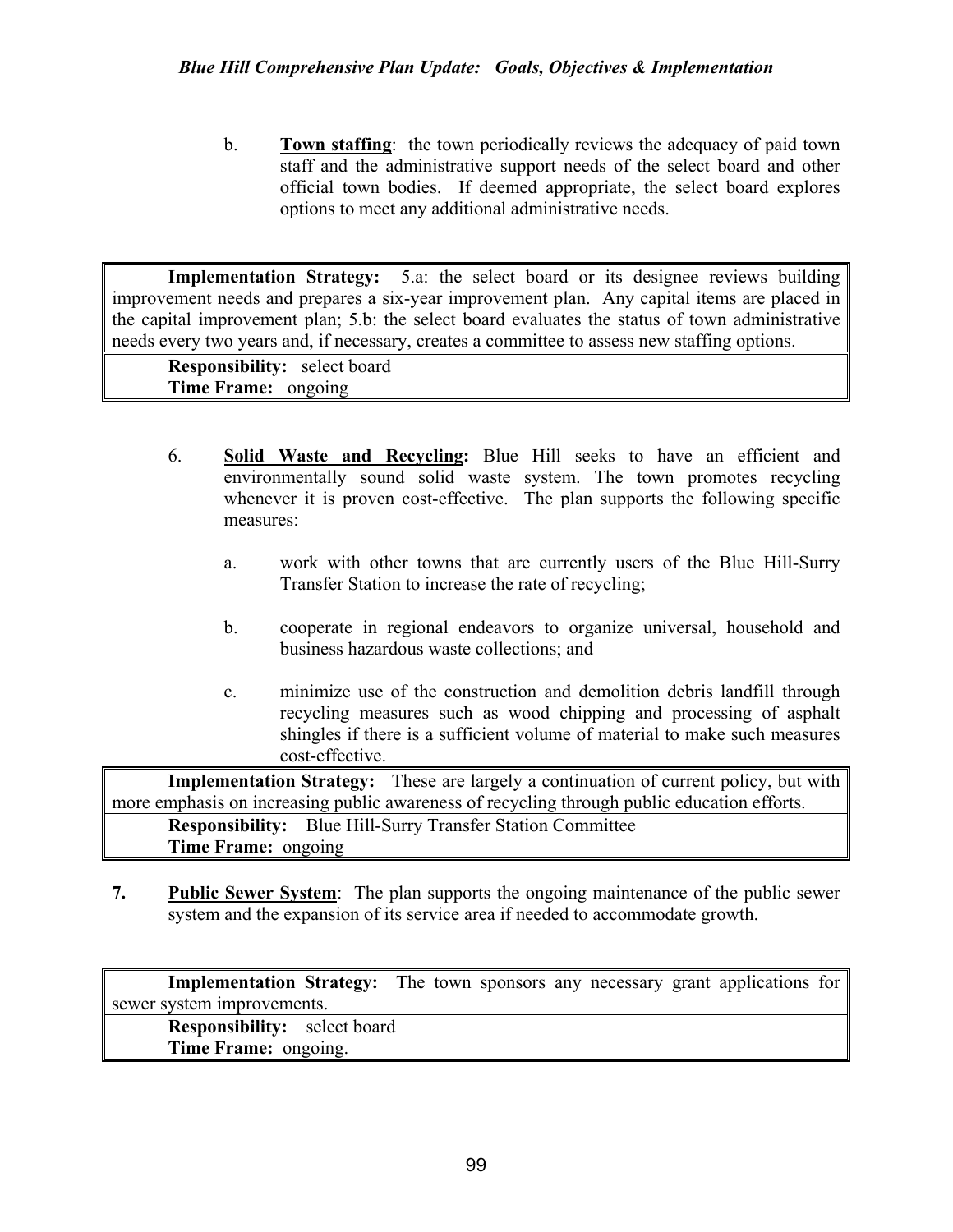b. **Town staffing**: the town periodically reviews the adequacy of paid town staff and the administrative support needs of the select board and other official town bodies. If deemed appropriate, the select board explores options to meet any additional administrative needs.

| **Implementation Strategy:** 5.a: the select board or its designee reviews building improvement needs and prepares a six-year improvement plan. Any capital items are placed in the capital improvement plan; 5.b: the select board evaluates the status of town administrative needs every two years and, if necessary, creates a committee to assess new staffing options. |
|---|
| **Responsibility:** select board<br>**Time Frame:** ongoing |

6. **Solid Waste and Recycling:** Blue Hill seeks to have an efficient and environmentally sound solid waste system. The town promotes recycling whenever it is proven cost-effective. The plan supports the following specific measures:

   a. work with other towns that are currently users of the Blue Hill-Surry Transfer Station to increase the rate of recycling;

   b. cooperate in regional endeavors to organize universal, household and business hazardous waste collections; and

   c. minimize use of the construction and demolition debris landfill through recycling measures such as wood chipping and processing of asphalt shingles if there is a sufficient volume of material to make such measures cost-effective.

| **Implementation Strategy:** These are largely a continuation of current policy, but with more emphasis on increasing public awareness of recycling through public education efforts. |
|---|
| **Responsibility:** Blue Hill-Surry Transfer Station Committee<br>**Time Frame:** ongoing |

**7.** **Public Sewer System**: The plan supports the ongoing maintenance of the public sewer system and the expansion of its service area if needed to accommodate growth.

| **Implementation Strategy:** The town sponsors any necessary grant applications for sewer system improvements. |
|---|
| **Responsibility:** select board<br>**Time Frame:** ongoing. |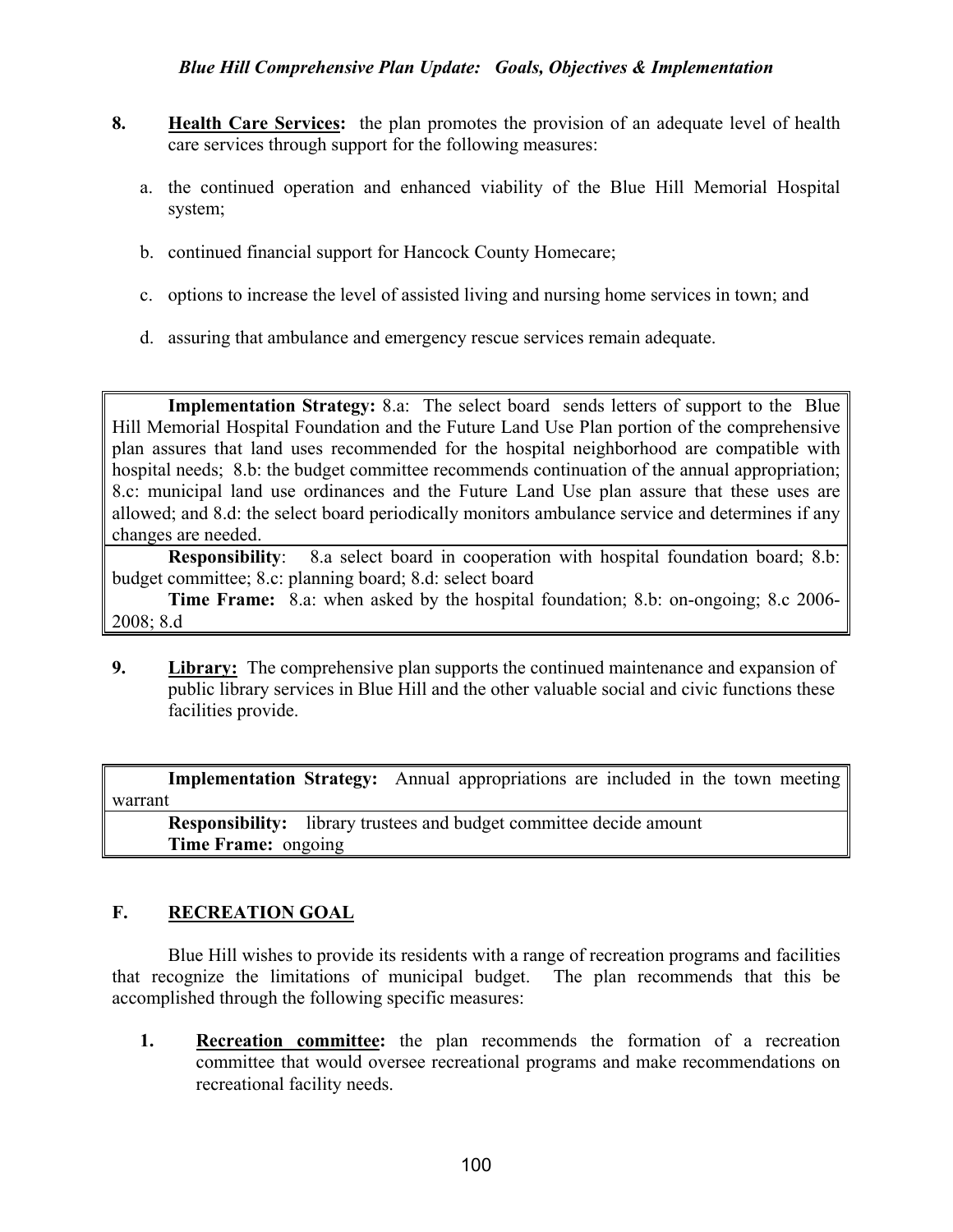8. **Health Care Services:** the plan promotes the provision of an adequate level of health care services through support for the following measures:

   a. the continued operation and enhanced viability of the Blue Hill Memorial Hospital system;

   b. continued financial support for Hancock County Homecare;

   c. options to increase the level of assisted living and nursing home services in town; and

   d. assuring that ambulance and emergency rescue services remain adequate.

> **Implementation Strategy:** 8.a: The select board sends letters of support to the Blue Hill Memorial Hospital Foundation and the Future Land Use Plan portion of the comprehensive plan assures that land uses recommended for the hospital neighborhood are compatible with hospital needs; 8.b: the budget committee recommends continuation of the annual appropriation; 8.c: municipal land use ordinances and the Future Land Use plan assure that these uses are allowed; and 8.d: the select board periodically monitors ambulance service and determines if any changes are needed.
>
> **Responsibility**: 8.a select board in cooperation with hospital foundation board; 8.b: budget committee; 8.c: planning board; 8.d: select board
>
> **Time Frame:** 8.a: when asked by the hospital foundation; 8.b: on-ongoing; 8.c 2006-2008; 8.d

9. **Library:** The comprehensive plan supports the continued maintenance and expansion of public library services in Blue Hill and the other valuable social and civic functions these facilities provide.

> **Implementation Strategy:** Annual appropriations are included in the town meeting warrant
>
> **Responsibility:** library trustees and budget committee decide amount
>
> **Time Frame:** ongoing

## F. RECREATION GOAL

Blue Hill wishes to provide its residents with a range of recreation programs and facilities that recognize the limitations of municipal budget. The plan recommends that this be accomplished through the following specific measures:

1. **Recreation committee:** the plan recommends the formation of a recreation committee that would oversee recreational programs and make recommendations on recreational facility needs.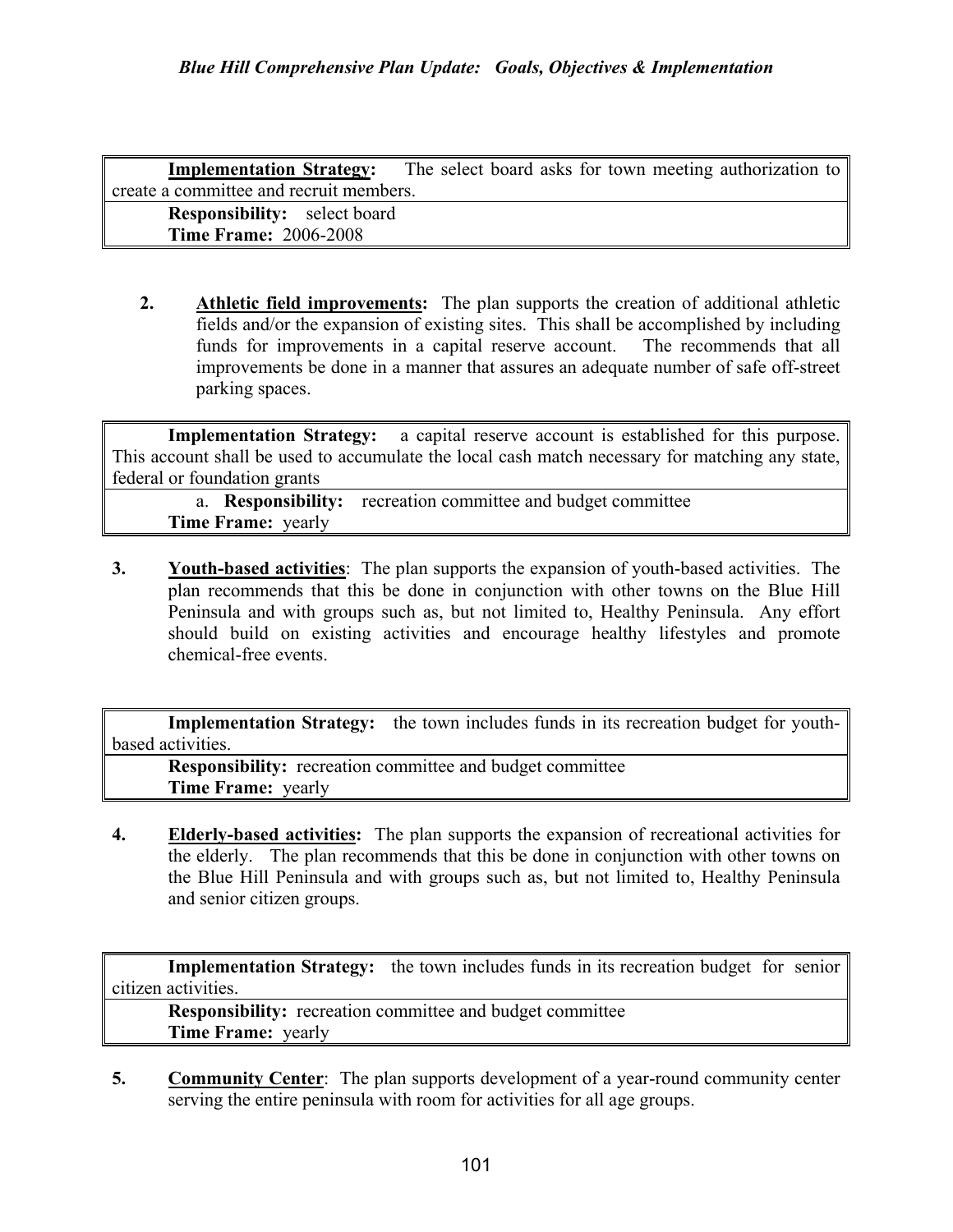| **Implementation Strategy:** The select board asks for town meeting authorization to create a committee and recruit members. |
|---|
| **Responsibility:** select board<br>**Time Frame:** 2006-2008 |

2. **Athletic field improvements:** The plan supports the creation of additional athletic fields and/or the expansion of existing sites. This shall be accomplished by including funds for improvements in a capital reserve account. The recommends that all improvements be done in a manner that assures an adequate number of safe off-street parking spaces.

| **Implementation Strategy:** a capital reserve account is established for this purpose. This account shall be used to accumulate the local cash match necessary for matching any state, federal or foundation grants |
|---|
| a. **Responsibility:** recreation committee and budget committee<br>**Time Frame:** yearly |

3. **Youth-based activities**: The plan supports the expansion of youth-based activities. The plan recommends that this be done in conjunction with other towns on the Blue Hill Peninsula and with groups such as, but not limited to, Healthy Peninsula. Any effort should build on existing activities and encourage healthy lifestyles and promote chemical-free events.

| **Implementation Strategy:** the town includes funds in its recreation budget for youth-based activities. |
|---|
| **Responsibility:** recreation committee and budget committee<br>**Time Frame:** yearly |

4. **Elderly-based activities:** The plan supports the expansion of recreational activities for the elderly. The plan recommends that this be done in conjunction with other towns on the Blue Hill Peninsula and with groups such as, but not limited to, Healthy Peninsula and senior citizen groups.

| **Implementation Strategy:** the town includes funds in its recreation budget for senior citizen activities. |
|---|
| **Responsibility:** recreation committee and budget committee<br>**Time Frame:** yearly |

5. **Community Center**: The plan supports development of a year-round community center serving the entire peninsula with room for activities for all age groups.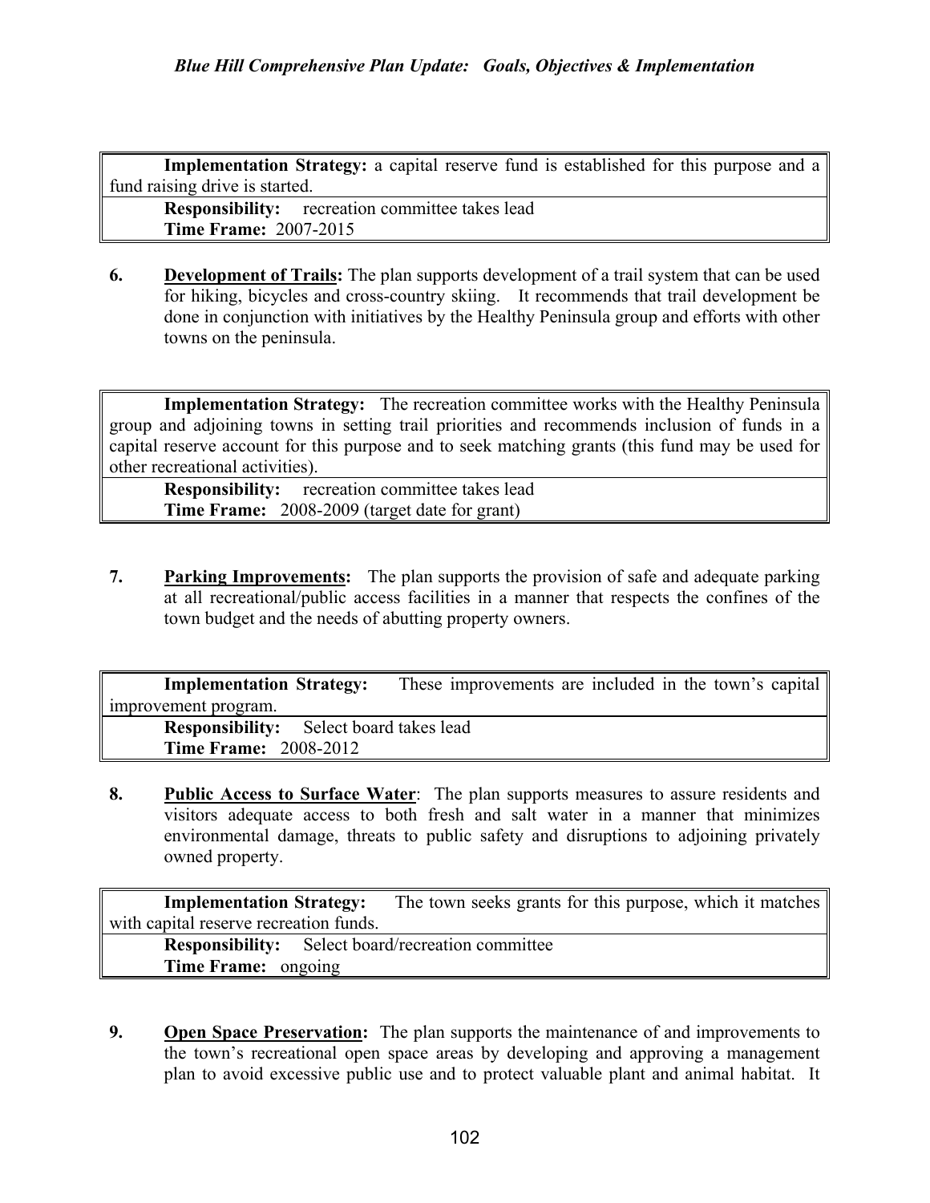**Implementation Strategy:** a capital reserve fund is established for this purpose and a fund raising drive is started.

**Responsibility:** recreation committee takes lead
**Time Frame:** 2007-2015

6. **Development of Trails:** The plan supports development of a trail system that can be used for hiking, bicycles and cross-country skiing. It recommends that trail development be done in conjunction with initiatives by the Healthy Peninsula group and efforts with other towns on the peninsula.

**Implementation Strategy:** The recreation committee works with the Healthy Peninsula group and adjoining towns in setting trail priorities and recommends inclusion of funds in a capital reserve account for this purpose and to seek matching grants (this fund may be used for other recreational activities).

**Responsibility:** recreation committee takes lead
**Time Frame:** 2008-2009 (target date for grant)

7. **Parking Improvements:** The plan supports the provision of safe and adequate parking at all recreational/public access facilities in a manner that respects the confines of the town budget and the needs of abutting property owners.

**Implementation Strategy:** These improvements are included in the town's capital improvement program.

**Responsibility:** Select board takes lead
**Time Frame:** 2008-2012

8. **Public Access to Surface Water**: The plan supports measures to assure residents and visitors adequate access to both fresh and salt water in a manner that minimizes environmental damage, threats to public safety and disruptions to adjoining privately owned property.

**Implementation Strategy:** The town seeks grants for this purpose, which it matches with capital reserve recreation funds.

**Responsibility:** Select board/recreation committee
**Time Frame:** ongoing

9. **Open Space Preservation:** The plan supports the maintenance of and improvements to the town's recreational open space areas by developing and approving a management plan to avoid excessive public use and to protect valuable plant and animal habitat. It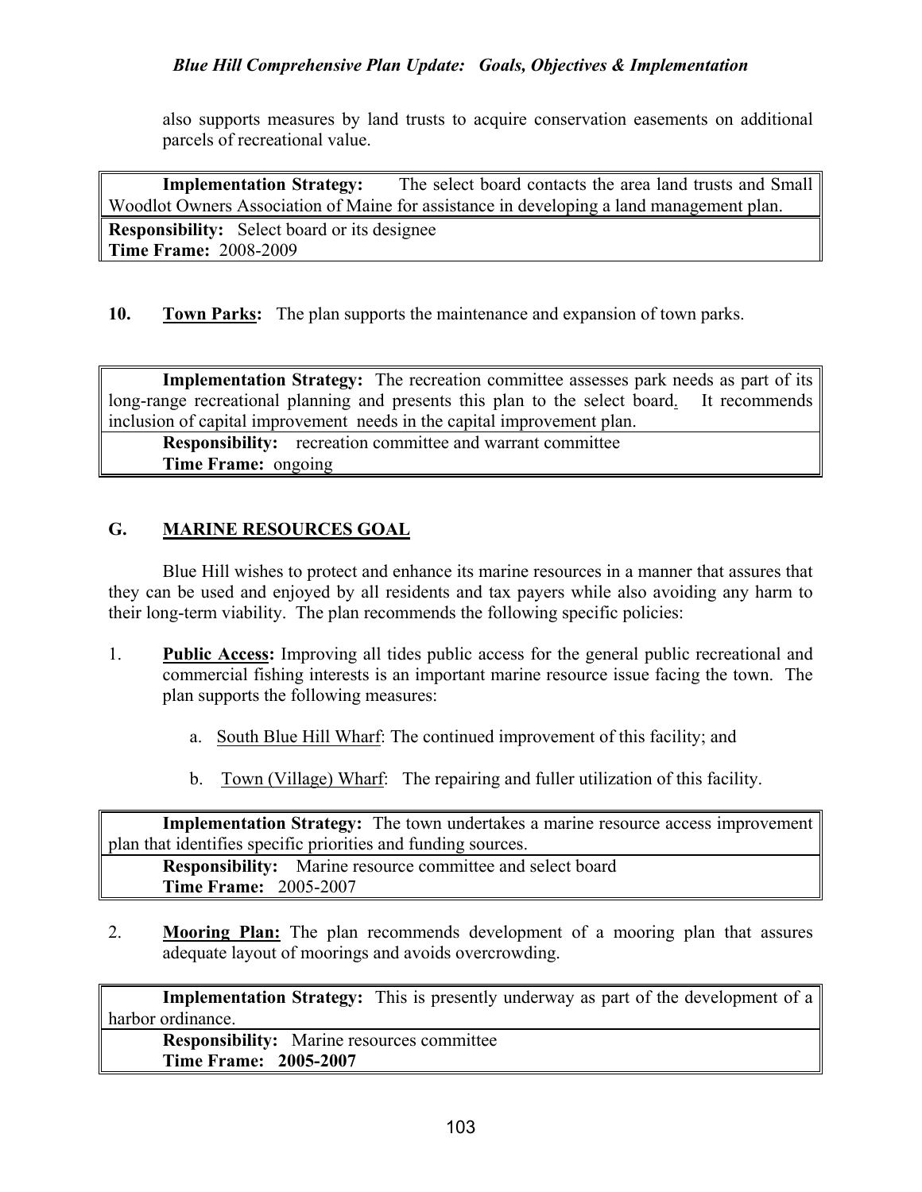also supports measures by land trusts to acquire conservation easements on additional parcels of recreational value.

| **Implementation Strategy:** The select board contacts the area land trusts and Small Woodlot Owners Association of Maine for assistance in developing a land management plan. |
|---|
| **Responsibility:** Select board or its designee<br>**Time Frame:** 2008-2009 |

**10. Town Parks:** The plan supports the maintenance and expansion of town parks.

| **Implementation Strategy:** The recreation committee assesses park needs as part of its long-range recreational planning and presents this plan to the select board. It recommends inclusion of capital improvement needs in the capital improvement plan. |
|---|
| **Responsibility:** recreation committee and warrant committee<br>**Time Frame:** ongoing |

## G. MARINE RESOURCES GOAL

Blue Hill wishes to protect and enhance its marine resources in a manner that assures that they can be used and enjoyed by all residents and tax payers while also avoiding any harm to their long-term viability. The plan recommends the following specific policies:

1. **Public Access:** Improving all tides public access for the general public recreational and commercial fishing interests is an important marine resource issue facing the town. The plan supports the following measures:

   a. South Blue Hill Wharf: The continued improvement of this facility; and

   b. Town (Village) Wharf: The repairing and fuller utilization of this facility.

| **Implementation Strategy:** The town undertakes a marine resource access improvement plan that identifies specific priorities and funding sources. |
|---|
| **Responsibility:** Marine resource committee and select board<br>**Time Frame:** 2005-2007 |

2. **Mooring Plan:** The plan recommends development of a mooring plan that assures adequate layout of moorings and avoids overcrowding.

| **Implementation Strategy:** This is presently underway as part of the development of a harbor ordinance. |
|---|
| **Responsibility:** Marine resources committee<br>**Time Frame: 2005-2007** |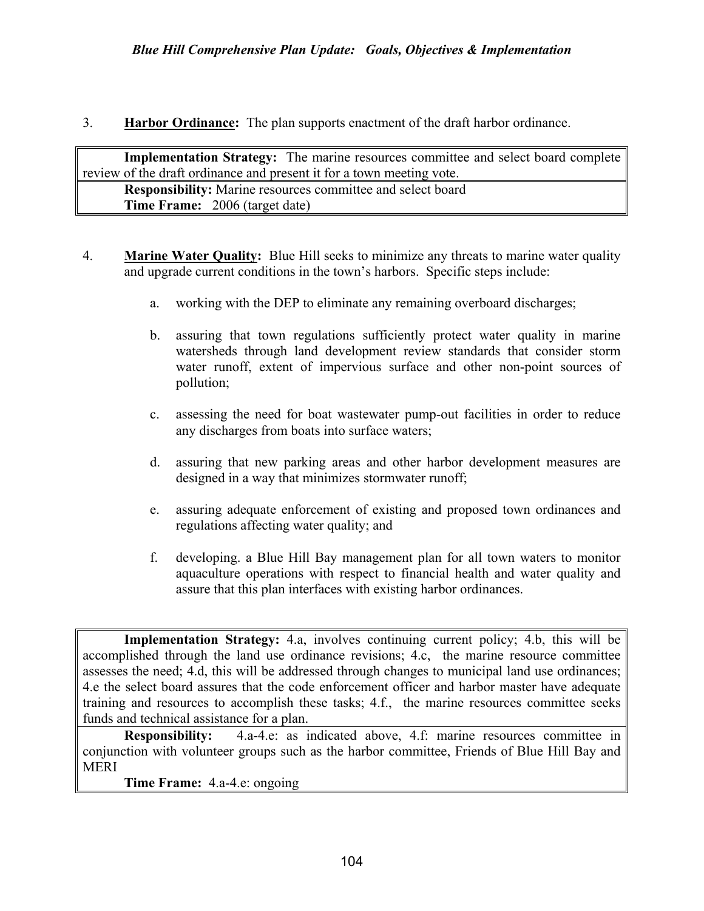3. **Harbor Ordinance:** The plan supports enactment of the draft harbor ordinance.

> **Implementation Strategy:** The marine resources committee and select board complete review of the draft ordinance and present it for a town meeting vote.
>
> **Responsibility:** Marine resources committee and select board
>
> **Time Frame:** 2006 (target date)

4. **Marine Water Quality:** Blue Hill seeks to minimize any threats to marine water quality and upgrade current conditions in the town's harbors. Specific steps include:

   a. working with the DEP to eliminate any remaining overboard discharges;

   b. assuring that town regulations sufficiently protect water quality in marine watersheds through land development review standards that consider storm water runoff, extent of impervious surface and other non-point sources of pollution;

   c. assessing the need for boat wastewater pump-out facilities in order to reduce any discharges from boats into surface waters;

   d. assuring that new parking areas and other harbor development measures are designed in a way that minimizes stormwater runoff;

   e. assuring adequate enforcement of existing and proposed town ordinances and regulations affecting water quality; and

   f. developing. a Blue Hill Bay management plan for all town waters to monitor aquaculture operations with respect to financial health and water quality and assure that this plan interfaces with existing harbor ordinances.

> **Implementation Strategy:** 4.a, involves continuing current policy; 4.b, this will be accomplished through the land use ordinance revisions; 4.c, the marine resource committee assesses the need; 4.d, this will be addressed through changes to municipal land use ordinances; 4.e the select board assures that the code enforcement officer and harbor master have adequate training and resources to accomplish these tasks; 4.f., the marine resources committee seeks funds and technical assistance for a plan.
>
> **Responsibility:** 4.a-4.e: as indicated above, 4.f: marine resources committee in conjunction with volunteer groups such as the harbor committee, Friends of Blue Hill Bay and MERI
>
> **Time Frame:** 4.a-4.e: ongoing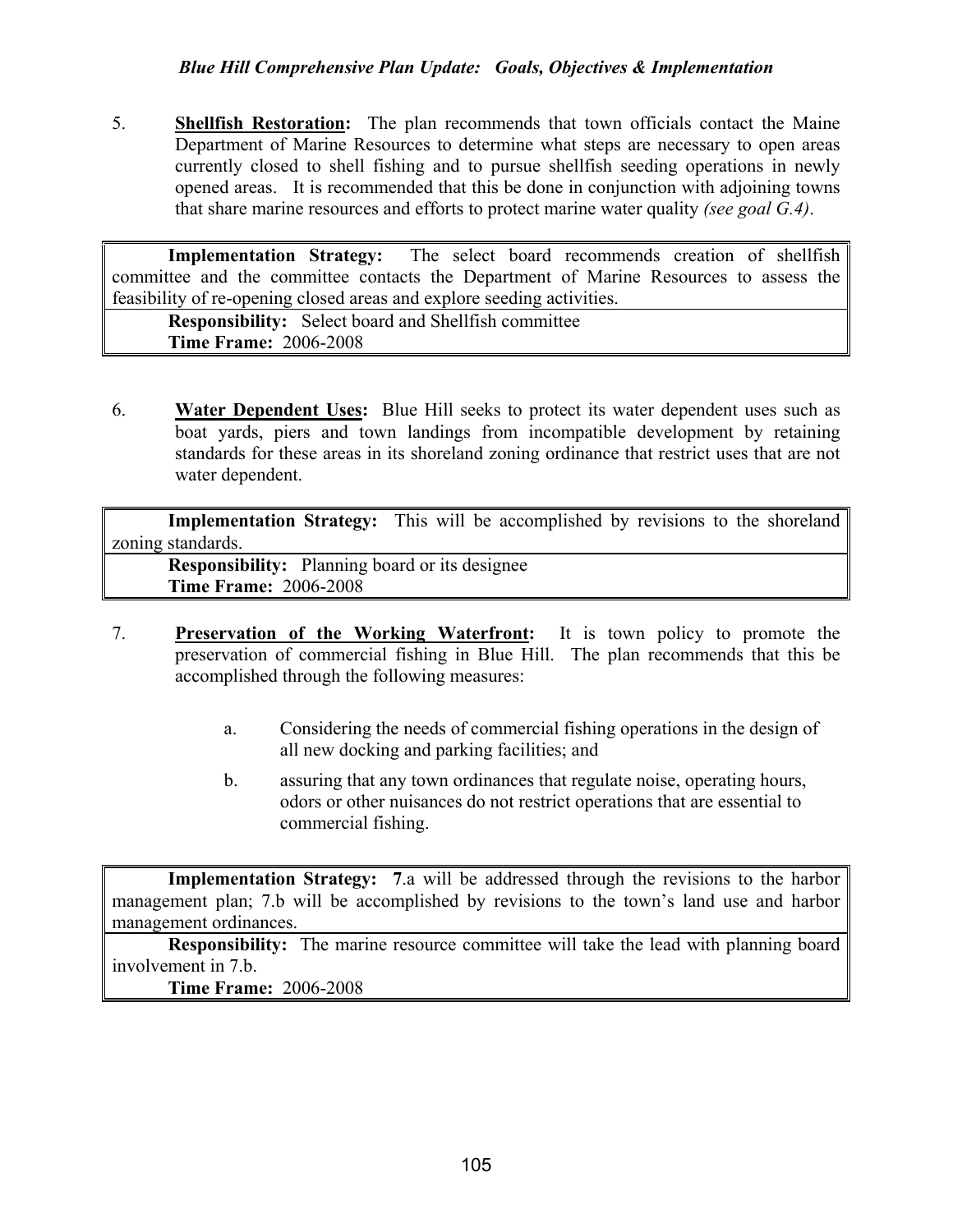5. **Shellfish Restoration:** The plan recommends that town officials contact the Maine Department of Marine Resources to determine what steps are necessary to open areas currently closed to shell fishing and to pursue shellfish seeding operations in newly opened areas. It is recommended that this be done in conjunction with adjoining towns that share marine resources and efforts to protect marine water quality *(see goal G.4)*.

| |
|---|
| **Implementation Strategy:** The select board recommends creation of shellfish committee and the committee contacts the Department of Marine Resources to assess the feasibility of re-opening closed areas and explore seeding activities. |
| **Responsibility:** Select board and Shellfish committee<br>**Time Frame:** 2006-2008 |

6. **Water Dependent Uses:** Blue Hill seeks to protect its water dependent uses such as boat yards, piers and town landings from incompatible development by retaining standards for these areas in its shoreland zoning ordinance that restrict uses that are not water dependent.

| |
|---|
| **Implementation Strategy:** This will be accomplished by revisions to the shoreland zoning standards. |
| **Responsibility:** Planning board or its designee<br>**Time Frame:** 2006-2008 |

7. **Preservation of the Working Waterfront:** It is town policy to promote the preservation of commercial fishing in Blue Hill. The plan recommends that this be accomplished through the following measures:

   a. Considering the needs of commercial fishing operations in the design of all new docking and parking facilities; and

   b. assuring that any town ordinances that regulate noise, operating hours, odors or other nuisances do not restrict operations that are essential to commercial fishing.

| |
|---|
| **Implementation Strategy:** **7**.a will be addressed through the revisions to the harbor management plan; 7.b will be accomplished by revisions to the town's land use and harbor management ordinances. |
| **Responsibility:** The marine resource committee will take the lead with planning board involvement in 7.b.<br>**Time Frame:** 2006-2008 |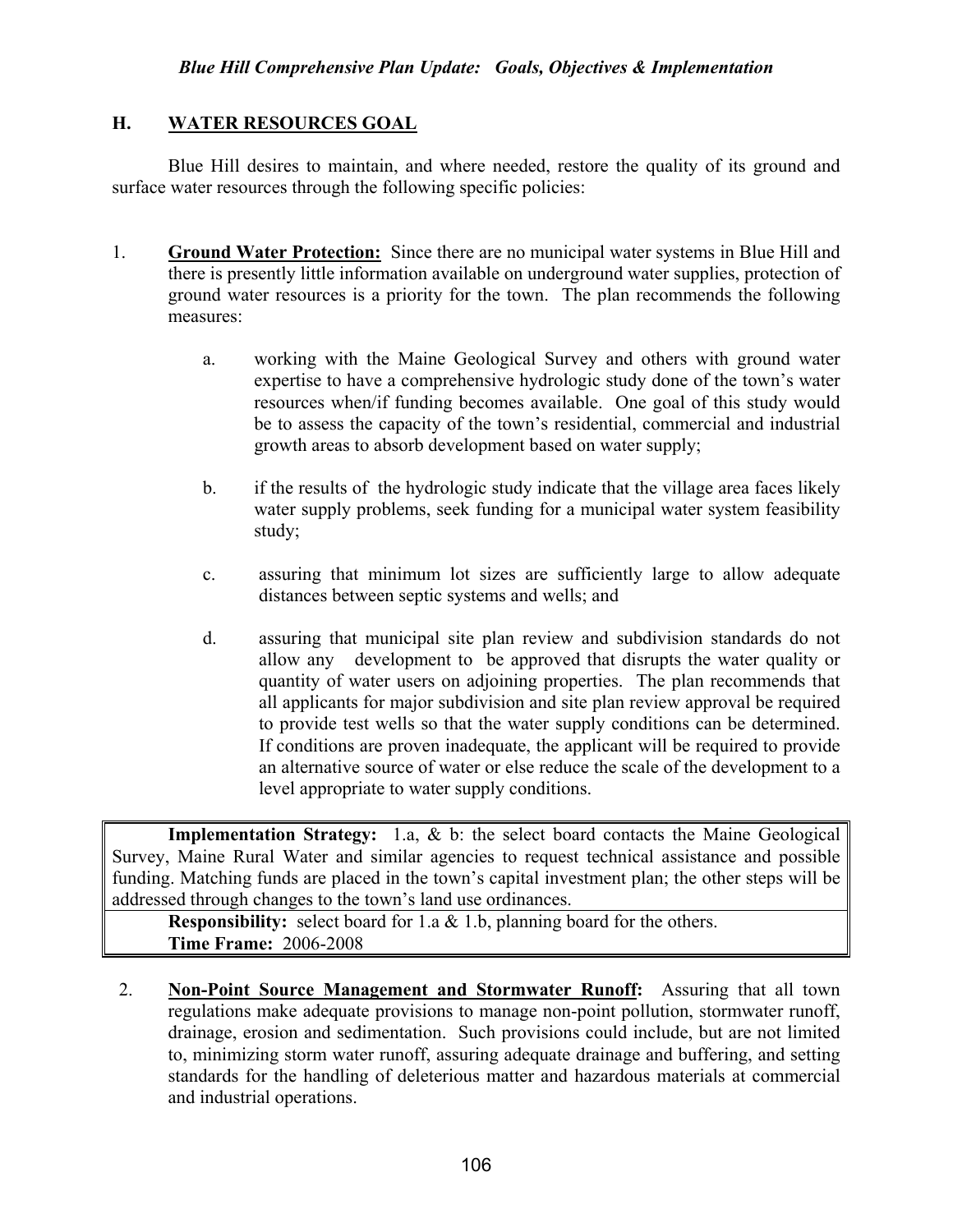## H. WATER RESOURCES GOAL

Blue Hill desires to maintain, and where needed, restore the quality of its ground and surface water resources through the following specific policies:

1. **Ground Water Protection:** Since there are no municipal water systems in Blue Hill and there is presently little information available on underground water supplies, protection of ground water resources is a priority for the town. The plan recommends the following measures:

   a. working with the Maine Geological Survey and others with ground water expertise to have a comprehensive hydrologic study done of the town's water resources when/if funding becomes available. One goal of this study would be to assess the capacity of the town's residential, commercial and industrial growth areas to absorb development based on water supply;

   b. if the results of the hydrologic study indicate that the village area faces likely water supply problems, seek funding for a municipal water system feasibility study;

   c. assuring that minimum lot sizes are sufficiently large to allow adequate distances between septic systems and wells; and

   d. assuring that municipal site plan review and subdivision standards do not allow any development to be approved that disrupts the water quality or quantity of water users on adjoining properties. The plan recommends that all applicants for major subdivision and site plan review approval be required to provide test wells so that the water supply conditions can be determined. If conditions are proven inadequate, the applicant will be required to provide an alternative source of water or else reduce the scale of the development to a level appropriate to water supply conditions.

> **Implementation Strategy:** 1.a, & b: the select board contacts the Maine Geological Survey, Maine Rural Water and similar agencies to request technical assistance and possible funding. Matching funds are placed in the town's capital investment plan; the other steps will be addressed through changes to the town's land use ordinances.
>
> **Responsibility:** select board for 1.a & 1.b, planning board for the others.
>
> **Time Frame:** 2006-2008

2. **Non-Point Source Management and Stormwater Runoff:** Assuring that all town regulations make adequate provisions to manage non-point pollution, stormwater runoff, drainage, erosion and sedimentation. Such provisions could include, but are not limited to, minimizing storm water runoff, assuring adequate drainage and buffering, and setting standards for the handling of deleterious matter and hazardous materials at commercial and industrial operations.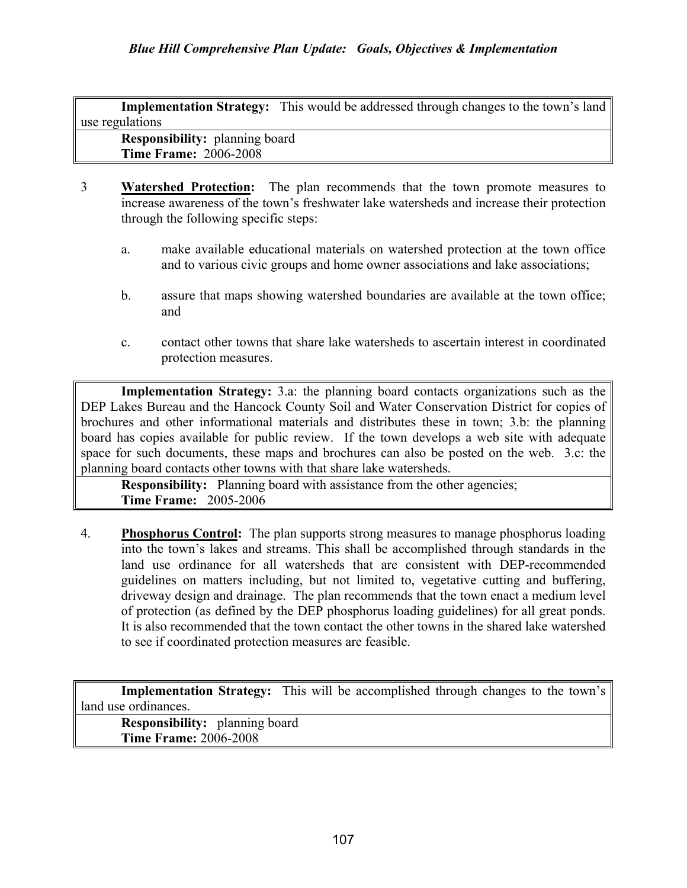**Implementation Strategy:** This would be addressed through changes to the town's land use regulations

**Responsibility:** planning board
**Time Frame:** 2006-2008

3 **Watershed Protection:** The plan recommends that the town promote measures to increase awareness of the town's freshwater lake watersheds and increase their protection through the following specific steps:

a. make available educational materials on watershed protection at the town office and to various civic groups and home owner associations and lake associations;

b. assure that maps showing watershed boundaries are available at the town office; and

c. contact other towns that share lake watersheds to ascertain interest in coordinated protection measures.

**Implementation Strategy:** 3.a: the planning board contacts organizations such as the DEP Lakes Bureau and the Hancock County Soil and Water Conservation District for copies of brochures and other informational materials and distributes these in town; 3.b: the planning board has copies available for public review. If the town develops a web site with adequate space for such documents, these maps and brochures can also be posted on the web. 3.c: the planning board contacts other towns with that share lake watersheds.

**Responsibility:** Planning board with assistance from the other agencies;
**Time Frame:** 2005-2006

4. **Phosphorus Control:** The plan supports strong measures to manage phosphorus loading into the town's lakes and streams. This shall be accomplished through standards in the land use ordinance for all watersheds that are consistent with DEP-recommended guidelines on matters including, but not limited to, vegetative cutting and buffering, driveway design and drainage. The plan recommends that the town enact a medium level of protection (as defined by the DEP phosphorus loading guidelines) for all great ponds. It is also recommended that the town contact the other towns in the shared lake watershed to see if coordinated protection measures are feasible.

**Implementation Strategy:** This will be accomplished through changes to the town's land use ordinances.

**Responsibility:** planning board
**Time Frame:** 2006-2008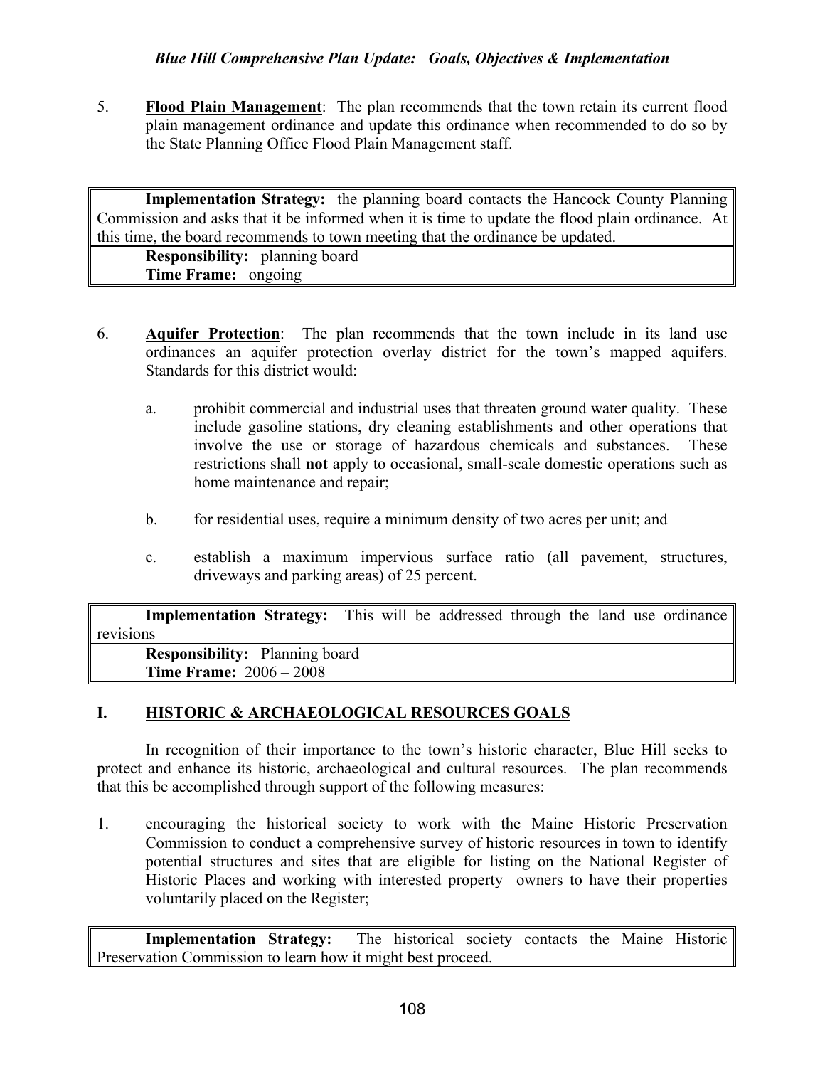5. **Flood Plain Management**: The plan recommends that the town retain its current flood plain management ordinance and update this ordinance when recommended to do so by the State Planning Office Flood Plain Management staff.

| **Implementation Strategy:** the planning board contacts the Hancock County Planning Commission and asks that it be informed when it is time to update the flood plain ordinance. At this time, the board recommends to town meeting that the ordinance be updated. |
|---|
| **Responsibility:** planning board<br>**Time Frame:** ongoing |

6. **Aquifer Protection**: The plan recommends that the town include in its land use ordinances an aquifer protection overlay district for the town's mapped aquifers. Standards for this district would:

   a. prohibit commercial and industrial uses that threaten ground water quality. These include gasoline stations, dry cleaning establishments and other operations that involve the use or storage of hazardous chemicals and substances. These restrictions shall **not** apply to occasional, small-scale domestic operations such as home maintenance and repair;

   b. for residential uses, require a minimum density of two acres per unit; and

   c. establish a maximum impervious surface ratio (all pavement, structures, driveways and parking areas) of 25 percent.

| **Implementation Strategy:** This will be addressed through the land use ordinance revisions |
|---|
| **Responsibility:** Planning board<br>**Time Frame:** 2006 – 2008 |

## I. HISTORIC & ARCHAEOLOGICAL RESOURCES GOALS

In recognition of their importance to the town's historic character, Blue Hill seeks to protect and enhance its historic, archaeological and cultural resources. The plan recommends that this be accomplished through support of the following measures:

1. encouraging the historical society to work with the Maine Historic Preservation Commission to conduct a comprehensive survey of historic resources in town to identify potential structures and sites that are eligible for listing on the National Register of Historic Places and working with interested property owners to have their properties voluntarily placed on the Register;

| **Implementation Strategy:** The historical society contacts the Maine Historic Preservation Commission to learn how it might best proceed. |
|---|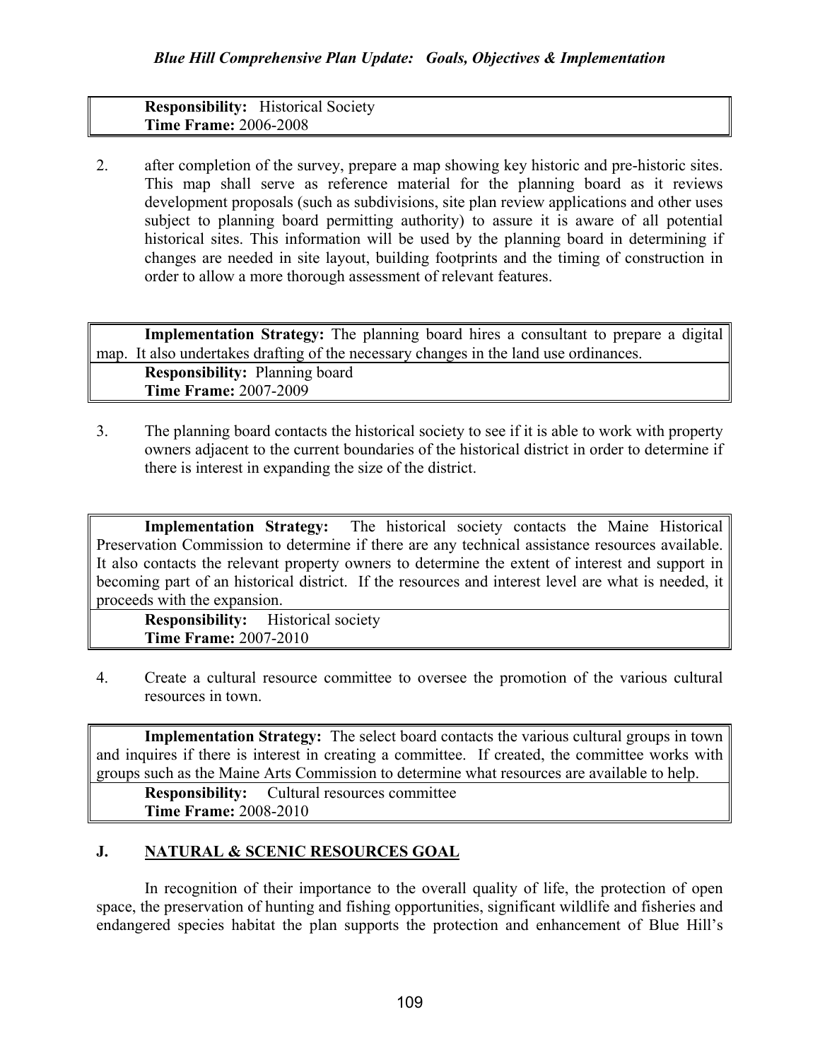**Responsibility:** Historical Society
**Time Frame:** 2006-2008

2. after completion of the survey, prepare a map showing key historic and pre-historic sites. This map shall serve as reference material for the planning board as it reviews development proposals (such as subdivisions, site plan review applications and other uses subject to planning board permitting authority) to assure it is aware of all potential historical sites. This information will be used by the planning board in determining if changes are needed in site layout, building footprints and the timing of construction in order to allow a more thorough assessment of relevant features.

**Implementation Strategy:** The planning board hires a consultant to prepare a digital map. It also undertakes drafting of the necessary changes in the land use ordinances.

**Responsibility:** Planning board
**Time Frame:** 2007-2009

3. The planning board contacts the historical society to see if it is able to work with property owners adjacent to the current boundaries of the historical district in order to determine if there is interest in expanding the size of the district.

**Implementation Strategy:** The historical society contacts the Maine Historical Preservation Commission to determine if there are any technical assistance resources available. It also contacts the relevant property owners to determine the extent of interest and support in becoming part of an historical district. If the resources and interest level are what is needed, it proceeds with the expansion.

**Responsibility:** Historical society
**Time Frame:** 2007-2010

4. Create a cultural resource committee to oversee the promotion of the various cultural resources in town.

**Implementation Strategy:** The select board contacts the various cultural groups in town and inquires if there is interest in creating a committee. If created, the committee works with groups such as the Maine Arts Commission to determine what resources are available to help.

**Responsibility:** Cultural resources committee
**Time Frame:** 2008-2010

## J. NATURAL & SCENIC RESOURCES GOAL

In recognition of their importance to the overall quality of life, the protection of open space, the preservation of hunting and fishing opportunities, significant wildlife and fisheries and endangered species habitat the plan supports the protection and enhancement of Blue Hill's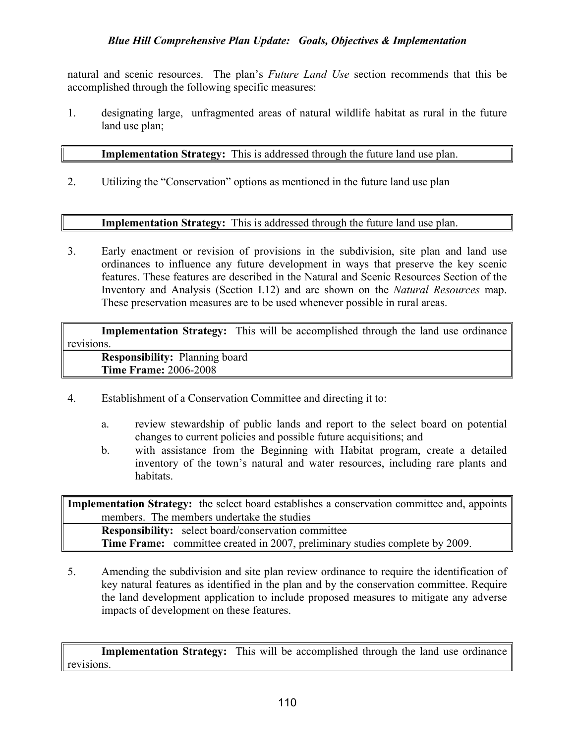natural and scenic resources. The plan's *Future Land Use* section recommends that this be accomplished through the following specific measures:

1. designating large, unfragmented areas of natural wildlife habitat as rural in the future land use plan;

| **Implementation Strategy:** This is addressed through the future land use plan. |
|---|

2. Utilizing the "Conservation" options as mentioned in the future land use plan

| **Implementation Strategy:** This is addressed through the future land use plan. |
|---|

3. Early enactment or revision of provisions in the subdivision, site plan and land use ordinances to influence any future development in ways that preserve the key scenic features. These features are described in the Natural and Scenic Resources Section of the Inventory and Analysis (Section I.12) and are shown on the *Natural Resources* map. These preservation measures are to be used whenever possible in rural areas.

| **Implementation Strategy:** This will be accomplished through the land use ordinance revisions. |
|---|
| **Responsibility:** Planning board<br>**Time Frame:** 2006-2008 |

4. Establishment of a Conservation Committee and directing it to:

   a. review stewardship of public lands and report to the select board on potential changes to current policies and possible future acquisitions; and
   b. with assistance from the Beginning with Habitat program, create a detailed inventory of the town's natural and water resources, including rare plants and habitats.

| **Implementation Strategy:** the select board establishes a conservation committee and, appoints members. The members undertake the studies |
|---|
| **Responsibility:** select board/conservation committee<br>**Time Frame:** committee created in 2007, preliminary studies complete by 2009. |

5. Amending the subdivision and site plan review ordinance to require the identification of key natural features as identified in the plan and by the conservation committee. Require the land development application to include proposed measures to mitigate any adverse impacts of development on these features.

| **Implementation Strategy:** This will be accomplished through the land use ordinance revisions. |
|---|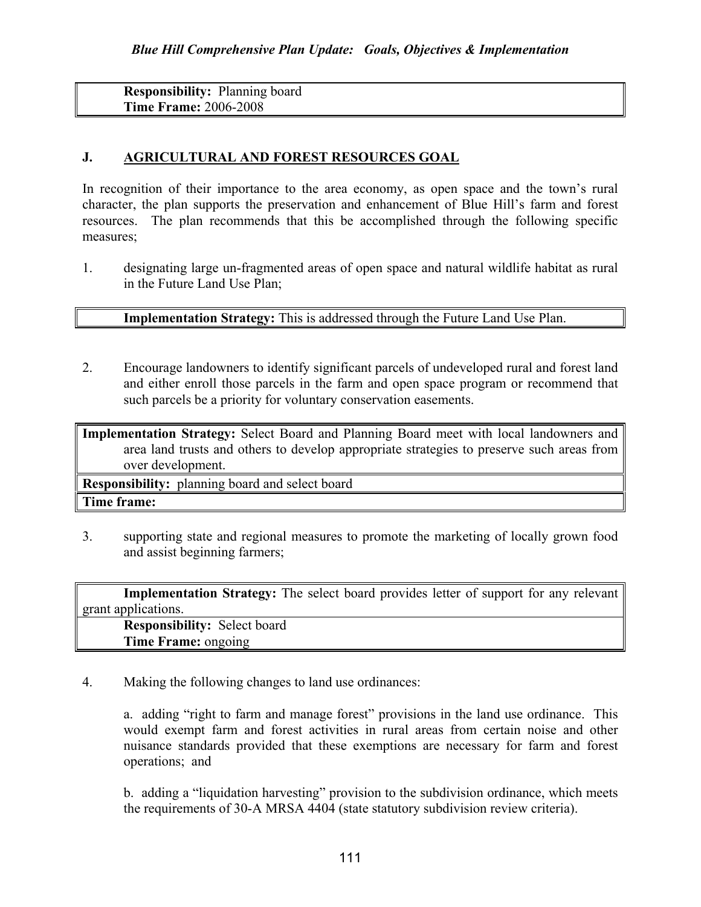**Responsibility:** Planning board
**Time Frame:** 2006-2008

## J. AGRICULTURAL AND FOREST RESOURCES GOAL

In recognition of their importance to the area economy, as open space and the town's rural character, the plan supports the preservation and enhancement of Blue Hill's farm and forest resources. The plan recommends that this be accomplished through the following specific measures;

1. designating large un-fragmented areas of open space and natural wildlife habitat as rural in the Future Land Use Plan;

**Implementation Strategy:** This is addressed through the Future Land Use Plan.

2. Encourage landowners to identify significant parcels of undeveloped rural and forest land and either enroll those parcels in the farm and open space program or recommend that such parcels be a priority for voluntary conservation easements.

**Implementation Strategy:** Select Board and Planning Board meet with local landowners and area land trusts and others to develop appropriate strategies to preserve such areas from over development.
**Responsibility:** planning board and select board
**Time frame:**

3. supporting state and regional measures to promote the marketing of locally grown food and assist beginning farmers;

**Implementation Strategy:** The select board provides letter of support for any relevant grant applications.
**Responsibility:** Select board
**Time Frame:** ongoing

4. Making the following changes to land use ordinances:

   a. adding "right to farm and manage forest" provisions in the land use ordinance. This would exempt farm and forest activities in rural areas from certain noise and other nuisance standards provided that these exemptions are necessary for farm and forest operations; and

   b. adding a "liquidation harvesting" provision to the subdivision ordinance, which meets the requirements of 30-A MRSA 4404 (state statutory subdivision review criteria).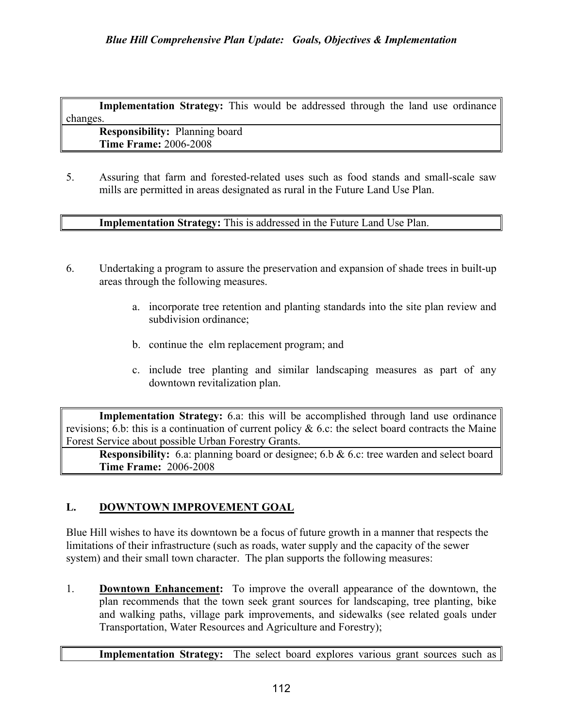**Implementation Strategy:** This would be addressed through the land use ordinance changes.

**Responsibility:** Planning board
**Time Frame:** 2006-2008

5. Assuring that farm and forested-related uses such as food stands and small-scale saw mills are permitted in areas designated as rural in the Future Land Use Plan.

**Implementation Strategy:** This is addressed in the Future Land Use Plan.

6. Undertaking a program to assure the preservation and expansion of shade trees in built-up areas through the following measures.

   a. incorporate tree retention and planting standards into the site plan review and subdivision ordinance;

   b. continue the elm replacement program; and

   c. include tree planting and similar landscaping measures as part of any downtown revitalization plan.

**Implementation Strategy:** 6.a: this will be accomplished through land use ordinance revisions; 6.b: this is a continuation of current policy & 6.c: the select board contracts the Maine Forest Service about possible Urban Forestry Grants.

**Responsibility:** 6.a: planning board or designee; 6.b & 6.c: tree warden and select board
**Time Frame:** 2006-2008

## L. DOWNTOWN IMPROVEMENT GOAL

Blue Hill wishes to have its downtown be a focus of future growth in a manner that respects the limitations of their infrastructure (such as roads, water supply and the capacity of the sewer system) and their small town character. The plan supports the following measures:

1. **Downtown Enhancement:** To improve the overall appearance of the downtown, the plan recommends that the town seek grant sources for landscaping, tree planting, bike and walking paths, village park improvements, and sidewalks (see related goals under Transportation, Water Resources and Agriculture and Forestry);

**Implementation Strategy:** The select board explores various grant sources such as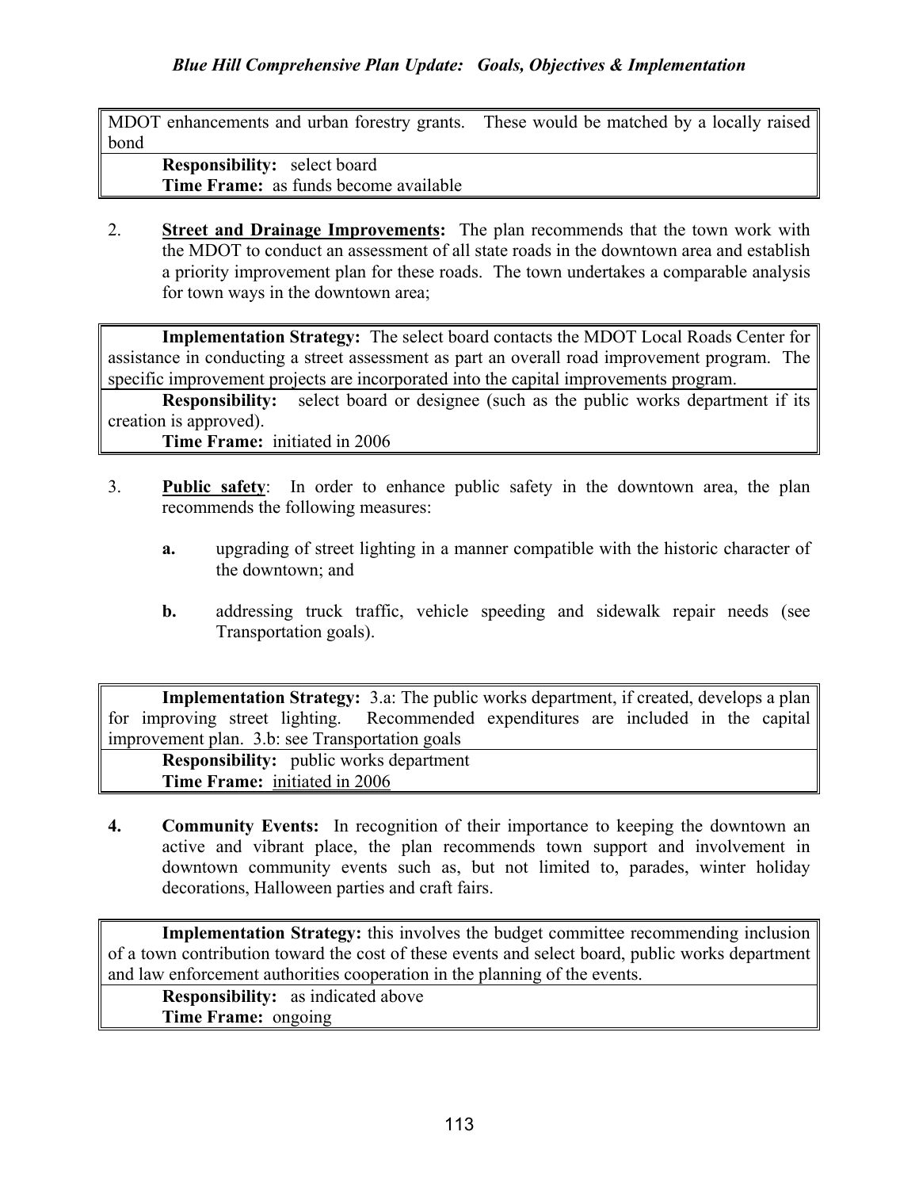MDOT enhancements and urban forestry grants. These would be matched by a locally raised bond

**Responsibility:** select board
**Time Frame:** as funds become available

2. **Street and Drainage Improvements:** The plan recommends that the town work with the MDOT to conduct an assessment of all state roads in the downtown area and establish a priority improvement plan for these roads. The town undertakes a comparable analysis for town ways in the downtown area;

**Implementation Strategy:** The select board contacts the MDOT Local Roads Center for assistance in conducting a street assessment as part an overall road improvement program. The specific improvement projects are incorporated into the capital improvements program.

**Responsibility:** select board or designee (such as the public works department if its creation is approved).
**Time Frame:** initiated in 2006

3. **Public safety**: In order to enhance public safety in the downtown area, the plan recommends the following measures:

   **a.** upgrading of street lighting in a manner compatible with the historic character of the downtown; and

   **b.** addressing truck traffic, vehicle speeding and sidewalk repair needs (see Transportation goals).

**Implementation Strategy:** 3.a: The public works department, if created, develops a plan for improving street lighting. Recommended expenditures are included in the capital improvement plan. 3.b: see Transportation goals

**Responsibility:** public works department
**Time Frame:** initiated in 2006

**4. Community Events:** In recognition of their importance to keeping the downtown an active and vibrant place, the plan recommends town support and involvement in downtown community events such as, but not limited to, parades, winter holiday decorations, Halloween parties and craft fairs.

**Implementation Strategy:** this involves the budget committee recommending inclusion of a town contribution toward the cost of these events and select board, public works department and law enforcement authorities cooperation in the planning of the events.

**Responsibility:** as indicated above
**Time Frame:** ongoing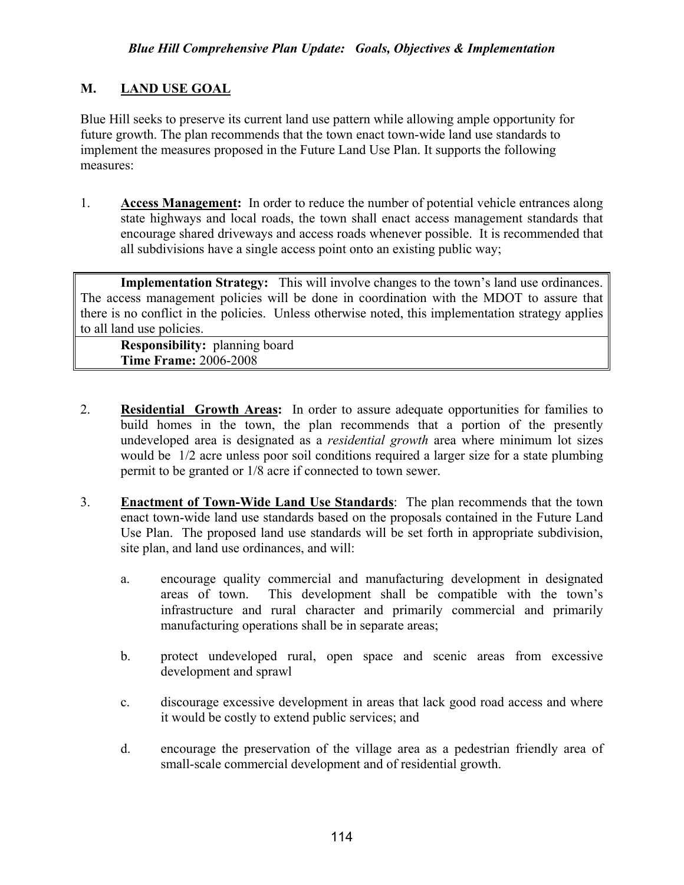## M. LAND USE GOAL

Blue Hill seeks to preserve its current land use pattern while allowing ample opportunity for future growth. The plan recommends that the town enact town-wide land use standards to implement the measures proposed in the Future Land Use Plan. It supports the following measures:

1. **Access Management:** In order to reduce the number of potential vehicle entrances along state highways and local roads, the town shall enact access management standards that encourage shared driveways and access roads whenever possible. It is recommended that all subdivisions have a single access point onto an existing public way;

| **Implementation Strategy:** This will involve changes to the town's land use ordinances. The access management policies will be done in coordination with the MDOT to assure that there is no conflict in the policies. Unless otherwise noted, this implementation strategy applies to all land use policies. |
|---|
| **Responsibility:** planning board<br>**Time Frame:** 2006-2008 |

2. **Residential Growth Areas:** In order to assure adequate opportunities for families to build homes in the town, the plan recommends that a portion of the presently undeveloped area is designated as a *residential growth* area where minimum lot sizes would be 1/2 acre unless poor soil conditions required a larger size for a state plumbing permit to be granted or 1/8 acre if connected to town sewer.

3. **Enactment of Town-Wide Land Use Standards**: The plan recommends that the town enact town-wide land use standards based on the proposals contained in the Future Land Use Plan. The proposed land use standards will be set forth in appropriate subdivision, site plan, and land use ordinances, and will:

   a. encourage quality commercial and manufacturing development in designated areas of town. This development shall be compatible with the town's infrastructure and rural character and primarily commercial and primarily manufacturing operations shall be in separate areas;

   b. protect undeveloped rural, open space and scenic areas from excessive development and sprawl

   c. discourage excessive development in areas that lack good road access and where it would be costly to extend public services; and

   d. encourage the preservation of the village area as a pedestrian friendly area of small-scale commercial development and of residential growth.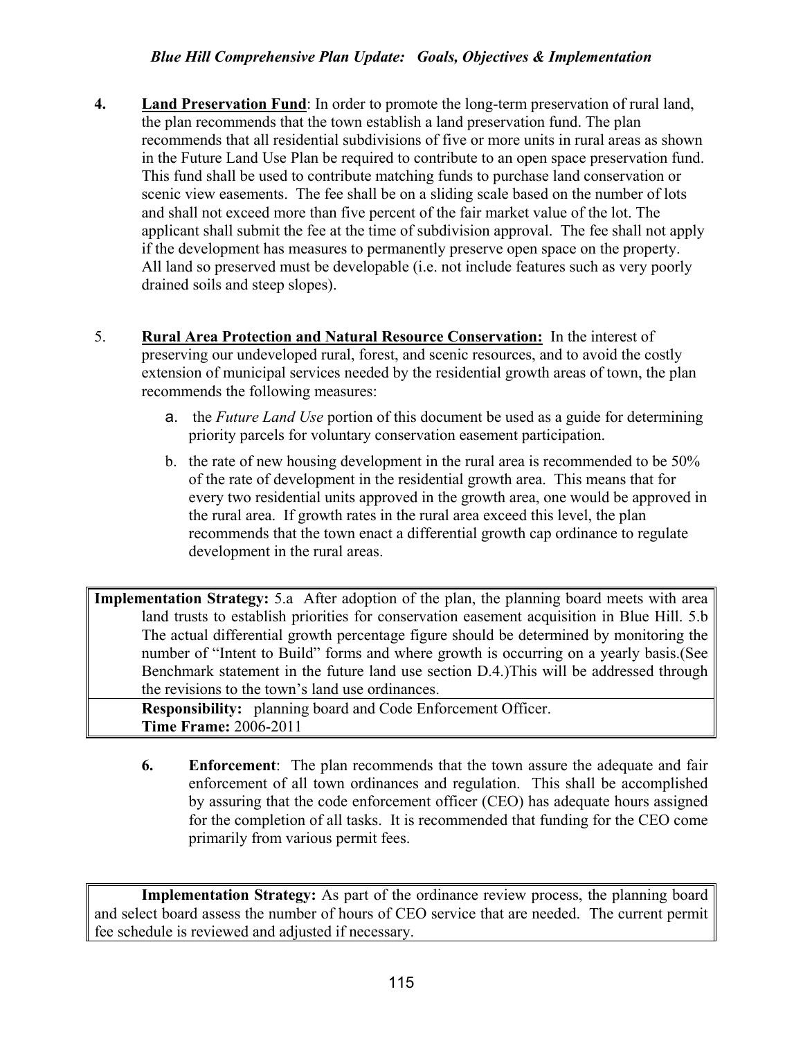4. **Land Preservation Fund**: In order to promote the long-term preservation of rural land, the plan recommends that the town establish a land preservation fund. The plan recommends that all residential subdivisions of five or more units in rural areas as shown in the Future Land Use Plan be required to contribute to an open space preservation fund. This fund shall be used to contribute matching funds to purchase land conservation or scenic view easements. The fee shall be on a sliding scale based on the number of lots and shall not exceed more than five percent of the fair market value of the lot. The applicant shall submit the fee at the time of subdivision approval. The fee shall not apply if the development has measures to permanently preserve open space on the property. All land so preserved must be developable (i.e. not include features such as very poorly drained soils and steep slopes).

5. **Rural Area Protection and Natural Resource Conservation:** In the interest of preserving our undeveloped rural, forest, and scenic resources, and to avoid the costly extension of municipal services needed by the residential growth areas of town, the plan recommends the following measures:

   a. the *Future Land Use* portion of this document be used as a guide for determining priority parcels for voluntary conservation easement participation.

   b. the rate of new housing development in the rural area is recommended to be 50% of the rate of development in the residential growth area. This means that for every two residential units approved in the growth area, one would be approved in the rural area. If growth rates in the rural area exceed this level, the plan recommends that the town enact a differential growth cap ordinance to regulate development in the rural areas.

**Implementation Strategy:** 5.a After adoption of the plan, the planning board meets with area land trusts to establish priorities for conservation easement acquisition in Blue Hill. 5.b The actual differential growth percentage figure should be determined by monitoring the number of "Intent to Build" forms and where growth is occurring on a yearly basis.(See Benchmark statement in the future land use section D.4.)This will be addressed through the revisions to the town's land use ordinances.

**Responsibility:** planning board and Code Enforcement Officer.
**Time Frame:** 2006-2011

6. **Enforcement**: The plan recommends that the town assure the adequate and fair enforcement of all town ordinances and regulation. This shall be accomplished by assuring that the code enforcement officer (CEO) has adequate hours assigned for the completion of all tasks. It is recommended that funding for the CEO come primarily from various permit fees.

**Implementation Strategy:** As part of the ordinance review process, the planning board and select board assess the number of hours of CEO service that are needed. The current permit fee schedule is reviewed and adjusted if necessary.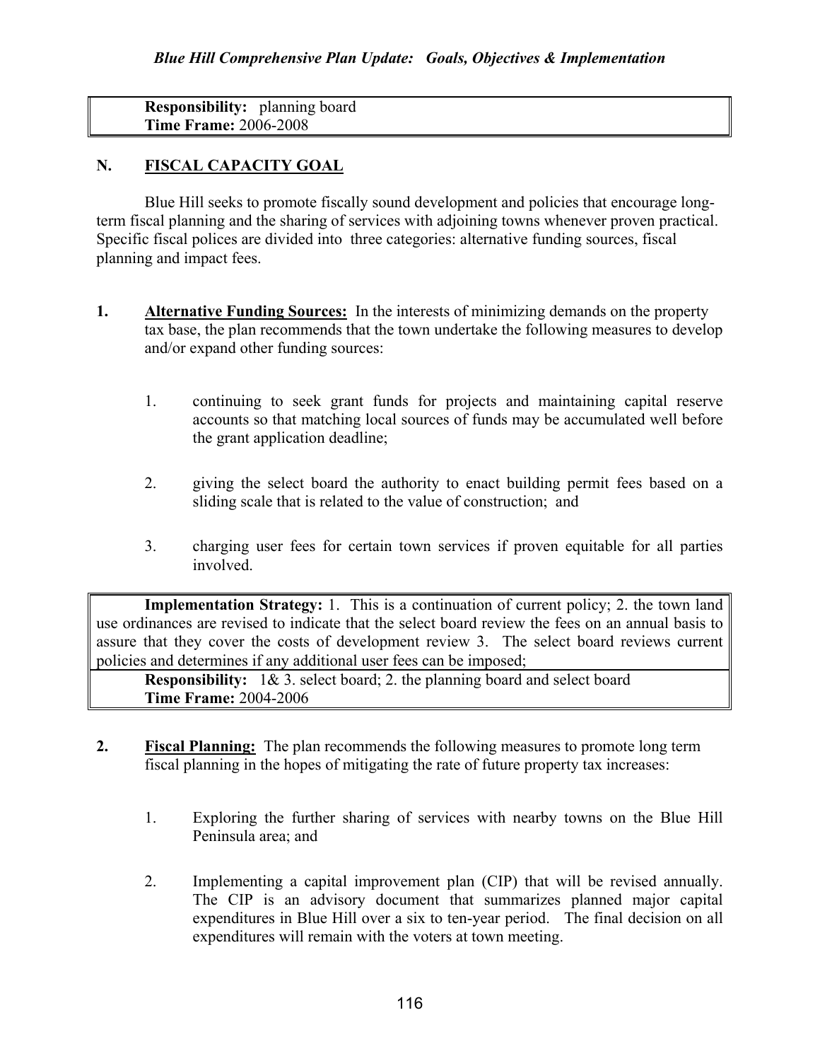**Responsibility:** planning board
**Time Frame:** 2006-2008

## N. FISCAL CAPACITY GOAL

Blue Hill seeks to promote fiscally sound development and policies that encourage long-term fiscal planning and the sharing of services with adjoining towns whenever proven practical. Specific fiscal polices are divided into three categories: alternative funding sources, fiscal planning and impact fees.

**1. Alternative Funding Sources:** In the interests of minimizing demands on the property tax base, the plan recommends that the town undertake the following measures to develop and/or expand other funding sources:

1. continuing to seek grant funds for projects and maintaining capital reserve accounts so that matching local sources of funds may be accumulated well before the grant application deadline;

2. giving the select board the authority to enact building permit fees based on a sliding scale that is related to the value of construction; and

3. charging user fees for certain town services if proven equitable for all parties involved.

**Implementation Strategy:** 1. This is a continuation of current policy; 2. the town land use ordinances are revised to indicate that the select board review the fees on an annual basis to assure that they cover the costs of development review 3. The select board reviews current policies and determines if any additional user fees can be imposed;

**Responsibility:** 1& 3. select board; 2. the planning board and select board
**Time Frame:** 2004-2006

**2. Fiscal Planning:** The plan recommends the following measures to promote long term fiscal planning in the hopes of mitigating the rate of future property tax increases:

1. Exploring the further sharing of services with nearby towns on the Blue Hill Peninsula area; and

2. Implementing a capital improvement plan (CIP) that will be revised annually. The CIP is an advisory document that summarizes planned major capital expenditures in Blue Hill over a six to ten-year period. The final decision on all expenditures will remain with the voters at town meeting.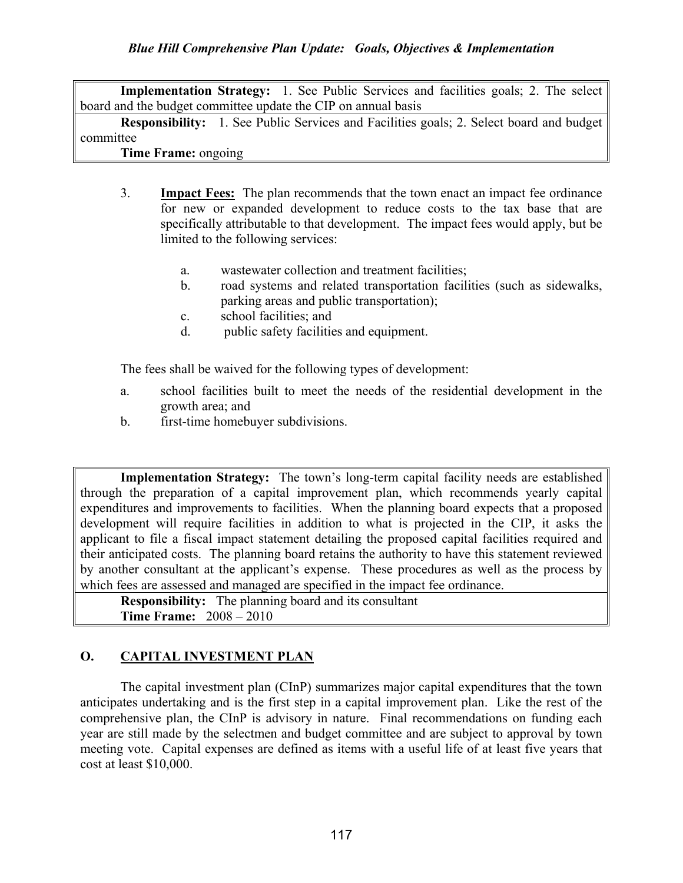**Implementation Strategy:** 1. See Public Services and facilities goals; 2. The select board and the budget committee update the CIP on annual basis

**Responsibility:** 1. See Public Services and Facilities goals; 2. Select board and budget committee

**Time Frame:** ongoing

3. **Impact Fees:** The plan recommends that the town enact an impact fee ordinance for new or expanded development to reduce costs to the tax base that are specifically attributable to that development. The impact fees would apply, but be limited to the following services:

   a. wastewater collection and treatment facilities;
   b. road systems and related transportation facilities (such as sidewalks, parking areas and public transportation);
   c. school facilities; and
   d. public safety facilities and equipment.

The fees shall be waived for the following types of development:

a. school facilities built to meet the needs of the residential development in the growth area; and
b. first-time homebuyer subdivisions.

**Implementation Strategy:** The town's long-term capital facility needs are established through the preparation of a capital improvement plan, which recommends yearly capital expenditures and improvements to facilities. When the planning board expects that a proposed development will require facilities in addition to what is projected in the CIP, it asks the applicant to file a fiscal impact statement detailing the proposed capital facilities required and their anticipated costs. The planning board retains the authority to have this statement reviewed by another consultant at the applicant's expense. These procedures as well as the process by which fees are assessed and managed are specified in the impact fee ordinance.

**Responsibility:** The planning board and its consultant

**Time Frame:** 2008 – 2010

## O. CAPITAL INVESTMENT PLAN

The capital investment plan (CInP) summarizes major capital expenditures that the town anticipates undertaking and is the first step in a capital improvement plan. Like the rest of the comprehensive plan, the CInP is advisory in nature. Final recommendations on funding each year are still made by the selectmen and budget committee and are subject to approval by town meeting vote. Capital expenses are defined as items with a useful life of at least five years that cost at least $10,000.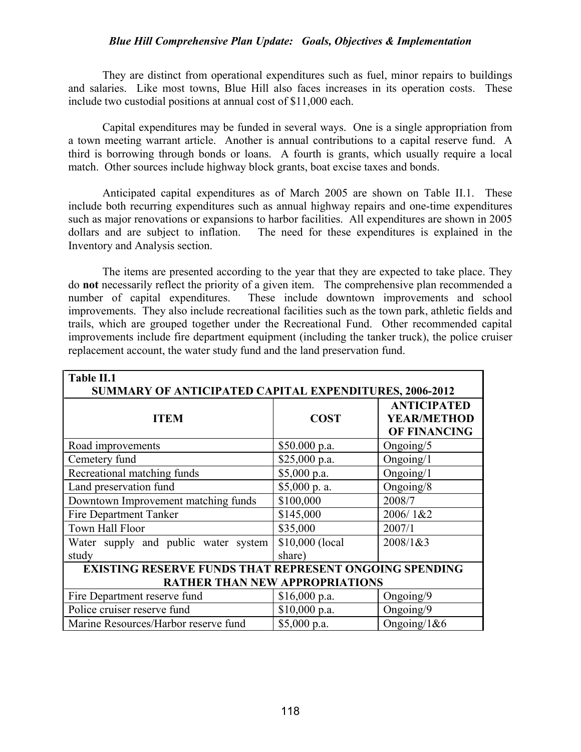They are distinct from operational expenditures such as fuel, minor repairs to buildings and salaries. Like most towns, Blue Hill also faces increases in its operation costs. These include two custodial positions at annual cost of $11,000 each.

Capital expenditures may be funded in several ways. One is a single appropriation from a town meeting warrant article. Another is annual contributions to a capital reserve fund. A third is borrowing through bonds or loans. A fourth is grants, which usually require a local match. Other sources include highway block grants, boat excise taxes and bonds.

Anticipated capital expenditures as of March 2005 are shown on Table II.1. These include both recurring expenditures such as annual highway repairs and one-time expenditures such as major renovations or expansions to harbor facilities. All expenditures are shown in 2005 dollars and are subject to inflation. The need for these expenditures is explained in the Inventory and Analysis section.

The items are presented according to the year that they are expected to take place. They do **not** necessarily reflect the priority of a given item. The comprehensive plan recommended a number of capital expenditures. These include downtown improvements and school improvements. They also include recreational facilities such as the town park, athletic fields and trails, which are grouped together under the Recreational Fund. Other recommended capital improvements include fire department equipment (including the tanker truck), the police cruiser replacement account, the water study fund and the land preservation fund.

**Table II.1**
**SUMMARY OF ANTICIPATED CAPITAL EXPENDITURES, 2006-2012**

| ITEM | COST | ANTICIPATED YEAR/METHOD OF FINANCING |
|---|---|---|
| Road improvements | $50.000 p.a. | Ongoing/5 |
| Cemetery fund | $25,000 p.a. | Ongoing/1 |
| Recreational matching funds | $5,000 p.a. | Ongoing/1 |
| Land preservation fund | $5,000 p. a. | Ongoing/8 |
| Downtown Improvement matching funds | $100,000 | 2008/7 |
| Fire Department Tanker | $145,000 | 2006/ 1&2 |
| Town Hall Floor | $35,000 | 2007/1 |
| Water supply and public water system study | $10,000 (local share) | 2008/1&3 |
| **EXISTING RESERVE FUNDS THAT REPRESENT ONGOING SPENDING RATHER THAN NEW APPROPRIATIONS** | | |
| Fire Department reserve fund | $16,000 p.a. | Ongoing/9 |
| Police cruiser reserve fund | $10,000 p.a. | Ongoing/9 |
| Marine Resources/Harbor reserve fund | $5,000 p.a. | Ongoing/1&6 |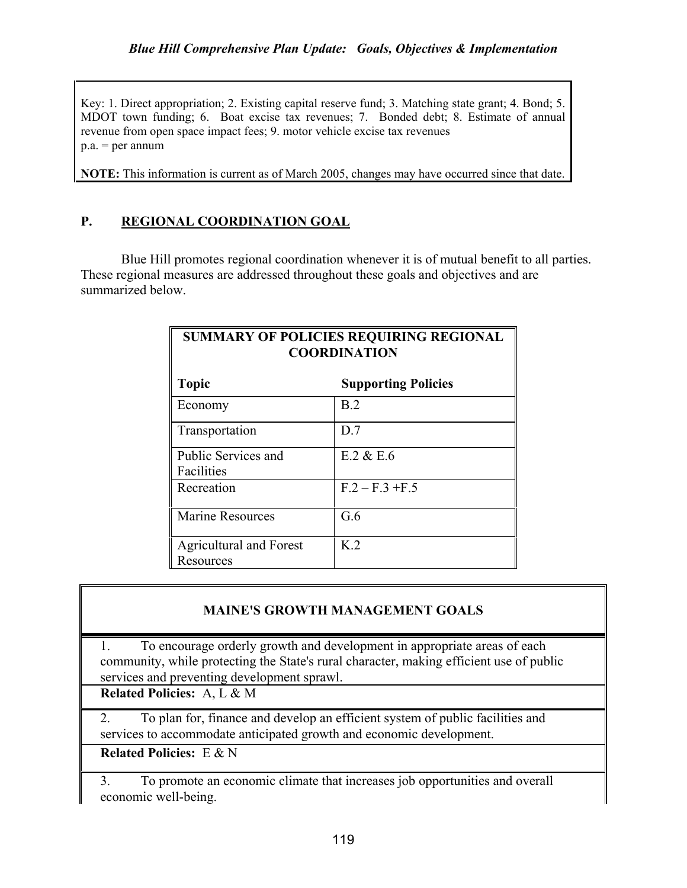Key: 1. Direct appropriation; 2. Existing capital reserve fund; 3. Matching state grant; 4. Bond; 5. MDOT town funding; 6. Boat excise tax revenues; 7. Bonded debt; 8. Estimate of annual revenue from open space impact fees; 9. motor vehicle excise tax revenues
p.a. = per annum

**NOTE:** This information is current as of March 2005, changes may have occurred since that date.

## P. REGIONAL COORDINATION GOAL

Blue Hill promotes regional coordination whenever it is of mutual benefit to all parties. These regional measures are addressed throughout these goals and objectives and are summarized below.

| SUMMARY OF POLICIES REQUIRING REGIONAL COORDINATION | |
|---|---|
| **Topic** | **Supporting Policies** |
| Economy | B.2 |
| Transportation | D.7 |
| Public Services and Facilities | E.2 & E.6 |
| Recreation | F.2 – F.3 +F.5 |
| Marine Resources | G.6 |
| Agricultural and Forest Resources | K.2 |

| MAINE'S GROWTH MANAGEMENT GOALS |
|---|
| 1. To encourage orderly growth and development in appropriate areas of each community, while protecting the State's rural character, making efficient use of public services and preventing development sprawl. |
| **Related Policies:** A, L & M |
| 2. To plan for, finance and develop an efficient system of public facilities and services to accommodate anticipated growth and economic development. |
| **Related Policies:** E & N |
| 3. To promote an economic climate that increases job opportunities and overall economic well-being. |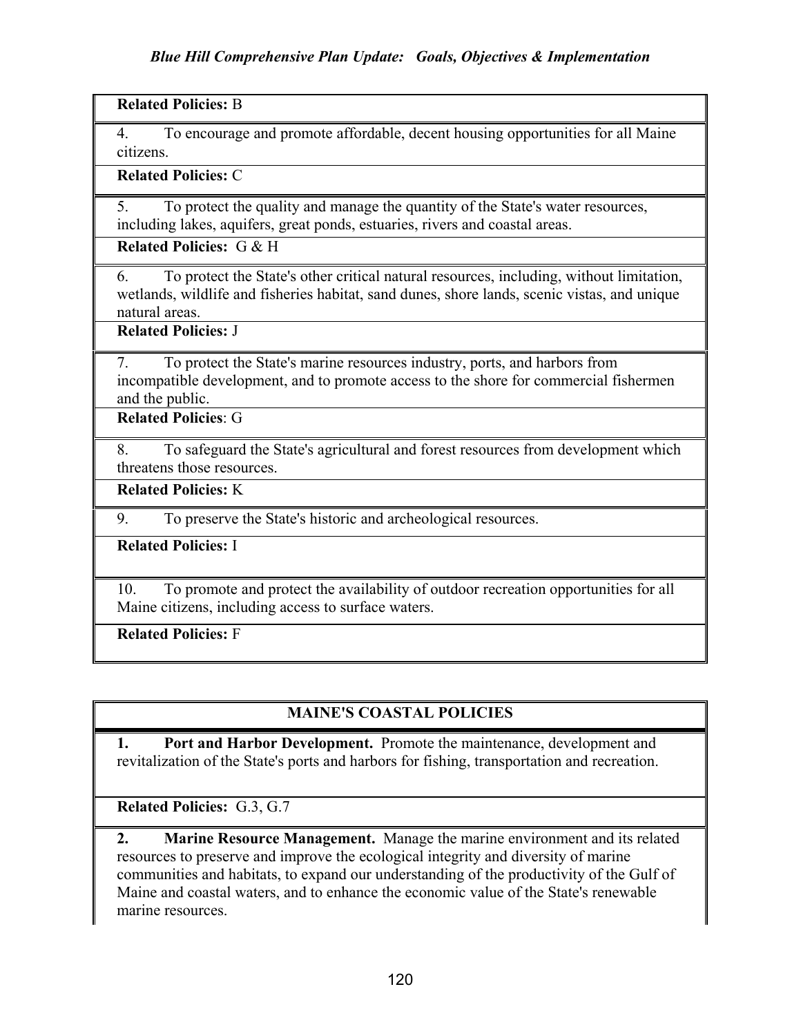**Related Policies:** B

4. To encourage and promote affordable, decent housing opportunities for all Maine citizens.

**Related Policies:** C

5. To protect the quality and manage the quantity of the State's water resources, including lakes, aquifers, great ponds, estuaries, rivers and coastal areas.

**Related Policies:** G & H

6. To protect the State's other critical natural resources, including, without limitation, wetlands, wildlife and fisheries habitat, sand dunes, shore lands, scenic vistas, and unique natural areas.

**Related Policies:** J

7. To protect the State's marine resources industry, ports, and harbors from incompatible development, and to promote access to the shore for commercial fishermen and the public.

**Related Policies**: G

8. To safeguard the State's agricultural and forest resources from development which threatens those resources.

**Related Policies:** K

9. To preserve the State's historic and archeological resources.

**Related Policies:** I

10. To promote and protect the availability of outdoor recreation opportunities for all Maine citizens, including access to surface waters.

**Related Policies:** F

## MAINE'S COASTAL POLICIES

**1. Port and Harbor Development.** Promote the maintenance, development and revitalization of the State's ports and harbors for fishing, transportation and recreation.

**Related Policies:** G.3, G.7

**2. Marine Resource Management.** Manage the marine environment and its related resources to preserve and improve the ecological integrity and diversity of marine communities and habitats, to expand our understanding of the productivity of the Gulf of Maine and coastal waters, and to enhance the economic value of the State's renewable marine resources.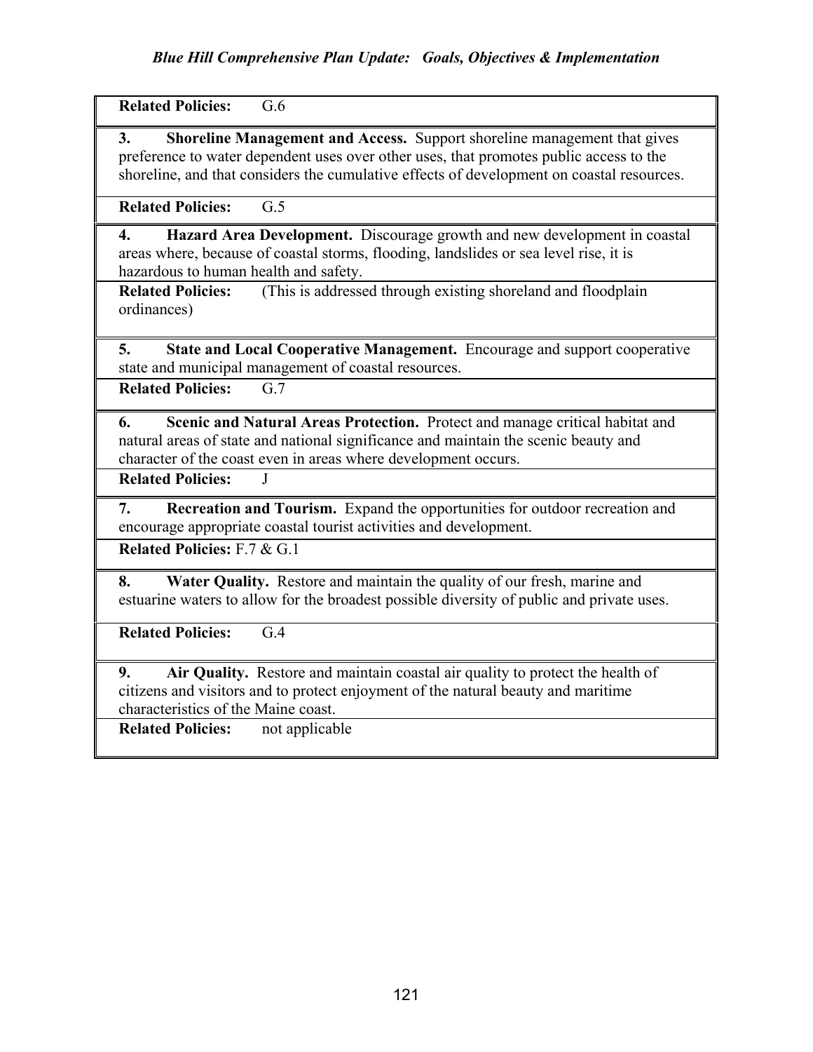**Related Policies:** G.6

**3. Shoreline Management and Access.** Support shoreline management that gives preference to water dependent uses over other uses, that promotes public access to the shoreline, and that considers the cumulative effects of development on coastal resources.

**Related Policies:** G.5

**4. Hazard Area Development.** Discourage growth and new development in coastal areas where, because of coastal storms, flooding, landslides or sea level rise, it is hazardous to human health and safety.

**Related Policies:** (This is addressed through existing shoreland and floodplain ordinances)

**5. State and Local Cooperative Management.** Encourage and support cooperative state and municipal management of coastal resources.

**Related Policies:** G.7

**6. Scenic and Natural Areas Protection.** Protect and manage critical habitat and natural areas of state and national significance and maintain the scenic beauty and character of the coast even in areas where development occurs.

**Related Policies:** J

**7. Recreation and Tourism.** Expand the opportunities for outdoor recreation and encourage appropriate coastal tourist activities and development.

**Related Policies:** F.7 & G.1

**8. Water Quality.** Restore and maintain the quality of our fresh, marine and estuarine waters to allow for the broadest possible diversity of public and private uses.

**Related Policies:** G.4

**9. Air Quality.** Restore and maintain coastal air quality to protect the health of citizens and visitors and to protect enjoyment of the natural beauty and maritime characteristics of the Maine coast.

**Related Policies:** not applicable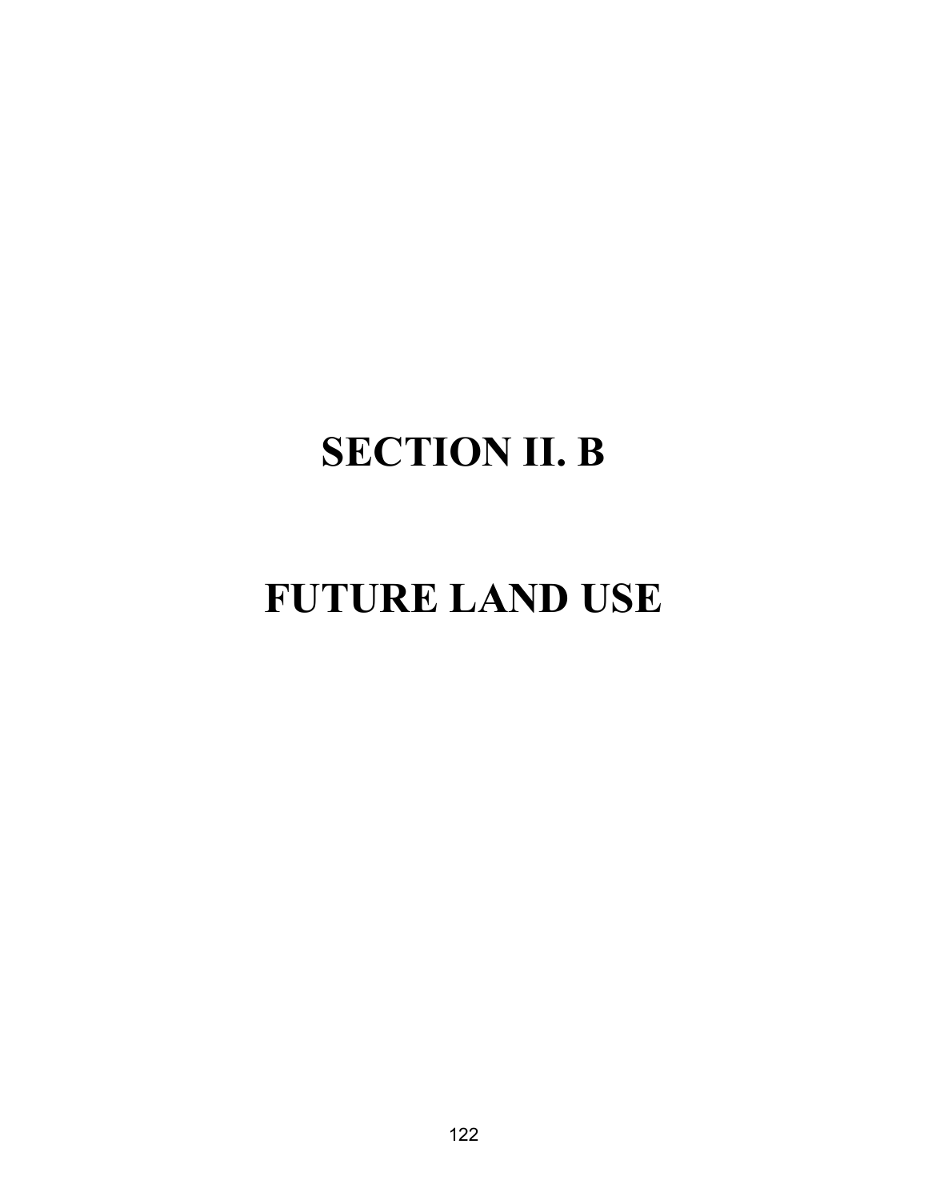# SECTION II. B

# FUTURE LAND USE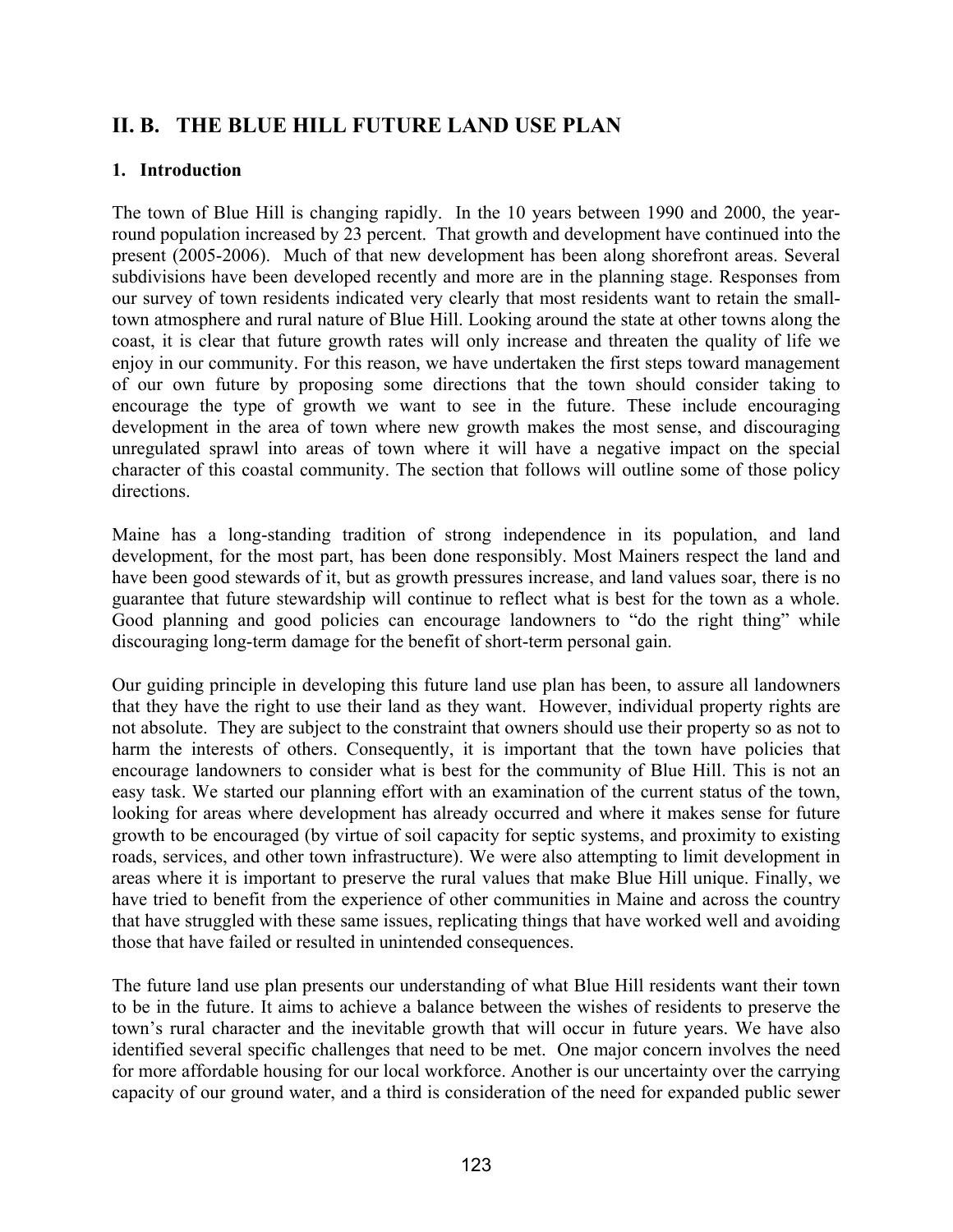## II. B. THE BLUE HILL FUTURE LAND USE PLAN

### 1. Introduction

The town of Blue Hill is changing rapidly. In the 10 years between 1990 and 2000, the year-round population increased by 23 percent. That growth and development have continued into the present (2005-2006). Much of that new development has been along shorefront areas. Several subdivisions have been developed recently and more are in the planning stage. Responses from our survey of town residents indicated very clearly that most residents want to retain the small-town atmosphere and rural nature of Blue Hill. Looking around the state at other towns along the coast, it is clear that future growth rates will only increase and threaten the quality of life we enjoy in our community. For this reason, we have undertaken the first steps toward management of our own future by proposing some directions that the town should consider taking to encourage the type of growth we want to see in the future. These include encouraging development in the area of town where new growth makes the most sense, and discouraging unregulated sprawl into areas of town where it will have a negative impact on the special character of this coastal community. The section that follows will outline some of those policy directions.

Maine has a long-standing tradition of strong independence in its population, and land development, for the most part, has been done responsibly. Most Mainers respect the land and have been good stewards of it, but as growth pressures increase, and land values soar, there is no guarantee that future stewardship will continue to reflect what is best for the town as a whole. Good planning and good policies can encourage landowners to "do the right thing" while discouraging long-term damage for the benefit of short-term personal gain.

Our guiding principle in developing this future land use plan has been, to assure all landowners that they have the right to use their land as they want. However, individual property rights are not absolute. They are subject to the constraint that owners should use their property so as not to harm the interests of others. Consequently, it is important that the town have policies that encourage landowners to consider what is best for the community of Blue Hill. This is not an easy task. We started our planning effort with an examination of the current status of the town, looking for areas where development has already occurred and where it makes sense for future growth to be encouraged (by virtue of soil capacity for septic systems, and proximity to existing roads, services, and other town infrastructure). We were also attempting to limit development in areas where it is important to preserve the rural values that make Blue Hill unique. Finally, we have tried to benefit from the experience of other communities in Maine and across the country that have struggled with these same issues, replicating things that have worked well and avoiding those that have failed or resulted in unintended consequences.

The future land use plan presents our understanding of what Blue Hill residents want their town to be in the future. It aims to achieve a balance between the wishes of residents to preserve the town's rural character and the inevitable growth that will occur in future years. We have also identified several specific challenges that need to be met. One major concern involves the need for more affordable housing for our local workforce. Another is our uncertainty over the carrying capacity of our ground water, and a third is consideration of the need for expanded public sewer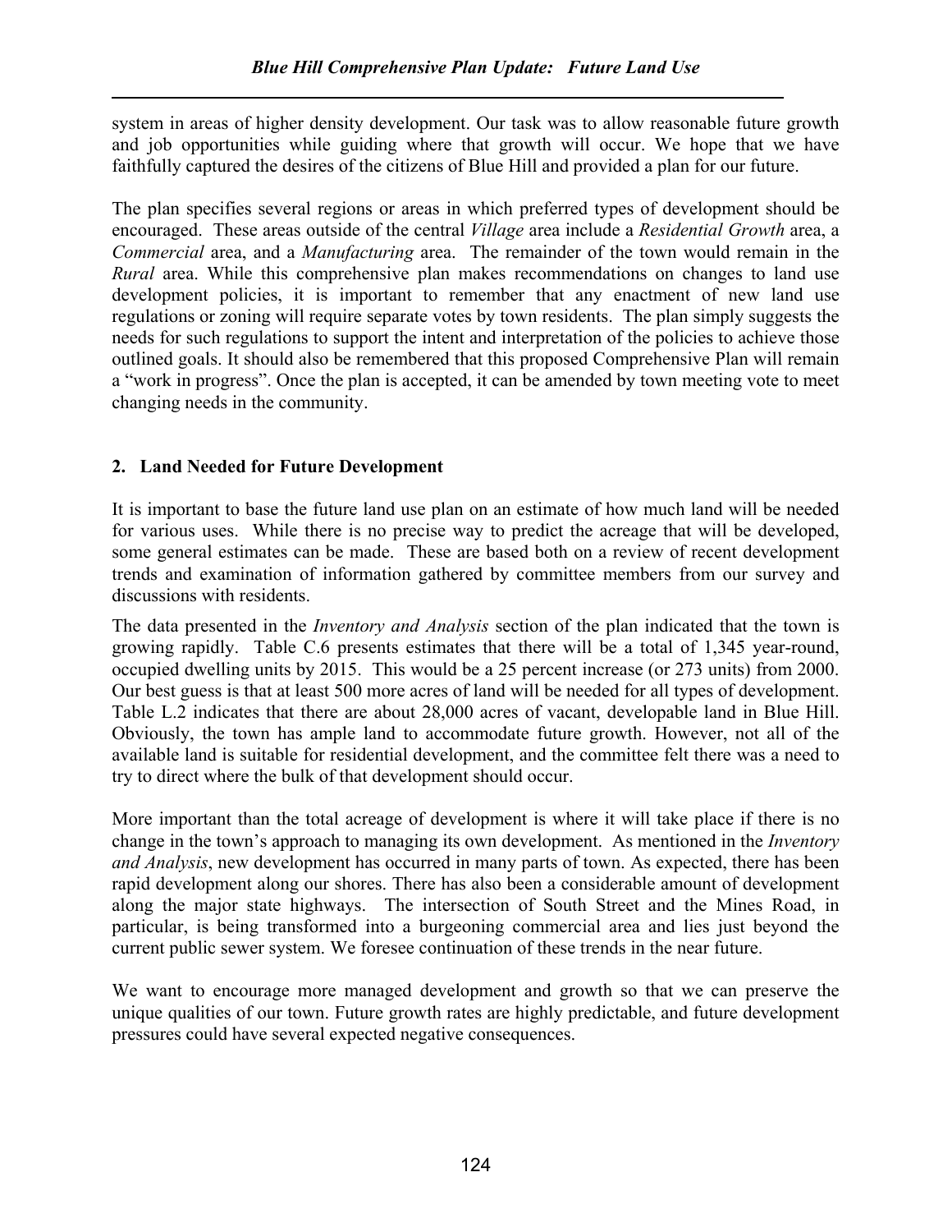system in areas of higher density development. Our task was to allow reasonable future growth and job opportunities while guiding where that growth will occur. We hope that we have faithfully captured the desires of the citizens of Blue Hill and provided a plan for our future.

The plan specifies several regions or areas in which preferred types of development should be encouraged. These areas outside of the central *Village* area include a *Residential Growth* area, a *Commercial* area, and a *Manufacturing* area. The remainder of the town would remain in the *Rural* area. While this comprehensive plan makes recommendations on changes to land use development policies, it is important to remember that any enactment of new land use regulations or zoning will require separate votes by town residents. The plan simply suggests the needs for such regulations to support the intent and interpretation of the policies to achieve those outlined goals. It should also be remembered that this proposed Comprehensive Plan will remain a "work in progress". Once the plan is accepted, it can be amended by town meeting vote to meet changing needs in the community.

## 2. Land Needed for Future Development

It is important to base the future land use plan on an estimate of how much land will be needed for various uses. While there is no precise way to predict the acreage that will be developed, some general estimates can be made. These are based both on a review of recent development trends and examination of information gathered by committee members from our survey and discussions with residents.

The data presented in the *Inventory and Analysis* section of the plan indicated that the town is growing rapidly. Table C.6 presents estimates that there will be a total of 1,345 year-round, occupied dwelling units by 2015. This would be a 25 percent increase (or 273 units) from 2000. Our best guess is that at least 500 more acres of land will be needed for all types of development. Table L.2 indicates that there are about 28,000 acres of vacant, developable land in Blue Hill. Obviously, the town has ample land to accommodate future growth. However, not all of the available land is suitable for residential development, and the committee felt there was a need to try to direct where the bulk of that development should occur.

More important than the total acreage of development is where it will take place if there is no change in the town's approach to managing its own development. As mentioned in the *Inventory and Analysis*, new development has occurred in many parts of town. As expected, there has been rapid development along our shores. There has also been a considerable amount of development along the major state highways. The intersection of South Street and the Mines Road, in particular, is being transformed into a burgeoning commercial area and lies just beyond the current public sewer system. We foresee continuation of these trends in the near future.

We want to encourage more managed development and growth so that we can preserve the unique qualities of our town. Future growth rates are highly predictable, and future development pressures could have several expected negative consequences.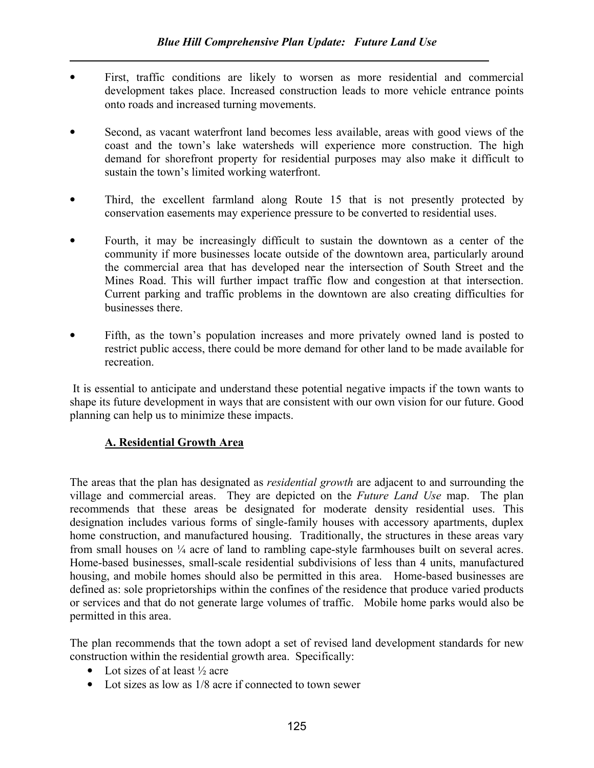- First, traffic conditions are likely to worsen as more residential and commercial development takes place. Increased construction leads to more vehicle entrance points onto roads and increased turning movements.

- Second, as vacant waterfront land becomes less available, areas with good views of the coast and the town's lake watersheds will experience more construction. The high demand for shorefront property for residential purposes may also make it difficult to sustain the town's limited working waterfront.

- Third, the excellent farmland along Route 15 that is not presently protected by conservation easements may experience pressure to be converted to residential uses.

- Fourth, it may be increasingly difficult to sustain the downtown as a center of the community if more businesses locate outside of the downtown area, particularly around the commercial area that has developed near the intersection of South Street and the Mines Road. This will further impact traffic flow and congestion at that intersection. Current parking and traffic problems in the downtown are also creating difficulties for businesses there.

- Fifth, as the town's population increases and more privately owned land is posted to restrict public access, there could be more demand for other land to be made available for recreation.

It is essential to anticipate and understand these potential negative impacts if the town wants to shape its future development in ways that are consistent with our own vision for our future. Good planning can help us to minimize these impacts.

## A. Residential Growth Area

The areas that the plan has designated as *residential growth* are adjacent to and surrounding the village and commercial areas. They are depicted on the *Future Land Use* map. The plan recommends that these areas be designated for moderate density residential uses. This designation includes various forms of single-family houses with accessory apartments, duplex home construction, and manufactured housing. Traditionally, the structures in these areas vary from small houses on ¼ acre of land to rambling cape-style farmhouses built on several acres. Home-based businesses, small-scale residential subdivisions of less than 4 units, manufactured housing, and mobile homes should also be permitted in this area. Home-based businesses are defined as: sole proprietorships within the confines of the residence that produce varied products or services and that do not generate large volumes of traffic. Mobile home parks would also be permitted in this area.

The plan recommends that the town adopt a set of revised land development standards for new construction within the residential growth area. Specifically:

- Lot sizes of at least ½ acre
- Lot sizes as low as 1/8 acre if connected to town sewer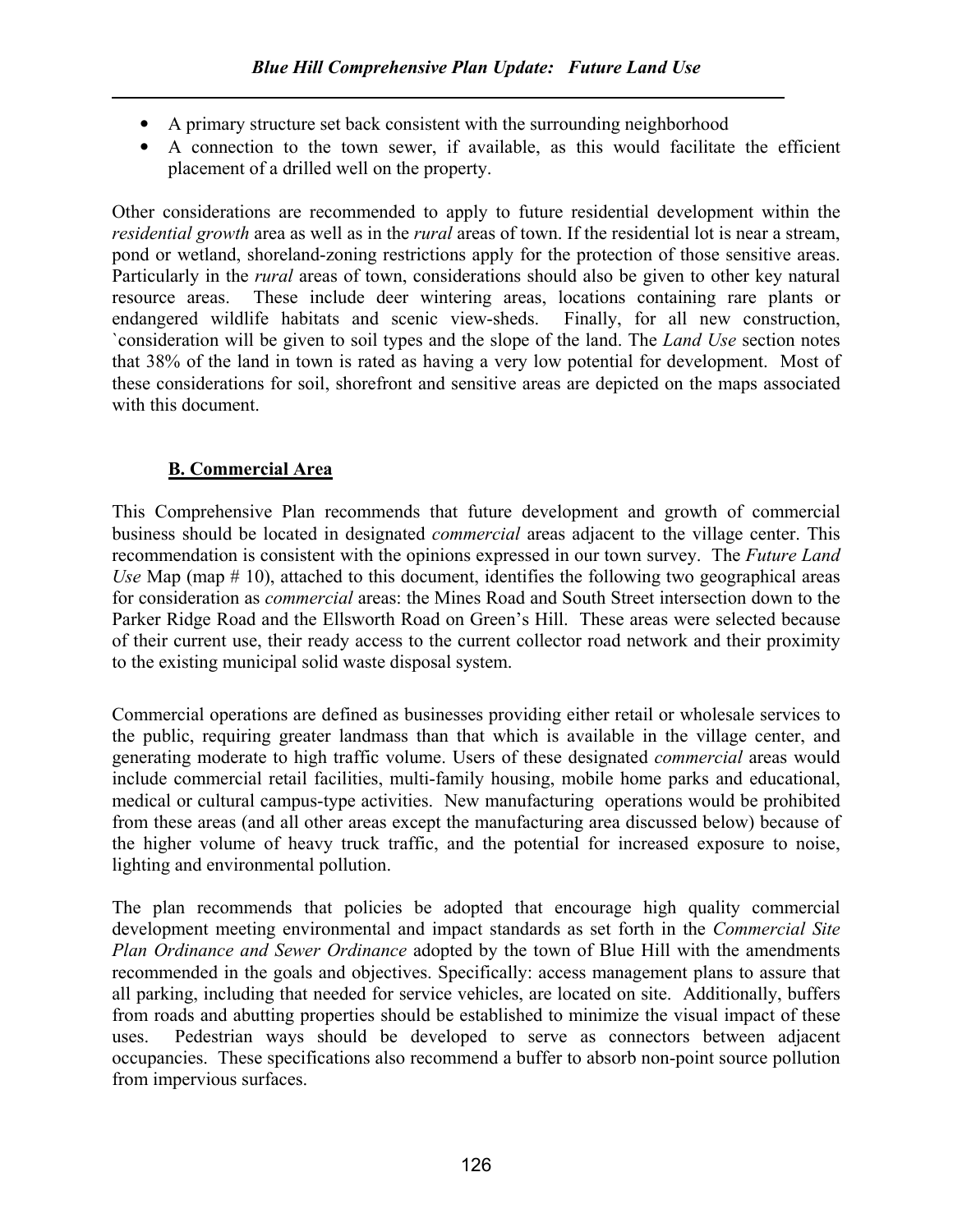- A primary structure set back consistent with the surrounding neighborhood
- A connection to the town sewer, if available, as this would facilitate the efficient placement of a drilled well on the property.

Other considerations are recommended to apply to future residential development within the *residential growth* area as well as in the *rural* areas of town. If the residential lot is near a stream, pond or wetland, shoreland-zoning restrictions apply for the protection of those sensitive areas. Particularly in the *rural* areas of town, considerations should also be given to other key natural resource areas. These include deer wintering areas, locations containing rare plants or endangered wildlife habitats and scenic view-sheds. Finally, for all new construction, `consideration will be given to soil types and the slope of the land. The *Land Use* section notes that 38% of the land in town is rated as having a very low potential for development. Most of these considerations for soil, shorefront and sensitive areas are depicted on the maps associated with this document.

## B. Commercial Area

This Comprehensive Plan recommends that future development and growth of commercial business should be located in designated *commercial* areas adjacent to the village center. This recommendation is consistent with the opinions expressed in our town survey. The *Future Land Use* Map (map # 10), attached to this document, identifies the following two geographical areas for consideration as *commercial* areas: the Mines Road and South Street intersection down to the Parker Ridge Road and the Ellsworth Road on Green's Hill. These areas were selected because of their current use, their ready access to the current collector road network and their proximity to the existing municipal solid waste disposal system.

Commercial operations are defined as businesses providing either retail or wholesale services to the public, requiring greater landmass than that which is available in the village center, and generating moderate to high traffic volume. Users of these designated *commercial* areas would include commercial retail facilities, multi-family housing, mobile home parks and educational, medical or cultural campus-type activities. New manufacturing operations would be prohibited from these areas (and all other areas except the manufacturing area discussed below) because of the higher volume of heavy truck traffic, and the potential for increased exposure to noise, lighting and environmental pollution.

The plan recommends that policies be adopted that encourage high quality commercial development meeting environmental and impact standards as set forth in the *Commercial Site Plan Ordinance and Sewer Ordinance* adopted by the town of Blue Hill with the amendments recommended in the goals and objectives. Specifically: access management plans to assure that all parking, including that needed for service vehicles, are located on site. Additionally, buffers from roads and abutting properties should be established to minimize the visual impact of these uses. Pedestrian ways should be developed to serve as connectors between adjacent occupancies. These specifications also recommend a buffer to absorb non-point source pollution from impervious surfaces.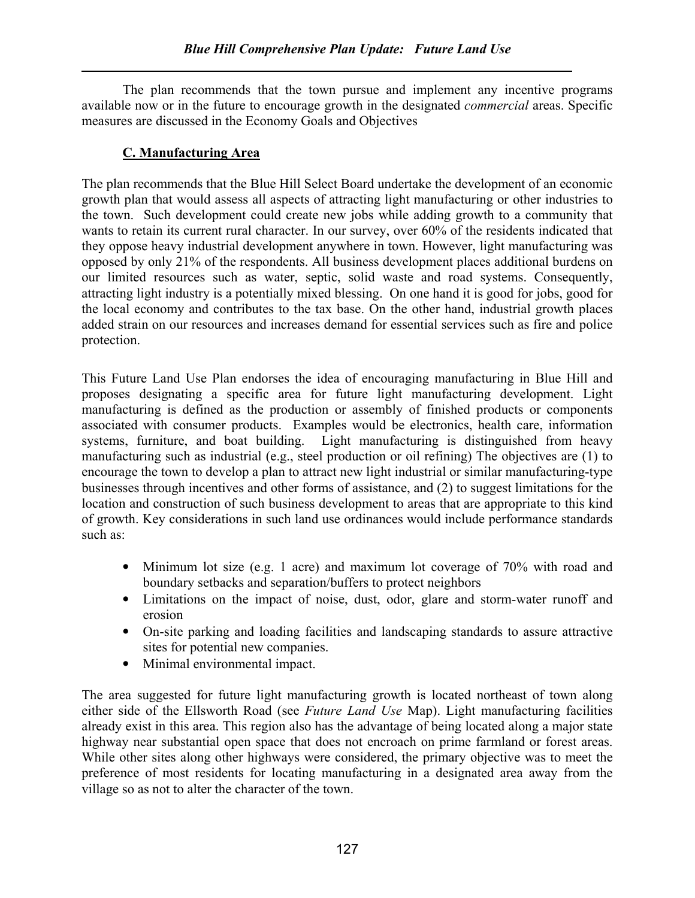The plan recommends that the town pursue and implement any incentive programs available now or in the future to encourage growth in the designated *commercial* areas. Specific measures are discussed in the Economy Goals and Objectives

### C. Manufacturing Area

The plan recommends that the Blue Hill Select Board undertake the development of an economic growth plan that would assess all aspects of attracting light manufacturing or other industries to the town. Such development could create new jobs while adding growth to a community that wants to retain its current rural character. In our survey, over 60% of the residents indicated that they oppose heavy industrial development anywhere in town. However, light manufacturing was opposed by only 21% of the respondents. All business development places additional burdens on our limited resources such as water, septic, solid waste and road systems. Consequently, attracting light industry is a potentially mixed blessing. On one hand it is good for jobs, good for the local economy and contributes to the tax base. On the other hand, industrial growth places added strain on our resources and increases demand for essential services such as fire and police protection.

This Future Land Use Plan endorses the idea of encouraging manufacturing in Blue Hill and proposes designating a specific area for future light manufacturing development. Light manufacturing is defined as the production or assembly of finished products or components associated with consumer products. Examples would be electronics, health care, information systems, furniture, and boat building. Light manufacturing is distinguished from heavy manufacturing such as industrial (e.g., steel production or oil refining) The objectives are (1) to encourage the town to develop a plan to attract new light industrial or similar manufacturing-type businesses through incentives and other forms of assistance, and (2) to suggest limitations for the location and construction of such business development to areas that are appropriate to this kind of growth. Key considerations in such land use ordinances would include performance standards such as:

- Minimum lot size (e.g. 1 acre) and maximum lot coverage of 70% with road and boundary setbacks and separation/buffers to protect neighbors
- Limitations on the impact of noise, dust, odor, glare and storm-water runoff and erosion
- On-site parking and loading facilities and landscaping standards to assure attractive sites for potential new companies.
- Minimal environmental impact.

The area suggested for future light manufacturing growth is located northeast of town along either side of the Ellsworth Road (see *Future Land Use* Map). Light manufacturing facilities already exist in this area. This region also has the advantage of being located along a major state highway near substantial open space that does not encroach on prime farmland or forest areas. While other sites along other highways were considered, the primary objective was to meet the preference of most residents for locating manufacturing in a designated area away from the village so as not to alter the character of the town.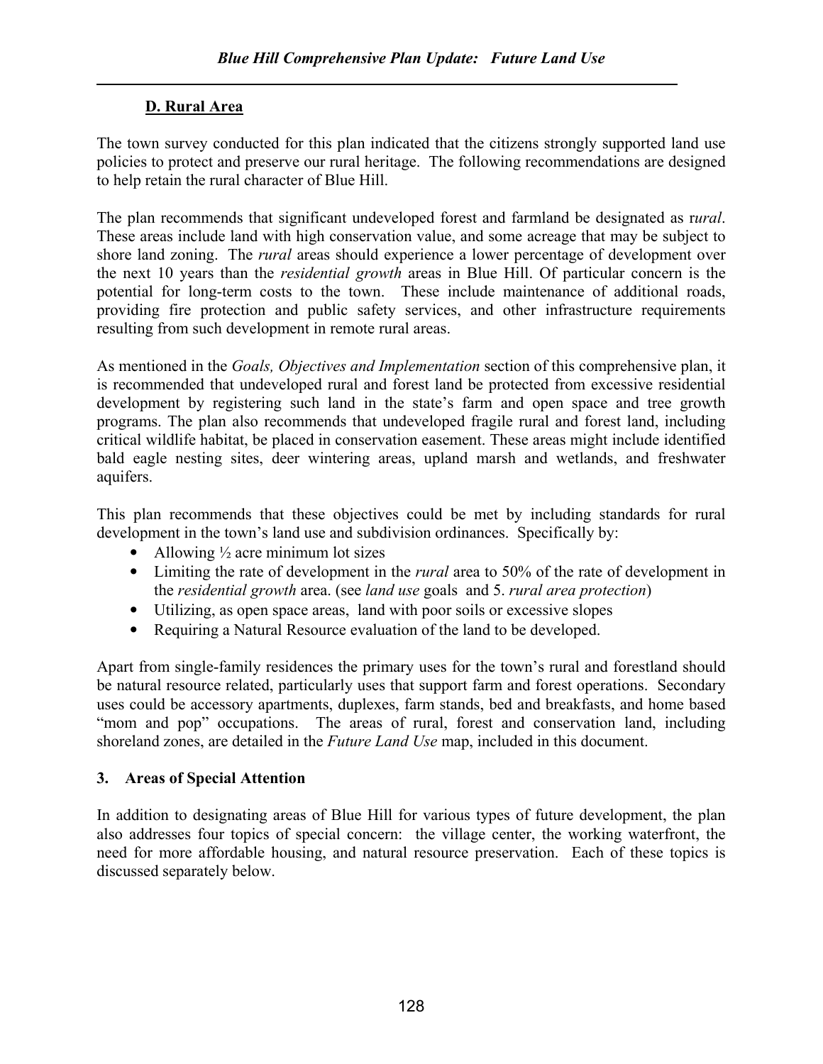## D. Rural Area

The town survey conducted for this plan indicated that the citizens strongly supported land use policies to protect and preserve our rural heritage. The following recommendations are designed to help retain the rural character of Blue Hill.

The plan recommends that significant undeveloped forest and farmland be designated as r*ural*. These areas include land with high conservation value, and some acreage that may be subject to shore land zoning. The *rural* areas should experience a lower percentage of development over the next 10 years than the *residential growth* areas in Blue Hill. Of particular concern is the potential for long-term costs to the town. These include maintenance of additional roads, providing fire protection and public safety services, and other infrastructure requirements resulting from such development in remote rural areas.

As mentioned in the *Goals, Objectives and Implementation* section of this comprehensive plan, it is recommended that undeveloped rural and forest land be protected from excessive residential development by registering such land in the state's farm and open space and tree growth programs. The plan also recommends that undeveloped fragile rural and forest land, including critical wildlife habitat, be placed in conservation easement. These areas might include identified bald eagle nesting sites, deer wintering areas, upland marsh and wetlands, and freshwater aquifers.

This plan recommends that these objectives could be met by including standards for rural development in the town's land use and subdivision ordinances. Specifically by:

- Allowing ½ acre minimum lot sizes
- Limiting the rate of development in the *rural* area to 50% of the rate of development in the *residential growth* area. (see *land use* goals and 5. *rural area protection*)
- Utilizing, as open space areas, land with poor soils or excessive slopes
- Requiring a Natural Resource evaluation of the land to be developed.

Apart from single-family residences the primary uses for the town's rural and forestland should be natural resource related, particularly uses that support farm and forest operations. Secondary uses could be accessory apartments, duplexes, farm stands, bed and breakfasts, and home based "mom and pop" occupations. The areas of rural, forest and conservation land, including shoreland zones, are detailed in the *Future Land Use* map, included in this document.

### 3. Areas of Special Attention

In addition to designating areas of Blue Hill for various types of future development, the plan also addresses four topics of special concern: the village center, the working waterfront, the need for more affordable housing, and natural resource preservation. Each of these topics is discussed separately below.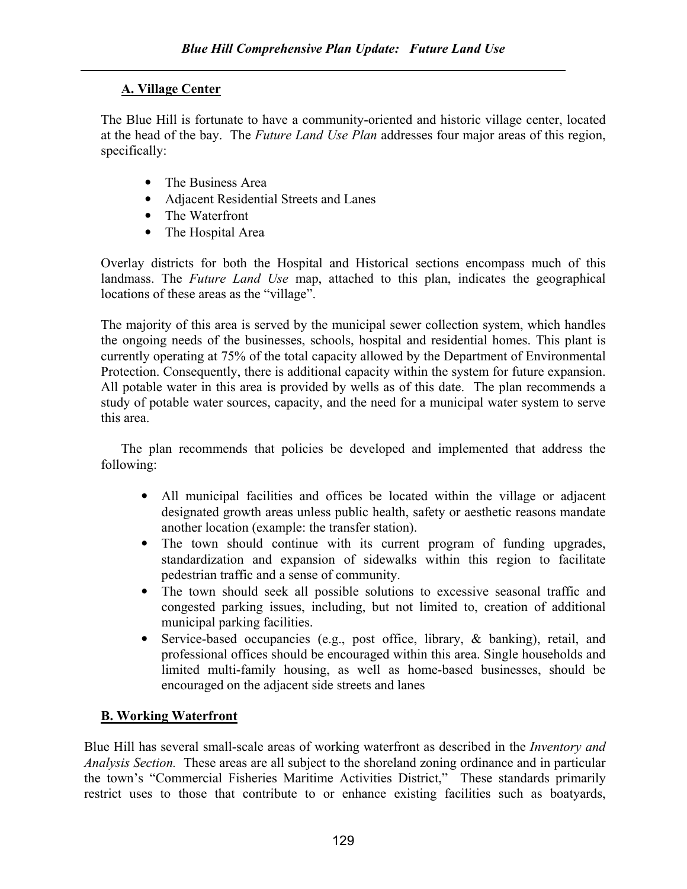### A. Village Center

The Blue Hill is fortunate to have a community-oriented and historic village center, located at the head of the bay. The *Future Land Use Plan* addresses four major areas of this region, specifically:

- The Business Area
- Adjacent Residential Streets and Lanes
- The Waterfront
- The Hospital Area

Overlay districts for both the Hospital and Historical sections encompass much of this landmass. The *Future Land Use* map, attached to this plan, indicates the geographical locations of these areas as the "village".

The majority of this area is served by the municipal sewer collection system, which handles the ongoing needs of the businesses, schools, hospital and residential homes. This plant is currently operating at 75% of the total capacity allowed by the Department of Environmental Protection. Consequently, there is additional capacity within the system for future expansion. All potable water in this area is provided by wells as of this date. The plan recommends a study of potable water sources, capacity, and the need for a municipal water system to serve this area.

The plan recommends that policies be developed and implemented that address the following:

- All municipal facilities and offices be located within the village or adjacent designated growth areas unless public health, safety or aesthetic reasons mandate another location (example: the transfer station).
- The town should continue with its current program of funding upgrades, standardization and expansion of sidewalks within this region to facilitate pedestrian traffic and a sense of community.
- The town should seek all possible solutions to excessive seasonal traffic and congested parking issues, including, but not limited to, creation of additional municipal parking facilities.
- Service-based occupancies (e.g., post office, library, & banking), retail, and professional offices should be encouraged within this area. Single households and limited multi-family housing, as well as home-based businesses, should be encouraged on the adjacent side streets and lanes

### B. Working Waterfront

Blue Hill has several small-scale areas of working waterfront as described in the *Inventory and Analysis Section.* These areas are all subject to the shoreland zoning ordinance and in particular the town's "Commercial Fisheries Maritime Activities District," These standards primarily restrict uses to those that contribute to or enhance existing facilities such as boatyards,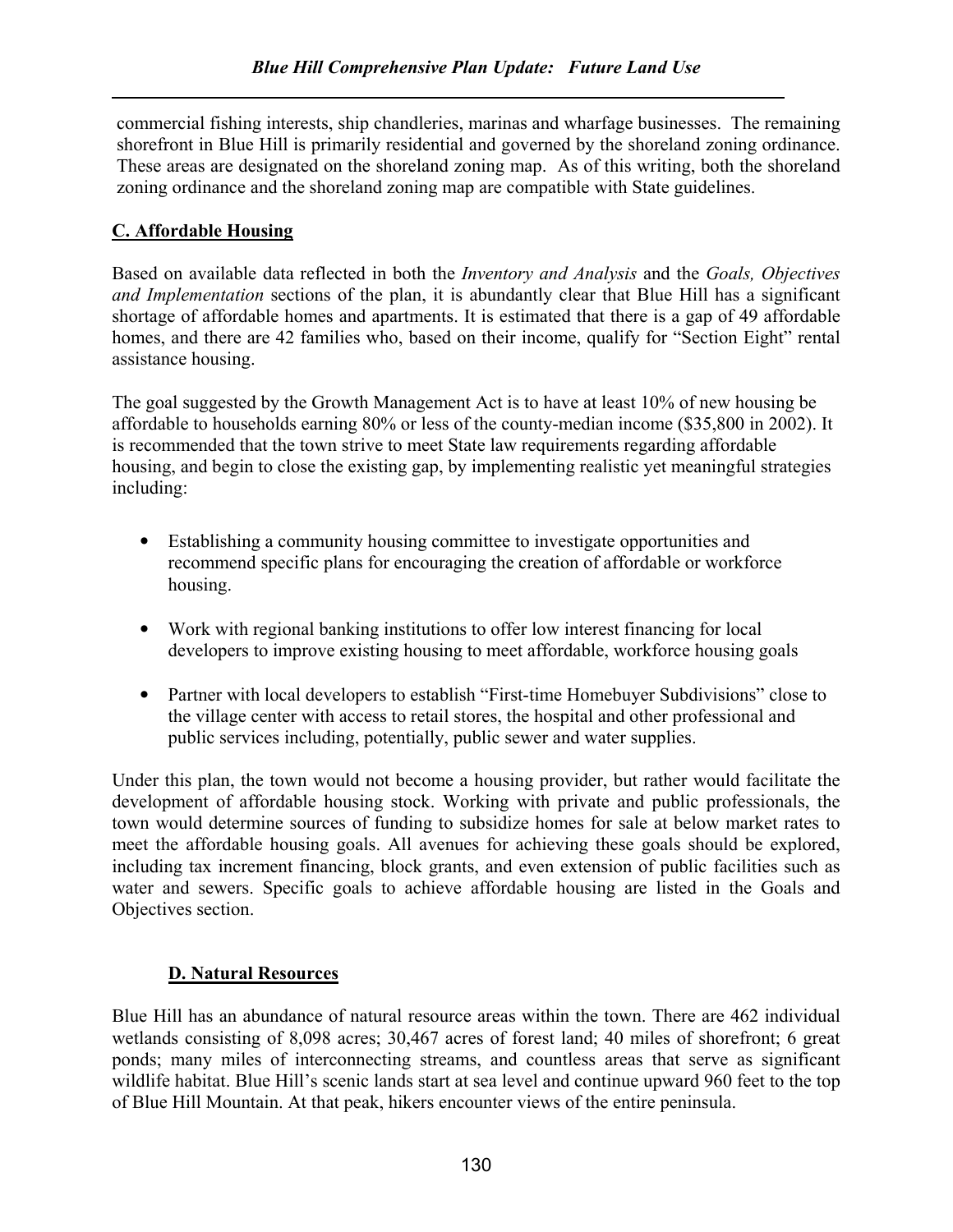commercial fishing interests, ship chandleries, marinas and wharfage businesses. The remaining shorefront in Blue Hill is primarily residential and governed by the shoreland zoning ordinance. These areas are designated on the shoreland zoning map. As of this writing, both the shoreland zoning ordinance and the shoreland zoning map are compatible with State guidelines.

## C. Affordable Housing

Based on available data reflected in both the *Inventory and Analysis* and the *Goals, Objectives and Implementation* sections of the plan, it is abundantly clear that Blue Hill has a significant shortage of affordable homes and apartments. It is estimated that there is a gap of 49 affordable homes, and there are 42 families who, based on their income, qualify for "Section Eight" rental assistance housing.

The goal suggested by the Growth Management Act is to have at least 10% of new housing be affordable to households earning 80% or less of the county-median income ($35,800 in 2002). It is recommended that the town strive to meet State law requirements regarding affordable housing, and begin to close the existing gap, by implementing realistic yet meaningful strategies including:

- Establishing a community housing committee to investigate opportunities and recommend specific plans for encouraging the creation of affordable or workforce housing.
- Work with regional banking institutions to offer low interest financing for local developers to improve existing housing to meet affordable, workforce housing goals
- Partner with local developers to establish "First-time Homebuyer Subdivisions" close to the village center with access to retail stores, the hospital and other professional and public services including, potentially, public sewer and water supplies.

Under this plan, the town would not become a housing provider, but rather would facilitate the development of affordable housing stock. Working with private and public professionals, the town would determine sources of funding to subsidize homes for sale at below market rates to meet the affordable housing goals. All avenues for achieving these goals should be explored, including tax increment financing, block grants, and even extension of public facilities such as water and sewers. Specific goals to achieve affordable housing are listed in the Goals and Objectives section.

## D. Natural Resources

Blue Hill has an abundance of natural resource areas within the town. There are 462 individual wetlands consisting of 8,098 acres; 30,467 acres of forest land; 40 miles of shorefront; 6 great ponds; many miles of interconnecting streams, and countless areas that serve as significant wildlife habitat. Blue Hill's scenic lands start at sea level and continue upward 960 feet to the top of Blue Hill Mountain. At that peak, hikers encounter views of the entire peninsula.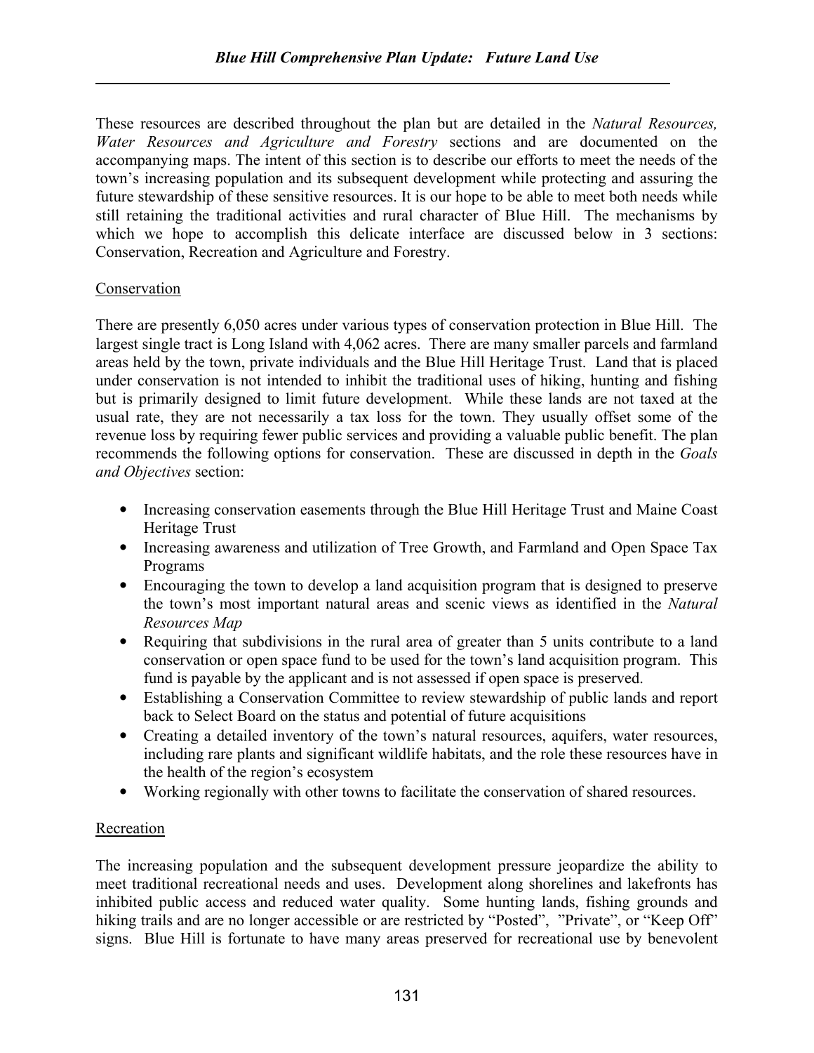These resources are described throughout the plan but are detailed in the *Natural Resources, Water Resources and Agriculture and Forestry* sections and are documented on the accompanying maps. The intent of this section is to describe our efforts to meet the needs of the town's increasing population and its subsequent development while protecting and assuring the future stewardship of these sensitive resources. It is our hope to be able to meet both needs while still retaining the traditional activities and rural character of Blue Hill. The mechanisms by which we hope to accomplish this delicate interface are discussed below in 3 sections: Conservation, Recreation and Agriculture and Forestry.

## Conservation

There are presently 6,050 acres under various types of conservation protection in Blue Hill. The largest single tract is Long Island with 4,062 acres. There are many smaller parcels and farmland areas held by the town, private individuals and the Blue Hill Heritage Trust. Land that is placed under conservation is not intended to inhibit the traditional uses of hiking, hunting and fishing but is primarily designed to limit future development. While these lands are not taxed at the usual rate, they are not necessarily a tax loss for the town. They usually offset some of the revenue loss by requiring fewer public services and providing a valuable public benefit. The plan recommends the following options for conservation. These are discussed in depth in the *Goals and Objectives* section:

- Increasing conservation easements through the Blue Hill Heritage Trust and Maine Coast Heritage Trust
- Increasing awareness and utilization of Tree Growth, and Farmland and Open Space Tax Programs
- Encouraging the town to develop a land acquisition program that is designed to preserve the town's most important natural areas and scenic views as identified in the *Natural Resources Map*
- Requiring that subdivisions in the rural area of greater than 5 units contribute to a land conservation or open space fund to be used for the town's land acquisition program. This fund is payable by the applicant and is not assessed if open space is preserved.
- Establishing a Conservation Committee to review stewardship of public lands and report back to Select Board on the status and potential of future acquisitions
- Creating a detailed inventory of the town's natural resources, aquifers, water resources, including rare plants and significant wildlife habitats, and the role these resources have in the health of the region's ecosystem
- Working regionally with other towns to facilitate the conservation of shared resources.

## Recreation

The increasing population and the subsequent development pressure jeopardize the ability to meet traditional recreational needs and uses. Development along shorelines and lakefronts has inhibited public access and reduced water quality. Some hunting lands, fishing grounds and hiking trails and are no longer accessible or are restricted by "Posted", "Private", or "Keep Off" signs. Blue Hill is fortunate to have many areas preserved for recreational use by benevolent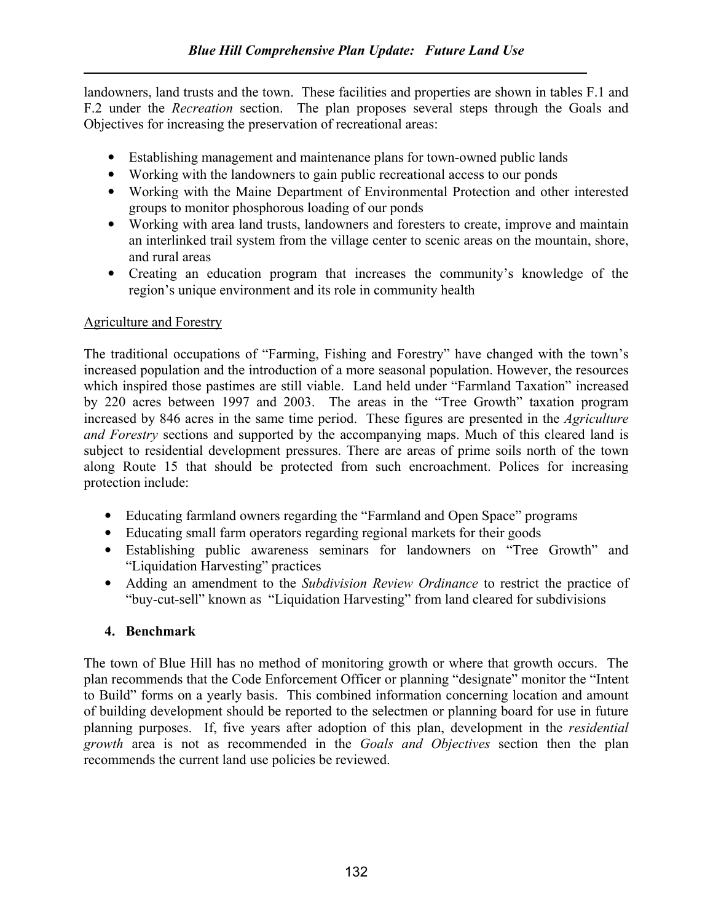landowners, land trusts and the town. These facilities and properties are shown in tables F.1 and F.2 under the *Recreation* section. The plan proposes several steps through the Goals and Objectives for increasing the preservation of recreational areas:

- Establishing management and maintenance plans for town-owned public lands
- Working with the landowners to gain public recreational access to our ponds
- Working with the Maine Department of Environmental Protection and other interested groups to monitor phosphorous loading of our ponds
- Working with area land trusts, landowners and foresters to create, improve and maintain an interlinked trail system from the village center to scenic areas on the mountain, shore, and rural areas
- Creating an education program that increases the community's knowledge of the region's unique environment and its role in community health

Agriculture and Forestry

The traditional occupations of "Farming, Fishing and Forestry" have changed with the town's increased population and the introduction of a more seasonal population. However, the resources which inspired those pastimes are still viable. Land held under "Farmland Taxation" increased by 220 acres between 1997 and 2003. The areas in the "Tree Growth" taxation program increased by 846 acres in the same time period. These figures are presented in the *Agriculture and Forestry* sections and supported by the accompanying maps. Much of this cleared land is subject to residential development pressures. There are areas of prime soils north of the town along Route 15 that should be protected from such encroachment. Polices for increasing protection include:

- Educating farmland owners regarding the "Farmland and Open Space" programs
- Educating small farm operators regarding regional markets for their goods
- Establishing public awareness seminars for landowners on "Tree Growth" and "Liquidation Harvesting" practices
- Adding an amendment to the *Subdivision Review Ordinance* to restrict the practice of "buy-cut-sell" known as "Liquidation Harvesting" from land cleared for subdivisions

### 4. Benchmark

The town of Blue Hill has no method of monitoring growth or where that growth occurs. The plan recommends that the Code Enforcement Officer or planning "designate" monitor the "Intent to Build" forms on a yearly basis. This combined information concerning location and amount of building development should be reported to the selectmen or planning board for use in future planning purposes. If, five years after adoption of this plan, development in the *residential growth* area is not as recommended in the *Goals and Objectives* section then the plan recommends the current land use policies be reviewed.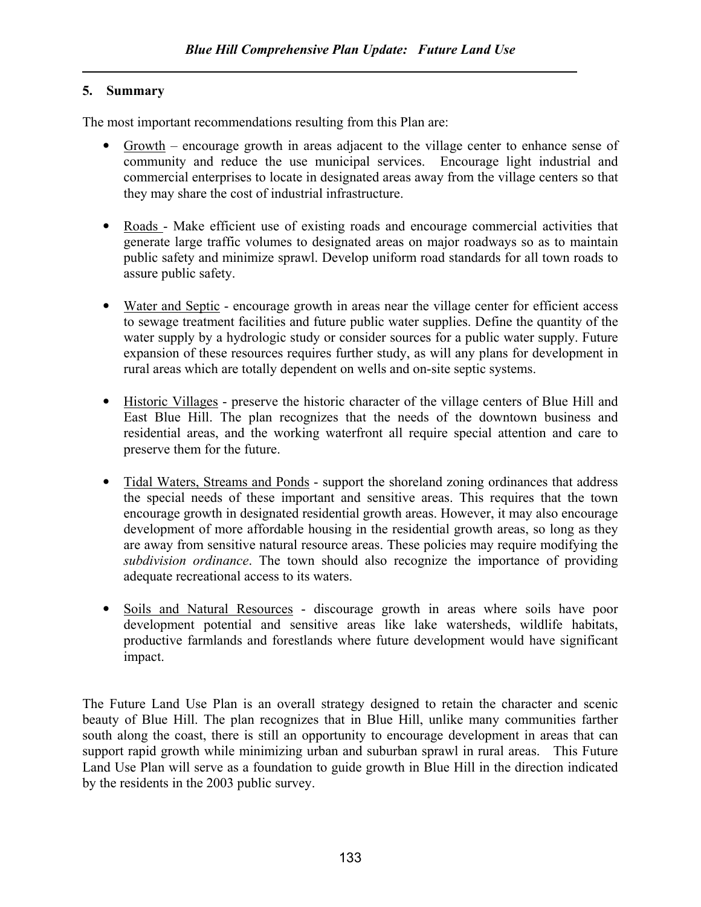## 5. Summary

The most important recommendations resulting from this Plan are:

- Growth – encourage growth in areas adjacent to the village center to enhance sense of community and reduce the use municipal services. Encourage light industrial and commercial enterprises to locate in designated areas away from the village centers so that they may share the cost of industrial infrastructure.

- Roads - Make efficient use of existing roads and encourage commercial activities that generate large traffic volumes to designated areas on major roadways so as to maintain public safety and minimize sprawl. Develop uniform road standards for all town roads to assure public safety.

- Water and Septic - encourage growth in areas near the village center for efficient access to sewage treatment facilities and future public water supplies. Define the quantity of the water supply by a hydrologic study or consider sources for a public water supply. Future expansion of these resources requires further study, as will any plans for development in rural areas which are totally dependent on wells and on-site septic systems.

- Historic Villages - preserve the historic character of the village centers of Blue Hill and East Blue Hill. The plan recognizes that the needs of the downtown business and residential areas, and the working waterfront all require special attention and care to preserve them for the future.

- Tidal Waters, Streams and Ponds - support the shoreland zoning ordinances that address the special needs of these important and sensitive areas. This requires that the town encourage growth in designated residential growth areas. However, it may also encourage development of more affordable housing in the residential growth areas, so long as they are away from sensitive natural resource areas. These policies may require modifying the *subdivision ordinance*. The town should also recognize the importance of providing adequate recreational access to its waters.

- Soils and Natural Resources - discourage growth in areas where soils have poor development potential and sensitive areas like lake watersheds, wildlife habitats, productive farmlands and forestlands where future development would have significant impact.

The Future Land Use Plan is an overall strategy designed to retain the character and scenic beauty of Blue Hill. The plan recognizes that in Blue Hill, unlike many communities farther south along the coast, there is still an opportunity to encourage development in areas that can support rapid growth while minimizing urban and suburban sprawl in rural areas. This Future Land Use Plan will serve as a foundation to guide growth in Blue Hill in the direction indicated by the residents in the 2003 public survey.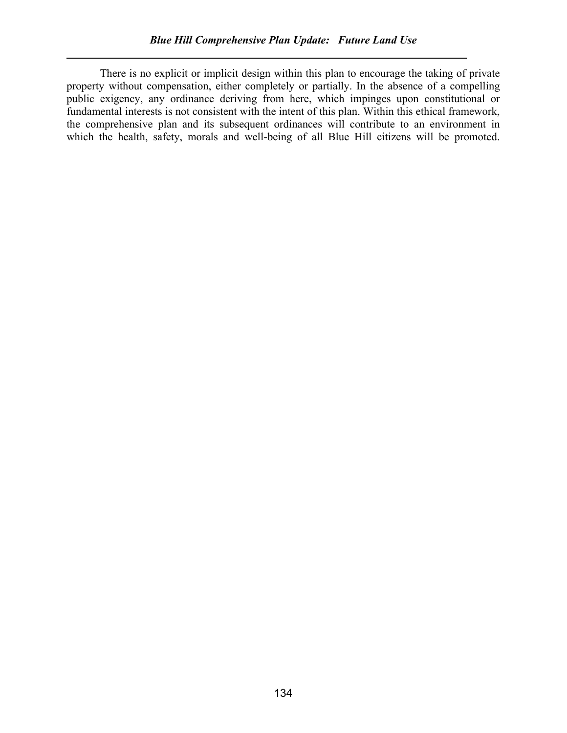There is no explicit or implicit design within this plan to encourage the taking of private property without compensation, either completely or partially. In the absence of a compelling public exigency, any ordinance deriving from here, which impinges upon constitutional or fundamental interests is not consistent with the intent of this plan. Within this ethical framework, the comprehensive plan and its subsequent ordinances will contribute to an environment in which the health, safety, morals and well-being of all Blue Hill citizens will be promoted.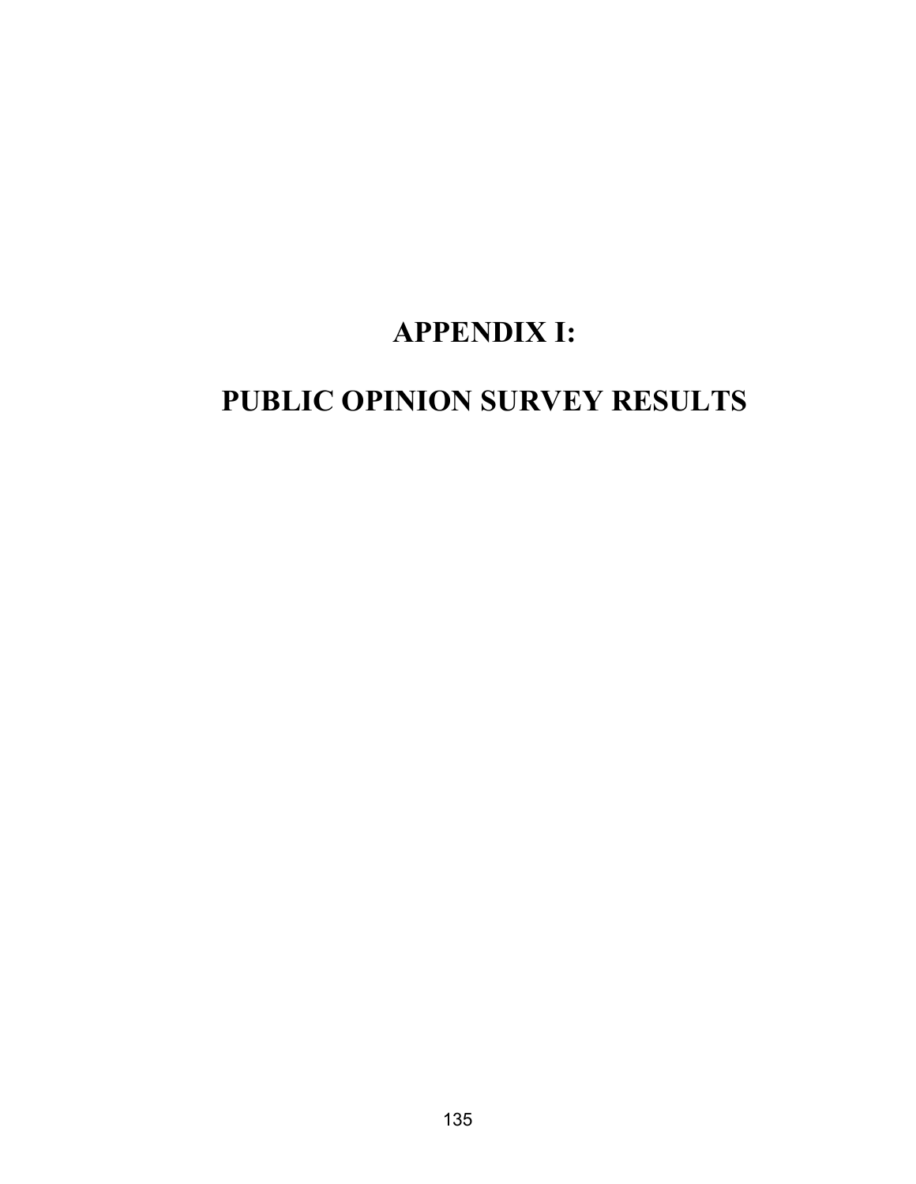# APPENDIX I:

# PUBLIC OPINION SURVEY RESULTS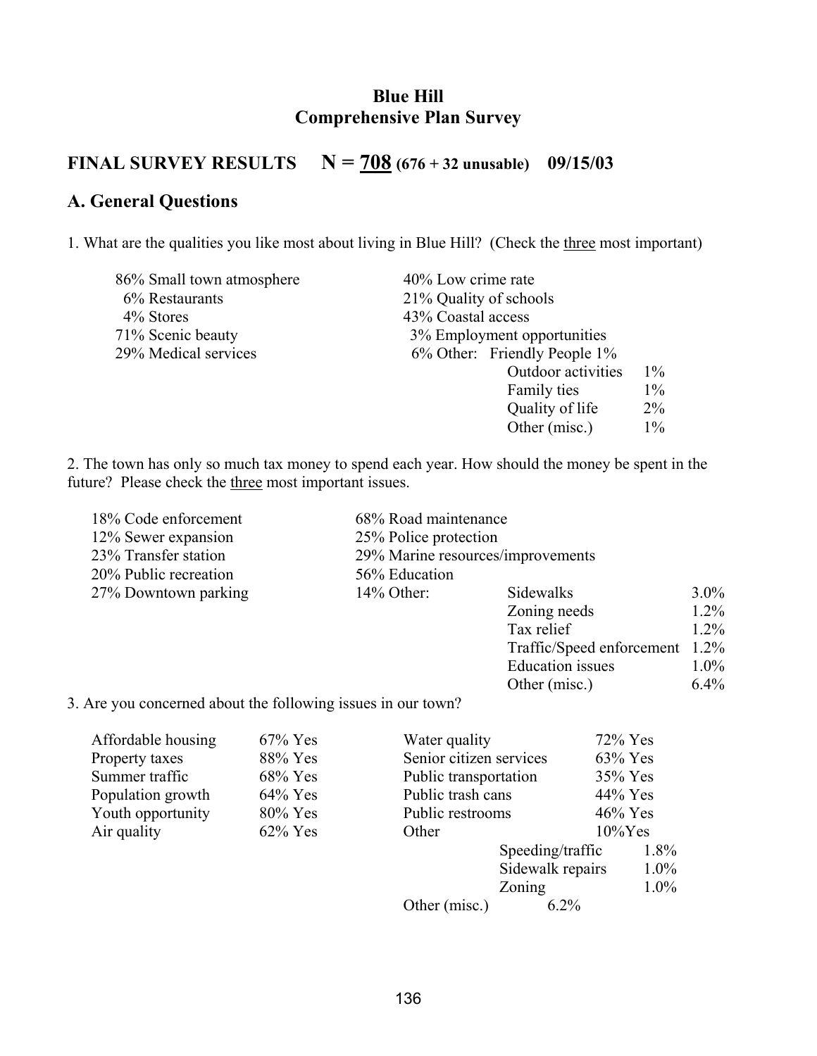# Blue Hill
# Comprehensive Plan Survey

## FINAL SURVEY RESULTS N = 708 (676 + 32 unusable) 09/15/03

## A. General Questions

1. What are the qualities you like most about living in Blue Hill? (Check the three most important)

86% Small town atmosphere
6% Restaurants
4% Stores
71% Scenic beauty
29% Medical services
40% Low crime rate
21% Quality of schools
43% Coastal access
3% Employment opportunities
6% Other:

| Other | |
|---|---|
| Friendly People | 1% |
| Outdoor activities | 1% |
| Family ties | 1% |
| Quality of life | 2% |
| Other (misc.) | 1% |

2. The town has only so much tax money to spend each year. How should the money be spent in the future? Please check the three most important issues.

18% Code enforcement
12% Sewer expansion
23% Transfer station
20% Public recreation
27% Downtown parking
68% Road maintenance
25% Police protection
29% Marine resources/improvements
56% Education
14% Other:

| Other | |
|---|---|
| Sidewalks | 3.0% |
| Zoning needs | 1.2% |
| Tax relief | 1.2% |
| Traffic/Speed enforcement | 1.2% |
| Education issues | 1.0% |
| Other (misc.) | 6.4% |

3. Are you concerned about the following issues in our town?

| Issue | | Issue | |
|---|---|---|---|
| Affordable housing | 67% Yes | Water quality | 72% Yes |
| Property taxes | 88% Yes | Senior citizen services | 63% Yes |
| Summer traffic | 68% Yes | Public transportation | 35% Yes |
| Population growth | 64% Yes | Public trash cans | 44% Yes |
| Youth opportunity | 80% Yes | Public restrooms | 46% Yes |
| Air quality | 62% Yes | Other | 10%Yes |

| Other | |
|---|---|
| Speeding/traffic | 1.8% |
| Sidewalk repairs | 1.0% |
| Zoning | 1.0% |
| Other (misc.) | 6.2% |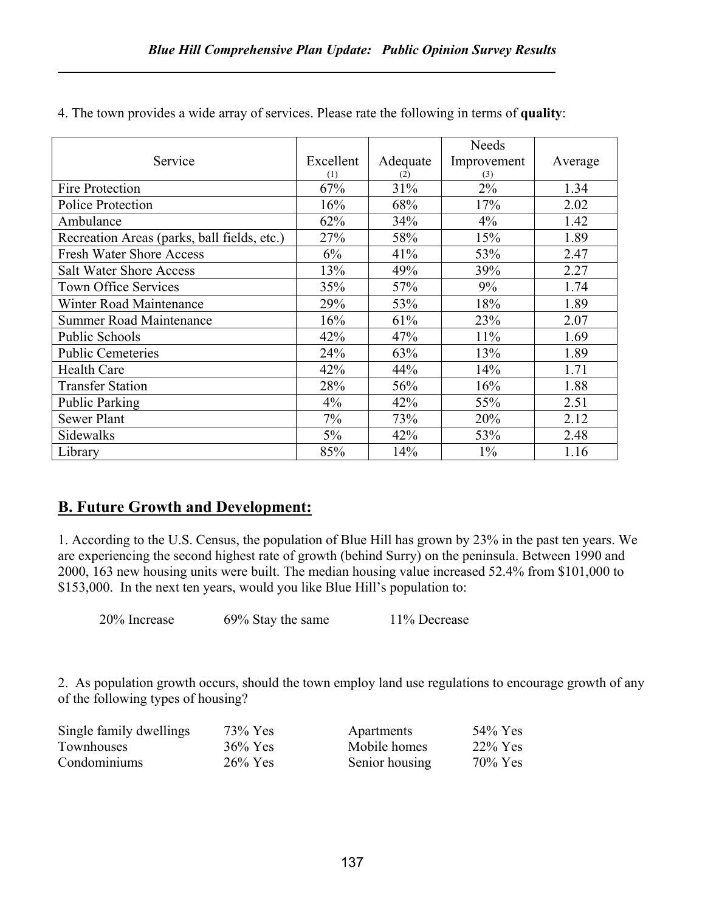4. The town provides a wide array of services. Please rate the following in terms of **quality**:

| Service | Excellent (1) | Adequate (2) | Needs Improvement (3) | Average |
|---|---|---|---|---|
| Fire Protection | 67% | 31% | 2% | 1.34 |
| Police Protection | 16% | 68% | 17% | 2.02 |
| Ambulance | 62% | 34% | 4% | 1.42 |
| Recreation Areas (parks, ball fields, etc.) | 27% | 58% | 15% | 1.89 |
| Fresh Water Shore Access | 6% | 41% | 53% | 2.47 |
| Salt Water Shore Access | 13% | 49% | 39% | 2.27 |
| Town Office Services | 35% | 57% | 9% | 1.74 |
| Winter Road Maintenance | 29% | 53% | 18% | 1.89 |
| Summer Road Maintenance | 16% | 61% | 23% | 2.07 |
| Public Schools | 42% | 47% | 11% | 1.69 |
| Public Cemeteries | 24% | 63% | 13% | 1.89 |
| Health Care | 42% | 44% | 14% | 1.71 |
| Transfer Station | 28% | 56% | 16% | 1.88 |
| Public Parking | 4% | 42% | 55% | 2.51 |
| Sewer Plant | 7% | 73% | 20% | 2.12 |
| Sidewalks | 5% | 42% | 53% | 2.48 |
| Library | 85% | 14% | 1% | 1.16 |

## B. Future Growth and Development:

1. According to the U.S. Census, the population of Blue Hill has grown by 23% in the past ten years. We are experiencing the second highest rate of growth (behind Surry) on the peninsula. Between 1990 and 2000, 163 new housing units were built. The median housing value increased 52.4% from $101,000 to $153,000. In the next ten years, would you like Blue Hill's population to:

20% Increase   69% Stay the same   11% Decrease

2. As population growth occurs, should the town employ land use regulations to encourage growth of any of the following types of housing?

| | | | |
|---|---|---|---|
| Single family dwellings | 73% Yes | Apartments | 54% Yes |
| Townhouses | 36% Yes | Mobile homes | 22% Yes |
| Condominiums | 26% Yes | Senior housing | 70% Yes |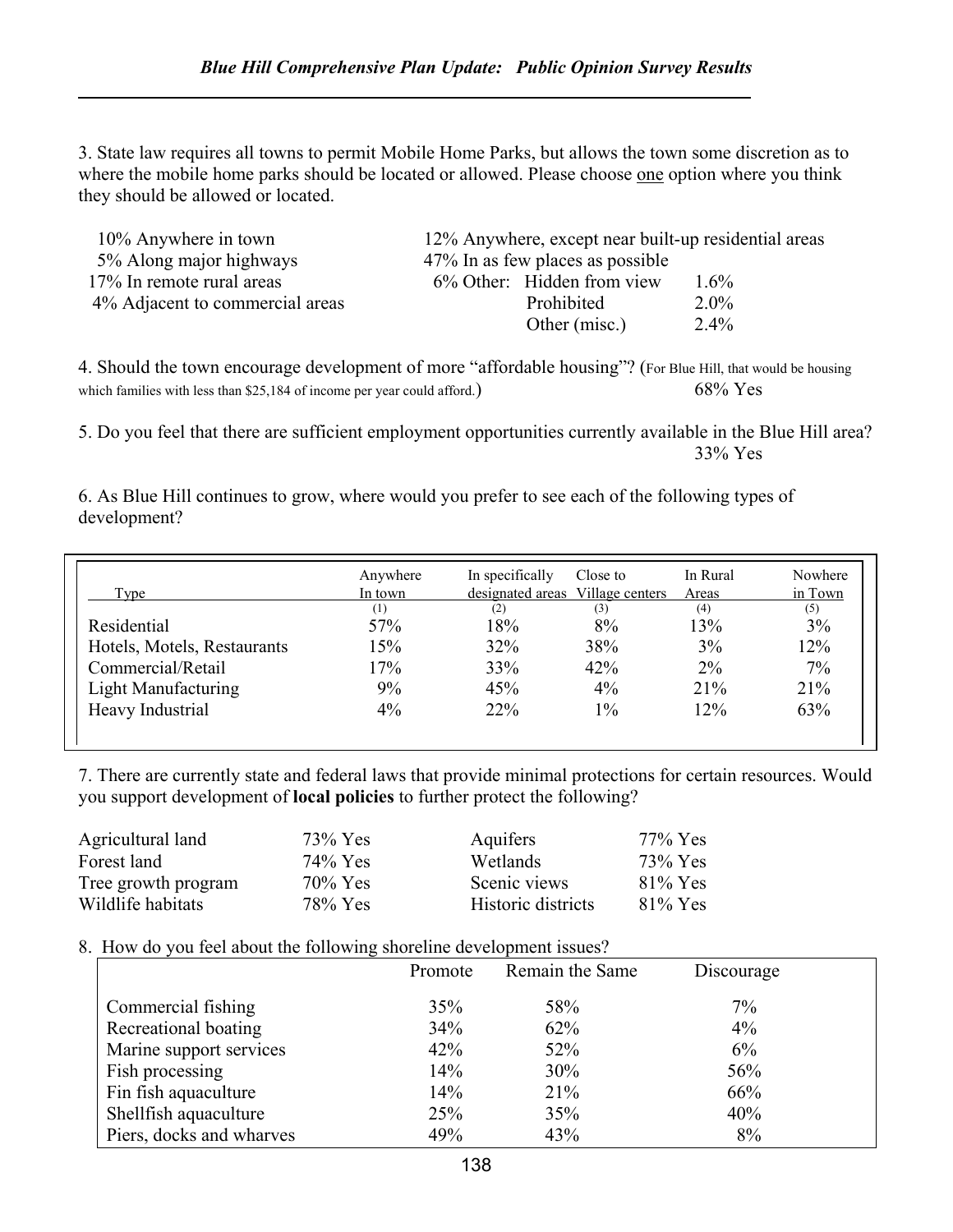3. State law requires all towns to permit Mobile Home Parks, but allows the town some discretion as to where the mobile home parks should be located or allowed. Please choose one option where you think they should be allowed or located.

- 10% Anywhere in town
- 5% Along major highways
- 17% In remote rural areas
- 4% Adjacent to commercial areas
- 12% Anywhere, except near built-up residential areas
- 47% In as few places as possible
- 6% Other:
  - Hidden from view 1.6%
  - Prohibited 2.0%
  - Other (misc.) 2.4%

4. Should the town encourage development of more "affordable housing"? (For Blue Hill, that would be housing which families with less than $25,184 of income per year could afford.) 68% Yes

5. Do you feel that there are sufficient employment opportunities currently available in the Blue Hill area? 33% Yes

6. As Blue Hill continues to grow, where would you prefer to see each of the following types of development?

| Type | Anywhere In town (1) | In specifically designated areas (2) | Close to Village centers (3) | In Rural Areas (4) | Nowhere in Town (5) |
|---|---|---|---|---|---|
| Residential | 57% | 18% | 8% | 13% | 3% |
| Hotels, Motels, Restaurants | 15% | 32% | 38% | 3% | 12% |
| Commercial/Retail | 17% | 33% | 42% | 2% | 7% |
| Light Manufacturing | 9% | 45% | 4% | 21% | 21% |
| Heavy Industrial | 4% | 22% | 1% | 12% | 63% |

7. There are currently state and federal laws that provide minimal protections for certain resources. Would you support development of **local policies** to further protect the following?

| | | | |
|---|---|---|---|
| Agricultural land | 73% Yes | Aquifers | 77% Yes |
| Forest land | 74% Yes | Wetlands | 73% Yes |
| Tree growth program | 70% Yes | Scenic views | 81% Yes |
| Wildlife habitats | 78% Yes | Historic districts | 81% Yes |

8. How do you feel about the following shoreline development issues?

| | Promote | Remain the Same | Discourage |
|---|---|---|---|
| Commercial fishing | 35% | 58% | 7% |
| Recreational boating | 34% | 62% | 4% |
| Marine support services | 42% | 52% | 6% |
| Fish processing | 14% | 30% | 56% |
| Fin fish aquaculture | 14% | 21% | 66% |
| Shellfish aquaculture | 25% | 35% | 40% |
| Piers, docks and wharves | 49% | 43% | 8% |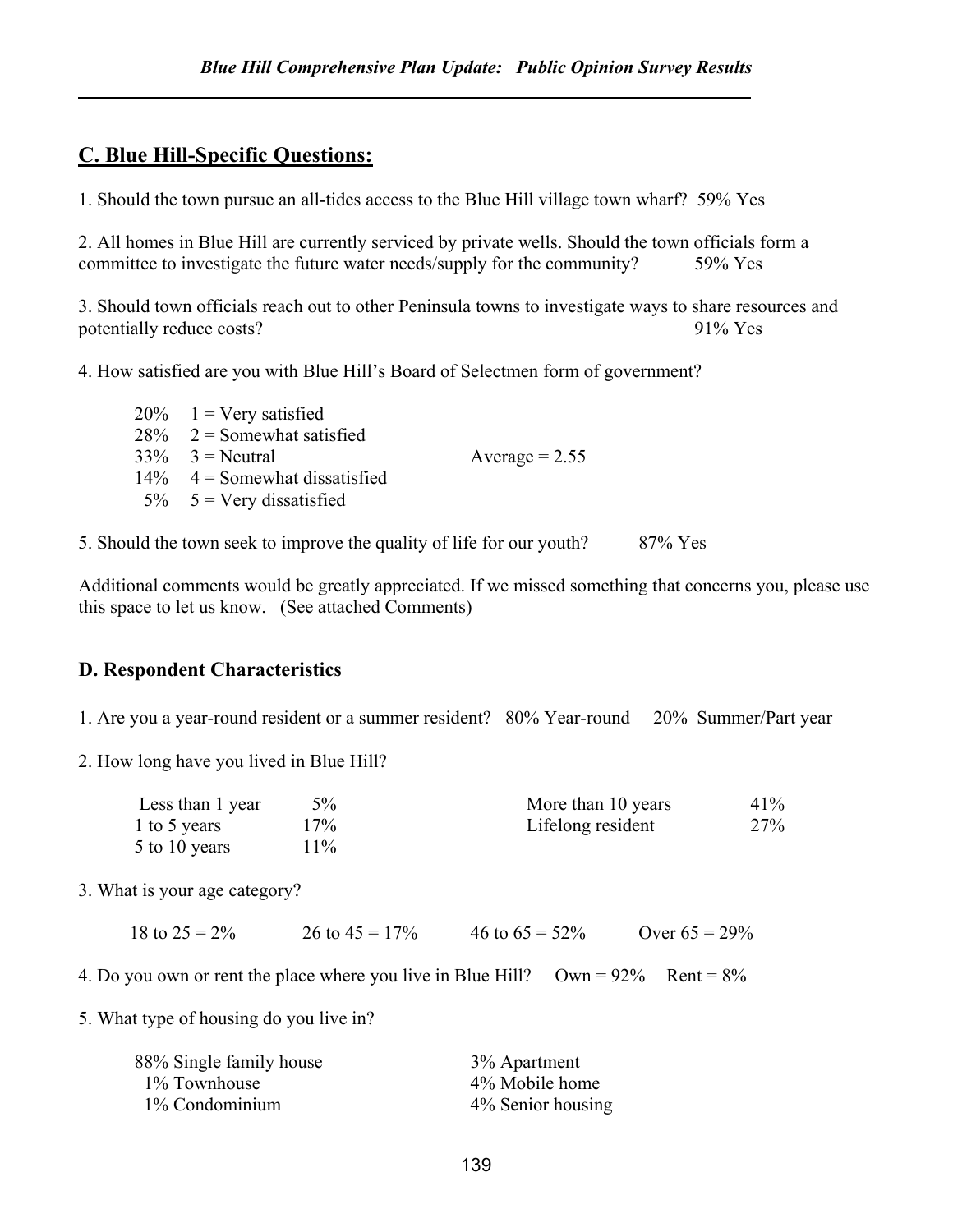## C. Blue Hill-Specific Questions:

1. Should the town pursue an all-tides access to the Blue Hill village town wharf? 59% Yes

2. All homes in Blue Hill are currently serviced by private wells. Should the town officials form a committee to investigate the future water needs/supply for the community? 59% Yes

3. Should town officials reach out to other Peninsula towns to investigate ways to share resources and potentially reduce costs? 91% Yes

4. How satisfied are you with Blue Hill's Board of Selectmen form of government?

| | | |
|---|---|---|
| 20% | 1 = Very satisfied | |
| 28% | 2 = Somewhat satisfied | |
| 33% | 3 = Neutral | Average = 2.55 |
| 14% | 4 = Somewhat dissatisfied | |
| 5% | 5 = Very dissatisfied | |

5. Should the town seek to improve the quality of life for our youth? 87% Yes

Additional comments would be greatly appreciated. If we missed something that concerns you, please use this space to let us know. (See attached Comments)

### D. Respondent Characteristics

1. Are you a year-round resident or a summer resident? 80% Year-round 20% Summer/Part year

2. How long have you lived in Blue Hill?

| | | | |
|---|---|---|---|
| Less than 1 year | 5% | More than 10 years | 41% |
| 1 to 5 years | 17% | Lifelong resident | 27% |
| 5 to 10 years | 11% | | |

3. What is your age category?

18 to 25 = 2% 26 to 45 = 17% 46 to 65 = 52% Over 65 = 29%

4. Do you own or rent the place where you live in Blue Hill? Own = 92% Rent = 8%

5. What type of housing do you live in?

| | |
|---|---|
| 88% Single family house | 3% Apartment |
| 1% Townhouse | 4% Mobile home |
| 1% Condominium | 4% Senior housing |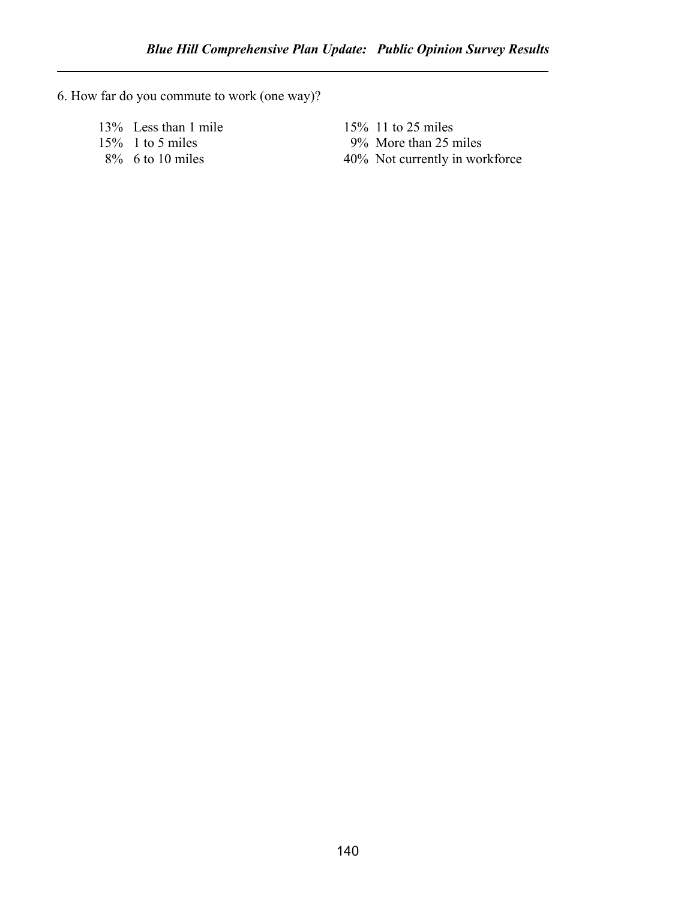6. How far do you commute to work (one way)?

- 13% Less than 1 mile
- 15% 1 to 5 miles
- 8% 6 to 10 miles
- 15% 11 to 25 miles
- 9% More than 25 miles
- 40% Not currently in workforce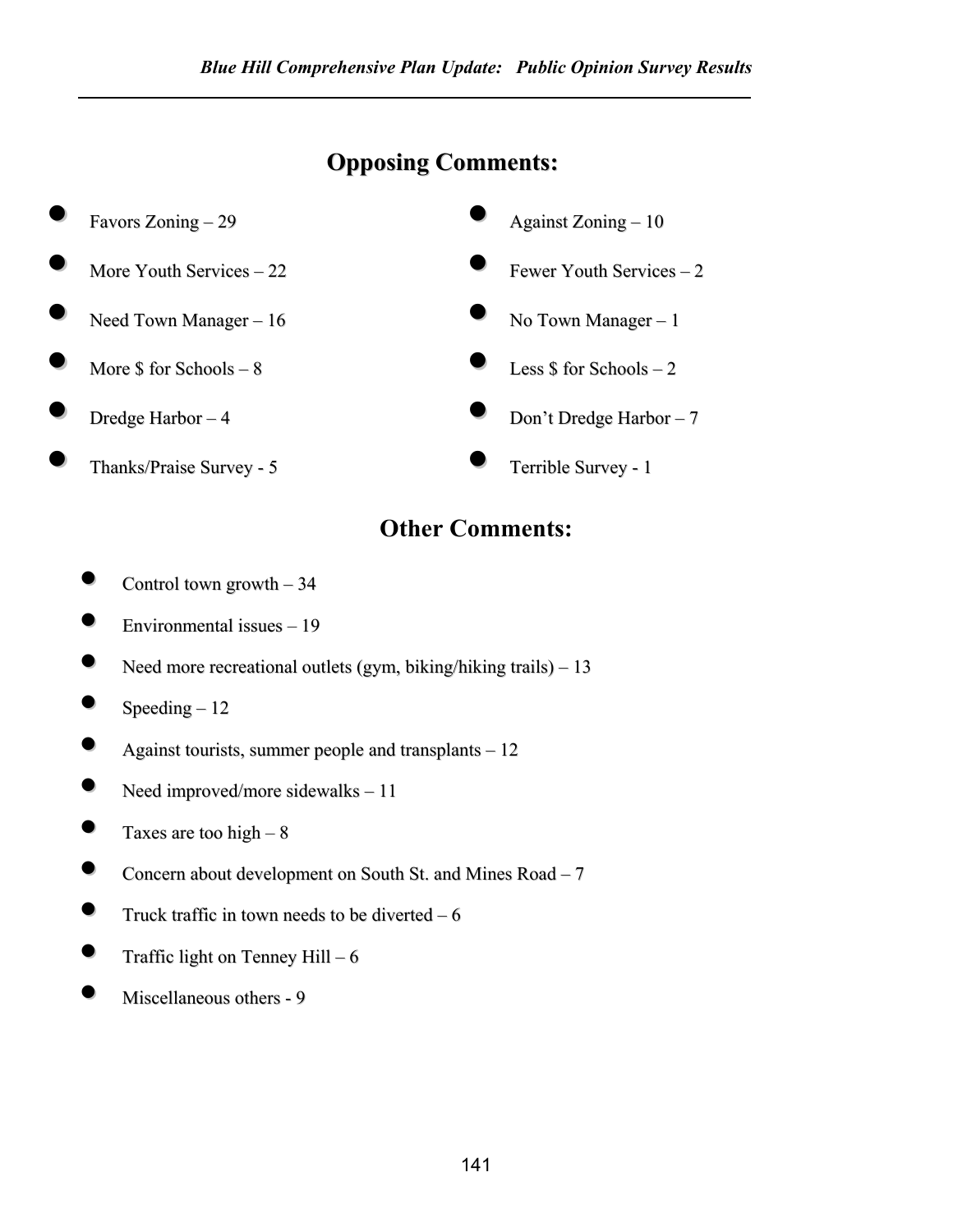## Opposing Comments:

- Favors Zoning – 29
- More Youth Services – 22
- Need Town Manager – 16
- More $ for Schools – 8
- Dredge Harbor – 4
- Thanks/Praise Survey - 5

- Against Zoning – 10
- Fewer Youth Services – 2
- No Town Manager – 1
- Less $ for Schools – 2
- Don't Dredge Harbor – 7
- Terrible Survey - 1

## Other Comments:

- Control town growth – 34
- Environmental issues – 19
- Need more recreational outlets (gym, biking/hiking trails) – 13
- Speeding – 12
- Against tourists, summer people and transplants – 12
- Need improved/more sidewalks – 11
- Taxes are too high – 8
- Concern about development on South St. and Mines Road – 7
- Truck traffic in town needs to be diverted – 6
- Traffic light on Tenney Hill – 6
- Miscellaneous others - 9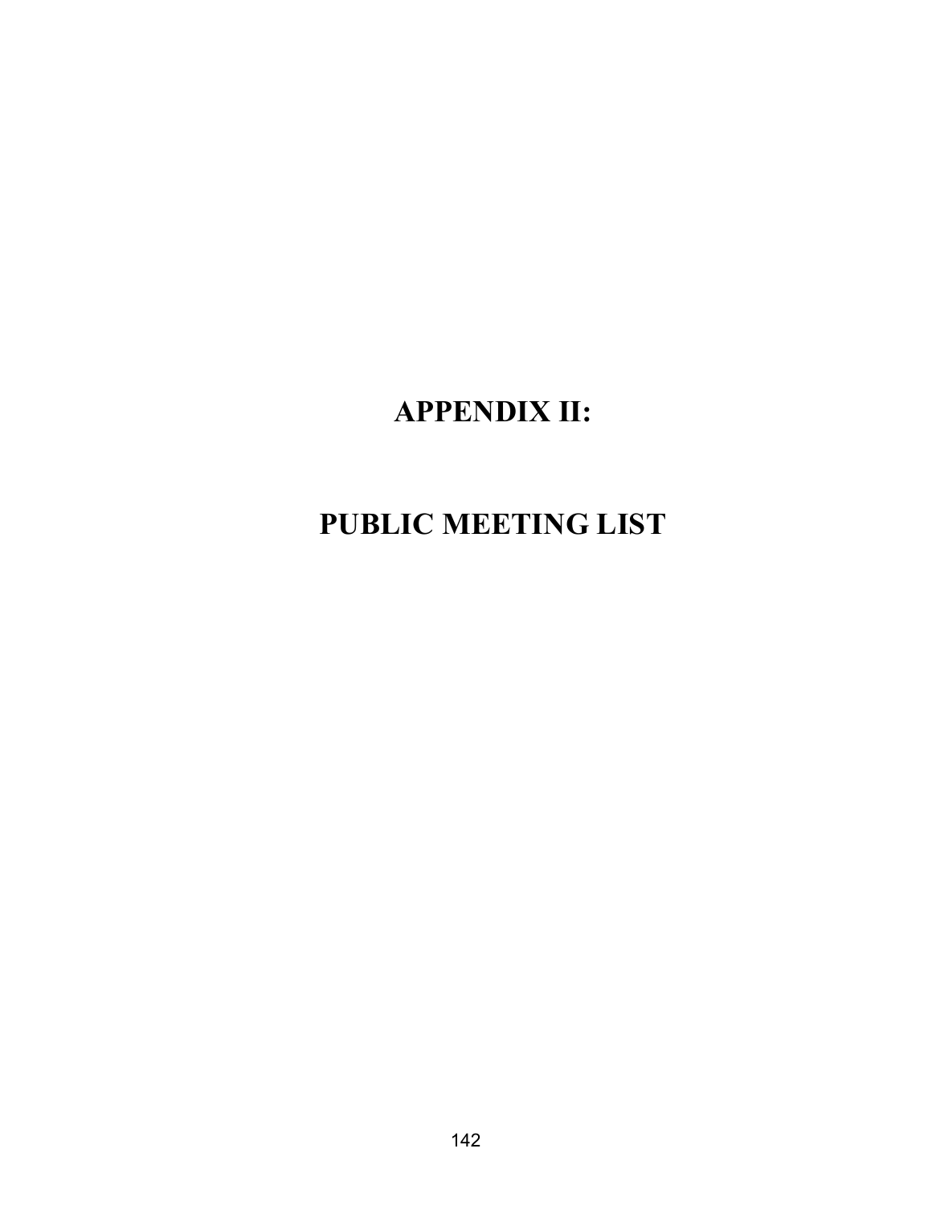# APPENDIX II:

# PUBLIC MEETING LIST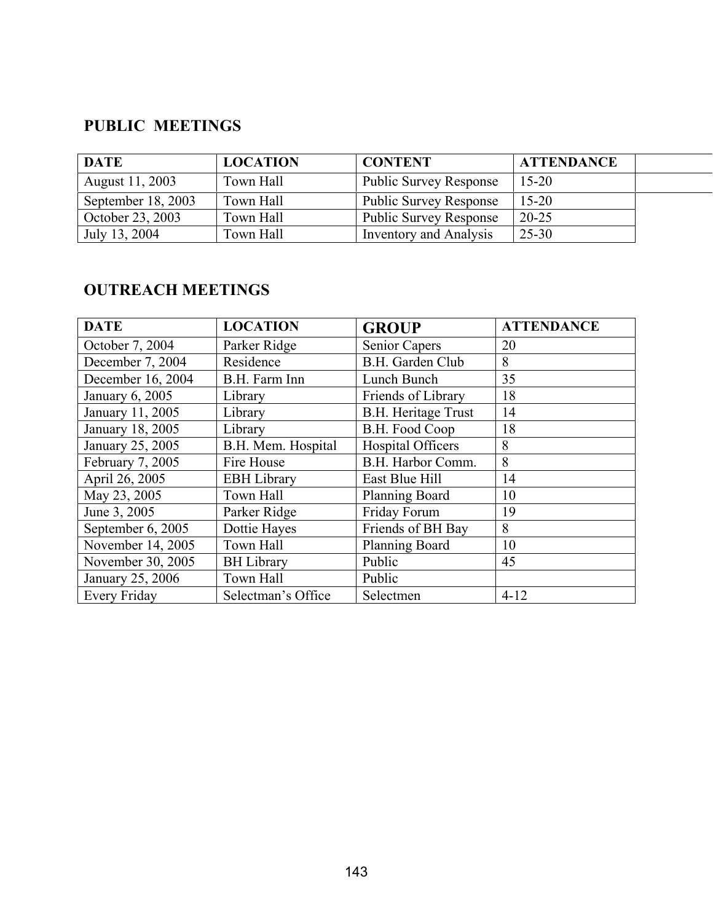## PUBLIC MEETINGS

| DATE | LOCATION | CONTENT | ATTENDANCE | |
|---|---|---|---|---|
| August 11, 2003 | Town Hall | Public Survey Response | 15-20 | |
| September 18, 2003 | Town Hall | Public Survey Response | 15-20 | |
| October 23, 2003 | Town Hall | Public Survey Response | 20-25 | |
| July 13, 2004 | Town Hall | Inventory and Analysis | 25-30 | |

## OUTREACH MEETINGS

| DATE | LOCATION | GROUP | ATTENDANCE |
|---|---|---|---|
| October 7, 2004 | Parker Ridge | Senior Capers | 20 |
| December 7, 2004 | Residence | B.H. Garden Club | 8 |
| December 16, 2004 | B.H. Farm Inn | Lunch Bunch | 35 |
| January 6, 2005 | Library | Friends of Library | 18 |
| January 11, 2005 | Library | B.H. Heritage Trust | 14 |
| January 18, 2005 | Library | B.H. Food Coop | 18 |
| January 25, 2005 | B.H. Mem. Hospital | Hospital Officers | 8 |
| February 7, 2005 | Fire House | B.H. Harbor Comm. | 8 |
| April 26, 2005 | EBH Library | East Blue Hill | 14 |
| May 23, 2005 | Town Hall | Planning Board | 10 |
| June 3, 2005 | Parker Ridge | Friday Forum | 19 |
| September 6, 2005 | Dottie Hayes | Friends of BH Bay | 8 |
| November 14, 2005 | Town Hall | Planning Board | 10 |
| November 30, 2005 | BH Library | Public | 45 |
| January 25, 2006 | Town Hall | Public | |
| Every Friday | Selectman's Office | Selectmen | 4-12 |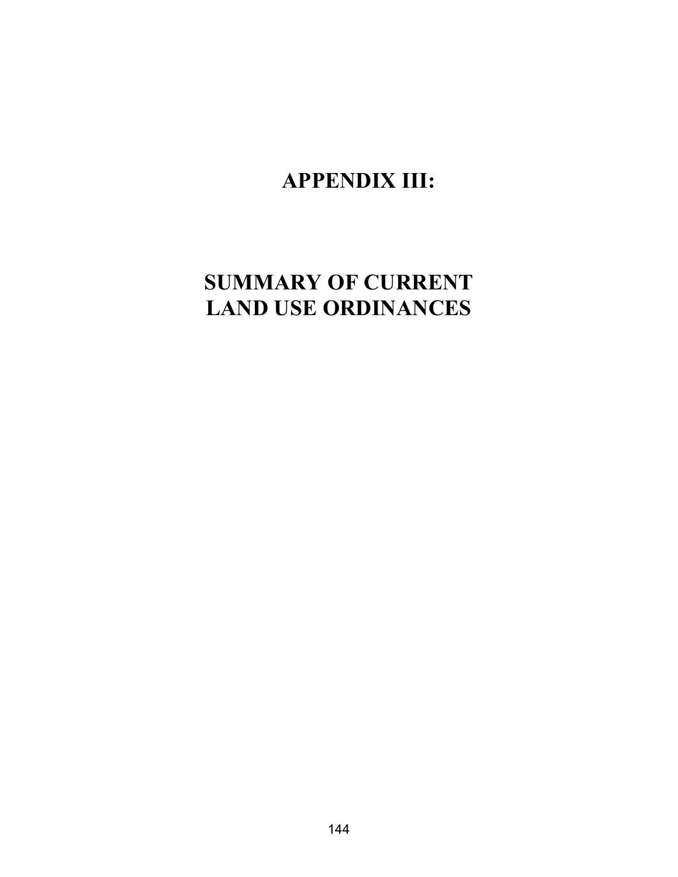# APPENDIX III:

# SUMMARY OF CURRENT LAND USE ORDINANCES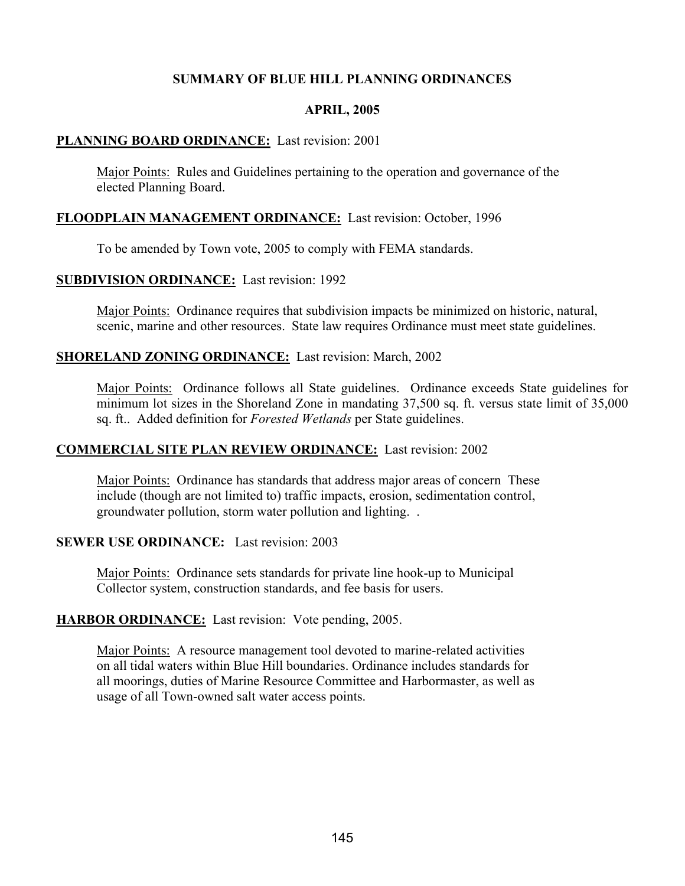# SUMMARY OF BLUE HILL PLANNING ORDINANCES

## APRIL, 2005

**PLANNING BOARD ORDINANCE:** Last revision: 2001

Major Points: Rules and Guidelines pertaining to the operation and governance of the elected Planning Board.

**FLOODPLAIN MANAGEMENT ORDINANCE:** Last revision: October, 1996

To be amended by Town vote, 2005 to comply with FEMA standards.

**SUBDIVISION ORDINANCE:** Last revision: 1992

Major Points: Ordinance requires that subdivision impacts be minimized on historic, natural, scenic, marine and other resources. State law requires Ordinance must meet state guidelines.

**SHORELAND ZONING ORDINANCE:** Last revision: March, 2002

Major Points: Ordinance follows all State guidelines. Ordinance exceeds State guidelines for minimum lot sizes in the Shoreland Zone in mandating 37,500 sq. ft. versus state limit of 35,000 sq. ft.. Added definition for *Forested Wetlands* per State guidelines.

**COMMERCIAL SITE PLAN REVIEW ORDINANCE:** Last revision: 2002

Major Points: Ordinance has standards that address major areas of concern These include (though are not limited to) traffic impacts, erosion, sedimentation control, groundwater pollution, storm water pollution and lighting. .

**SEWER USE ORDINANCE:** Last revision: 2003

Major Points: Ordinance sets standards for private line hook-up to Municipal Collector system, construction standards, and fee basis for users.

**HARBOR ORDINANCE:** Last revision: Vote pending, 2005.

Major Points: A resource management tool devoted to marine-related activities on all tidal waters within Blue Hill boundaries. Ordinance includes standards for all moorings, duties of Marine Resource Committee and Harbormaster, as well as usage of all Town-owned salt water access points.